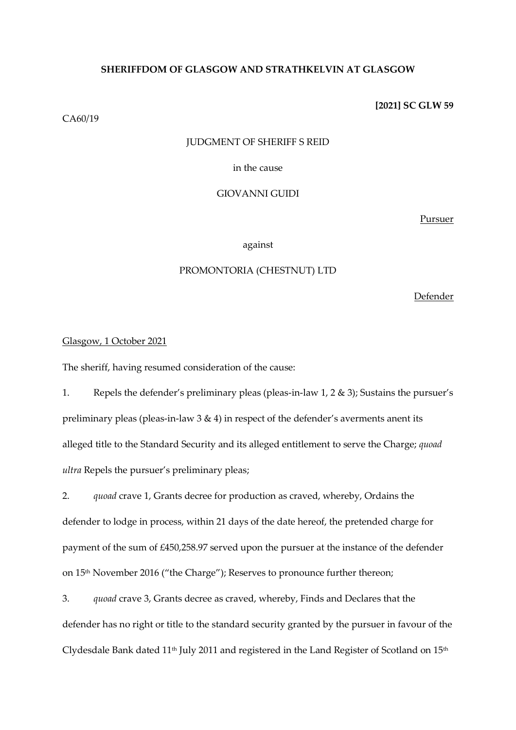**SHERIFFDOM OF GLASGOW AND STRATHKELVIN AT GLASGOW**

**[2021] SC GLW 59**

CA60/19

JUDGMENT OF SHERIFF S REID

in the cause

GIOVANNI GUIDI

Pursuer

against

PROMONTORIA (CHESTNUT) LTD

Defender

Glasgow, 1 October 2021

The sheriff, having resumed consideration of the cause:

1. Repels the defender's preliminary pleas (pleas-in-law 1, 2 & 3); Sustains the pursuer's preliminary pleas (pleas-in-law 3 & 4) in respect of the defender's averments anent its alleged title to the Standard Security and its alleged entitlement to serve the Charge; *quoad ultra* Repels the pursuer's preliminary pleas;

2. *quoad* crave 1, Grants decree for production as craved, whereby, Ordains the defender to lodge in process, within 21 days of the date hereof, the pretended charge for payment of the sum of £450,258.97 served upon the pursuer at the instance of the defender on 15th November 2016 ("the Charge"); Reserves to pronounce further thereon;

3. *quoad* crave 3, Grants decree as craved, whereby, Finds and Declares that the defender has no right or title to the standard security granted by the pursuer in favour of the Clydesdale Bank dated 11th July 2011 and registered in the Land Register of Scotland on 15th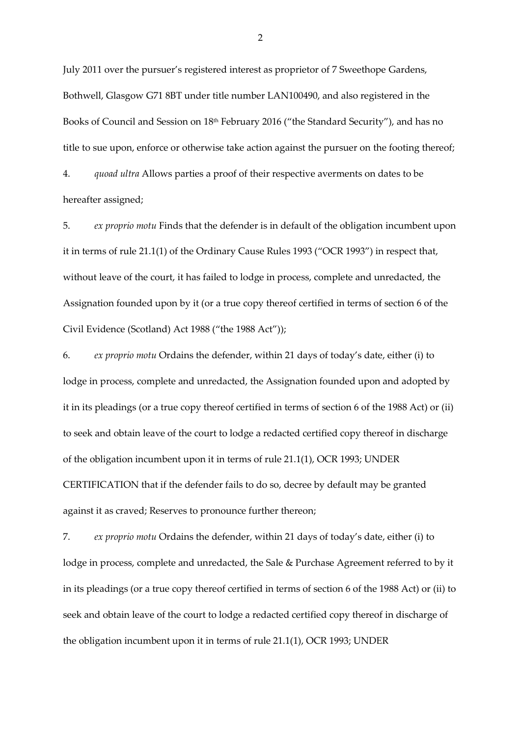July 2011 over the pursuer's registered interest as proprietor of 7 Sweethope Gardens, Bothwell, Glasgow G71 8BT under title number LAN100490, and also registered in the Books of Council and Session on 18th February 2016 ("the Standard Security"), and has no title to sue upon, enforce or otherwise take action against the pursuer on the footing thereof;

4. *quoad ultra* Allows parties a proof of their respective averments on dates to be hereafter assigned;

5. *ex proprio motu* Finds that the defender is in default of the obligation incumbent upon it in terms of rule 21.1(1) of the Ordinary Cause Rules 1993 ("OCR 1993") in respect that, without leave of the court, it has failed to lodge in process, complete and unredacted, the Assignation founded upon by it (or a true copy thereof certified in terms of section 6 of the Civil Evidence (Scotland) Act 1988 ("the 1988 Act"));

6. *ex proprio motu* Ordains the defender, within 21 days of today's date, either (i) to lodge in process, complete and unredacted, the Assignation founded upon and adopted by it in its pleadings (or a true copy thereof certified in terms of section 6 of the 1988 Act) or (ii) to seek and obtain leave of the court to lodge a redacted certified copy thereof in discharge of the obligation incumbent upon it in terms of rule 21.1(1), OCR 1993; UNDER CERTIFICATION that if the defender fails to do so, decree by default may be granted against it as craved; Reserves to pronounce further thereon;

7. *ex proprio motu* Ordains the defender, within 21 days of today's date, either (i) to lodge in process, complete and unredacted, the Sale & Purchase Agreement referred to by it in its pleadings (or a true copy thereof certified in terms of section 6 of the 1988 Act) or (ii) to seek and obtain leave of the court to lodge a redacted certified copy thereof in discharge of the obligation incumbent upon it in terms of rule 21.1(1), OCR 1993; UNDER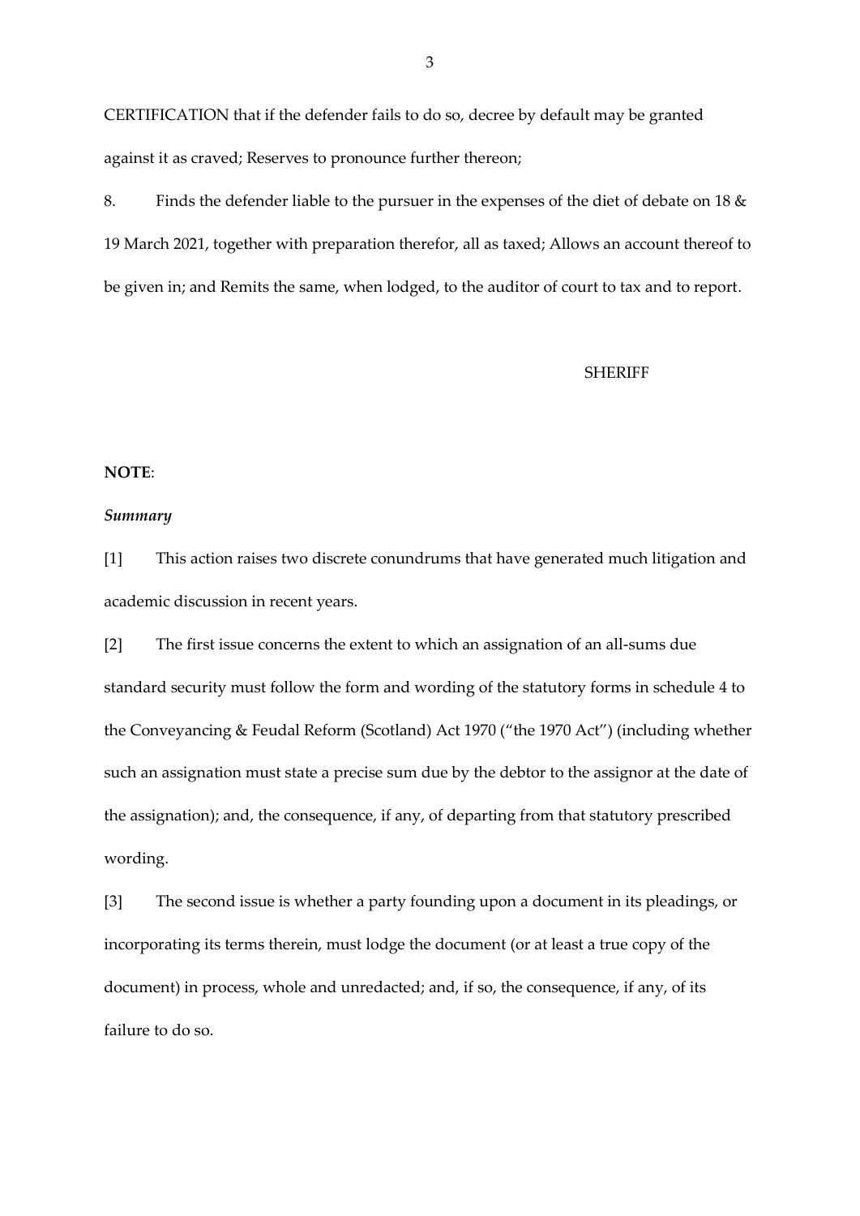CERTIFICATION that if the defender fails to do so, decree by default may be granted against it as craved; Reserves to pronounce further thereon;

8. Finds the defender liable to the pursuer in the expenses of the diet of debate on 18 & 19 March 2021, together with preparation therefor, all as taxed; Allows an account thereof to be given in; and Remits the same, when lodged, to the auditor of court to tax and to report.

SHERIFF

**NOTE**:

***Summary***

[1] This action raises two discrete conundrums that have generated much litigation and academic discussion in recent years.

[2] The first issue concerns the extent to which an assignation of an all-sums due standard security must follow the form and wording of the statutory forms in schedule 4 to the Conveyancing & Feudal Reform (Scotland) Act 1970 ("the 1970 Act") (including whether such an assignation must state a precise sum due by the debtor to the assignor at the date of the assignation); and, the consequence, if any, of departing from that statutory prescribed wording.

[3] The second issue is whether a party founding upon a document in its pleadings, or incorporating its terms therein, must lodge the document (or at least a true copy of the document) in process, whole and unredacted; and, if so, the consequence, if any, of its failure to do so.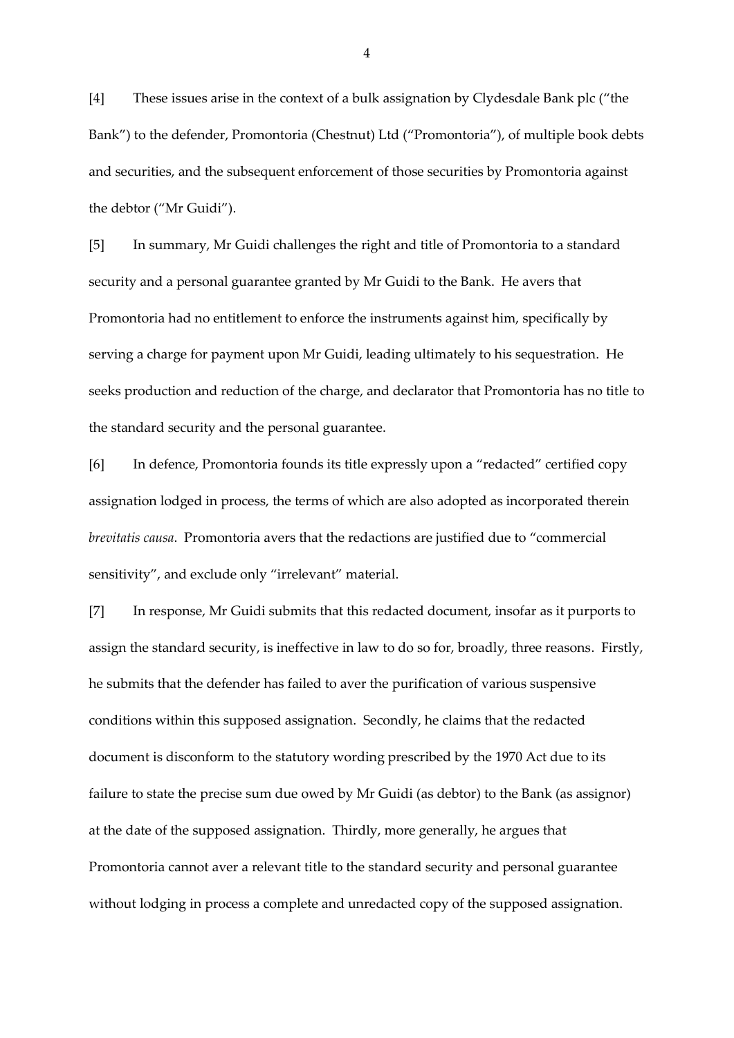[4] These issues arise in the context of a bulk assignation by Clydesdale Bank plc ("the Bank") to the defender, Promontoria (Chestnut) Ltd ("Promontoria"), of multiple book debts and securities, and the subsequent enforcement of those securities by Promontoria against the debtor ("Mr Guidi").

[5] In summary, Mr Guidi challenges the right and title of Promontoria to a standard security and a personal guarantee granted by Mr Guidi to the Bank. He avers that Promontoria had no entitlement to enforce the instruments against him, specifically by serving a charge for payment upon Mr Guidi, leading ultimately to his sequestration. He seeks production and reduction of the charge, and declarator that Promontoria has no title to the standard security and the personal guarantee.

[6] In defence, Promontoria founds its title expressly upon a "redacted" certified copy assignation lodged in process, the terms of which are also adopted as incorporated therein *brevitatis causa*. Promontoria avers that the redactions are justified due to "commercial sensitivity", and exclude only "irrelevant" material.

[7] In response, Mr Guidi submits that this redacted document, insofar as it purports to assign the standard security, is ineffective in law to do so for, broadly, three reasons. Firstly, he submits that the defender has failed to aver the purification of various suspensive conditions within this supposed assignation. Secondly, he claims that the redacted document is disconform to the statutory wording prescribed by the 1970 Act due to its failure to state the precise sum due owed by Mr Guidi (as debtor) to the Bank (as assignor) at the date of the supposed assignation. Thirdly, more generally, he argues that Promontoria cannot aver a relevant title to the standard security and personal guarantee without lodging in process a complete and unredacted copy of the supposed assignation.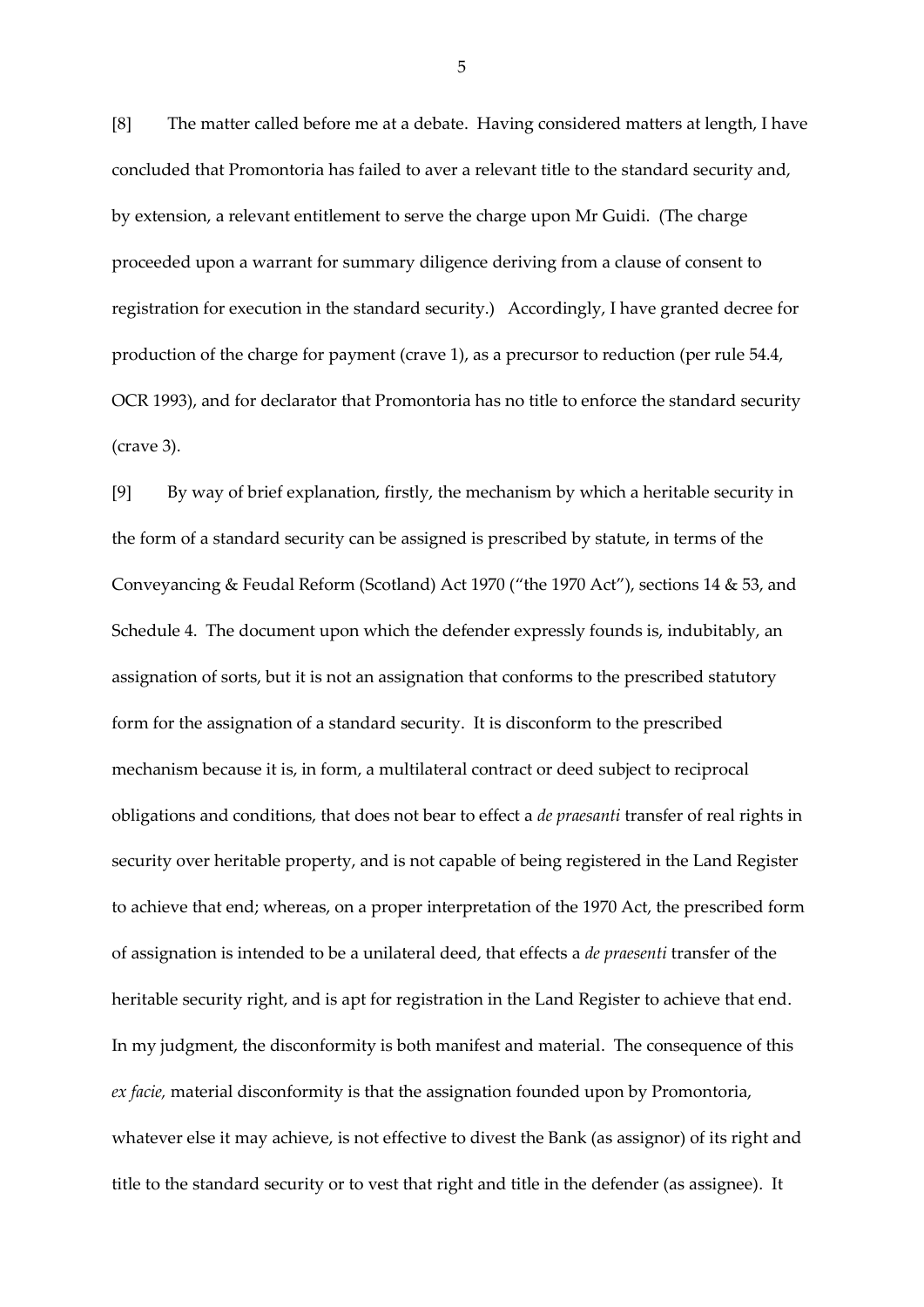[8] The matter called before me at a debate. Having considered matters at length, I have concluded that Promontoria has failed to aver a relevant title to the standard security and, by extension, a relevant entitlement to serve the charge upon Mr Guidi. (The charge proceeded upon a warrant for summary diligence deriving from a clause of consent to registration for execution in the standard security.) Accordingly, I have granted decree for production of the charge for payment (crave 1), as a precursor to reduction (per rule 54.4, OCR 1993), and for declarator that Promontoria has no title to enforce the standard security (crave 3).

[9] By way of brief explanation, firstly, the mechanism by which a heritable security in the form of a standard security can be assigned is prescribed by statute, in terms of the Conveyancing & Feudal Reform (Scotland) Act 1970 ("the 1970 Act"), sections 14 & 53, and Schedule 4. The document upon which the defender expressly founds is, indubitably, an assignation of sorts, but it is not an assignation that conforms to the prescribed statutory form for the assignation of a standard security. It is disconform to the prescribed mechanism because it is, in form, a multilateral contract or deed subject to reciprocal obligations and conditions, that does not bear to effect a *de praesanti* transfer of real rights in security over heritable property, and is not capable of being registered in the Land Register to achieve that end; whereas, on a proper interpretation of the 1970 Act, the prescribed form of assignation is intended to be a unilateral deed, that effects a *de praesenti* transfer of the heritable security right, and is apt for registration in the Land Register to achieve that end. In my judgment, the disconformity is both manifest and material. The consequence of this *ex facie,* material disconformity is that the assignation founded upon by Promontoria, whatever else it may achieve, is not effective to divest the Bank (as assignor) of its right and title to the standard security or to vest that right and title in the defender (as assignee). It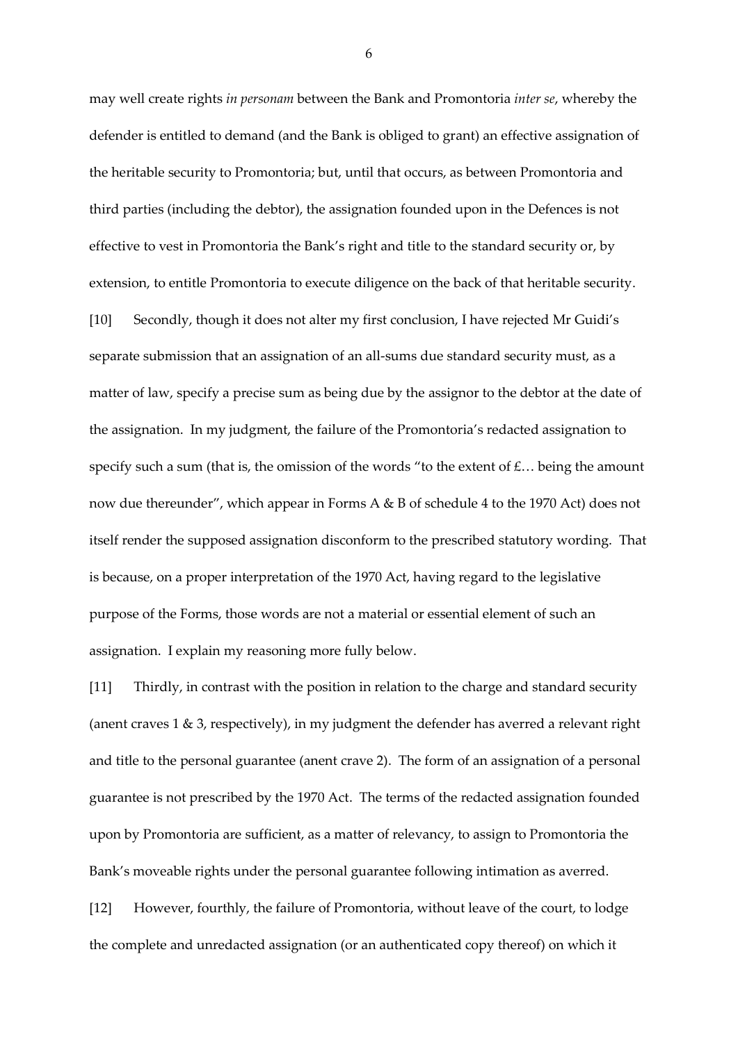may well create rights *in personam* between the Bank and Promontoria *inter se*, whereby the defender is entitled to demand (and the Bank is obliged to grant) an effective assignation of the heritable security to Promontoria; but, until that occurs, as between Promontoria and third parties (including the debtor), the assignation founded upon in the Defences is not effective to vest in Promontoria the Bank's right and title to the standard security or, by extension, to entitle Promontoria to execute diligence on the back of that heritable security.

[10] Secondly, though it does not alter my first conclusion, I have rejected Mr Guidi's separate submission that an assignation of an all-sums due standard security must, as a matter of law, specify a precise sum as being due by the assignor to the debtor at the date of the assignation. In my judgment, the failure of the Promontoria's redacted assignation to specify such a sum (that is, the omission of the words "to the extent of £… being the amount now due thereunder", which appear in Forms A & B of schedule 4 to the 1970 Act) does not itself render the supposed assignation disconform to the prescribed statutory wording. That is because, on a proper interpretation of the 1970 Act, having regard to the legislative purpose of the Forms, those words are not a material or essential element of such an assignation. I explain my reasoning more fully below.

[11] Thirdly, in contrast with the position in relation to the charge and standard security (anent craves 1 & 3, respectively), in my judgment the defender has averred a relevant right and title to the personal guarantee (anent crave 2). The form of an assignation of a personal guarantee is not prescribed by the 1970 Act. The terms of the redacted assignation founded upon by Promontoria are sufficient, as a matter of relevancy, to assign to Promontoria the Bank's moveable rights under the personal guarantee following intimation as averred.

[12] However, fourthly, the failure of Promontoria, without leave of the court, to lodge the complete and unredacted assignation (or an authenticated copy thereof) on which it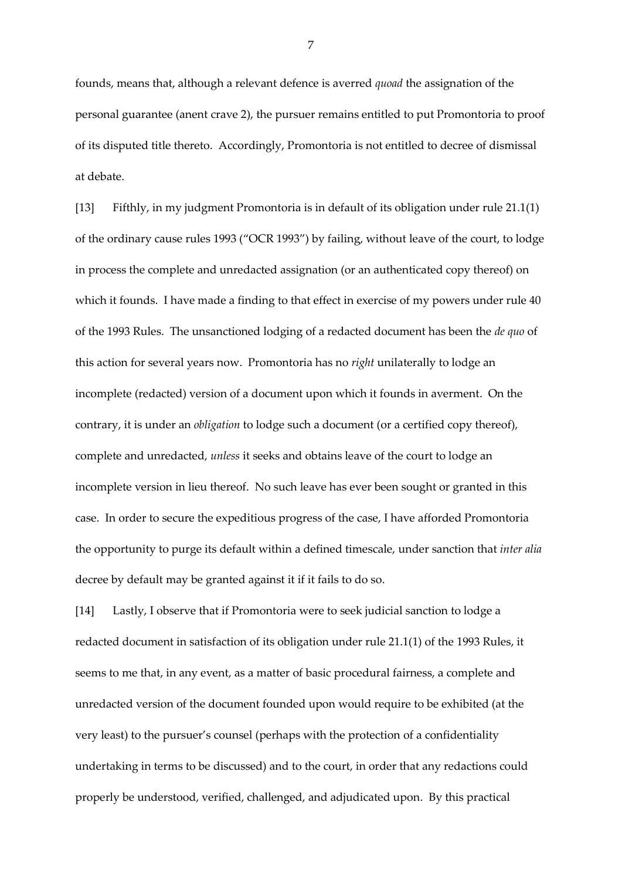founds, means that, although a relevant defence is averred *quoad* the assignation of the personal guarantee (anent crave 2), the pursuer remains entitled to put Promontoria to proof of its disputed title thereto. Accordingly, Promontoria is not entitled to decree of dismissal at debate.

[13] Fifthly, in my judgment Promontoria is in default of its obligation under rule 21.1(1) of the ordinary cause rules 1993 ("OCR 1993") by failing, without leave of the court, to lodge in process the complete and unredacted assignation (or an authenticated copy thereof) on which it founds. I have made a finding to that effect in exercise of my powers under rule 40 of the 1993 Rules. The unsanctioned lodging of a redacted document has been the *de quo* of this action for several years now. Promontoria has no *right* unilaterally to lodge an incomplete (redacted) version of a document upon which it founds in averment. On the contrary, it is under an *obligation* to lodge such a document (or a certified copy thereof), complete and unredacted, *unless* it seeks and obtains leave of the court to lodge an incomplete version in lieu thereof. No such leave has ever been sought or granted in this case. In order to secure the expeditious progress of the case, I have afforded Promontoria the opportunity to purge its default within a defined timescale, under sanction that *inter alia* decree by default may be granted against it if it fails to do so.

[14] Lastly, I observe that if Promontoria were to seek judicial sanction to lodge a redacted document in satisfaction of its obligation under rule 21.1(1) of the 1993 Rules, it seems to me that, in any event, as a matter of basic procedural fairness, a complete and unredacted version of the document founded upon would require to be exhibited (at the very least) to the pursuer's counsel (perhaps with the protection of a confidentiality undertaking in terms to be discussed) and to the court, in order that any redactions could properly be understood, verified, challenged, and adjudicated upon. By this practical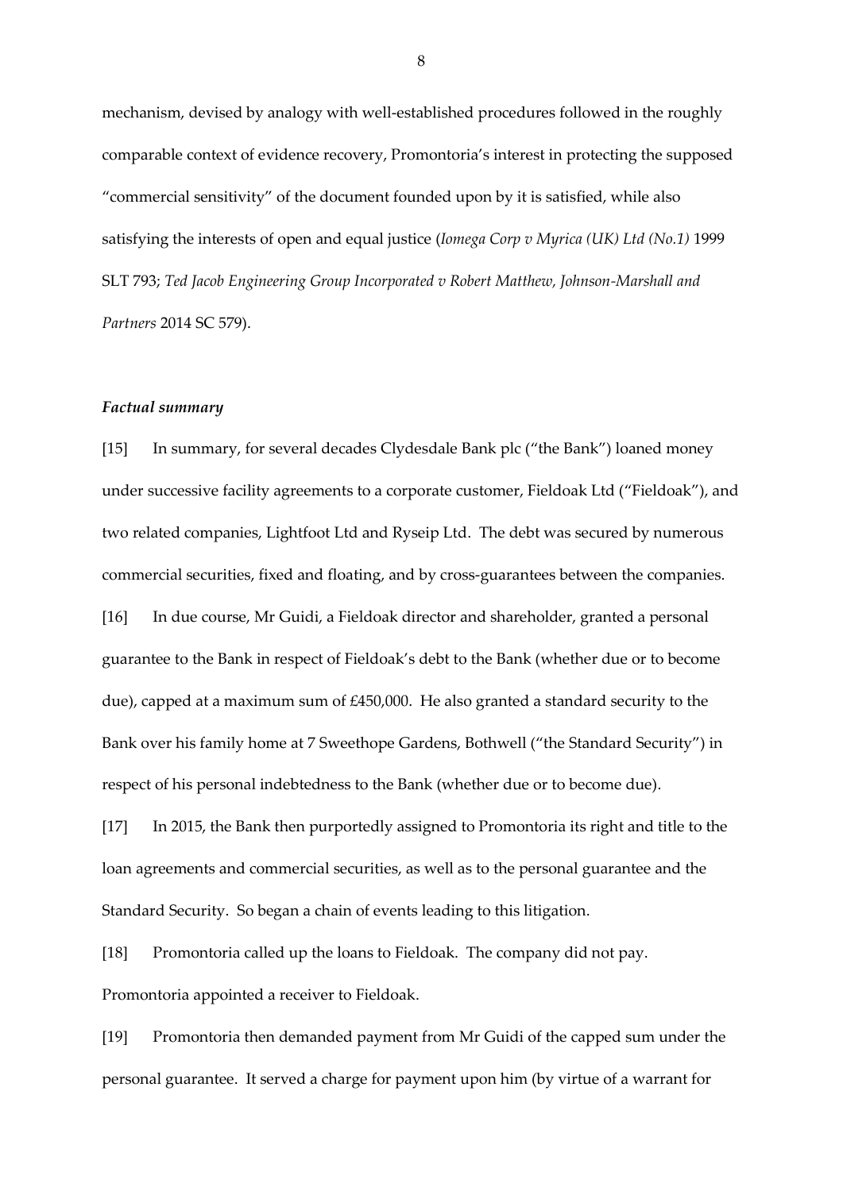mechanism, devised by analogy with well-established procedures followed in the roughly comparable context of evidence recovery, Promontoria's interest in protecting the supposed "commercial sensitivity" of the document founded upon by it is satisfied, while also satisfying the interests of open and equal justice (*Iomega Corp v Myrica (UK) Ltd (No.1)* 1999 SLT 793; *Ted Jacob Engineering Group Incorporated v Robert Matthew, Johnson-Marshall and Partners* 2014 SC 579).

### *Factual summary*

[15] In summary, for several decades Clydesdale Bank plc ("the Bank") loaned money under successive facility agreements to a corporate customer, Fieldoak Ltd ("Fieldoak"), and two related companies, Lightfoot Ltd and Ryseip Ltd. The debt was secured by numerous commercial securities, fixed and floating, and by cross-guarantees between the companies.

[16] In due course, Mr Guidi, a Fieldoak director and shareholder, granted a personal guarantee to the Bank in respect of Fieldoak's debt to the Bank (whether due or to become due), capped at a maximum sum of £450,000. He also granted a standard security to the Bank over his family home at 7 Sweethope Gardens, Bothwell ("the Standard Security") in respect of his personal indebtedness to the Bank (whether due or to become due).

[17] In 2015, the Bank then purportedly assigned to Promontoria its right and title to the loan agreements and commercial securities, as well as to the personal guarantee and the Standard Security. So began a chain of events leading to this litigation.

[18] Promontoria called up the loans to Fieldoak. The company did not pay. Promontoria appointed a receiver to Fieldoak.

[19] Promontoria then demanded payment from Mr Guidi of the capped sum under the personal guarantee. It served a charge for payment upon him (by virtue of a warrant for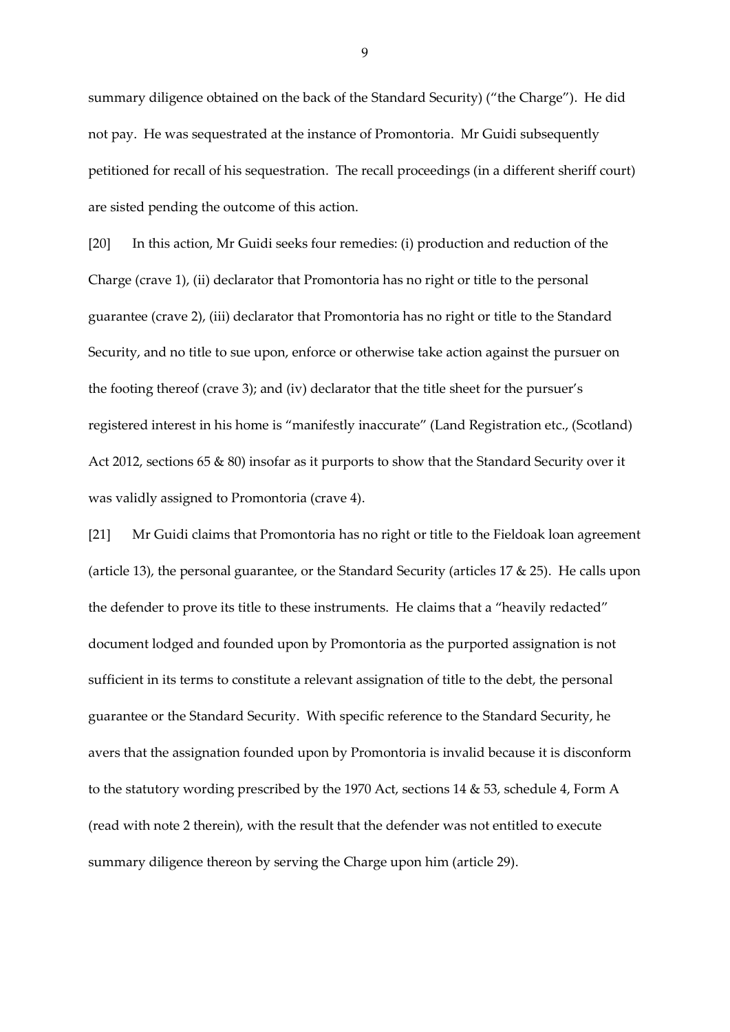summary diligence obtained on the back of the Standard Security) ("the Charge"). He did not pay. He was sequestrated at the instance of Promontoria. Mr Guidi subsequently petitioned for recall of his sequestration. The recall proceedings (in a different sheriff court) are sisted pending the outcome of this action.

[20] In this action, Mr Guidi seeks four remedies: (i) production and reduction of the Charge (crave 1), (ii) declarator that Promontoria has no right or title to the personal guarantee (crave 2), (iii) declarator that Promontoria has no right or title to the Standard Security, and no title to sue upon, enforce or otherwise take action against the pursuer on the footing thereof (crave 3); and (iv) declarator that the title sheet for the pursuer's registered interest in his home is "manifestly inaccurate" (Land Registration etc., (Scotland) Act 2012, sections 65 & 80) insofar as it purports to show that the Standard Security over it was validly assigned to Promontoria (crave 4).

[21] Mr Guidi claims that Promontoria has no right or title to the Fieldoak loan agreement (article 13), the personal guarantee, or the Standard Security (articles 17 & 25). He calls upon the defender to prove its title to these instruments. He claims that a "heavily redacted" document lodged and founded upon by Promontoria as the purported assignation is not sufficient in its terms to constitute a relevant assignation of title to the debt, the personal guarantee or the Standard Security. With specific reference to the Standard Security, he avers that the assignation founded upon by Promontoria is invalid because it is disconform to the statutory wording prescribed by the 1970 Act, sections 14 & 53, schedule 4, Form A (read with note 2 therein), with the result that the defender was not entitled to execute summary diligence thereon by serving the Charge upon him (article 29).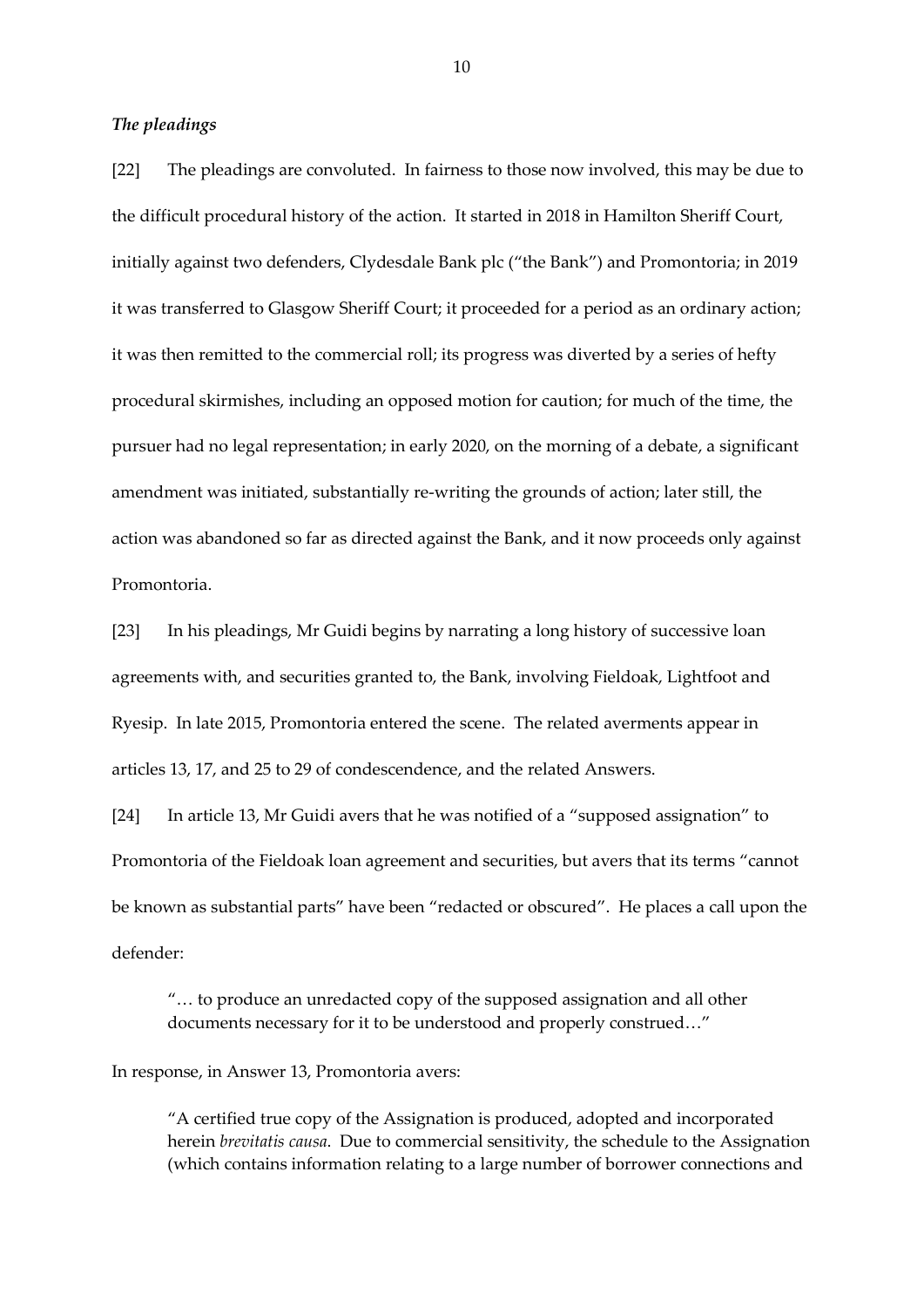### *The pleadings*

[22] The pleadings are convoluted. In fairness to those now involved, this may be due to the difficult procedural history of the action. It started in 2018 in Hamilton Sheriff Court, initially against two defenders, Clydesdale Bank plc ("the Bank") and Promontoria; in 2019 it was transferred to Glasgow Sheriff Court; it proceeded for a period as an ordinary action; it was then remitted to the commercial roll; its progress was diverted by a series of hefty procedural skirmishes, including an opposed motion for caution; for much of the time, the pursuer had no legal representation; in early 2020, on the morning of a debate, a significant amendment was initiated, substantially re-writing the grounds of action; later still, the action was abandoned so far as directed against the Bank, and it now proceeds only against Promontoria.

[23] In his pleadings, Mr Guidi begins by narrating a long history of successive loan agreements with, and securities granted to, the Bank, involving Fieldoak, Lightfoot and Ryesip. In late 2015, Promontoria entered the scene. The related averments appear in articles 13, 17, and 25 to 29 of condescendence, and the related Answers.

[24] In article 13, Mr Guidi avers that he was notified of a "supposed assignation" to Promontoria of the Fieldoak loan agreement and securities, but avers that its terms "cannot be known as substantial parts" have been "redacted or obscured". He places a call upon the defender:

> "… to produce an unredacted copy of the supposed assignation and all other documents necessary for it to be understood and properly construed…"

In response, in Answer 13, Promontoria avers:

> "A certified true copy of the Assignation is produced, adopted and incorporated herein *brevitatis causa*. Due to commercial sensitivity, the schedule to the Assignation (which contains information relating to a large number of borrower connections and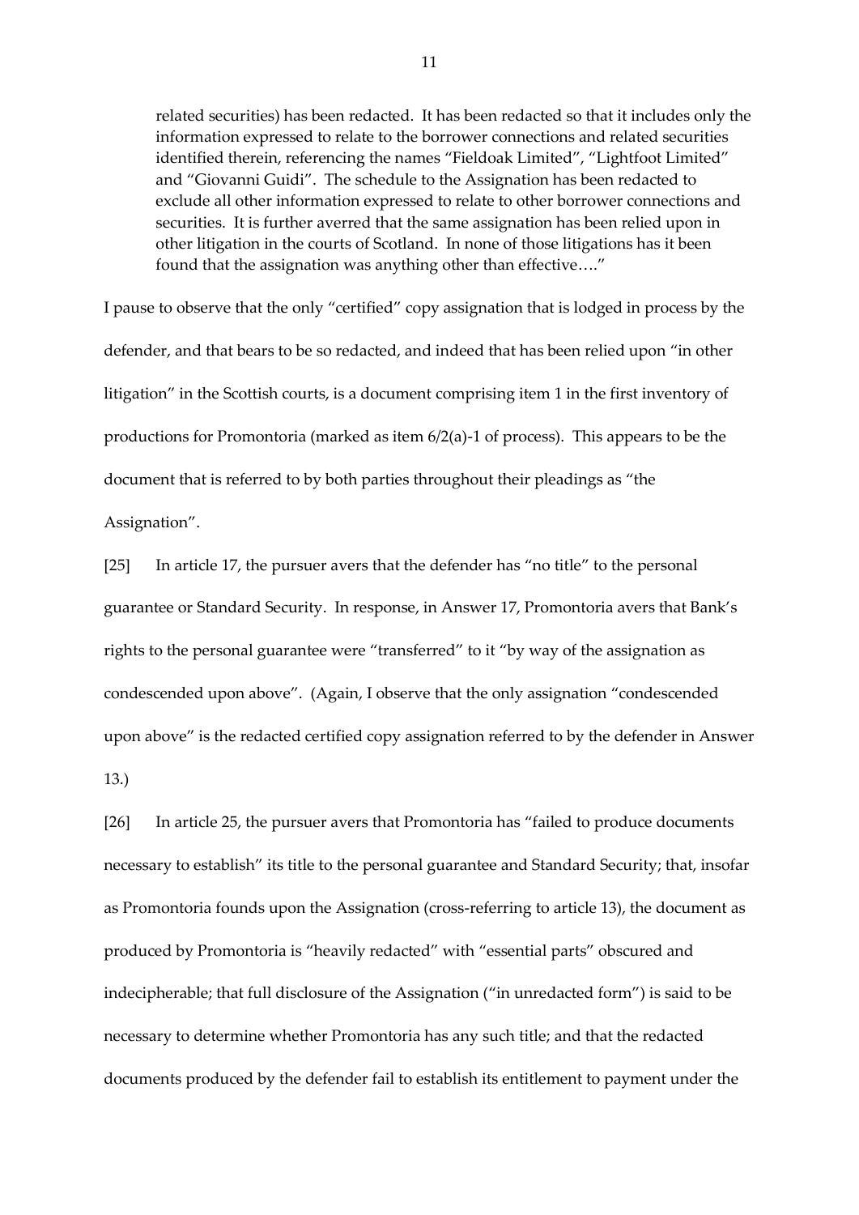> related securities) has been redacted. It has been redacted so that it includes only the information expressed to relate to the borrower connections and related securities identified therein, referencing the names "Fieldoak Limited", "Lightfoot Limited" and "Giovanni Guidi". The schedule to the Assignation has been redacted to exclude all other information expressed to relate to other borrower connections and securities. It is further averred that the same assignation has been relied upon in other litigation in the courts of Scotland. In none of those litigations has it been found that the assignation was anything other than effective…."

I pause to observe that the only "certified" copy assignation that is lodged in process by the defender, and that bears to be so redacted, and indeed that has been relied upon "in other litigation" in the Scottish courts, is a document comprising item 1 in the first inventory of productions for Promontoria (marked as item 6/2(a)-1 of process). This appears to be the document that is referred to by both parties throughout their pleadings as "the Assignation".

[25] In article 17, the pursuer avers that the defender has "no title" to the personal guarantee or Standard Security. In response, in Answer 17, Promontoria avers that Bank's rights to the personal guarantee were "transferred" to it "by way of the assignation as condescended upon above". (Again, I observe that the only assignation "condescended upon above" is the redacted certified copy assignation referred to by the defender in Answer 13.)

[26] In article 25, the pursuer avers that Promontoria has "failed to produce documents necessary to establish" its title to the personal guarantee and Standard Security; that, insofar as Promontoria founds upon the Assignation (cross-referring to article 13), the document as produced by Promontoria is "heavily redacted" with "essential parts" obscured and indecipherable; that full disclosure of the Assignation ("in unredacted form") is said to be necessary to determine whether Promontoria has any such title; and that the redacted documents produced by the defender fail to establish its entitlement to payment under the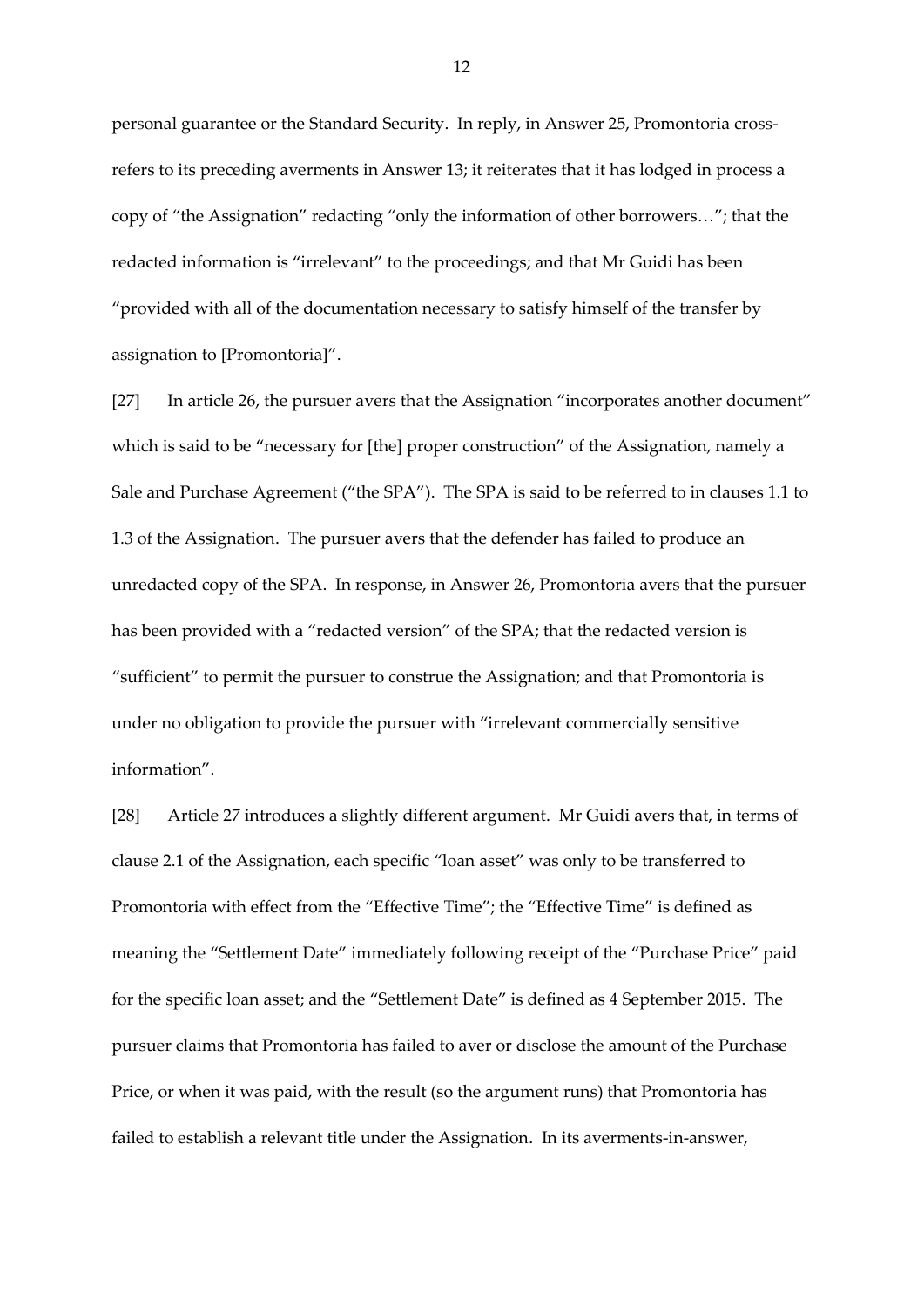personal guarantee or the Standard Security. In reply, in Answer 25, Promontoria cross-refers to its preceding averments in Answer 13; it reiterates that it has lodged in process a copy of "the Assignation" redacting "only the information of other borrowers…"; that the redacted information is "irrelevant" to the proceedings; and that Mr Guidi has been "provided with all of the documentation necessary to satisfy himself of the transfer by assignation to [Promontoria]".

[27] In article 26, the pursuer avers that the Assignation "incorporates another document" which is said to be "necessary for [the] proper construction" of the Assignation, namely a Sale and Purchase Agreement ("the SPA"). The SPA is said to be referred to in clauses 1.1 to 1.3 of the Assignation. The pursuer avers that the defender has failed to produce an unredacted copy of the SPA. In response, in Answer 26, Promontoria avers that the pursuer has been provided with a "redacted version" of the SPA; that the redacted version is "sufficient" to permit the pursuer to construe the Assignation; and that Promontoria is under no obligation to provide the pursuer with "irrelevant commercially sensitive information".

[28] Article 27 introduces a slightly different argument. Mr Guidi avers that, in terms of clause 2.1 of the Assignation, each specific "loan asset" was only to be transferred to Promontoria with effect from the "Effective Time"; the "Effective Time" is defined as meaning the "Settlement Date" immediately following receipt of the "Purchase Price" paid for the specific loan asset; and the "Settlement Date" is defined as 4 September 2015. The pursuer claims that Promontoria has failed to aver or disclose the amount of the Purchase Price, or when it was paid, with the result (so the argument runs) that Promontoria has failed to establish a relevant title under the Assignation. In its averments-in-answer,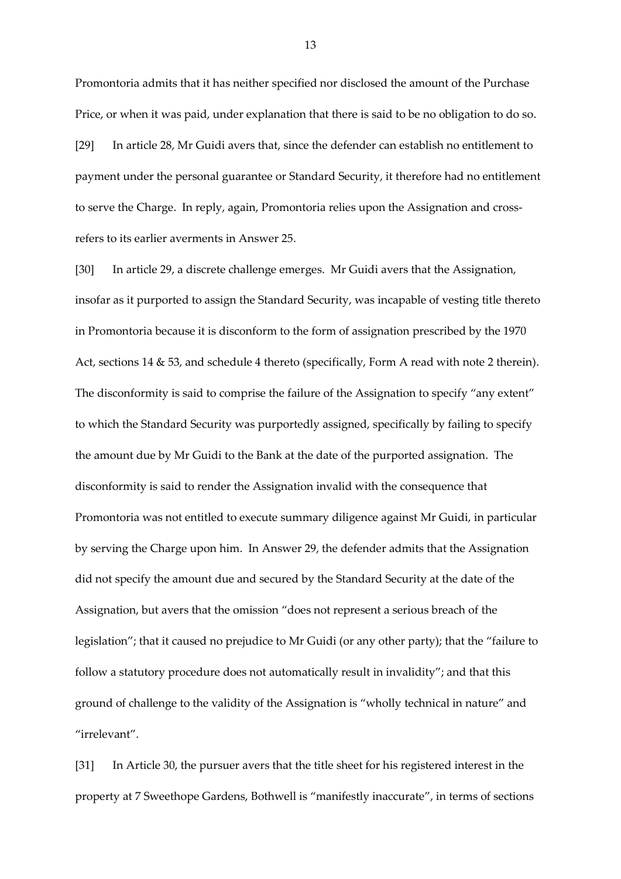Promontoria admits that it has neither specified nor disclosed the amount of the Purchase Price, or when it was paid, under explanation that there is said to be no obligation to do so.

[29] In article 28, Mr Guidi avers that, since the defender can establish no entitlement to payment under the personal guarantee or Standard Security, it therefore had no entitlement to serve the Charge. In reply, again, Promontoria relies upon the Assignation and cross-refers to its earlier averments in Answer 25.

[30] In article 29, a discrete challenge emerges. Mr Guidi avers that the Assignation, insofar as it purported to assign the Standard Security, was incapable of vesting title thereto in Promontoria because it is disconform to the form of assignation prescribed by the 1970 Act, sections 14 & 53, and schedule 4 thereto (specifically, Form A read with note 2 therein). The disconformity is said to comprise the failure of the Assignation to specify "any extent" to which the Standard Security was purportedly assigned, specifically by failing to specify the amount due by Mr Guidi to the Bank at the date of the purported assignation. The disconformity is said to render the Assignation invalid with the consequence that Promontoria was not entitled to execute summary diligence against Mr Guidi, in particular by serving the Charge upon him. In Answer 29, the defender admits that the Assignation did not specify the amount due and secured by the Standard Security at the date of the Assignation, but avers that the omission "does not represent a serious breach of the legislation"; that it caused no prejudice to Mr Guidi (or any other party); that the "failure to follow a statutory procedure does not automatically result in invalidity"; and that this ground of challenge to the validity of the Assignation is "wholly technical in nature" and "irrelevant".

[31] In Article 30, the pursuer avers that the title sheet for his registered interest in the property at 7 Sweethope Gardens, Bothwell is "manifestly inaccurate", in terms of sections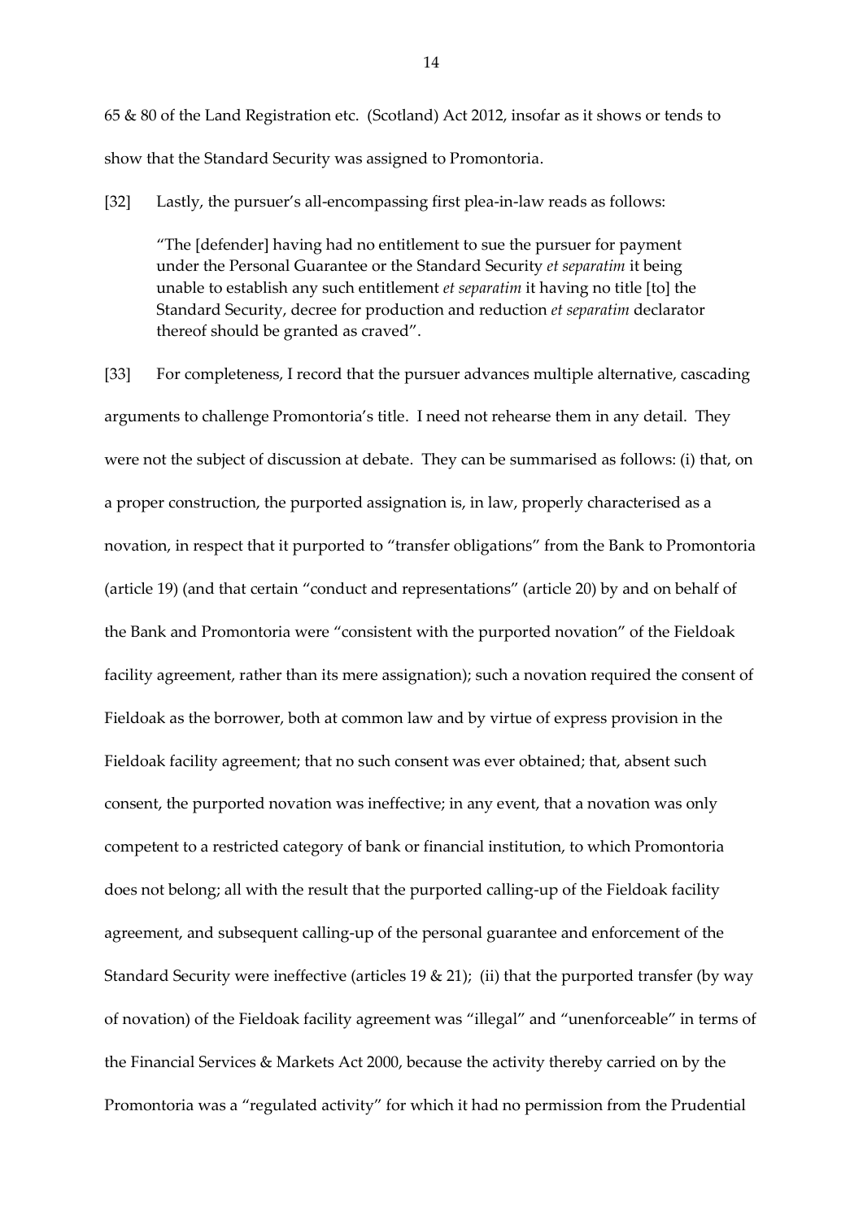65 & 80 of the Land Registration etc. (Scotland) Act 2012, insofar as it shows or tends to show that the Standard Security was assigned to Promontoria.

[32] Lastly, the pursuer's all-encompassing first plea-in-law reads as follows:

> "The [defender] having had no entitlement to sue the pursuer for payment under the Personal Guarantee or the Standard Security *et separatim* it being unable to establish any such entitlement *et separatim* it having no title [to] the Standard Security, decree for production and reduction *et separatim* declarator thereof should be granted as craved".

[33] For completeness, I record that the pursuer advances multiple alternative, cascading arguments to challenge Promontoria's title. I need not rehearse them in any detail. They were not the subject of discussion at debate. They can be summarised as follows: (i) that, on a proper construction, the purported assignation is, in law, properly characterised as a novation, in respect that it purported to "transfer obligations" from the Bank to Promontoria (article 19) (and that certain "conduct and representations" (article 20) by and on behalf of the Bank and Promontoria were "consistent with the purported novation" of the Fieldoak facility agreement, rather than its mere assignation); such a novation required the consent of Fieldoak as the borrower, both at common law and by virtue of express provision in the Fieldoak facility agreement; that no such consent was ever obtained; that, absent such consent, the purported novation was ineffective; in any event, that a novation was only competent to a restricted category of bank or financial institution, to which Promontoria does not belong; all with the result that the purported calling-up of the Fieldoak facility agreement, and subsequent calling-up of the personal guarantee and enforcement of the Standard Security were ineffective (articles 19 & 21); (ii) that the purported transfer (by way of novation) of the Fieldoak facility agreement was "illegal" and "unenforceable" in terms of the Financial Services & Markets Act 2000, because the activity thereby carried on by the Promontoria was a "regulated activity" for which it had no permission from the Prudential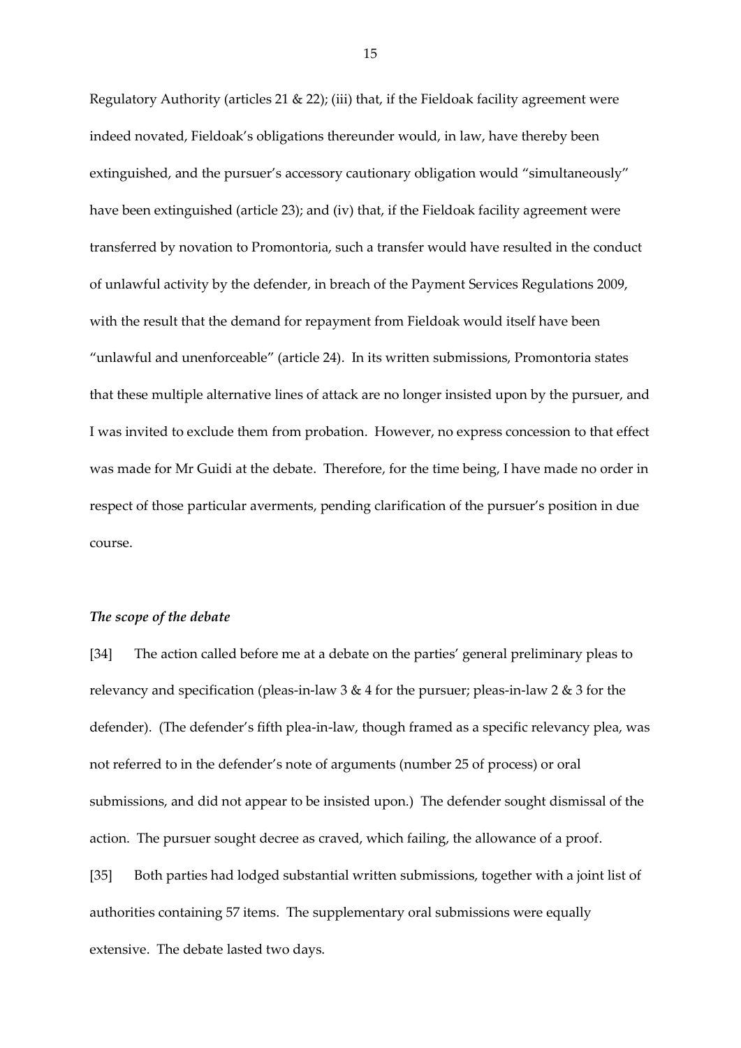Regulatory Authority (articles 21 & 22); (iii) that, if the Fieldoak facility agreement were indeed novated, Fieldoak's obligations thereunder would, in law, have thereby been extinguished, and the pursuer's accessory cautionary obligation would "simultaneously" have been extinguished (article 23); and (iv) that, if the Fieldoak facility agreement were transferred by novation to Promontoria, such a transfer would have resulted in the conduct of unlawful activity by the defender, in breach of the Payment Services Regulations 2009, with the result that the demand for repayment from Fieldoak would itself have been "unlawful and unenforceable" (article 24). In its written submissions, Promontoria states that these multiple alternative lines of attack are no longer insisted upon by the pursuer, and I was invited to exclude them from probation. However, no express concession to that effect was made for Mr Guidi at the debate. Therefore, for the time being, I have made no order in respect of those particular averments, pending clarification of the pursuer's position in due course.

### *The scope of the debate*

[34] The action called before me at a debate on the parties' general preliminary pleas to relevancy and specification (pleas-in-law 3 & 4 for the pursuer; pleas-in-law 2 & 3 for the defender). (The defender's fifth plea-in-law, though framed as a specific relevancy plea, was not referred to in the defender's note of arguments (number 25 of process) or oral submissions, and did not appear to be insisted upon.) The defender sought dismissal of the action. The pursuer sought decree as craved, which failing, the allowance of a proof.

[35] Both parties had lodged substantial written submissions, together with a joint list of authorities containing 57 items. The supplementary oral submissions were equally extensive. The debate lasted two days.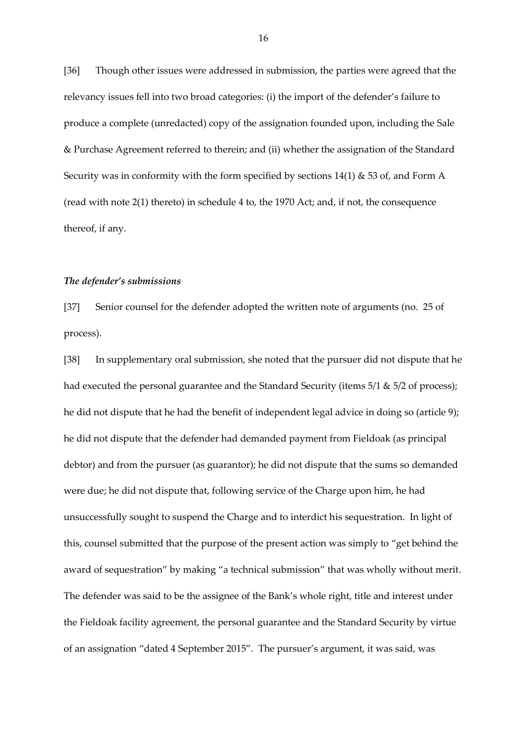[36] Though other issues were addressed in submission, the parties were agreed that the relevancy issues fell into two broad categories: (i) the import of the defender's failure to produce a complete (unredacted) copy of the assignation founded upon, including the Sale & Purchase Agreement referred to therein; and (ii) whether the assignation of the Standard Security was in conformity with the form specified by sections 14(1) & 53 of, and Form A (read with note 2(1) thereto) in schedule 4 to, the 1970 Act; and, if not, the consequence thereof, if any.

### *The defender's submissions*

[37] Senior counsel for the defender adopted the written note of arguments (no. 25 of process).

[38] In supplementary oral submission, she noted that the pursuer did not dispute that he had executed the personal guarantee and the Standard Security (items 5/1 & 5/2 of process); he did not dispute that he had the benefit of independent legal advice in doing so (article 9); he did not dispute that the defender had demanded payment from Fieldoak (as principal debtor) and from the pursuer (as guarantor); he did not dispute that the sums so demanded were due; he did not dispute that, following service of the Charge upon him, he had unsuccessfully sought to suspend the Charge and to interdict his sequestration. In light of this, counsel submitted that the purpose of the present action was simply to "get behind the award of sequestration" by making "a technical submission" that was wholly without merit. The defender was said to be the assignee of the Bank's whole right, title and interest under the Fieldoak facility agreement, the personal guarantee and the Standard Security by virtue of an assignation "dated 4 September 2015". The pursuer's argument, it was said, was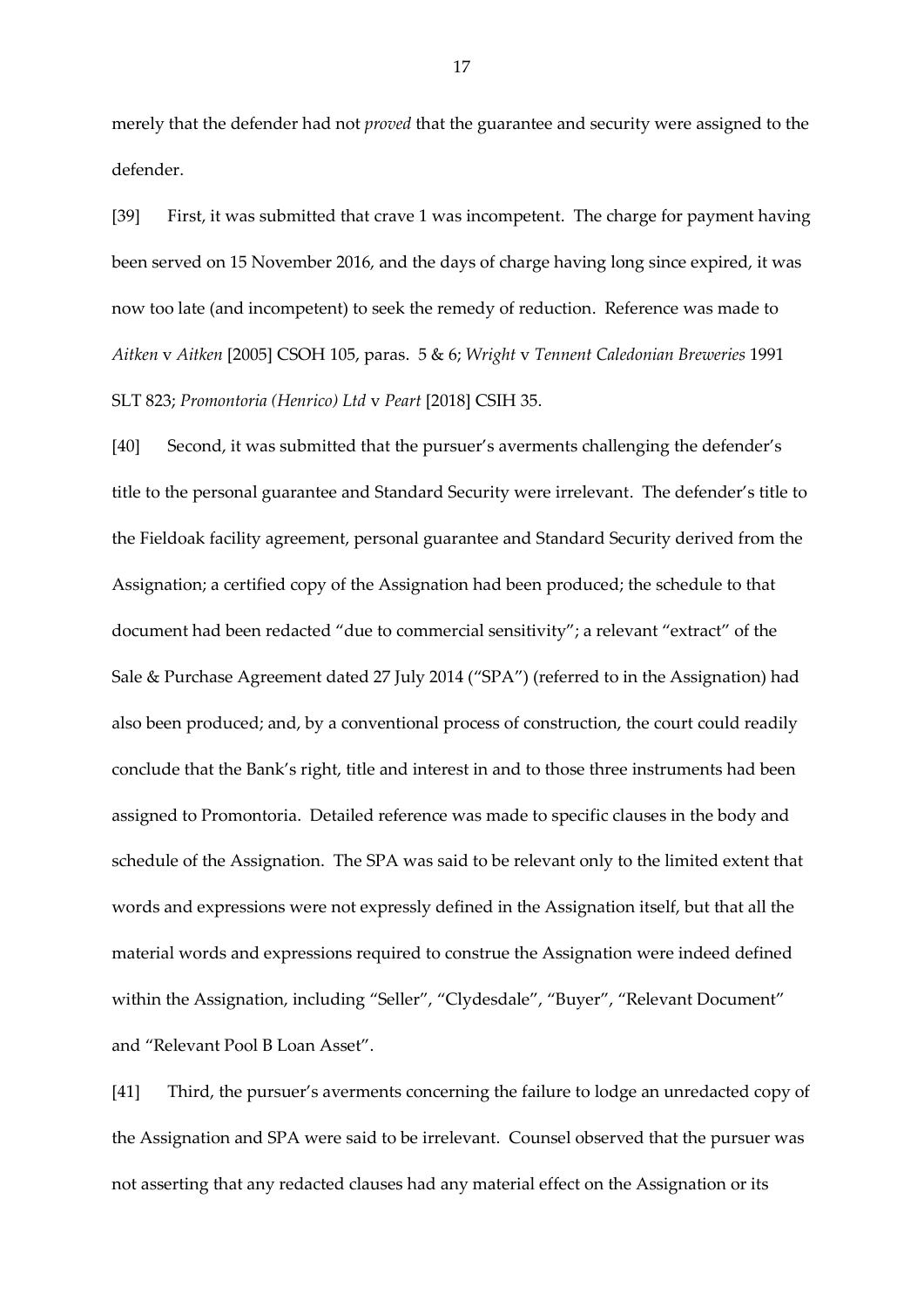merely that the defender had not *proved* that the guarantee and security were assigned to the defender.

[39] First, it was submitted that crave 1 was incompetent. The charge for payment having been served on 15 November 2016, and the days of charge having long since expired, it was now too late (and incompetent) to seek the remedy of reduction. Reference was made to *Aitken* v *Aitken* [2005] CSOH 105, paras. 5 & 6; *Wright* v *Tennent Caledonian Breweries* 1991 SLT 823; *Promontoria (Henrico) Ltd* v *Peart* [2018] CSIH 35.

[40] Second, it was submitted that the pursuer's averments challenging the defender's title to the personal guarantee and Standard Security were irrelevant. The defender's title to the Fieldoak facility agreement, personal guarantee and Standard Security derived from the Assignation; a certified copy of the Assignation had been produced; the schedule to that document had been redacted "due to commercial sensitivity"; a relevant "extract" of the Sale & Purchase Agreement dated 27 July 2014 ("SPA") (referred to in the Assignation) had also been produced; and, by a conventional process of construction, the court could readily conclude that the Bank's right, title and interest in and to those three instruments had been assigned to Promontoria. Detailed reference was made to specific clauses in the body and schedule of the Assignation. The SPA was said to be relevant only to the limited extent that words and expressions were not expressly defined in the Assignation itself, but that all the material words and expressions required to construe the Assignation were indeed defined within the Assignation, including "Seller", "Clydesdale", "Buyer", "Relevant Document" and "Relevant Pool B Loan Asset".

[41] Third, the pursuer's averments concerning the failure to lodge an unredacted copy of the Assignation and SPA were said to be irrelevant. Counsel observed that the pursuer was not asserting that any redacted clauses had any material effect on the Assignation or its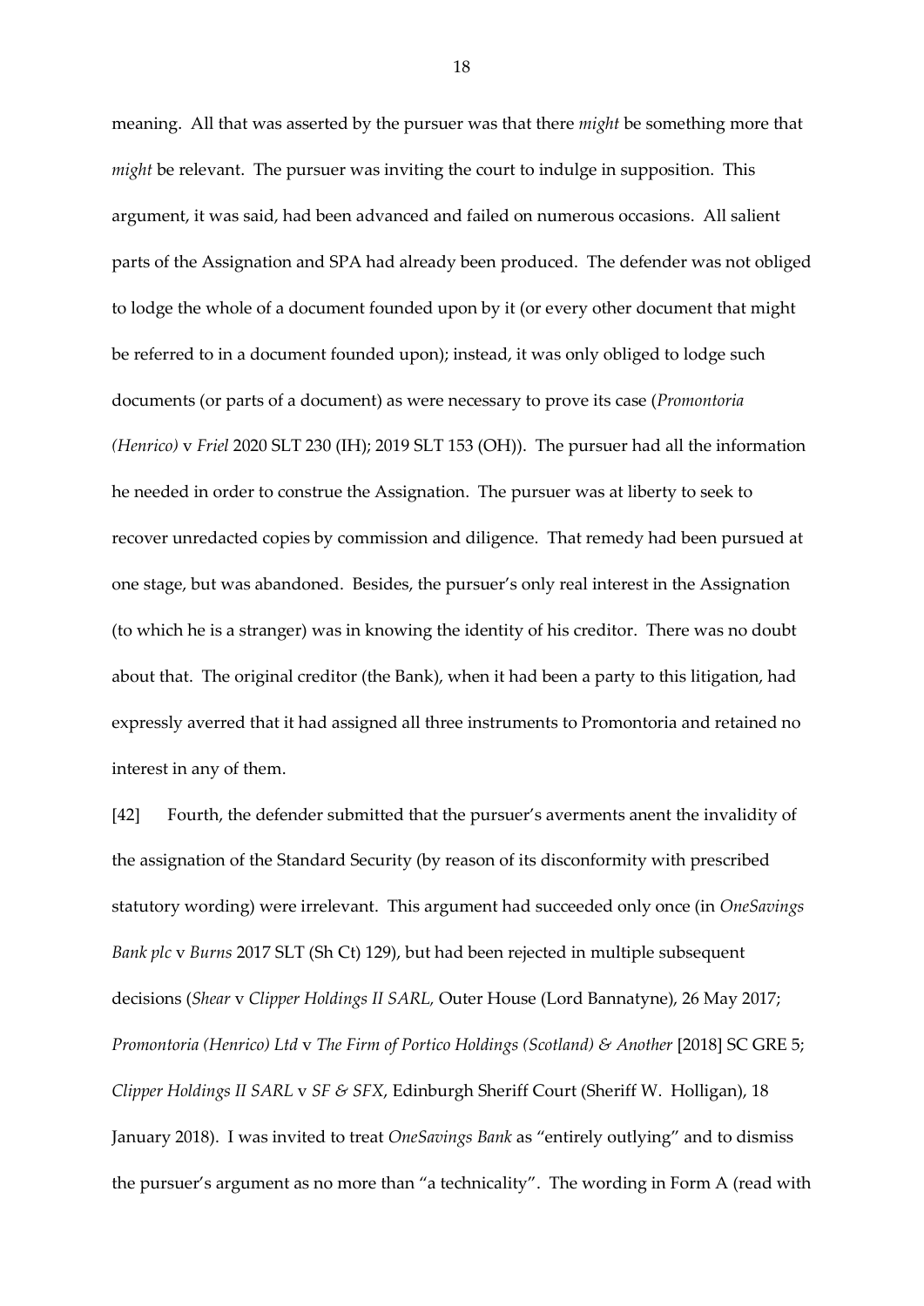meaning. All that was asserted by the pursuer was that there *might* be something more that *might* be relevant. The pursuer was inviting the court to indulge in supposition. This argument, it was said, had been advanced and failed on numerous occasions. All salient parts of the Assignation and SPA had already been produced. The defender was not obliged to lodge the whole of a document founded upon by it (or every other document that might be referred to in a document founded upon); instead, it was only obliged to lodge such documents (or parts of a document) as were necessary to prove its case (*Promontoria (Henrico)* v *Friel* 2020 SLT 230 (IH); 2019 SLT 153 (OH)). The pursuer had all the information he needed in order to construe the Assignation. The pursuer was at liberty to seek to recover unredacted copies by commission and diligence. That remedy had been pursued at one stage, but was abandoned. Besides, the pursuer's only real interest in the Assignation (to which he is a stranger) was in knowing the identity of his creditor. There was no doubt about that. The original creditor (the Bank), when it had been a party to this litigation, had expressly averred that it had assigned all three instruments to Promontoria and retained no interest in any of them.

[42] Fourth, the defender submitted that the pursuer's averments anent the invalidity of the assignation of the Standard Security (by reason of its disconformity with prescribed statutory wording) were irrelevant. This argument had succeeded only once (in *OneSavings Bank plc* v *Burns* 2017 SLT (Sh Ct) 129), but had been rejected in multiple subsequent decisions (*Shear* v *Clipper Holdings II SARL*, Outer House (Lord Bannatyne), 26 May 2017; *Promontoria (Henrico) Ltd* v *The Firm of Portico Holdings (Scotland) & Another* [2018] SC GRE 5; *Clipper Holdings II SARL* v *SF & SFX*, Edinburgh Sheriff Court (Sheriff W. Holligan), 18 January 2018). I was invited to treat *OneSavings Bank* as "entirely outlying" and to dismiss the pursuer's argument as no more than "a technicality". The wording in Form A (read with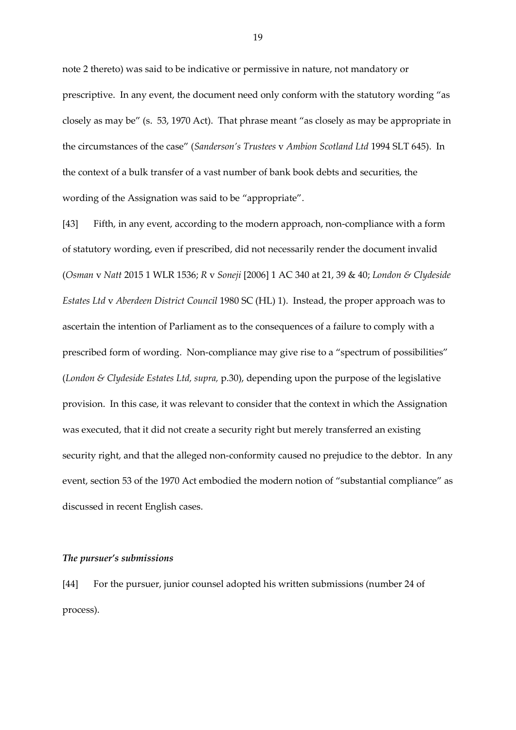note 2 thereto) was said to be indicative or permissive in nature, not mandatory or prescriptive. In any event, the document need only conform with the statutory wording "as closely as may be" (s. 53, 1970 Act). That phrase meant "as closely as may be appropriate in the circumstances of the case" (*Sanderson's Trustees* v *Ambion Scotland Ltd* 1994 SLT 645). In the context of a bulk transfer of a vast number of bank book debts and securities, the wording of the Assignation was said to be "appropriate".

[43] Fifth, in any event, according to the modern approach, non-compliance with a form of statutory wording, even if prescribed, did not necessarily render the document invalid (*Osman* v *Natt* 2015 1 WLR 1536; *R* v *Soneji* [2006] 1 AC 340 at 21, 39 & 40; *London & Clydeside Estates Ltd* v *Aberdeen District Council* 1980 SC (HL) 1). Instead, the proper approach was to ascertain the intention of Parliament as to the consequences of a failure to comply with a prescribed form of wording. Non-compliance may give rise to a "spectrum of possibilities" (*London & Clydeside Estates Ltd, supra,* p.30), depending upon the purpose of the legislative provision. In this case, it was relevant to consider that the context in which the Assignation was executed, that it did not create a security right but merely transferred an existing security right, and that the alleged non-conformity caused no prejudice to the debtor. In any event, section 53 of the 1970 Act embodied the modern notion of "substantial compliance" as discussed in recent English cases.

***The pursuer's submissions***

[44] For the pursuer, junior counsel adopted his written submissions (number 24 of process).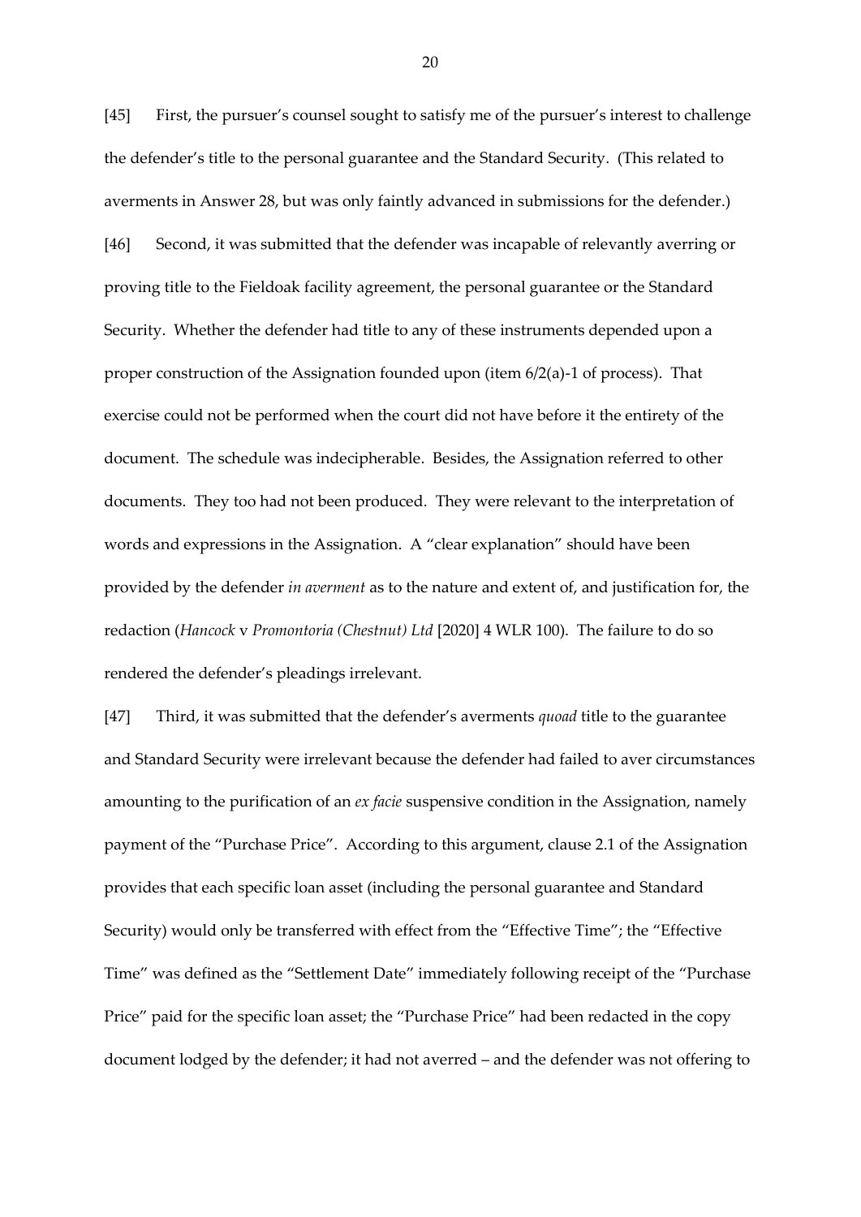[45] First, the pursuer's counsel sought to satisfy me of the pursuer's interest to challenge the defender's title to the personal guarantee and the Standard Security. (This related to averments in Answer 28, but was only faintly advanced in submissions for the defender.)

[46] Second, it was submitted that the defender was incapable of relevantly averring or proving title to the Fieldoak facility agreement, the personal guarantee or the Standard Security. Whether the defender had title to any of these instruments depended upon a proper construction of the Assignation founded upon (item 6/2(a)-1 of process). That exercise could not be performed when the court did not have before it the entirety of the document. The schedule was indecipherable. Besides, the Assignation referred to other documents. They too had not been produced. They were relevant to the interpretation of words and expressions in the Assignation. A "clear explanation" should have been provided by the defender *in averment* as to the nature and extent of, and justification for, the redaction (*Hancock* v *Promontoria (Chestnut) Ltd* [2020] 4 WLR 100). The failure to do so rendered the defender's pleadings irrelevant.

[47] Third, it was submitted that the defender's averments *quoad* title to the guarantee and Standard Security were irrelevant because the defender had failed to aver circumstances amounting to the purification of an *ex facie* suspensive condition in the Assignation, namely payment of the "Purchase Price". According to this argument, clause 2.1 of the Assignation provides that each specific loan asset (including the personal guarantee and Standard Security) would only be transferred with effect from the "Effective Time"; the "Effective Time" was defined as the "Settlement Date" immediately following receipt of the "Purchase Price" paid for the specific loan asset; the "Purchase Price" had been redacted in the copy document lodged by the defender; it had not averred – and the defender was not offering to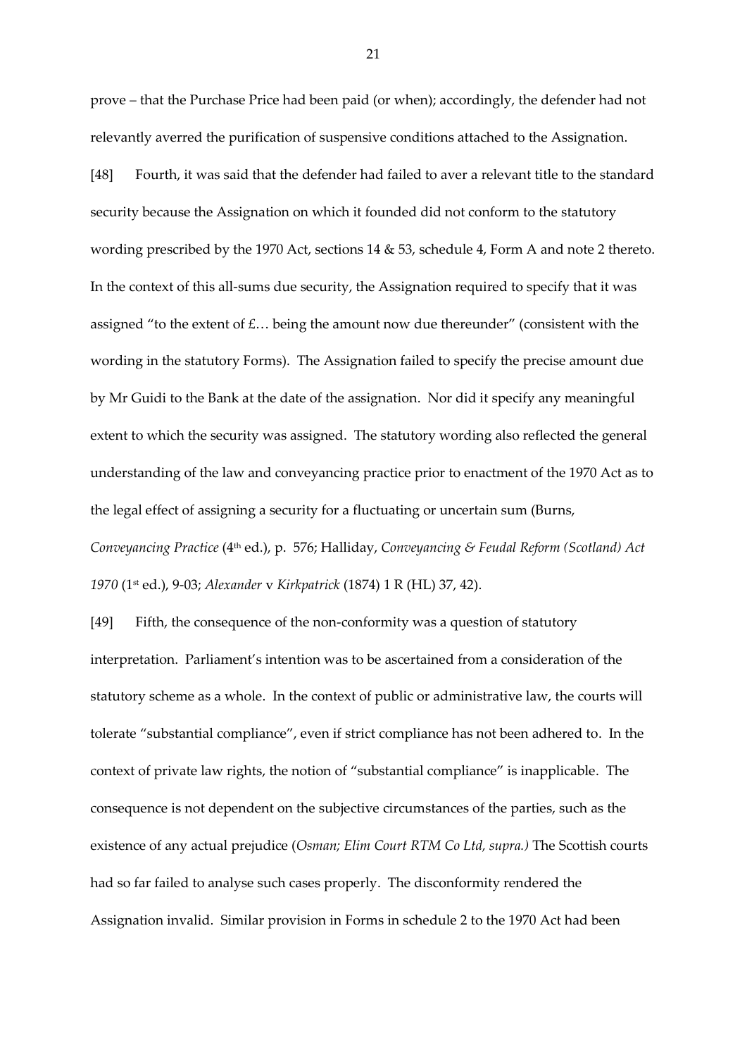prove – that the Purchase Price had been paid (or when); accordingly, the defender had not relevantly averred the purification of suspensive conditions attached to the Assignation.

[48] Fourth, it was said that the defender had failed to aver a relevant title to the standard security because the Assignation on which it founded did not conform to the statutory wording prescribed by the 1970 Act, sections 14 & 53, schedule 4, Form A and note 2 thereto. In the context of this all-sums due security, the Assignation required to specify that it was assigned "to the extent of £… being the amount now due thereunder" (consistent with the wording in the statutory Forms). The Assignation failed to specify the precise amount due by Mr Guidi to the Bank at the date of the assignation. Nor did it specify any meaningful extent to which the security was assigned. The statutory wording also reflected the general understanding of the law and conveyancing practice prior to enactment of the 1970 Act as to the legal effect of assigning a security for a fluctuating or uncertain sum (Burns, *Conveyancing Practice* (4th ed.), p. 576; Halliday, *Conveyancing & Feudal Reform (Scotland) Act 1970* (1st ed.), 9-03; *Alexander* v *Kirkpatrick* (1874) 1 R (HL) 37, 42).

[49] Fifth, the consequence of the non-conformity was a question of statutory interpretation. Parliament's intention was to be ascertained from a consideration of the statutory scheme as a whole. In the context of public or administrative law, the courts will tolerate "substantial compliance", even if strict compliance has not been adhered to. In the context of private law rights, the notion of "substantial compliance" is inapplicable. The consequence is not dependent on the subjective circumstances of the parties, such as the existence of any actual prejudice (*Osman; Elim Court RTM Co Ltd, supra.)* The Scottish courts had so far failed to analyse such cases properly. The disconformity rendered the Assignation invalid. Similar provision in Forms in schedule 2 to the 1970 Act had been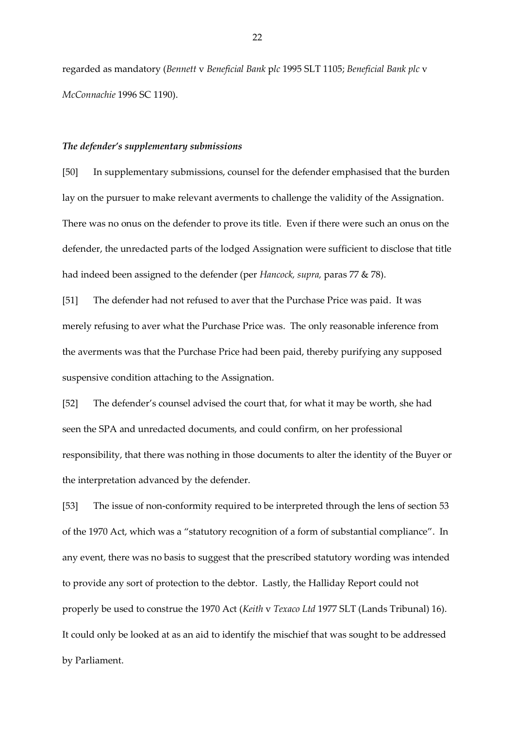regarded as mandatory (*Bennett* v *Beneficial Bank* p*lc* 1995 SLT 1105; *Beneficial Bank plc* v *McConnachie* 1996 SC 1190).

***The defender's supplementary submissions***

[50] In supplementary submissions, counsel for the defender emphasised that the burden lay on the pursuer to make relevant averments to challenge the validity of the Assignation. There was no onus on the defender to prove its title. Even if there were such an onus on the defender, the unredacted parts of the lodged Assignation were sufficient to disclose that title had indeed been assigned to the defender (per *Hancock, supra,* paras 77 & 78).

[51] The defender had not refused to aver that the Purchase Price was paid. It was merely refusing to aver what the Purchase Price was. The only reasonable inference from the averments was that the Purchase Price had been paid, thereby purifying any supposed suspensive condition attaching to the Assignation.

[52] The defender's counsel advised the court that, for what it may be worth, she had seen the SPA and unredacted documents, and could confirm, on her professional responsibility, that there was nothing in those documents to alter the identity of the Buyer or the interpretation advanced by the defender.

[53] The issue of non-conformity required to be interpreted through the lens of section 53 of the 1970 Act, which was a "statutory recognition of a form of substantial compliance". In any event, there was no basis to suggest that the prescribed statutory wording was intended to provide any sort of protection to the debtor. Lastly, the Halliday Report could not properly be used to construe the 1970 Act (*Keith* v *Texaco Ltd* 1977 SLT (Lands Tribunal) 16). It could only be looked at as an aid to identify the mischief that was sought to be addressed by Parliament.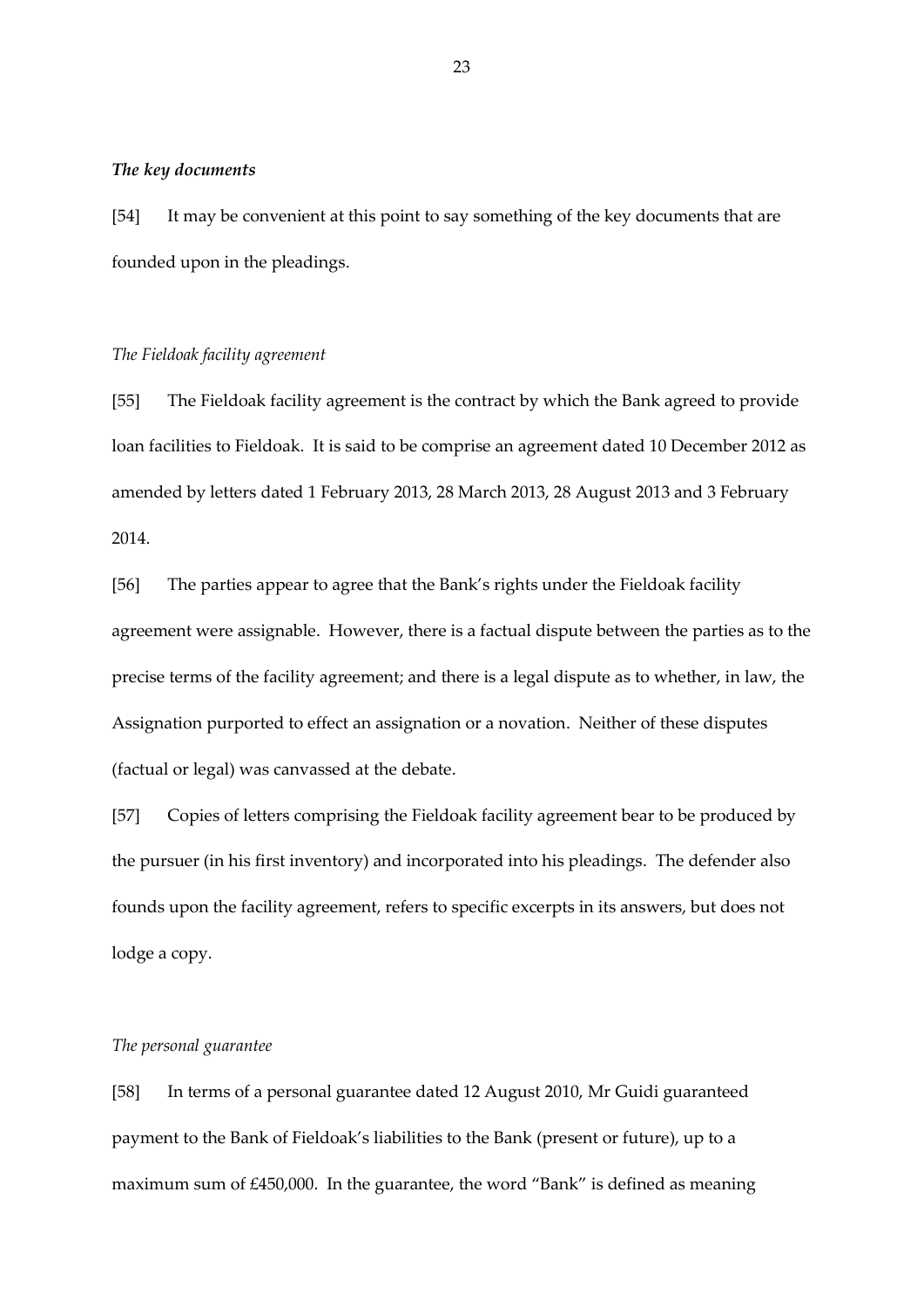### *The key documents*

[54] It may be convenient at this point to say something of the key documents that are founded upon in the pleadings.

*The Fieldoak facility agreement*

[55] The Fieldoak facility agreement is the contract by which the Bank agreed to provide loan facilities to Fieldoak. It is said to be comprise an agreement dated 10 December 2012 as amended by letters dated 1 February 2013, 28 March 2013, 28 August 2013 and 3 February 2014.

[56] The parties appear to agree that the Bank's rights under the Fieldoak facility agreement were assignable. However, there is a factual dispute between the parties as to the precise terms of the facility agreement; and there is a legal dispute as to whether, in law, the Assignation purported to effect an assignation or a novation. Neither of these disputes (factual or legal) was canvassed at the debate.

[57] Copies of letters comprising the Fieldoak facility agreement bear to be produced by the pursuer (in his first inventory) and incorporated into his pleadings. The defender also founds upon the facility agreement, refers to specific excerpts in its answers, but does not lodge a copy.

*The personal guarantee*

[58] In terms of a personal guarantee dated 12 August 2010, Mr Guidi guaranteed payment to the Bank of Fieldoak's liabilities to the Bank (present or future), up to a maximum sum of £450,000. In the guarantee, the word "Bank" is defined as meaning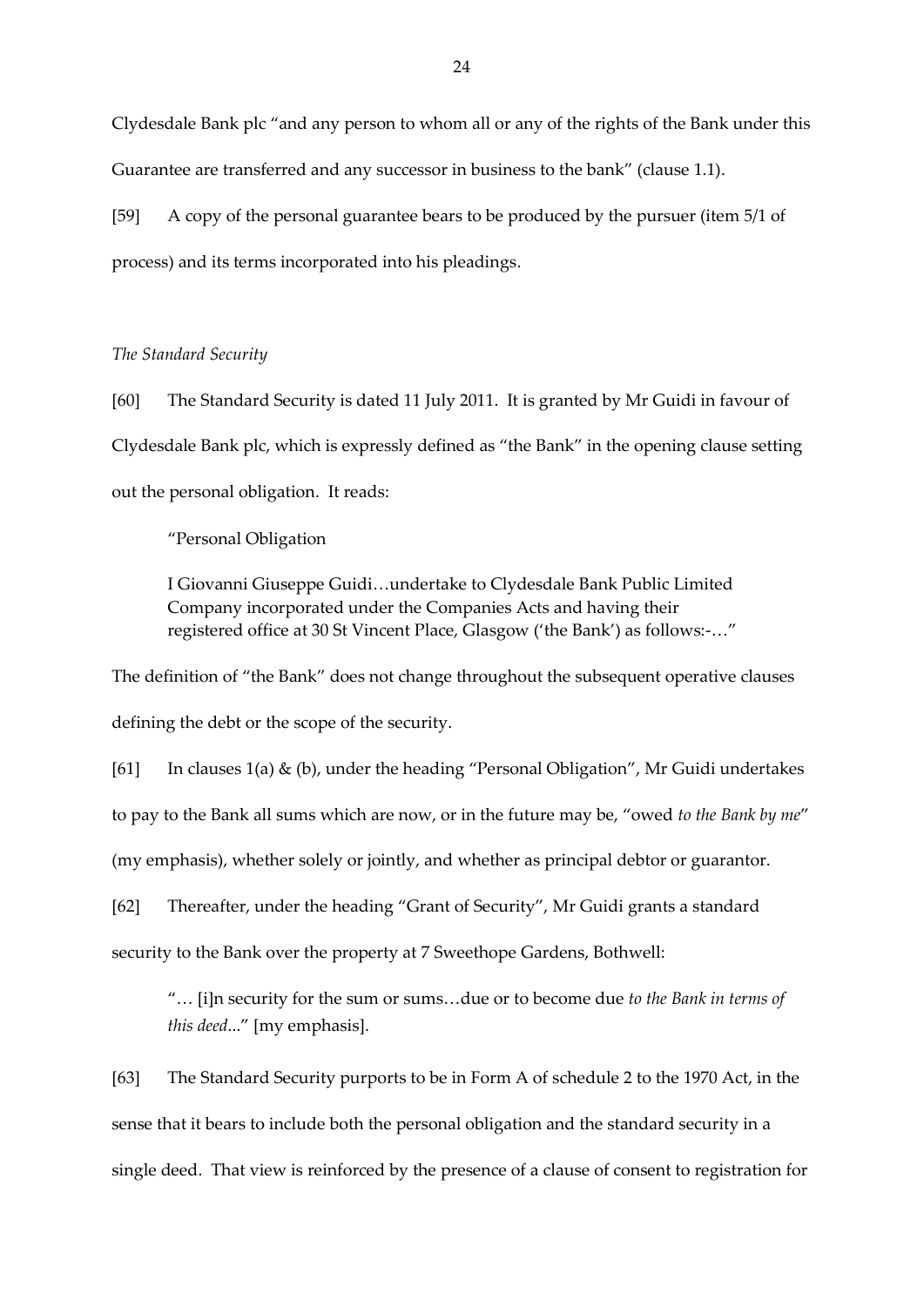Clydesdale Bank plc "and any person to whom all or any of the rights of the Bank under this Guarantee are transferred and any successor in business to the bank" (clause 1.1).

[59] A copy of the personal guarantee bears to be produced by the pursuer (item 5/1 of process) and its terms incorporated into his pleadings.

*The Standard Security*

[60] The Standard Security is dated 11 July 2011. It is granted by Mr Guidi in favour of Clydesdale Bank plc, which is expressly defined as "the Bank" in the opening clause setting out the personal obligation. It reads:

> "Personal Obligation
>
> I Giovanni Giuseppe Guidi…undertake to Clydesdale Bank Public Limited Company incorporated under the Companies Acts and having their registered office at 30 St Vincent Place, Glasgow ('the Bank') as follows:-…"

The definition of "the Bank" does not change throughout the subsequent operative clauses defining the debt or the scope of the security.

[61] In clauses 1(a) & (b), under the heading "Personal Obligation", Mr Guidi undertakes to pay to the Bank all sums which are now, or in the future may be, "owed *to the Bank by me*" (my emphasis), whether solely or jointly, and whether as principal debtor or guarantor.

[62] Thereafter, under the heading "Grant of Security", Mr Guidi grants a standard security to the Bank over the property at 7 Sweethope Gardens, Bothwell:

> "… [i]n security for the sum or sums…due or to become due *to the Bank in terms of this deed*..." [my emphasis].

[63] The Standard Security purports to be in Form A of schedule 2 to the 1970 Act, in the sense that it bears to include both the personal obligation and the standard security in a single deed. That view is reinforced by the presence of a clause of consent to registration for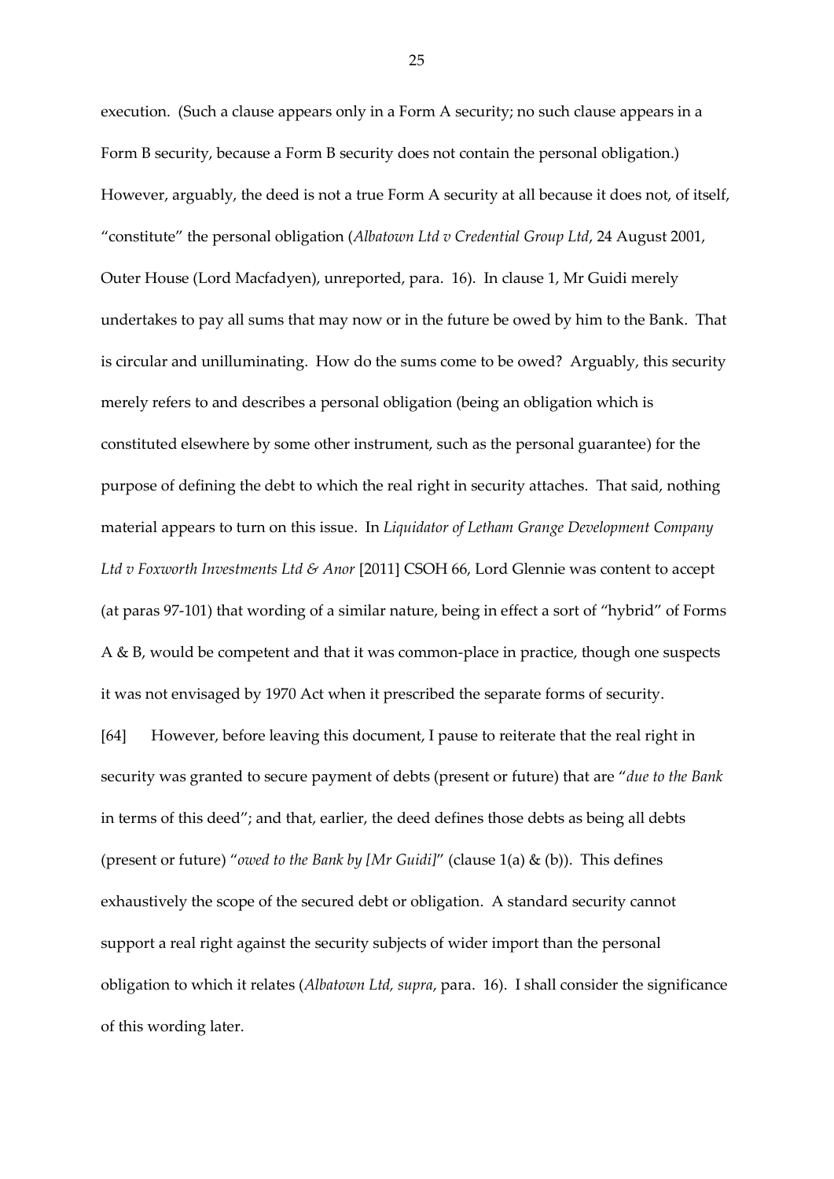execution. (Such a clause appears only in a Form A security; no such clause appears in a Form B security, because a Form B security does not contain the personal obligation.) However, arguably, the deed is not a true Form A security at all because it does not, of itself, "constitute" the personal obligation (*Albatown Ltd v Credential Group Ltd*, 24 August 2001, Outer House (Lord Macfadyen), unreported, para. 16). In clause 1, Mr Guidi merely undertakes to pay all sums that may now or in the future be owed by him to the Bank. That is circular and unilluminating. How do the sums come to be owed? Arguably, this security merely refers to and describes a personal obligation (being an obligation which is constituted elsewhere by some other instrument, such as the personal guarantee) for the purpose of defining the debt to which the real right in security attaches. That said, nothing material appears to turn on this issue. In *Liquidator of Letham Grange Development Company Ltd v Foxworth Investments Ltd & Anor* [2011] CSOH 66, Lord Glennie was content to accept (at paras 97-101) that wording of a similar nature, being in effect a sort of "hybrid" of Forms A & B, would be competent and that it was common-place in practice, though one suspects it was not envisaged by 1970 Act when it prescribed the separate forms of security.

[64] However, before leaving this document, I pause to reiterate that the real right in security was granted to secure payment of debts (present or future) that are "*due to the Bank* in terms of this deed"; and that, earlier, the deed defines those debts as being all debts (present or future) "*owed to the Bank by [Mr Guidi]*" (clause 1(a) & (b)). This defines exhaustively the scope of the secured debt or obligation. A standard security cannot support a real right against the security subjects of wider import than the personal obligation to which it relates (*Albatown Ltd, supra*, para. 16). I shall consider the significance of this wording later.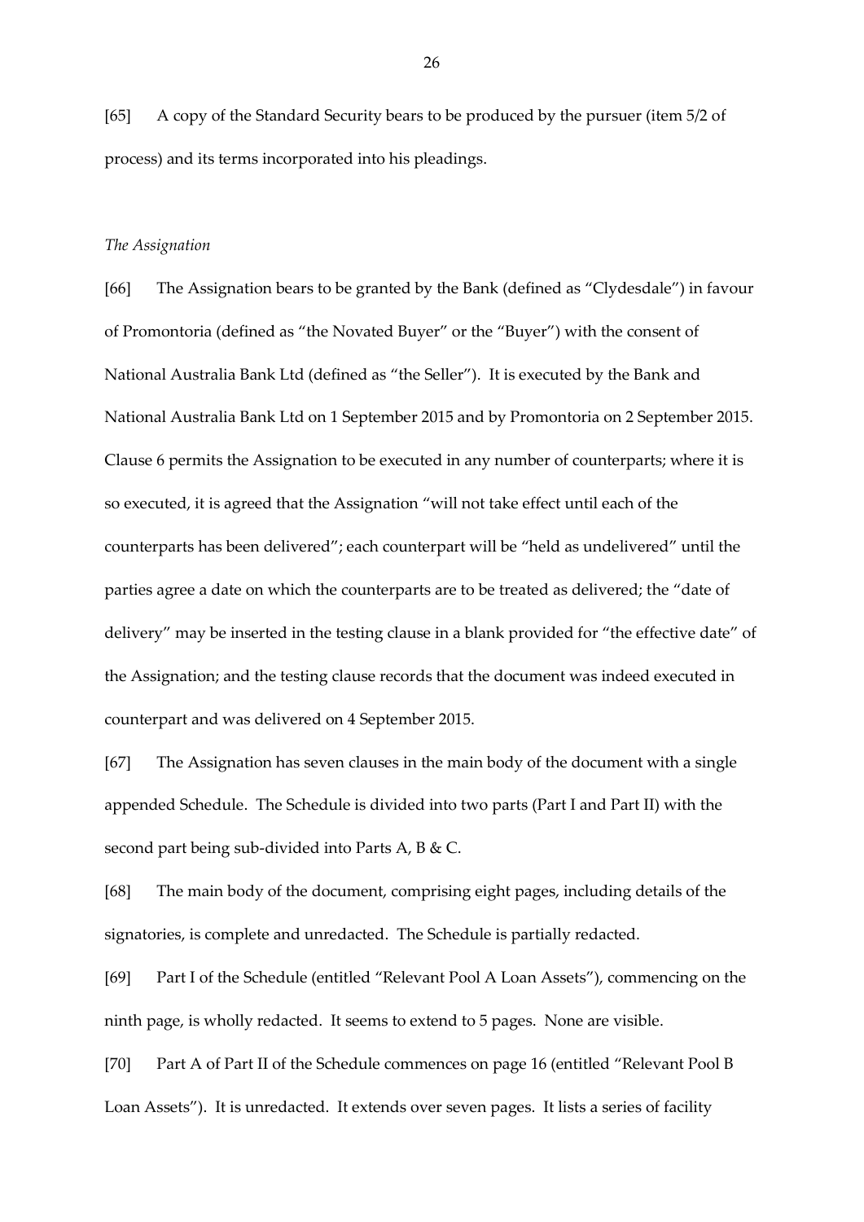[65] A copy of the Standard Security bears to be produced by the pursuer (item 5/2 of process) and its terms incorporated into his pleadings.

*The Assignation*

[66] The Assignation bears to be granted by the Bank (defined as "Clydesdale") in favour of Promontoria (defined as "the Novated Buyer" or the "Buyer") with the consent of National Australia Bank Ltd (defined as "the Seller"). It is executed by the Bank and National Australia Bank Ltd on 1 September 2015 and by Promontoria on 2 September 2015. Clause 6 permits the Assignation to be executed in any number of counterparts; where it is so executed, it is agreed that the Assignation "will not take effect until each of the counterparts has been delivered"; each counterpart will be "held as undelivered" until the parties agree a date on which the counterparts are to be treated as delivered; the "date of delivery" may be inserted in the testing clause in a blank provided for "the effective date" of the Assignation; and the testing clause records that the document was indeed executed in counterpart and was delivered on 4 September 2015.

[67] The Assignation has seven clauses in the main body of the document with a single appended Schedule. The Schedule is divided into two parts (Part I and Part II) with the second part being sub-divided into Parts A, B & C.

[68] The main body of the document, comprising eight pages, including details of the signatories, is complete and unredacted. The Schedule is partially redacted.

[69] Part I of the Schedule (entitled "Relevant Pool A Loan Assets"), commencing on the ninth page, is wholly redacted. It seems to extend to 5 pages. None are visible.

[70] Part A of Part II of the Schedule commences on page 16 (entitled "Relevant Pool B Loan Assets"). It is unredacted. It extends over seven pages. It lists a series of facility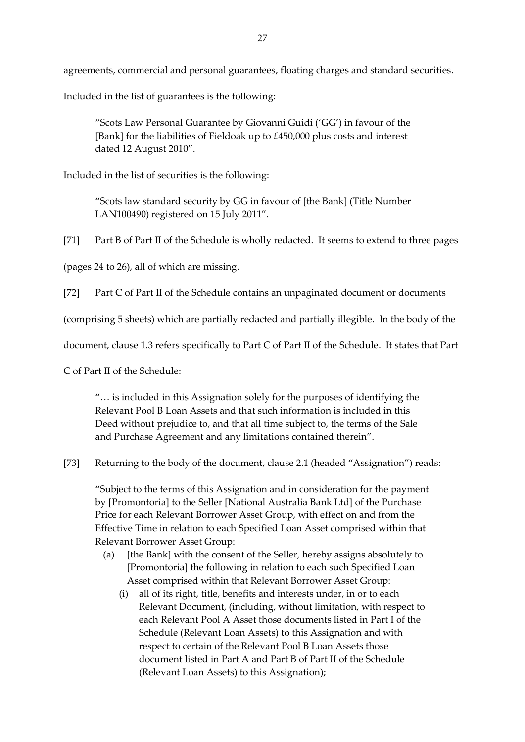agreements, commercial and personal guarantees, floating charges and standard securities.

Included in the list of guarantees is the following:

> "Scots Law Personal Guarantee by Giovanni Guidi ('GG') in favour of the [Bank] for the liabilities of Fieldoak up to £450,000 plus costs and interest dated 12 August 2010".

Included in the list of securities is the following:

> "Scots law standard security by GG in favour of [the Bank] (Title Number LAN100490) registered on 15 July 2011".

[71] Part B of Part II of the Schedule is wholly redacted. It seems to extend to three pages (pages 24 to 26), all of which are missing.

[72] Part C of Part II of the Schedule contains an unpaginated document or documents (comprising 5 sheets) which are partially redacted and partially illegible. In the body of the document, clause 1.3 refers specifically to Part C of Part II of the Schedule. It states that Part C of Part II of the Schedule:

> "… is included in this Assignation solely for the purposes of identifying the Relevant Pool B Loan Assets and that such information is included in this Deed without prejudice to, and that all time subject to, the terms of the Sale and Purchase Agreement and any limitations contained therein".

[73] Returning to the body of the document, clause 2.1 (headed "Assignation") reads:

> "Subject to the terms of this Assignation and in consideration for the payment by [Promontoria] to the Seller [National Australia Bank Ltd] of the Purchase Price for each Relevant Borrower Asset Group, with effect on and from the Effective Time in relation to each Specified Loan Asset comprised within that Relevant Borrower Asset Group:
>
> (a) [the Bank] with the consent of the Seller, hereby assigns absolutely to [Promontoria] the following in relation to each such Specified Loan Asset comprised within that Relevant Borrower Asset Group:
>
> (i) all of its right, title, benefits and interests under, in or to each Relevant Document, (including, without limitation, with respect to each Relevant Pool A Asset those documents listed in Part I of the Schedule (Relevant Loan Assets) to this Assignation and with respect to certain of the Relevant Pool B Loan Assets those document listed in Part A and Part B of Part II of the Schedule (Relevant Loan Assets) to this Assignation);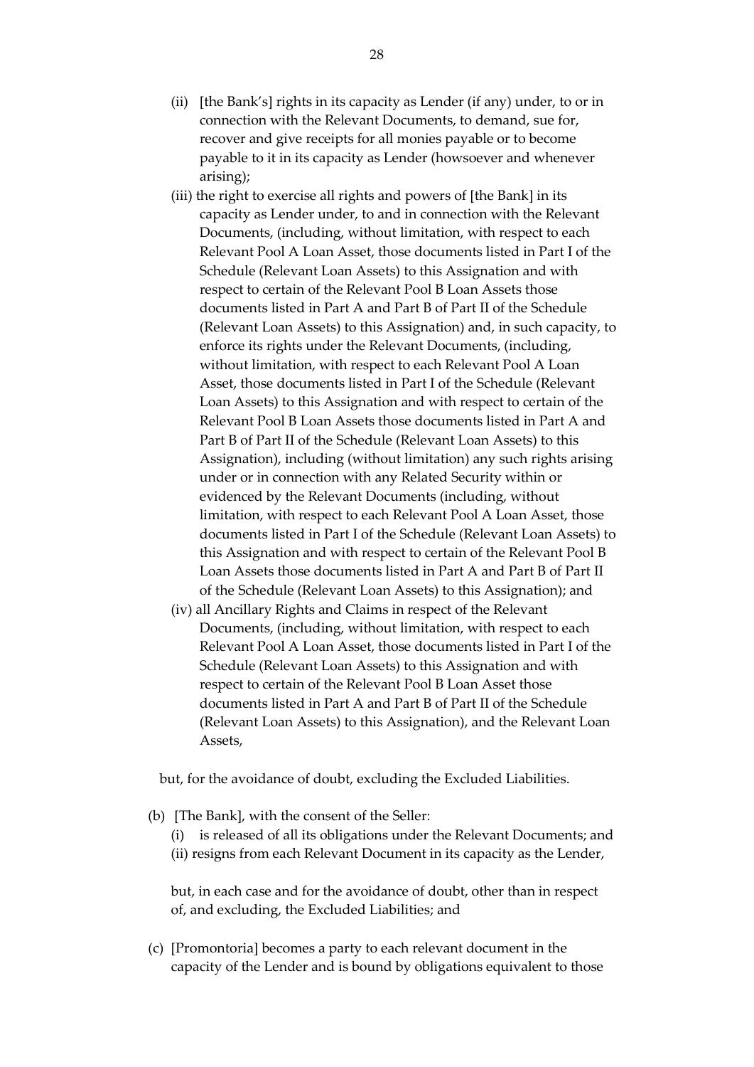(ii) [the Bank's] rights in its capacity as Lender (if any) under, to or in connection with the Relevant Documents, to demand, sue for, recover and give receipts for all monies payable or to become payable to it in its capacity as Lender (howsoever and whenever arising);

(iii) the right to exercise all rights and powers of [the Bank] in its capacity as Lender under, to and in connection with the Relevant Documents, (including, without limitation, with respect to each Relevant Pool A Loan Asset, those documents listed in Part I of the Schedule (Relevant Loan Assets) to this Assignation and with respect to certain of the Relevant Pool B Loan Assets those documents listed in Part A and Part B of Part II of the Schedule (Relevant Loan Assets) to this Assignation) and, in such capacity, to enforce its rights under the Relevant Documents, (including, without limitation, with respect to each Relevant Pool A Loan Asset, those documents listed in Part I of the Schedule (Relevant Loan Assets) to this Assignation and with respect to certain of the Relevant Pool B Loan Assets those documents listed in Part A and Part B of Part II of the Schedule (Relevant Loan Assets) to this Assignation), including (without limitation) any such rights arising under or in connection with any Related Security within or evidenced by the Relevant Documents (including, without limitation, with respect to each Relevant Pool A Loan Asset, those documents listed in Part I of the Schedule (Relevant Loan Assets) to this Assignation and with respect to certain of the Relevant Pool B Loan Assets those documents listed in Part A and Part B of Part II of the Schedule (Relevant Loan Assets) to this Assignation); and

(iv) all Ancillary Rights and Claims in respect of the Relevant Documents, (including, without limitation, with respect to each Relevant Pool A Loan Asset, those documents listed in Part I of the Schedule (Relevant Loan Assets) to this Assignation and with respect to certain of the Relevant Pool B Loan Asset those documents listed in Part A and Part B of Part II of the Schedule (Relevant Loan Assets) to this Assignation), and the Relevant Loan Assets,

but, for the avoidance of doubt, excluding the Excluded Liabilities.

(b) [The Bank], with the consent of the Seller:

(i) is released of all its obligations under the Relevant Documents; and

(ii) resigns from each Relevant Document in its capacity as the Lender,

but, in each case and for the avoidance of doubt, other than in respect of, and excluding, the Excluded Liabilities; and

(c) [Promontoria] becomes a party to each relevant document in the capacity of the Lender and is bound by obligations equivalent to those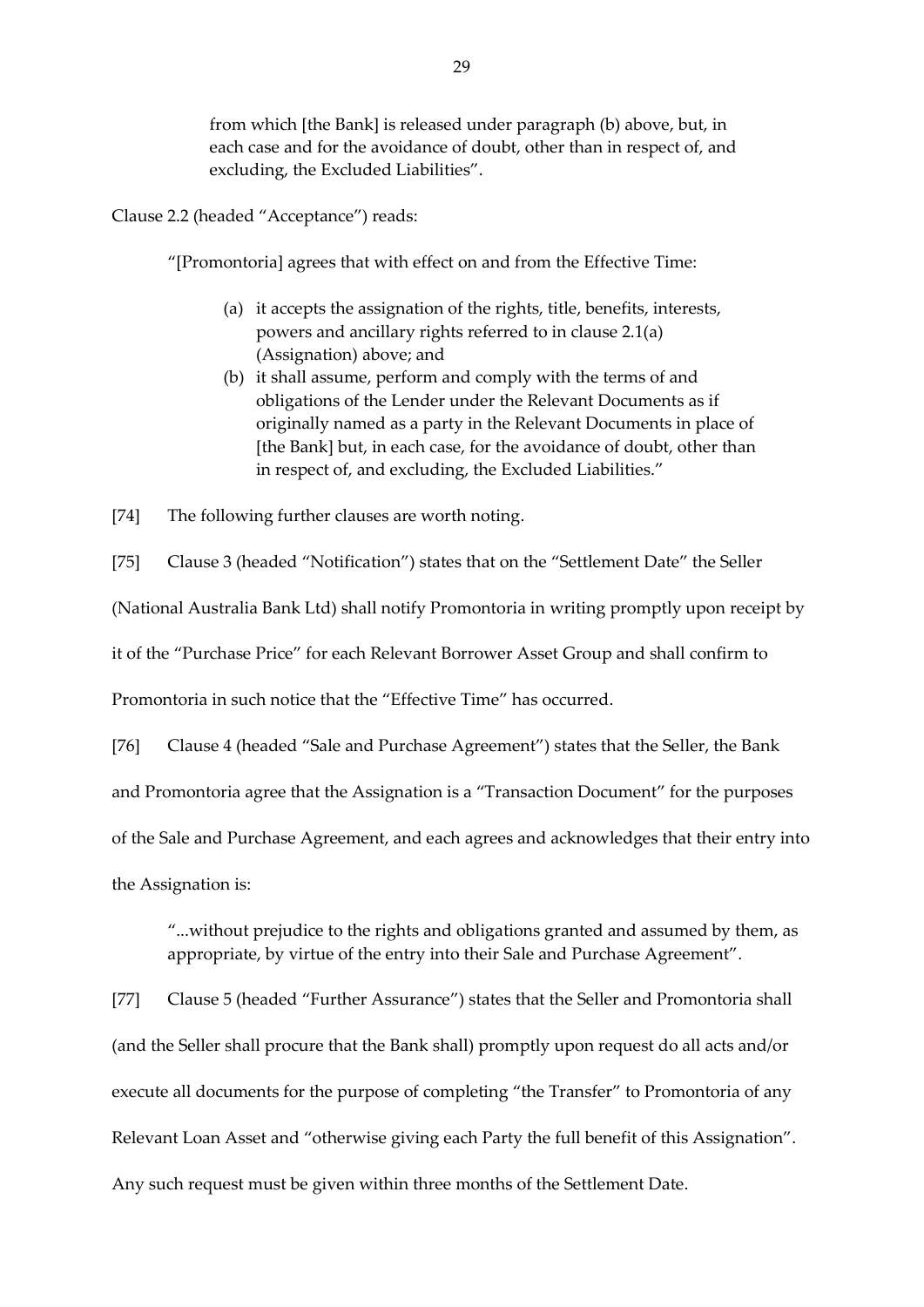> from which [the Bank] is released under paragraph (b) above, but, in each case and for the avoidance of doubt, other than in respect of, and excluding, the Excluded Liabilities".

Clause 2.2 (headed "Acceptance") reads:

> "[Promontoria] agrees that with effect on and from the Effective Time:
>
> (a) it accepts the assignation of the rights, title, benefits, interests, powers and ancillary rights referred to in clause 2.1(a) (Assignation) above; and
> (b) it shall assume, perform and comply with the terms of and obligations of the Lender under the Relevant Documents as if originally named as a party in the Relevant Documents in place of [the Bank] but, in each case, for the avoidance of doubt, other than in respect of, and excluding, the Excluded Liabilities."

[74] The following further clauses are worth noting.

[75] Clause 3 (headed "Notification") states that on the "Settlement Date" the Seller (National Australia Bank Ltd) shall notify Promontoria in writing promptly upon receipt by it of the "Purchase Price" for each Relevant Borrower Asset Group and shall confirm to Promontoria in such notice that the "Effective Time" has occurred.

[76] Clause 4 (headed "Sale and Purchase Agreement") states that the Seller, the Bank and Promontoria agree that the Assignation is a "Transaction Document" for the purposes of the Sale and Purchase Agreement, and each agrees and acknowledges that their entry into the Assignation is:

> "...without prejudice to the rights and obligations granted and assumed by them, as appropriate, by virtue of the entry into their Sale and Purchase Agreement".

[77] Clause 5 (headed "Further Assurance") states that the Seller and Promontoria shall (and the Seller shall procure that the Bank shall) promptly upon request do all acts and/or execute all documents for the purpose of completing "the Transfer" to Promontoria of any Relevant Loan Asset and "otherwise giving each Party the full benefit of this Assignation". Any such request must be given within three months of the Settlement Date.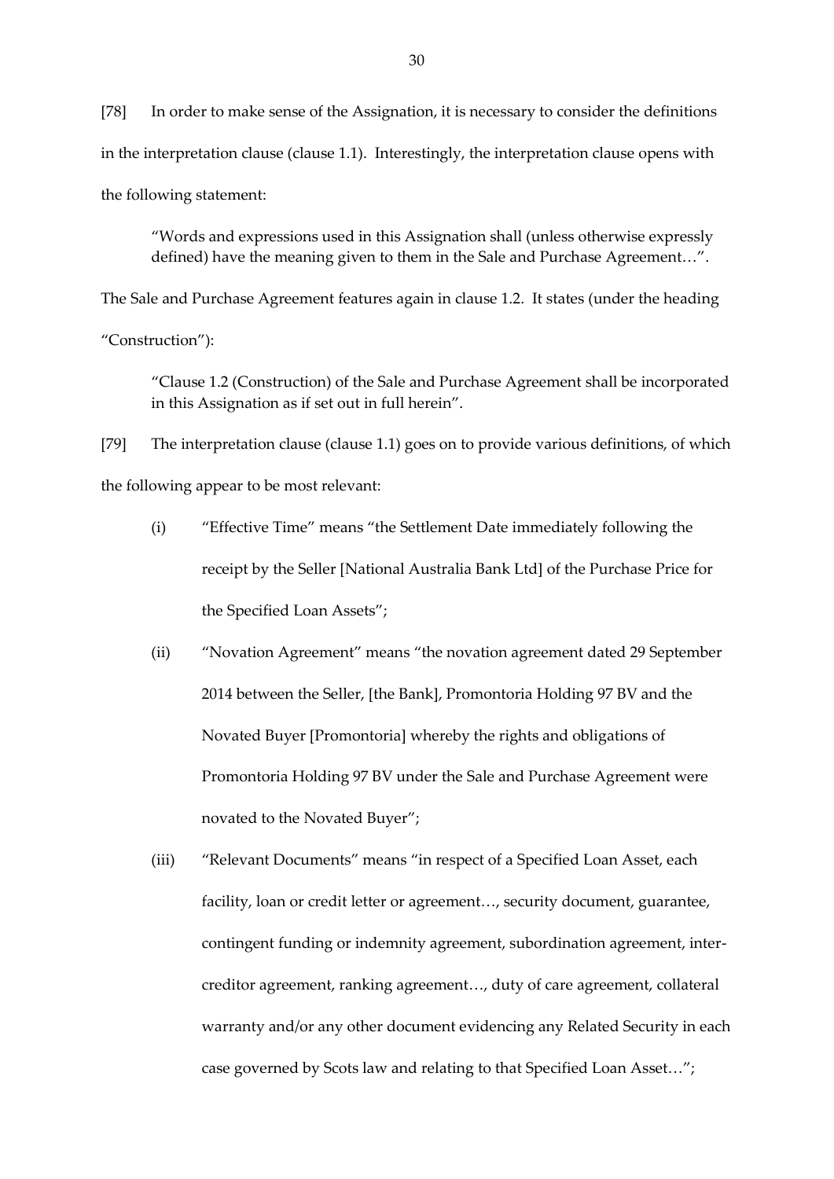[78] In order to make sense of the Assignation, it is necessary to consider the definitions in the interpretation clause (clause 1.1). Interestingly, the interpretation clause opens with the following statement:

> "Words and expressions used in this Assignation shall (unless otherwise expressly defined) have the meaning given to them in the Sale and Purchase Agreement…".

The Sale and Purchase Agreement features again in clause 1.2. It states (under the heading "Construction"):

> "Clause 1.2 (Construction) of the Sale and Purchase Agreement shall be incorporated in this Assignation as if set out in full herein".

[79] The interpretation clause (clause 1.1) goes on to provide various definitions, of which the following appear to be most relevant:

(i) "Effective Time" means "the Settlement Date immediately following the receipt by the Seller [National Australia Bank Ltd] of the Purchase Price for the Specified Loan Assets";

(ii) "Novation Agreement" means "the novation agreement dated 29 September 2014 between the Seller, [the Bank], Promontoria Holding 97 BV and the Novated Buyer [Promontoria] whereby the rights and obligations of Promontoria Holding 97 BV under the Sale and Purchase Agreement were novated to the Novated Buyer";

(iii) "Relevant Documents" means "in respect of a Specified Loan Asset, each facility, loan or credit letter or agreement…, security document, guarantee, contingent funding or indemnity agreement, subordination agreement, inter-creditor agreement, ranking agreement…, duty of care agreement, collateral warranty and/or any other document evidencing any Related Security in each case governed by Scots law and relating to that Specified Loan Asset…";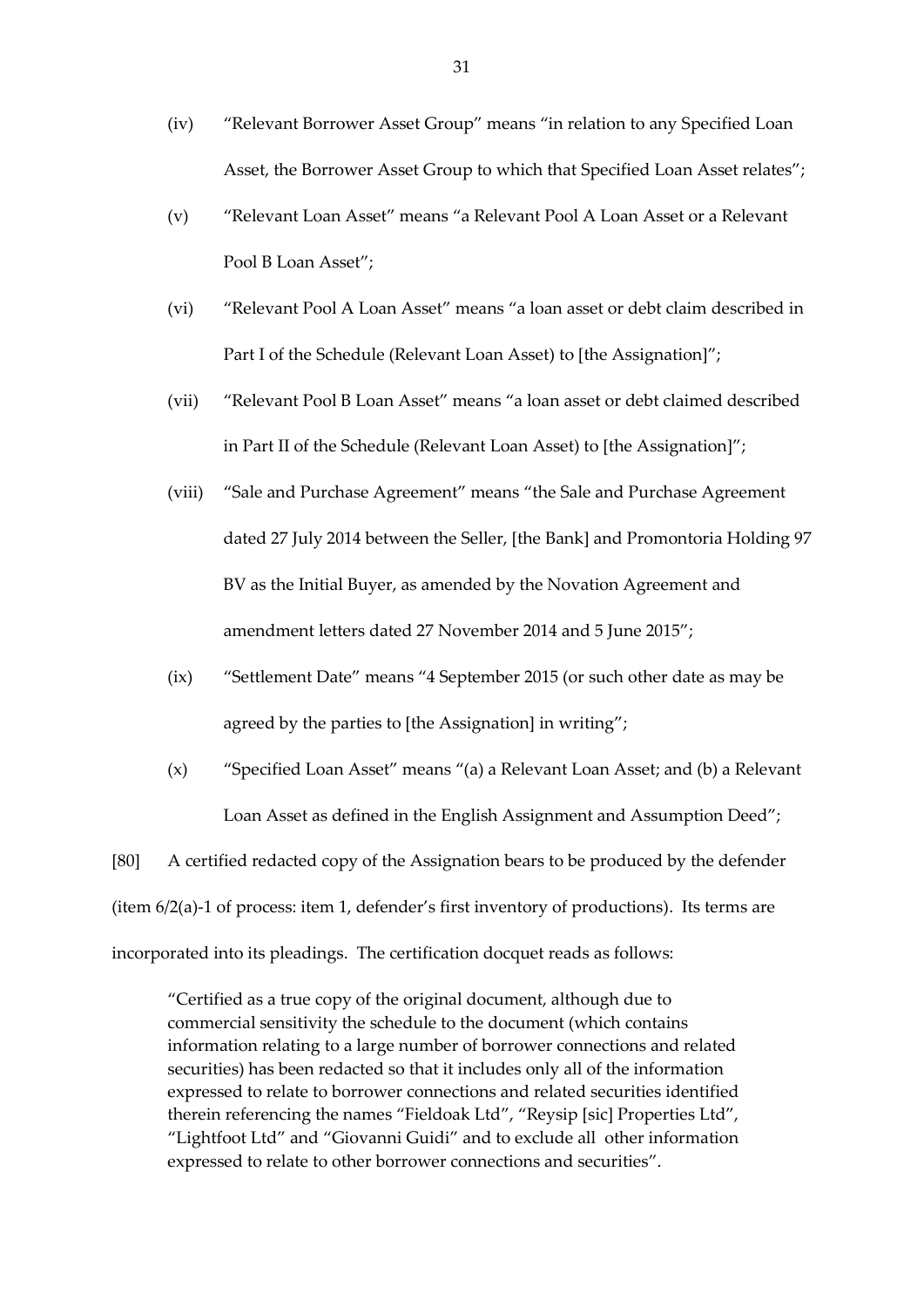(iv) "Relevant Borrower Asset Group" means "in relation to any Specified Loan Asset, the Borrower Asset Group to which that Specified Loan Asset relates";

(v) "Relevant Loan Asset" means "a Relevant Pool A Loan Asset or a Relevant Pool B Loan Asset";

(vi) "Relevant Pool A Loan Asset" means "a loan asset or debt claim described in Part I of the Schedule (Relevant Loan Asset) to [the Assignation]";

(vii) "Relevant Pool B Loan Asset" means "a loan asset or debt claimed described in Part II of the Schedule (Relevant Loan Asset) to [the Assignation]";

(viii) "Sale and Purchase Agreement" means "the Sale and Purchase Agreement dated 27 July 2014 between the Seller, [the Bank] and Promontoria Holding 97 BV as the Initial Buyer, as amended by the Novation Agreement and amendment letters dated 27 November 2014 and 5 June 2015";

(ix) "Settlement Date" means "4 September 2015 (or such other date as may be agreed by the parties to [the Assignation] in writing";

(x) "Specified Loan Asset" means "(a) a Relevant Loan Asset; and (b) a Relevant Loan Asset as defined in the English Assignment and Assumption Deed";

[80] A certified redacted copy of the Assignation bears to be produced by the defender (item 6/2(a)-1 of process: item 1, defender's first inventory of productions). Its terms are incorporated into its pleadings. The certification docquet reads as follows:

> "Certified as a true copy of the original document, although due to commercial sensitivity the schedule to the document (which contains information relating to a large number of borrower connections and related securities) has been redacted so that it includes only all of the information expressed to relate to borrower connections and related securities identified therein referencing the names "Fieldoak Ltd", "Reysip [sic] Properties Ltd", "Lightfoot Ltd" and "Giovanni Guidi" and to exclude all other information expressed to relate to other borrower connections and securities".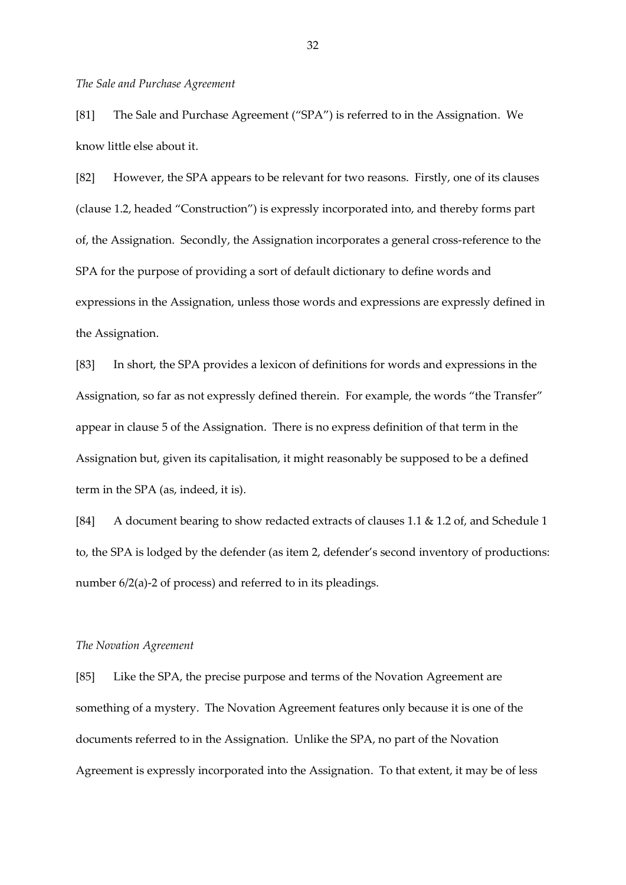*The Sale and Purchase Agreement*

[81] The Sale and Purchase Agreement ("SPA") is referred to in the Assignation. We know little else about it.

[82] However, the SPA appears to be relevant for two reasons. Firstly, one of its clauses (clause 1.2, headed "Construction") is expressly incorporated into, and thereby forms part of, the Assignation. Secondly, the Assignation incorporates a general cross-reference to the SPA for the purpose of providing a sort of default dictionary to define words and expressions in the Assignation, unless those words and expressions are expressly defined in the Assignation.

[83] In short, the SPA provides a lexicon of definitions for words and expressions in the Assignation, so far as not expressly defined therein. For example, the words "the Transfer" appear in clause 5 of the Assignation. There is no express definition of that term in the Assignation but, given its capitalisation, it might reasonably be supposed to be a defined term in the SPA (as, indeed, it is).

[84] A document bearing to show redacted extracts of clauses 1.1 & 1.2 of, and Schedule 1 to, the SPA is lodged by the defender (as item 2, defender's second inventory of productions: number 6/2(a)-2 of process) and referred to in its pleadings.

*The Novation Agreement*

[85] Like the SPA, the precise purpose and terms of the Novation Agreement are something of a mystery. The Novation Agreement features only because it is one of the documents referred to in the Assignation. Unlike the SPA, no part of the Novation Agreement is expressly incorporated into the Assignation. To that extent, it may be of less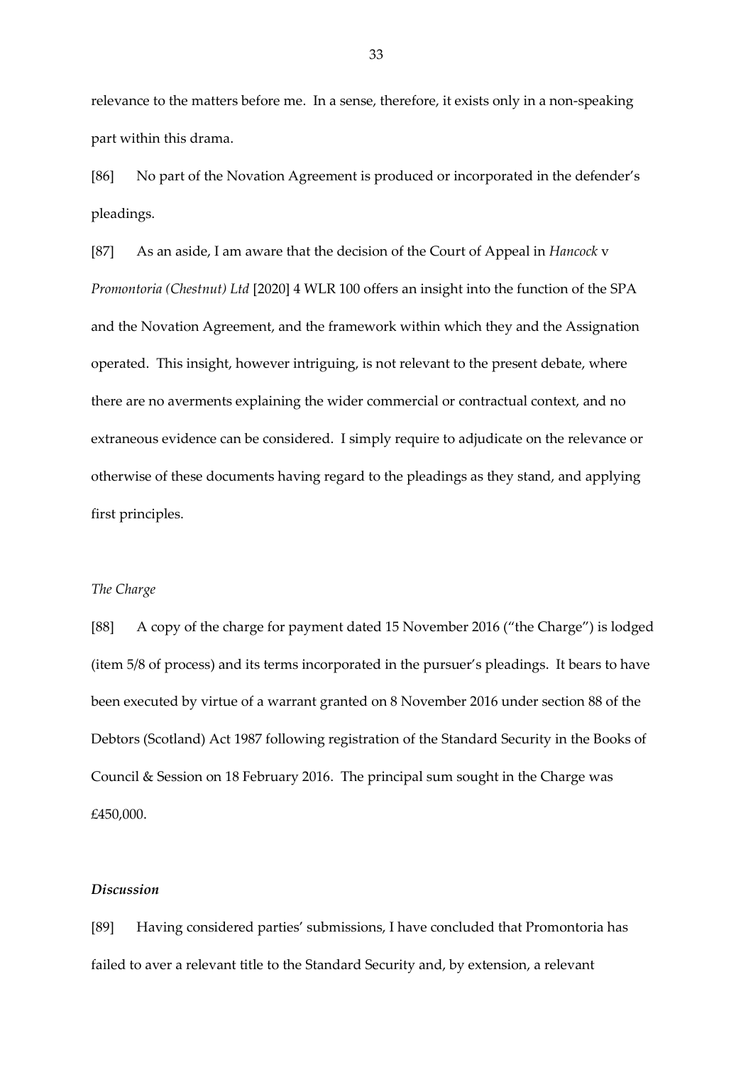relevance to the matters before me. In a sense, therefore, it exists only in a non-speaking part within this drama.

[86] No part of the Novation Agreement is produced or incorporated in the defender's pleadings.

[87] As an aside, I am aware that the decision of the Court of Appeal in *Hancock* v *Promontoria (Chestnut) Ltd* [2020] 4 WLR 100 offers an insight into the function of the SPA and the Novation Agreement, and the framework within which they and the Assignation operated. This insight, however intriguing, is not relevant to the present debate, where there are no averments explaining the wider commercial or contractual context, and no extraneous evidence can be considered. I simply require to adjudicate on the relevance or otherwise of these documents having regard to the pleadings as they stand, and applying first principles.

*The Charge*

[88] A copy of the charge for payment dated 15 November 2016 ("the Charge") is lodged (item 5/8 of process) and its terms incorporated in the pursuer's pleadings. It bears to have been executed by virtue of a warrant granted on 8 November 2016 under section 88 of the Debtors (Scotland) Act 1987 following registration of the Standard Security in the Books of Council & Session on 18 February 2016. The principal sum sought in the Charge was £450,000.

***Discussion***

[89] Having considered parties' submissions, I have concluded that Promontoria has failed to aver a relevant title to the Standard Security and, by extension, a relevant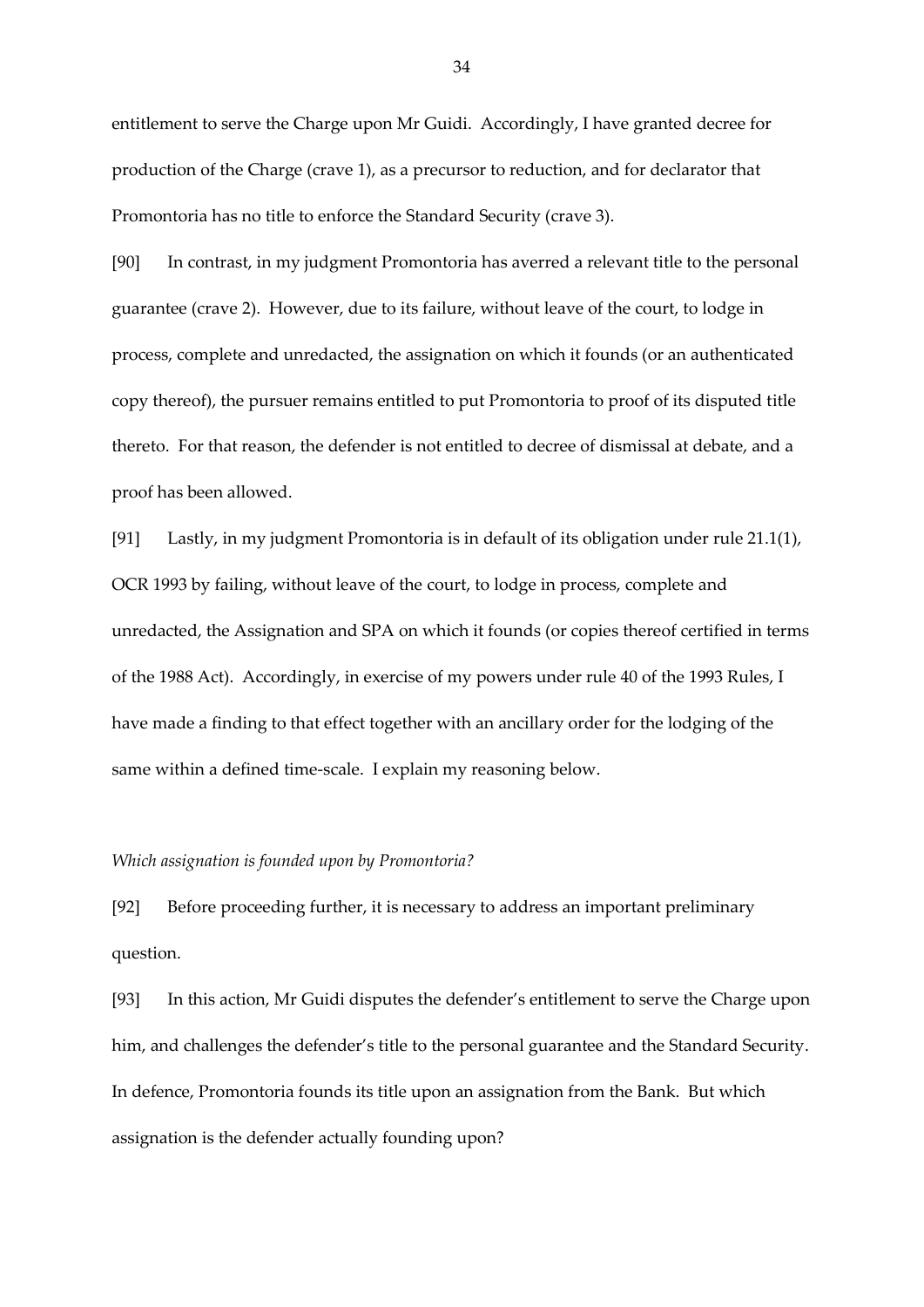entitlement to serve the Charge upon Mr Guidi. Accordingly, I have granted decree for production of the Charge (crave 1), as a precursor to reduction, and for declarator that Promontoria has no title to enforce the Standard Security (crave 3).

[90] In contrast, in my judgment Promontoria has averred a relevant title to the personal guarantee (crave 2). However, due to its failure, without leave of the court, to lodge in process, complete and unredacted, the assignation on which it founds (or an authenticated copy thereof), the pursuer remains entitled to put Promontoria to proof of its disputed title thereto. For that reason, the defender is not entitled to decree of dismissal at debate, and a proof has been allowed.

[91] Lastly, in my judgment Promontoria is in default of its obligation under rule 21.1(1), OCR 1993 by failing, without leave of the court, to lodge in process, complete and unredacted, the Assignation and SPA on which it founds (or copies thereof certified in terms of the 1988 Act). Accordingly, in exercise of my powers under rule 40 of the 1993 Rules, I have made a finding to that effect together with an ancillary order for the lodging of the same within a defined time-scale. I explain my reasoning below.

*Which assignation is founded upon by Promontoria?*

[92] Before proceeding further, it is necessary to address an important preliminary question.

[93] In this action, Mr Guidi disputes the defender's entitlement to serve the Charge upon him, and challenges the defender's title to the personal guarantee and the Standard Security. In defence, Promontoria founds its title upon an assignation from the Bank. But which assignation is the defender actually founding upon?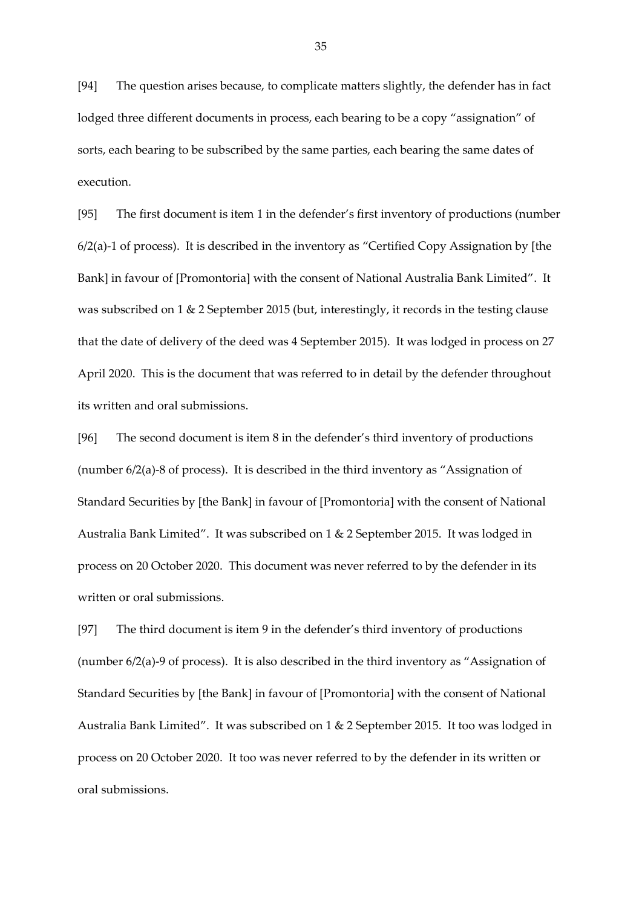[94] The question arises because, to complicate matters slightly, the defender has in fact lodged three different documents in process, each bearing to be a copy "assignation" of sorts, each bearing to be subscribed by the same parties, each bearing the same dates of execution.

[95] The first document is item 1 in the defender's first inventory of productions (number 6/2(a)-1 of process). It is described in the inventory as "Certified Copy Assignation by [the Bank] in favour of [Promontoria] with the consent of National Australia Bank Limited". It was subscribed on 1 & 2 September 2015 (but, interestingly, it records in the testing clause that the date of delivery of the deed was 4 September 2015). It was lodged in process on 27 April 2020. This is the document that was referred to in detail by the defender throughout its written and oral submissions.

[96] The second document is item 8 in the defender's third inventory of productions (number 6/2(a)-8 of process). It is described in the third inventory as "Assignation of Standard Securities by [the Bank] in favour of [Promontoria] with the consent of National Australia Bank Limited". It was subscribed on 1 & 2 September 2015. It was lodged in process on 20 October 2020. This document was never referred to by the defender in its written or oral submissions.

[97] The third document is item 9 in the defender's third inventory of productions (number 6/2(a)-9 of process). It is also described in the third inventory as "Assignation of Standard Securities by [the Bank] in favour of [Promontoria] with the consent of National Australia Bank Limited". It was subscribed on 1 & 2 September 2015. It too was lodged in process on 20 October 2020. It too was never referred to by the defender in its written or oral submissions.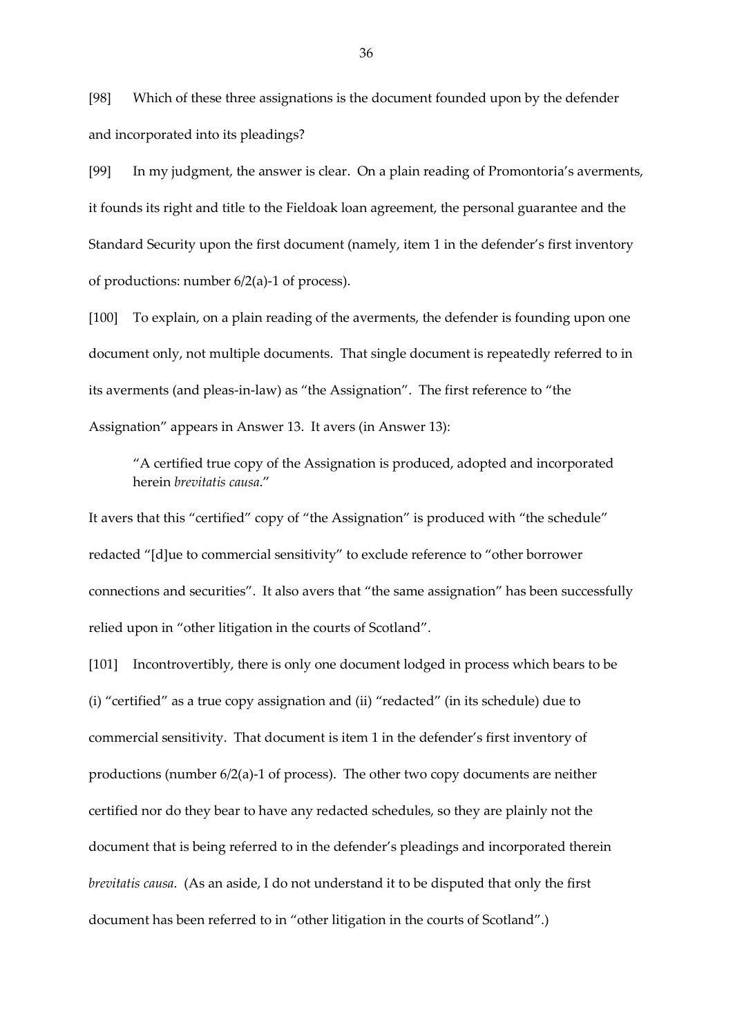[98] Which of these three assignations is the document founded upon by the defender and incorporated into its pleadings?

[99] In my judgment, the answer is clear. On a plain reading of Promontoria's averments, it founds its right and title to the Fieldoak loan agreement, the personal guarantee and the Standard Security upon the first document (namely, item 1 in the defender's first inventory of productions: number 6/2(a)-1 of process).

[100] To explain, on a plain reading of the averments, the defender is founding upon one document only, not multiple documents. That single document is repeatedly referred to in its averments (and pleas-in-law) as "the Assignation". The first reference to "the Assignation" appears in Answer 13. It avers (in Answer 13):

> "A certified true copy of the Assignation is produced, adopted and incorporated herein *brevitatis causa*."

It avers that this "certified" copy of "the Assignation" is produced with "the schedule" redacted "[d]ue to commercial sensitivity" to exclude reference to "other borrower connections and securities". It also avers that "the same assignation" has been successfully relied upon in "other litigation in the courts of Scotland".

[101] Incontrovertibly, there is only one document lodged in process which bears to be (i) "certified" as a true copy assignation and (ii) "redacted" (in its schedule) due to commercial sensitivity. That document is item 1 in the defender's first inventory of productions (number 6/2(a)-1 of process). The other two copy documents are neither certified nor do they bear to have any redacted schedules, so they are plainly not the document that is being referred to in the defender's pleadings and incorporated therein *brevitatis causa*. (As an aside, I do not understand it to be disputed that only the first document has been referred to in "other litigation in the courts of Scotland".)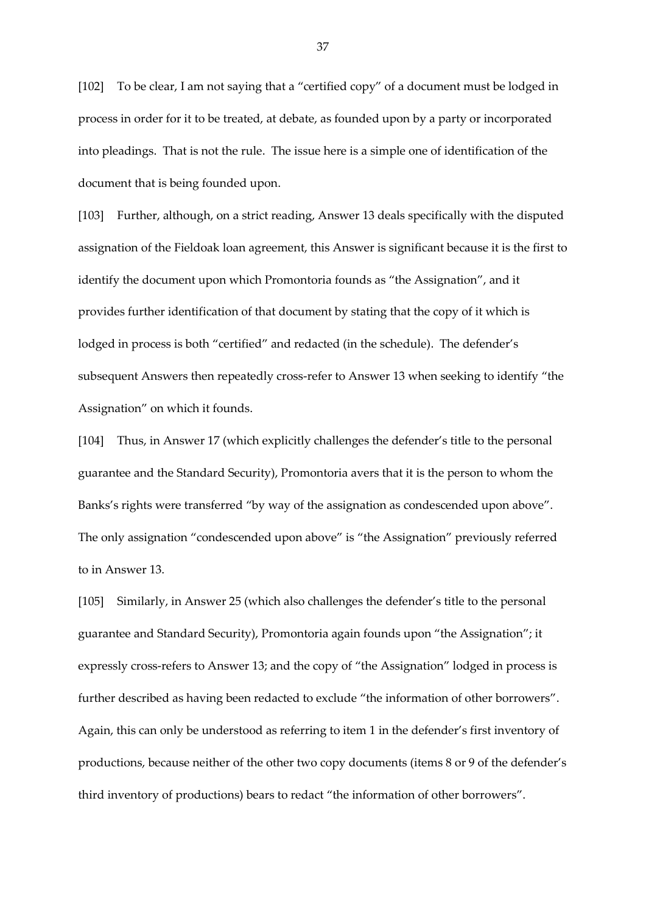[102] To be clear, I am not saying that a "certified copy" of a document must be lodged in process in order for it to be treated, at debate, as founded upon by a party or incorporated into pleadings. That is not the rule. The issue here is a simple one of identification of the document that is being founded upon.

[103] Further, although, on a strict reading, Answer 13 deals specifically with the disputed assignation of the Fieldoak loan agreement, this Answer is significant because it is the first to identify the document upon which Promontoria founds as "the Assignation", and it provides further identification of that document by stating that the copy of it which is lodged in process is both "certified" and redacted (in the schedule). The defender's subsequent Answers then repeatedly cross-refer to Answer 13 when seeking to identify "the Assignation" on which it founds.

[104] Thus, in Answer 17 (which explicitly challenges the defender's title to the personal guarantee and the Standard Security), Promontoria avers that it is the person to whom the Banks's rights were transferred "by way of the assignation as condescended upon above". The only assignation "condescended upon above" is "the Assignation" previously referred to in Answer 13.

[105] Similarly, in Answer 25 (which also challenges the defender's title to the personal guarantee and Standard Security), Promontoria again founds upon "the Assignation"; it expressly cross-refers to Answer 13; and the copy of "the Assignation" lodged in process is further described as having been redacted to exclude "the information of other borrowers". Again, this can only be understood as referring to item 1 in the defender's first inventory of productions, because neither of the other two copy documents (items 8 or 9 of the defender's third inventory of productions) bears to redact "the information of other borrowers".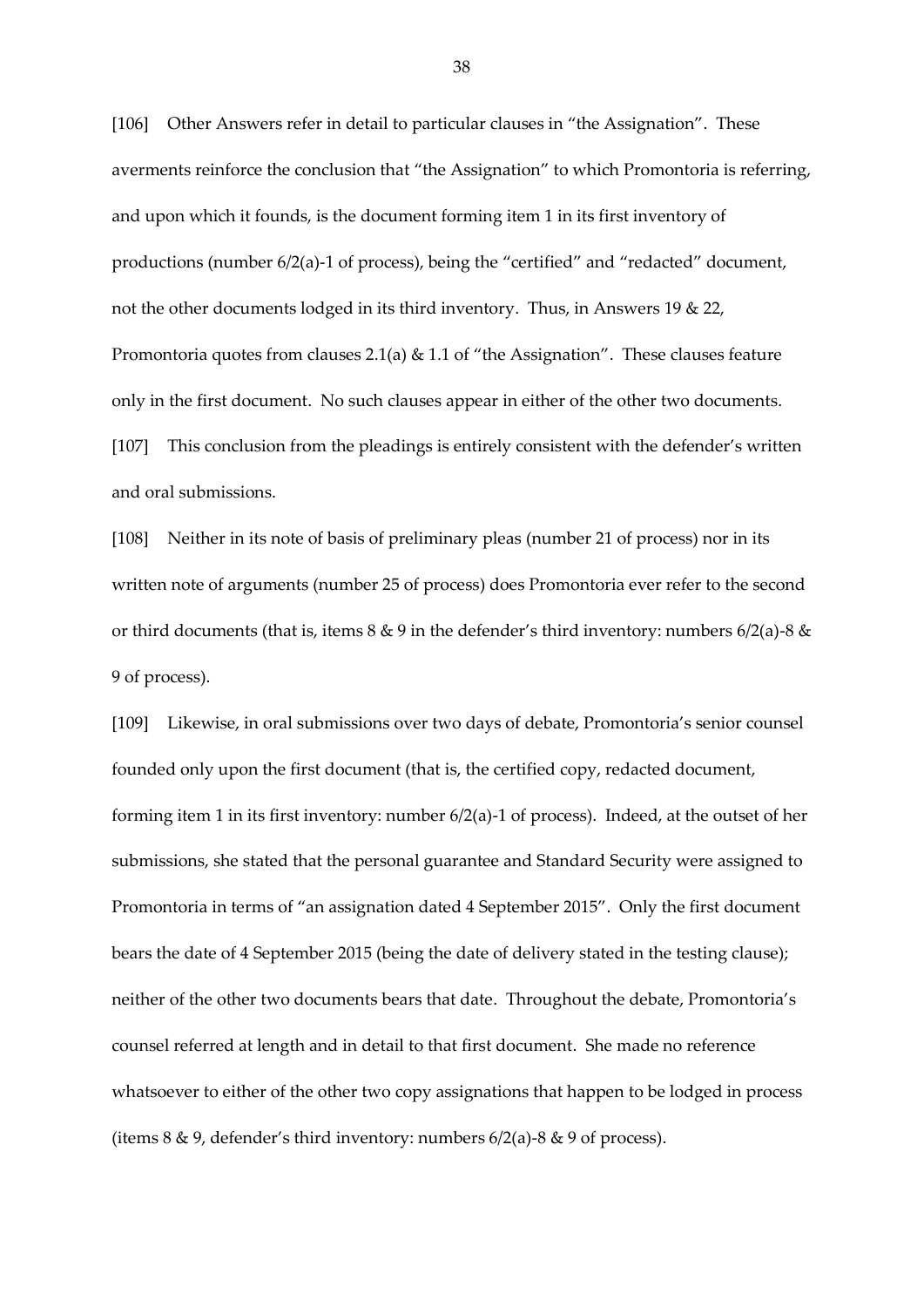[106] Other Answers refer in detail to particular clauses in "the Assignation". These averments reinforce the conclusion that "the Assignation" to which Promontoria is referring, and upon which it founds, is the document forming item 1 in its first inventory of productions (number 6/2(a)-1 of process), being the "certified" and "redacted" document, not the other documents lodged in its third inventory. Thus, in Answers 19 & 22, Promontoria quotes from clauses 2.1(a) & 1.1 of "the Assignation". These clauses feature only in the first document. No such clauses appear in either of the other two documents.

[107] This conclusion from the pleadings is entirely consistent with the defender's written and oral submissions.

[108] Neither in its note of basis of preliminary pleas (number 21 of process) nor in its written note of arguments (number 25 of process) does Promontoria ever refer to the second or third documents (that is, items 8 & 9 in the defender's third inventory: numbers 6/2(a)-8 & 9 of process).

[109] Likewise, in oral submissions over two days of debate, Promontoria's senior counsel founded only upon the first document (that is, the certified copy, redacted document, forming item 1 in its first inventory: number 6/2(a)-1 of process). Indeed, at the outset of her submissions, she stated that the personal guarantee and Standard Security were assigned to Promontoria in terms of "an assignation dated 4 September 2015". Only the first document bears the date of 4 September 2015 (being the date of delivery stated in the testing clause); neither of the other two documents bears that date. Throughout the debate, Promontoria's counsel referred at length and in detail to that first document. She made no reference whatsoever to either of the other two copy assignations that happen to be lodged in process (items 8 & 9, defender's third inventory: numbers 6/2(a)-8 & 9 of process).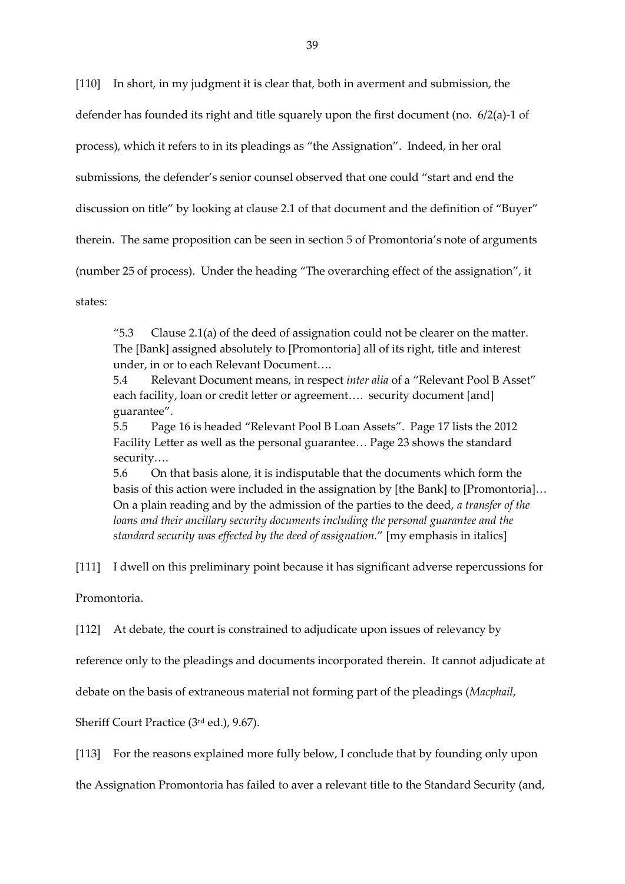[110] In short, in my judgment it is clear that, both in averment and submission, the defender has founded its right and title squarely upon the first document (no. 6/2(a)-1 of process), which it refers to in its pleadings as "the Assignation". Indeed, in her oral submissions, the defender's senior counsel observed that one could "start and end the discussion on title" by looking at clause 2.1 of that document and the definition of "Buyer" therein. The same proposition can be seen in section 5 of Promontoria's note of arguments (number 25 of process). Under the heading "The overarching effect of the assignation", it states:

> "5.3 Clause 2.1(a) of the deed of assignation could not be clearer on the matter. The [Bank] assigned absolutely to [Promontoria] all of its right, title and interest under, in or to each Relevant Document….
>
> 5.4 Relevant Document means, in respect *inter alia* of a "Relevant Pool B Asset" each facility, loan or credit letter or agreement…. security document [and] guarantee".
>
> 5.5 Page 16 is headed "Relevant Pool B Loan Assets". Page 17 lists the 2012 Facility Letter as well as the personal guarantee… Page 23 shows the standard security….
>
> 5.6 On that basis alone, it is indisputable that the documents which form the basis of this action were included in the assignation by [the Bank] to [Promontoria]… On a plain reading and by the admission of the parties to the deed, *a transfer of the loans and their ancillary security documents including the personal guarantee and the standard security was effected by the deed of assignation.*" [my emphasis in italics]

[111] I dwell on this preliminary point because it has significant adverse repercussions for Promontoria.

[112] At debate, the court is constrained to adjudicate upon issues of relevancy by reference only to the pleadings and documents incorporated therein. It cannot adjudicate at debate on the basis of extraneous material not forming part of the pleadings (*Macphail*, Sheriff Court Practice (3rd ed.), 9.67).

[113] For the reasons explained more fully below, I conclude that by founding only upon the Assignation Promontoria has failed to aver a relevant title to the Standard Security (and,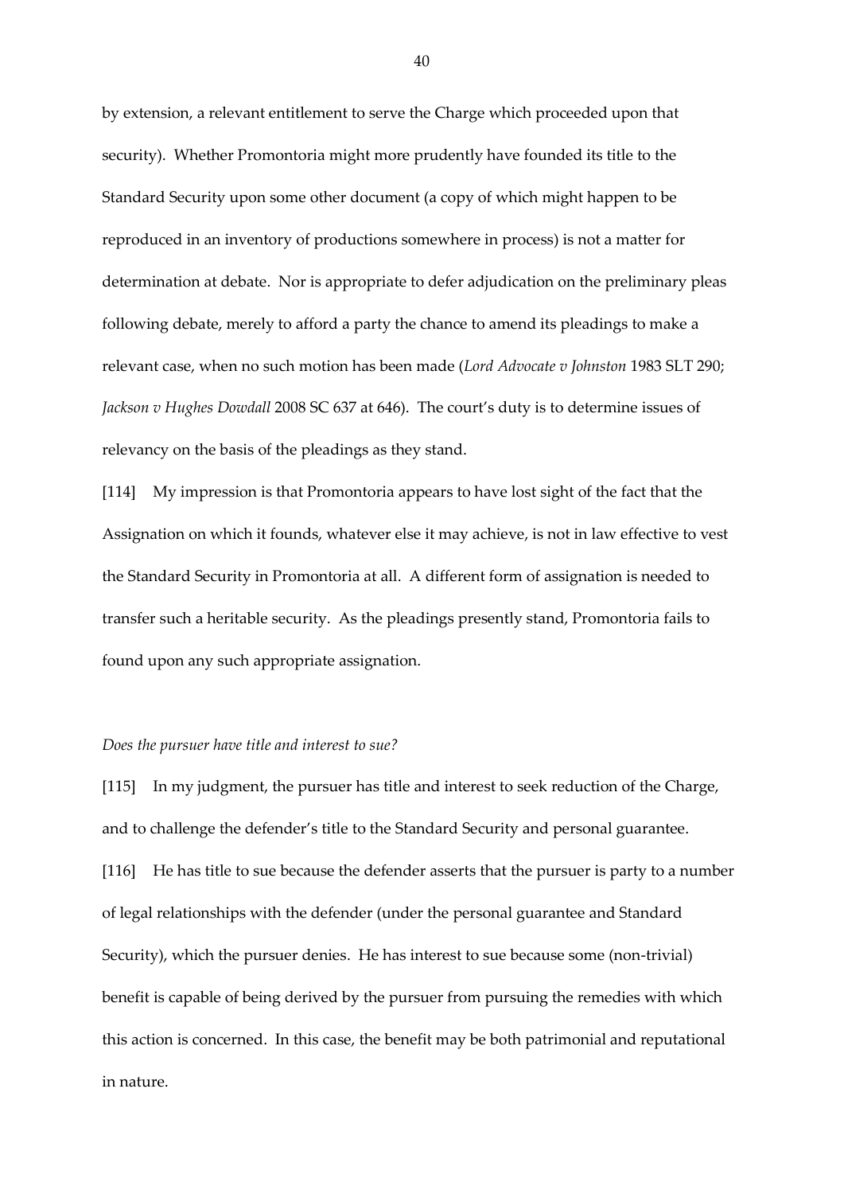by extension, a relevant entitlement to serve the Charge which proceeded upon that security). Whether Promontoria might more prudently have founded its title to the Standard Security upon some other document (a copy of which might happen to be reproduced in an inventory of productions somewhere in process) is not a matter for determination at debate. Nor is appropriate to defer adjudication on the preliminary pleas following debate, merely to afford a party the chance to amend its pleadings to make a relevant case, when no such motion has been made (*Lord Advocate v Johnston* 1983 SLT 290; *Jackson v Hughes Dowdall* 2008 SC 637 at 646). The court's duty is to determine issues of relevancy on the basis of the pleadings as they stand.

[114] My impression is that Promontoria appears to have lost sight of the fact that the Assignation on which it founds, whatever else it may achieve, is not in law effective to vest the Standard Security in Promontoria at all. A different form of assignation is needed to transfer such a heritable security. As the pleadings presently stand, Promontoria fails to found upon any such appropriate assignation.

*Does the pursuer have title and interest to sue?*

[115] In my judgment, the pursuer has title and interest to seek reduction of the Charge, and to challenge the defender's title to the Standard Security and personal guarantee.

[116] He has title to sue because the defender asserts that the pursuer is party to a number of legal relationships with the defender (under the personal guarantee and Standard Security), which the pursuer denies. He has interest to sue because some (non-trivial) benefit is capable of being derived by the pursuer from pursuing the remedies with which this action is concerned. In this case, the benefit may be both patrimonial and reputational in nature.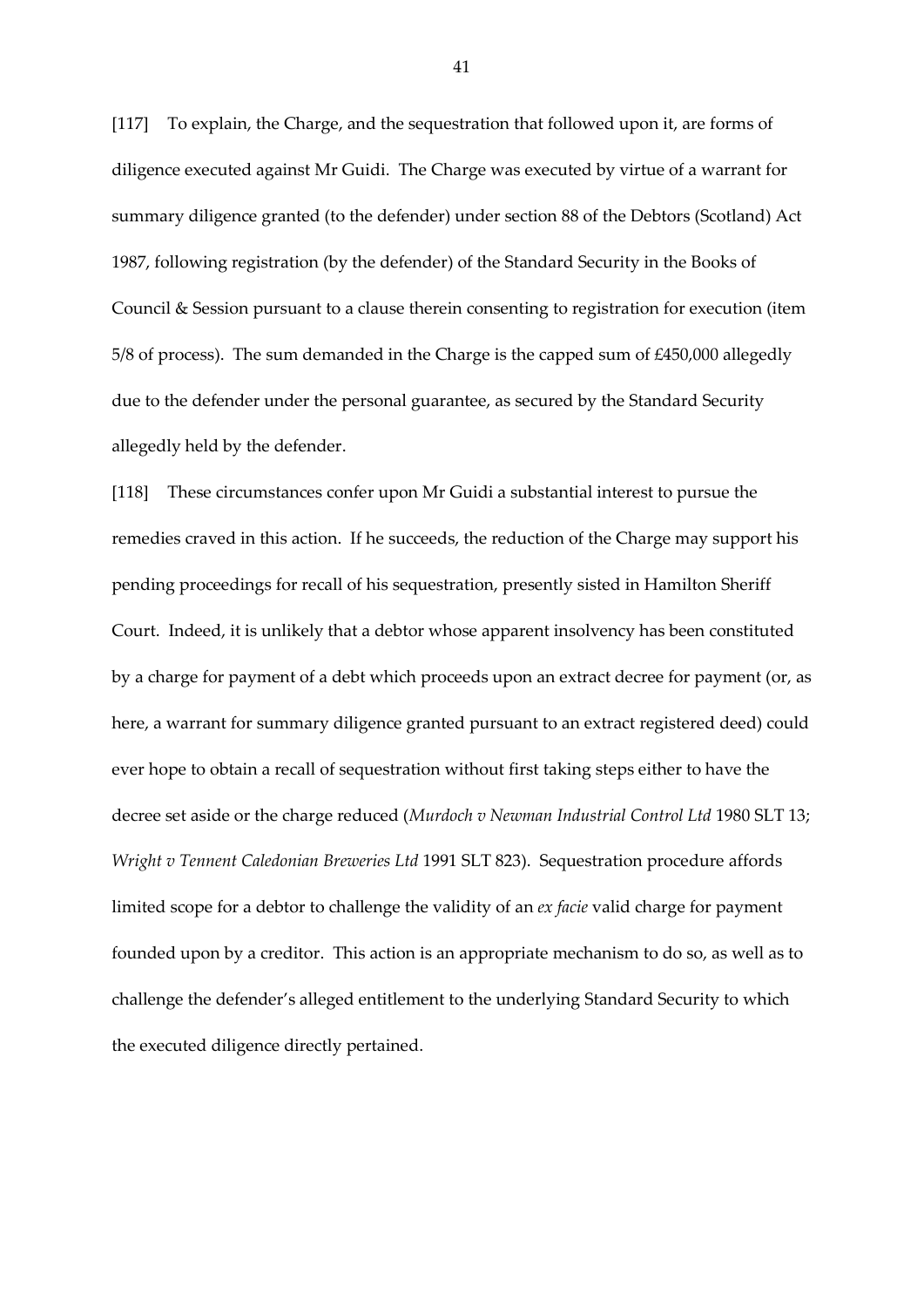[117] To explain, the Charge, and the sequestration that followed upon it, are forms of diligence executed against Mr Guidi. The Charge was executed by virtue of a warrant for summary diligence granted (to the defender) under section 88 of the Debtors (Scotland) Act 1987, following registration (by the defender) of the Standard Security in the Books of Council & Session pursuant to a clause therein consenting to registration for execution (item 5/8 of process). The sum demanded in the Charge is the capped sum of £450,000 allegedly due to the defender under the personal guarantee, as secured by the Standard Security allegedly held by the defender.

[118] These circumstances confer upon Mr Guidi a substantial interest to pursue the remedies craved in this action. If he succeeds, the reduction of the Charge may support his pending proceedings for recall of his sequestration, presently sisted in Hamilton Sheriff Court. Indeed, it is unlikely that a debtor whose apparent insolvency has been constituted by a charge for payment of a debt which proceeds upon an extract decree for payment (or, as here, a warrant for summary diligence granted pursuant to an extract registered deed) could ever hope to obtain a recall of sequestration without first taking steps either to have the decree set aside or the charge reduced (*Murdoch v Newman Industrial Control Ltd* 1980 SLT 13; *Wright v Tennent Caledonian Breweries Ltd* 1991 SLT 823). Sequestration procedure affords limited scope for a debtor to challenge the validity of an *ex facie* valid charge for payment founded upon by a creditor. This action is an appropriate mechanism to do so, as well as to challenge the defender's alleged entitlement to the underlying Standard Security to which the executed diligence directly pertained.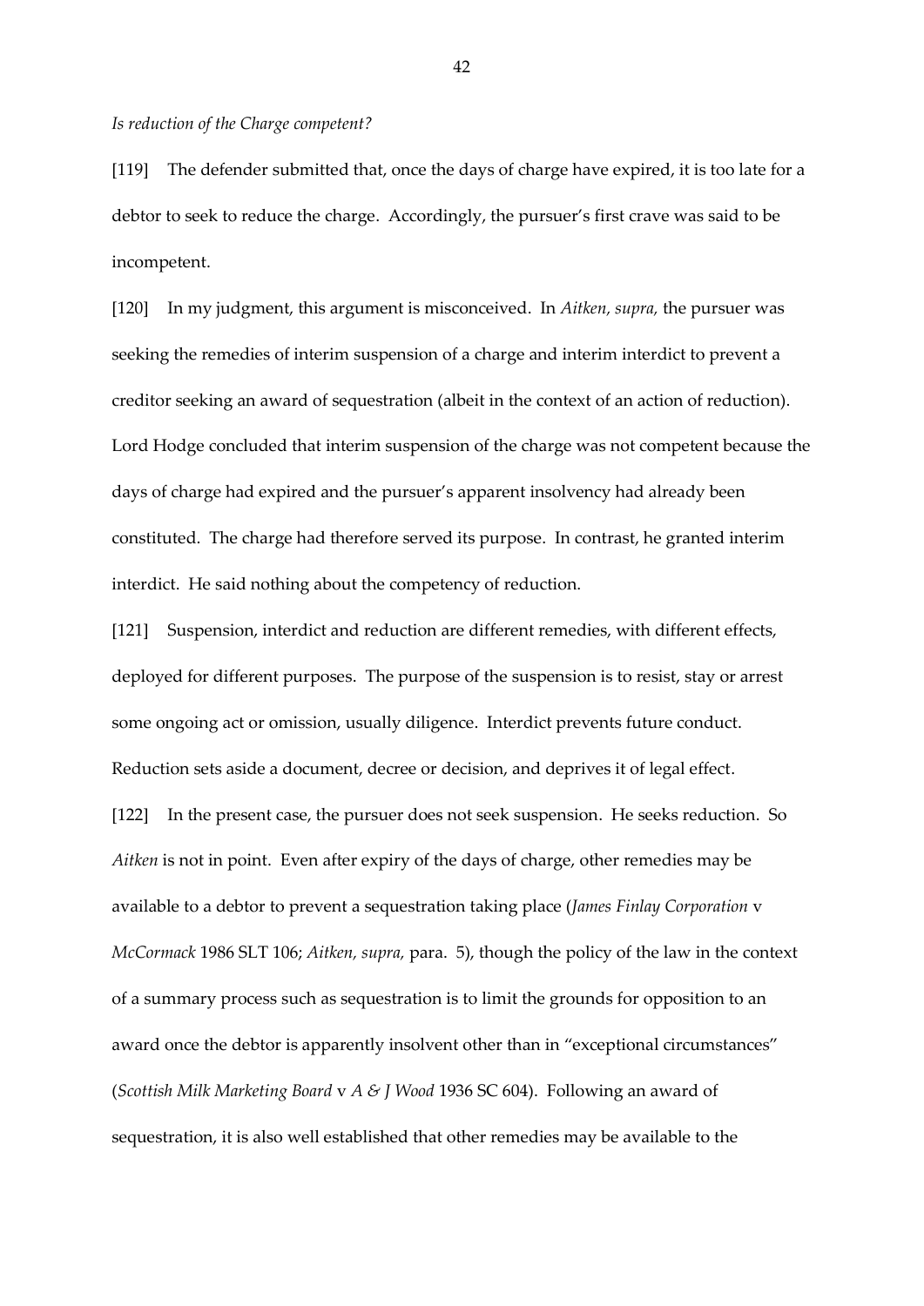*Is reduction of the Charge competent?*

[119] The defender submitted that, once the days of charge have expired, it is too late for a debtor to seek to reduce the charge. Accordingly, the pursuer's first crave was said to be incompetent.

[120] In my judgment, this argument is misconceived. In *Aitken, supra,* the pursuer was seeking the remedies of interim suspension of a charge and interim interdict to prevent a creditor seeking an award of sequestration (albeit in the context of an action of reduction). Lord Hodge concluded that interim suspension of the charge was not competent because the days of charge had expired and the pursuer's apparent insolvency had already been constituted. The charge had therefore served its purpose. In contrast, he granted interim interdict. He said nothing about the competency of reduction.

[121] Suspension, interdict and reduction are different remedies, with different effects, deployed for different purposes. The purpose of the suspension is to resist, stay or arrest some ongoing act or omission, usually diligence. Interdict prevents future conduct. Reduction sets aside a document, decree or decision, and deprives it of legal effect.

[122] In the present case, the pursuer does not seek suspension. He seeks reduction. So *Aitken* is not in point. Even after expiry of the days of charge, other remedies may be available to a debtor to prevent a sequestration taking place (*James Finlay Corporation* v *McCormack* 1986 SLT 106; *Aitken, supra,* para. 5), though the policy of the law in the context of a summary process such as sequestration is to limit the grounds for opposition to an award once the debtor is apparently insolvent other than in "exceptional circumstances" (*Scottish Milk Marketing Board* v *A & J Wood* 1936 SC 604). Following an award of sequestration, it is also well established that other remedies may be available to the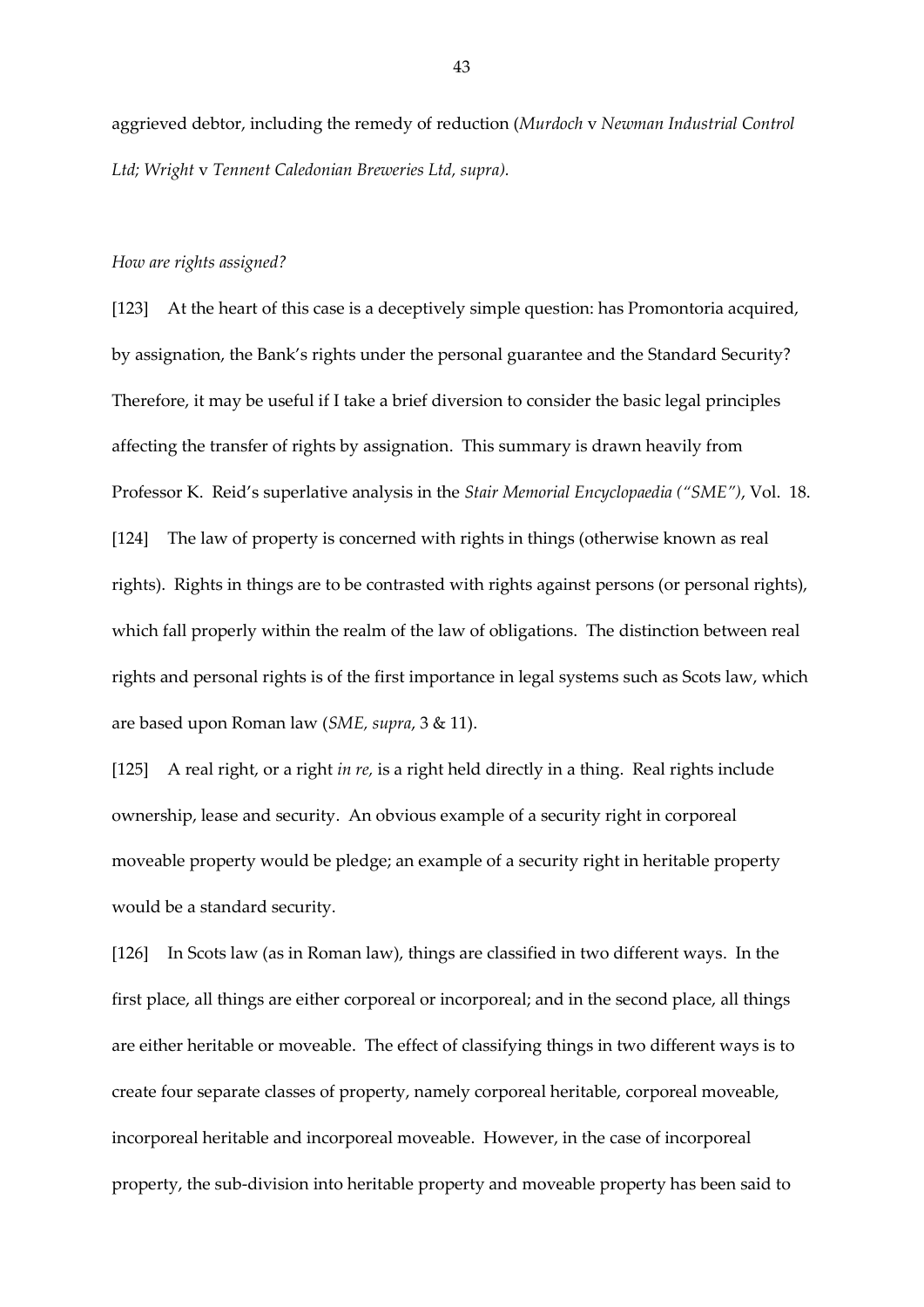aggrieved debtor, including the remedy of reduction (*Murdoch* v *Newman Industrial Control Ltd; Wright* v *Tennent Caledonian Breweries Ltd, supra).*

*How are rights assigned?*

[123] At the heart of this case is a deceptively simple question: has Promontoria acquired, by assignation, the Bank's rights under the personal guarantee and the Standard Security? Therefore, it may be useful if I take a brief diversion to consider the basic legal principles affecting the transfer of rights by assignation. This summary is drawn heavily from Professor K. Reid's superlative analysis in the *Stair Memorial Encyclopaedia ("SME")*, Vol. 18.

[124] The law of property is concerned with rights in things (otherwise known as real rights). Rights in things are to be contrasted with rights against persons (or personal rights), which fall properly within the realm of the law of obligations. The distinction between real rights and personal rights is of the first importance in legal systems such as Scots law, which are based upon Roman law (*SME, supra*, 3 & 11).

[125] A real right, or a right *in re,* is a right held directly in a thing. Real rights include ownership, lease and security. An obvious example of a security right in corporeal moveable property would be pledge; an example of a security right in heritable property would be a standard security.

[126] In Scots law (as in Roman law), things are classified in two different ways. In the first place, all things are either corporeal or incorporeal; and in the second place, all things are either heritable or moveable. The effect of classifying things in two different ways is to create four separate classes of property, namely corporeal heritable, corporeal moveable, incorporeal heritable and incorporeal moveable. However, in the case of incorporeal property, the sub-division into heritable property and moveable property has been said to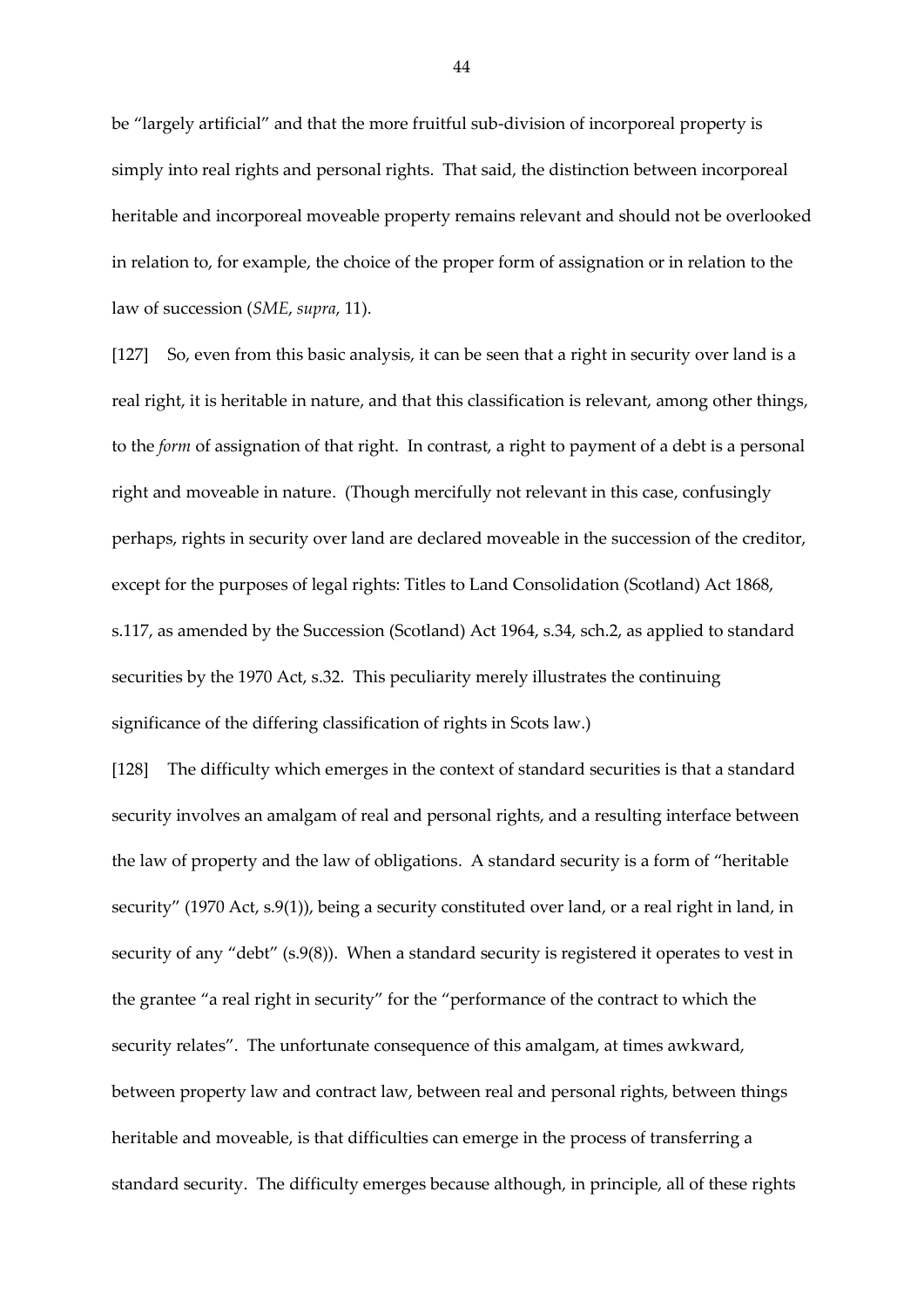be "largely artificial" and that the more fruitful sub-division of incorporeal property is simply into real rights and personal rights. That said, the distinction between incorporeal heritable and incorporeal moveable property remains relevant and should not be overlooked in relation to, for example, the choice of the proper form of assignation or in relation to the law of succession (*SME*, *supra*, 11).

[127] So, even from this basic analysis, it can be seen that a right in security over land is a real right, it is heritable in nature, and that this classification is relevant, among other things, to the *form* of assignation of that right. In contrast, a right to payment of a debt is a personal right and moveable in nature. (Though mercifully not relevant in this case, confusingly perhaps, rights in security over land are declared moveable in the succession of the creditor, except for the purposes of legal rights: Titles to Land Consolidation (Scotland) Act 1868, s.117, as amended by the Succession (Scotland) Act 1964, s.34, sch.2, as applied to standard securities by the 1970 Act, s.32. This peculiarity merely illustrates the continuing significance of the differing classification of rights in Scots law.)

[128] The difficulty which emerges in the context of standard securities is that a standard security involves an amalgam of real and personal rights, and a resulting interface between the law of property and the law of obligations. A standard security is a form of "heritable security" (1970 Act, s.9(1)), being a security constituted over land, or a real right in land, in security of any "debt" (s.9(8)). When a standard security is registered it operates to vest in the grantee "a real right in security" for the "performance of the contract to which the security relates". The unfortunate consequence of this amalgam, at times awkward, between property law and contract law, between real and personal rights, between things heritable and moveable, is that difficulties can emerge in the process of transferring a standard security. The difficulty emerges because although, in principle, all of these rights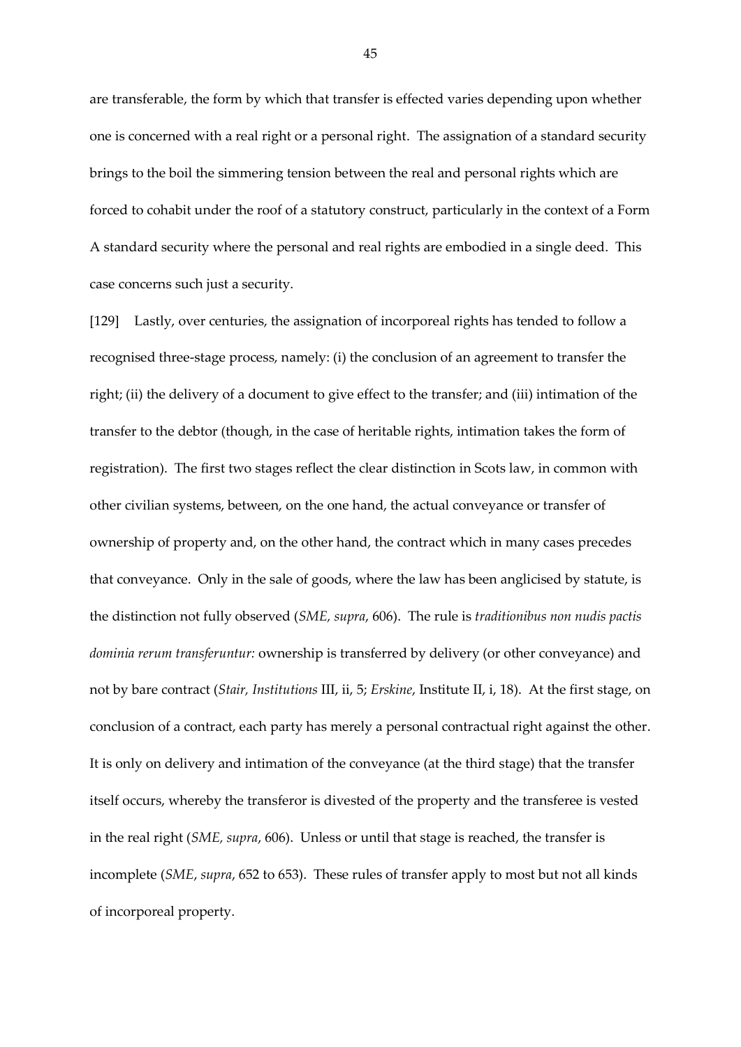are transferable, the form by which that transfer is effected varies depending upon whether one is concerned with a real right or a personal right. The assignation of a standard security brings to the boil the simmering tension between the real and personal rights which are forced to cohabit under the roof of a statutory construct, particularly in the context of a Form A standard security where the personal and real rights are embodied in a single deed. This case concerns such just a security.

[129] Lastly, over centuries, the assignation of incorporeal rights has tended to follow a recognised three-stage process, namely: (i) the conclusion of an agreement to transfer the right; (ii) the delivery of a document to give effect to the transfer; and (iii) intimation of the transfer to the debtor (though, in the case of heritable rights, intimation takes the form of registration). The first two stages reflect the clear distinction in Scots law, in common with other civilian systems, between, on the one hand, the actual conveyance or transfer of ownership of property and, on the other hand, the contract which in many cases precedes that conveyance. Only in the sale of goods, where the law has been anglicised by statute, is the distinction not fully observed (*SME, supra*, 606). The rule is *traditionibus non nudis pactis dominia rerum transferuntur:* ownership is transferred by delivery (or other conveyance) and not by bare contract (*Stair, Institutions* III, ii, 5; *Erskine*, Institute II, i, 18). At the first stage, on conclusion of a contract, each party has merely a personal contractual right against the other. It is only on delivery and intimation of the conveyance (at the third stage) that the transfer itself occurs, whereby the transferor is divested of the property and the transferee is vested in the real right (*SME, supra*, 606). Unless or until that stage is reached, the transfer is incomplete (*SME*, *supra*, 652 to 653). These rules of transfer apply to most but not all kinds of incorporeal property.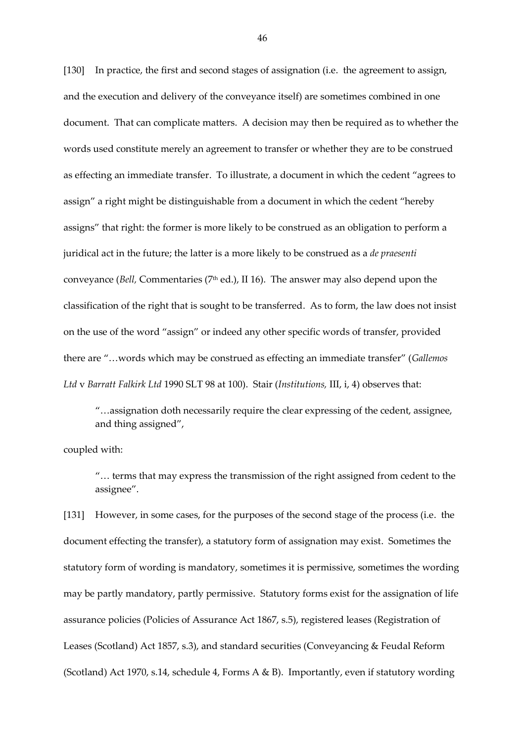[130] In practice, the first and second stages of assignation (i.e. the agreement to assign, and the execution and delivery of the conveyance itself) are sometimes combined in one document. That can complicate matters. A decision may then be required as to whether the words used constitute merely an agreement to transfer or whether they are to be construed as effecting an immediate transfer. To illustrate, a document in which the cedent "agrees to assign" a right might be distinguishable from a document in which the cedent "hereby assigns" that right: the former is more likely to be construed as an obligation to perform a juridical act in the future; the latter is a more likely to be construed as a *de praesenti* conveyance (*Bell,* Commentaries (7th ed.), II 16). The answer may also depend upon the classification of the right that is sought to be transferred. As to form, the law does not insist on the use of the word "assign" or indeed any other specific words of transfer, provided there are "…words which may be construed as effecting an immediate transfer" (*Gallemos Ltd* v *Barratt Falkirk Ltd* 1990 SLT 98 at 100). Stair (*Institutions,* III, i, 4) observes that:

> "…assignation doth necessarily require the clear expressing of the cedent, assignee, and thing assigned",

coupled with:

> "… terms that may express the transmission of the right assigned from cedent to the assignee".

[131] However, in some cases, for the purposes of the second stage of the process (i.e. the document effecting the transfer), a statutory form of assignation may exist. Sometimes the statutory form of wording is mandatory, sometimes it is permissive, sometimes the wording may be partly mandatory, partly permissive. Statutory forms exist for the assignation of life assurance policies (Policies of Assurance Act 1867, s.5), registered leases (Registration of Leases (Scotland) Act 1857, s.3), and standard securities (Conveyancing & Feudal Reform (Scotland) Act 1970, s.14, schedule 4, Forms A & B). Importantly, even if statutory wording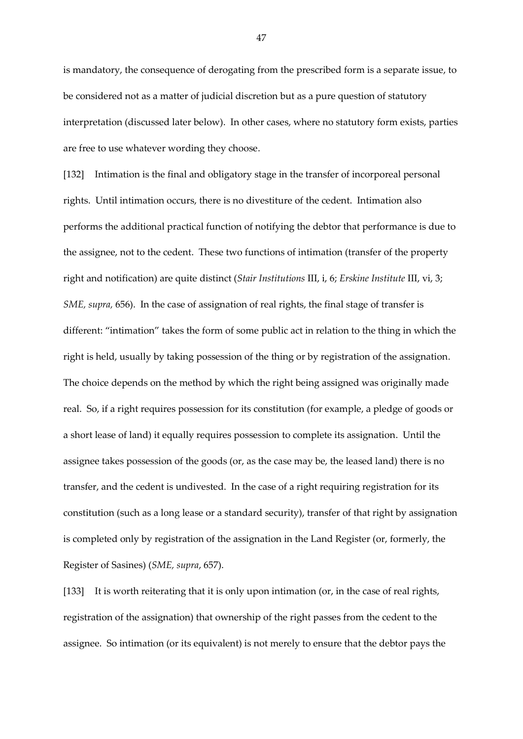is mandatory, the consequence of derogating from the prescribed form is a separate issue, to be considered not as a matter of judicial discretion but as a pure question of statutory interpretation (discussed later below). In other cases, where no statutory form exists, parties are free to use whatever wording they choose.

[132] Intimation is the final and obligatory stage in the transfer of incorporeal personal rights. Until intimation occurs, there is no divestiture of the cedent. Intimation also performs the additional practical function of notifying the debtor that performance is due to the assignee, not to the cedent. These two functions of intimation (transfer of the property right and notification) are quite distinct (*Stair Institutions* III, i, 6; *Erskine Institute* III, vi, 3; *SME, supra,* 656). In the case of assignation of real rights, the final stage of transfer is different: "intimation" takes the form of some public act in relation to the thing in which the right is held, usually by taking possession of the thing or by registration of the assignation. The choice depends on the method by which the right being assigned was originally made real. So, if a right requires possession for its constitution (for example, a pledge of goods or a short lease of land) it equally requires possession to complete its assignation. Until the assignee takes possession of the goods (or, as the case may be, the leased land) there is no transfer, and the cedent is undivested. In the case of a right requiring registration for its constitution (such as a long lease or a standard security), transfer of that right by assignation is completed only by registration of the assignation in the Land Register (or, formerly, the Register of Sasines) (*SME, supra*, 657).

[133] It is worth reiterating that it is only upon intimation (or, in the case of real rights, registration of the assignation) that ownership of the right passes from the cedent to the assignee. So intimation (or its equivalent) is not merely to ensure that the debtor pays the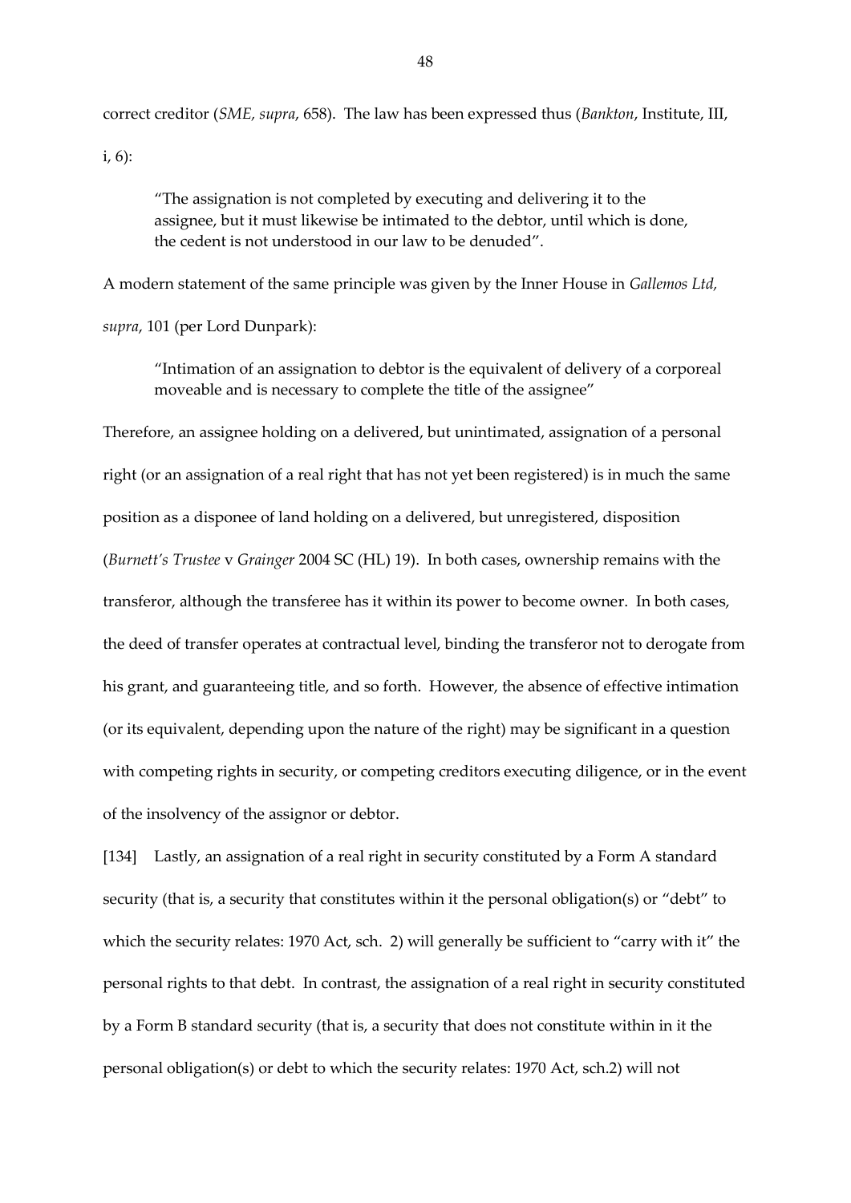correct creditor (*SME, supra*, 658). The law has been expressed thus (*Bankton*, Institute, III, i, 6):

> "The assignation is not completed by executing and delivering it to the assignee, but it must likewise be intimated to the debtor, until which is done, the cedent is not understood in our law to be denuded".

A modern statement of the same principle was given by the Inner House in *Gallemos Ltd, supra*, 101 (per Lord Dunpark):

> "Intimation of an assignation to debtor is the equivalent of delivery of a corporeal moveable and is necessary to complete the title of the assignee"

Therefore, an assignee holding on a delivered, but unintimated, assignation of a personal right (or an assignation of a real right that has not yet been registered) is in much the same position as a disponee of land holding on a delivered, but unregistered, disposition (*Burnett's Trustee* v *Grainger* 2004 SC (HL) 19). In both cases, ownership remains with the transferor, although the transferee has it within its power to become owner. In both cases, the deed of transfer operates at contractual level, binding the transferor not to derogate from his grant, and guaranteeing title, and so forth. However, the absence of effective intimation (or its equivalent, depending upon the nature of the right) may be significant in a question with competing rights in security, or competing creditors executing diligence, or in the event of the insolvency of the assignor or debtor.

[134] Lastly, an assignation of a real right in security constituted by a Form A standard security (that is, a security that constitutes within it the personal obligation(s) or "debt" to which the security relates: 1970 Act, sch. 2) will generally be sufficient to "carry with it" the personal rights to that debt. In contrast, the assignation of a real right in security constituted by a Form B standard security (that is, a security that does not constitute within in it the personal obligation(s) or debt to which the security relates: 1970 Act, sch.2) will not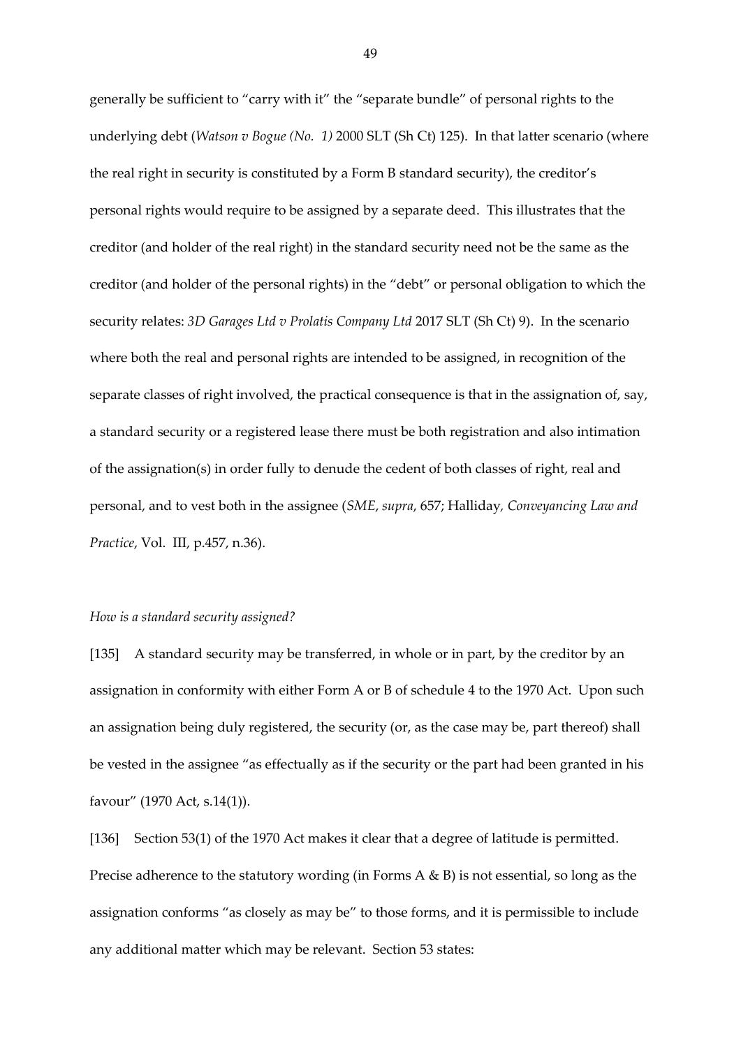generally be sufficient to "carry with it" the "separate bundle" of personal rights to the underlying debt (*Watson v Bogue (No. 1)* 2000 SLT (Sh Ct) 125). In that latter scenario (where the real right in security is constituted by a Form B standard security), the creditor's personal rights would require to be assigned by a separate deed. This illustrates that the creditor (and holder of the real right) in the standard security need not be the same as the creditor (and holder of the personal rights) in the "debt" or personal obligation to which the security relates: *3D Garages Ltd v Prolatis Company Ltd* 2017 SLT (Sh Ct) 9). In the scenario where both the real and personal rights are intended to be assigned, in recognition of the separate classes of right involved, the practical consequence is that in the assignation of, say, a standard security or a registered lease there must be both registration and also intimation of the assignation(s) in order fully to denude the cedent of both classes of right, real and personal, and to vest both in the assignee (*SME*, *supra*, 657; Halliday, *Conveyancing Law and Practice*, Vol. III, p.457, n.36).

*How is a standard security assigned?*

[135] A standard security may be transferred, in whole or in part, by the creditor by an assignation in conformity with either Form A or B of schedule 4 to the 1970 Act. Upon such an assignation being duly registered, the security (or, as the case may be, part thereof) shall be vested in the assignee "as effectually as if the security or the part had been granted in his favour" (1970 Act, s.14(1)).

[136] Section 53(1) of the 1970 Act makes it clear that a degree of latitude is permitted. Precise adherence to the statutory wording (in Forms A & B) is not essential, so long as the assignation conforms "as closely as may be" to those forms, and it is permissible to include any additional matter which may be relevant. Section 53 states: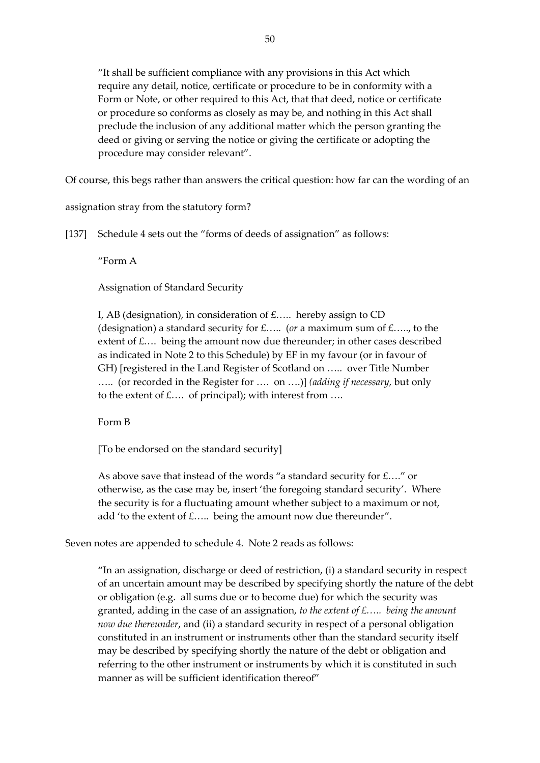> "It shall be sufficient compliance with any provisions in this Act which require any detail, notice, certificate or procedure to be in conformity with a Form or Note, or other required to this Act, that that deed, notice or certificate or procedure so conforms as closely as may be, and nothing in this Act shall preclude the inclusion of any additional matter which the person granting the deed or giving or serving the notice or giving the certificate or adopting the procedure may consider relevant".

Of course, this begs rather than answers the critical question: how far can the wording of an assignation stray from the statutory form?

[137] Schedule 4 sets out the "forms of deeds of assignation" as follows:

> "Form A
>
> Assignation of Standard Security
>
> I, AB (designation), in consideration of £….. hereby assign to CD (designation) a standard security for £….. (*or* a maximum sum of £….., to the extent of £…. being the amount now due thereunder; in other cases described as indicated in Note 2 to this Schedule) by EF in my favour (or in favour of GH) [registered in the Land Register of Scotland on ….. over Title Number ….. (or recorded in the Register for …. on ….)] *(adding if necessary*, but only to the extent of £…. of principal); with interest from ….
>
> Form B
>
> [To be endorsed on the standard security]
>
> As above save that instead of the words "a standard security for £…." or otherwise, as the case may be, insert 'the foregoing standard security'. Where the security is for a fluctuating amount whether subject to a maximum or not, add 'to the extent of £….. being the amount now due thereunder".

Seven notes are appended to schedule 4. Note 2 reads as follows:

> "In an assignation, discharge or deed of restriction, (i) a standard security in respect of an uncertain amount may be described by specifying shortly the nature of the debt or obligation (e.g. all sums due or to become due) for which the security was granted, adding in the case of an assignation, *to the extent of £….. being the amount now due thereunder*, and (ii) a standard security in respect of a personal obligation constituted in an instrument or instruments other than the standard security itself may be described by specifying shortly the nature of the debt or obligation and referring to the other instrument or instruments by which it is constituted in such manner as will be sufficient identification thereof"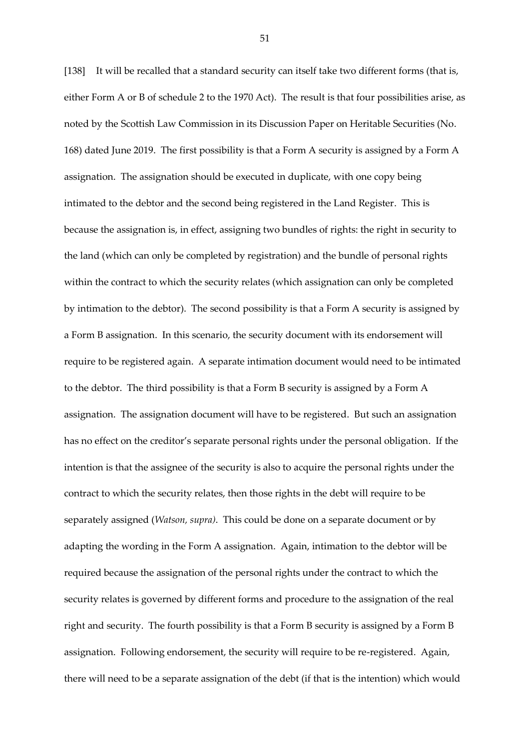[138] It will be recalled that a standard security can itself take two different forms (that is, either Form A or B of schedule 2 to the 1970 Act). The result is that four possibilities arise, as noted by the Scottish Law Commission in its Discussion Paper on Heritable Securities (No. 168) dated June 2019. The first possibility is that a Form A security is assigned by a Form A assignation. The assignation should be executed in duplicate, with one copy being intimated to the debtor and the second being registered in the Land Register. This is because the assignation is, in effect, assigning two bundles of rights: the right in security to the land (which can only be completed by registration) and the bundle of personal rights within the contract to which the security relates (which assignation can only be completed by intimation to the debtor). The second possibility is that a Form A security is assigned by a Form B assignation. In this scenario, the security document with its endorsement will require to be registered again. A separate intimation document would need to be intimated to the debtor. The third possibility is that a Form B security is assigned by a Form A assignation. The assignation document will have to be registered. But such an assignation has no effect on the creditor's separate personal rights under the personal obligation. If the intention is that the assignee of the security is also to acquire the personal rights under the contract to which the security relates, then those rights in the debt will require to be separately assigned (*Watson, supra).* This could be done on a separate document or by adapting the wording in the Form A assignation. Again, intimation to the debtor will be required because the assignation of the personal rights under the contract to which the security relates is governed by different forms and procedure to the assignation of the real right and security. The fourth possibility is that a Form B security is assigned by a Form B assignation. Following endorsement, the security will require to be re-registered. Again, there will need to be a separate assignation of the debt (if that is the intention) which would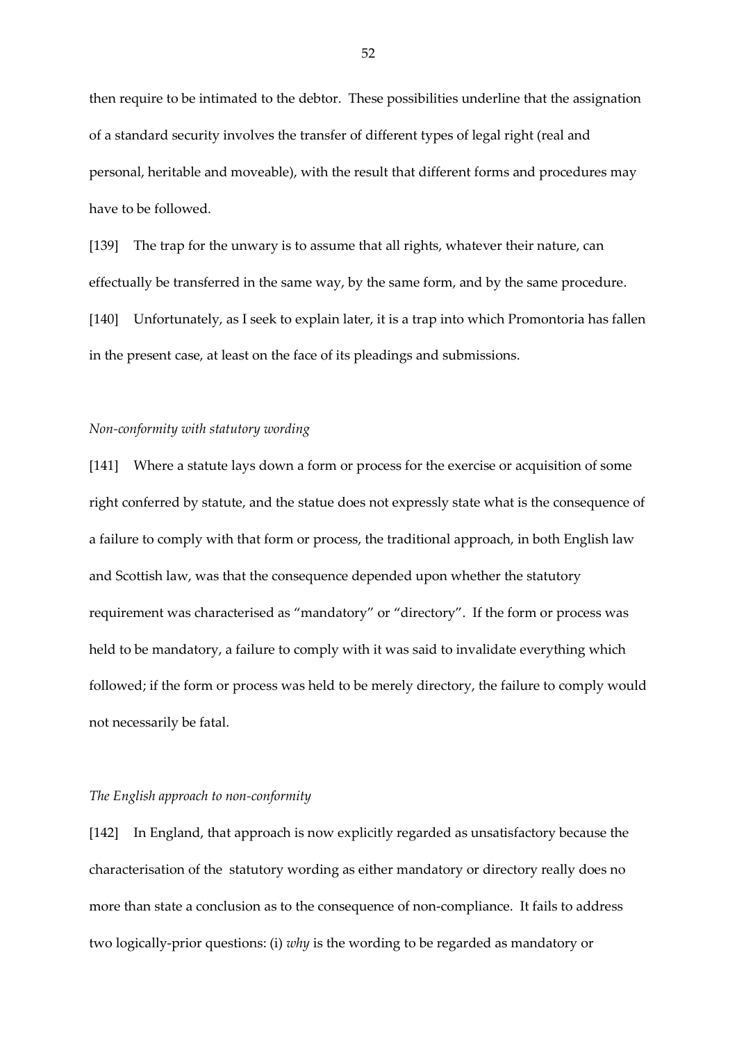then require to be intimated to the debtor. These possibilities underline that the assignation of a standard security involves the transfer of different types of legal right (real and personal, heritable and moveable), with the result that different forms and procedures may have to be followed.

[139] The trap for the unwary is to assume that all rights, whatever their nature, can effectually be transferred in the same way, by the same form, and by the same procedure.

[140] Unfortunately, as I seek to explain later, it is a trap into which Promontoria has fallen in the present case, at least on the face of its pleadings and submissions.

*Non-conformity with statutory wording*

[141] Where a statute lays down a form or process for the exercise or acquisition of some right conferred by statute, and the statue does not expressly state what is the consequence of a failure to comply with that form or process, the traditional approach, in both English law and Scottish law, was that the consequence depended upon whether the statutory requirement was characterised as "mandatory" or "directory". If the form or process was held to be mandatory, a failure to comply with it was said to invalidate everything which followed; if the form or process was held to be merely directory, the failure to comply would not necessarily be fatal.

*The English approach to non-conformity*

[142] In England, that approach is now explicitly regarded as unsatisfactory because the characterisation of the statutory wording as either mandatory or directory really does no more than state a conclusion as to the consequence of non-compliance. It fails to address two logically-prior questions: (i) *why* is the wording to be regarded as mandatory or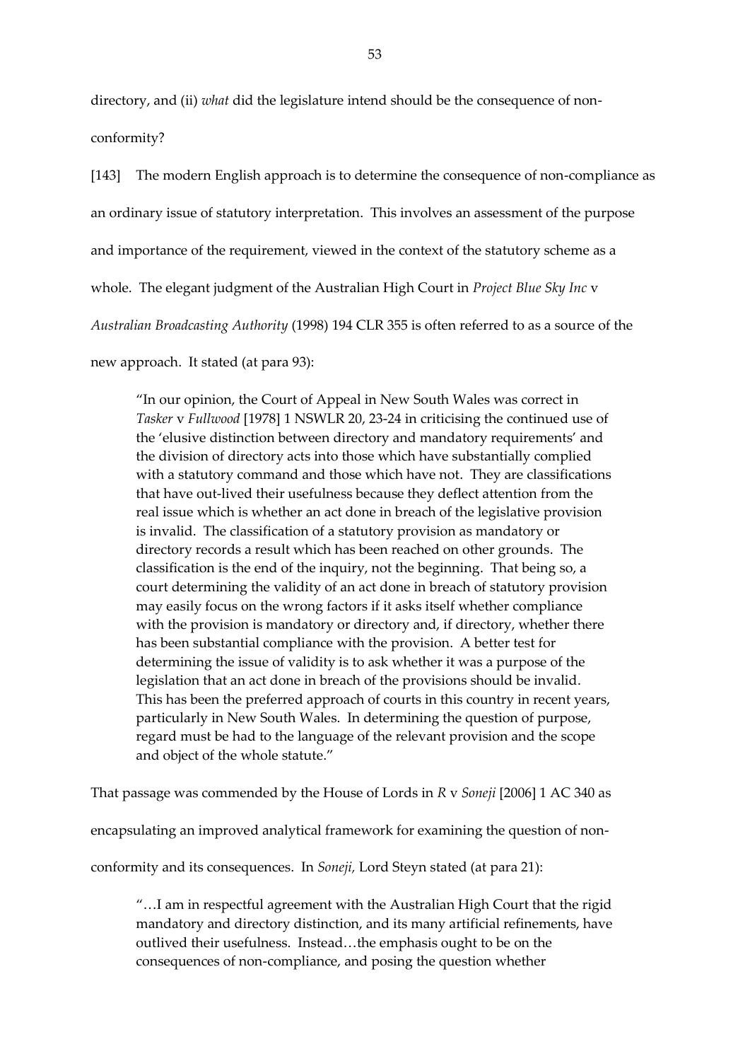directory, and (ii) *what* did the legislature intend should be the consequence of non-conformity?

[143] The modern English approach is to determine the consequence of non-compliance as an ordinary issue of statutory interpretation. This involves an assessment of the purpose and importance of the requirement, viewed in the context of the statutory scheme as a whole. The elegant judgment of the Australian High Court in *Project Blue Sky Inc* v *Australian Broadcasting Authority* (1998) 194 CLR 355 is often referred to as a source of the new approach. It stated (at para 93):

> "In our opinion, the Court of Appeal in New South Wales was correct in *Tasker* v *Fullwood* [1978] 1 NSWLR 20, 23-24 in criticising the continued use of the 'elusive distinction between directory and mandatory requirements' and the division of directory acts into those which have substantially complied with a statutory command and those which have not. They are classifications that have out-lived their usefulness because they deflect attention from the real issue which is whether an act done in breach of the legislative provision is invalid. The classification of a statutory provision as mandatory or directory records a result which has been reached on other grounds. The classification is the end of the inquiry, not the beginning. That being so, a court determining the validity of an act done in breach of statutory provision may easily focus on the wrong factors if it asks itself whether compliance with the provision is mandatory or directory and, if directory, whether there has been substantial compliance with the provision. A better test for determining the issue of validity is to ask whether it was a purpose of the legislation that an act done in breach of the provisions should be invalid. This has been the preferred approach of courts in this country in recent years, particularly in New South Wales. In determining the question of purpose, regard must be had to the language of the relevant provision and the scope and object of the whole statute."

That passage was commended by the House of Lords in *R* v *Soneji* [2006] 1 AC 340 as encapsulating an improved analytical framework for examining the question of non-conformity and its consequences. In *Soneji,* Lord Steyn stated (at para 21):

> "…I am in respectful agreement with the Australian High Court that the rigid mandatory and directory distinction, and its many artificial refinements, have outlived their usefulness. Instead…the emphasis ought to be on the consequences of non-compliance, and posing the question whether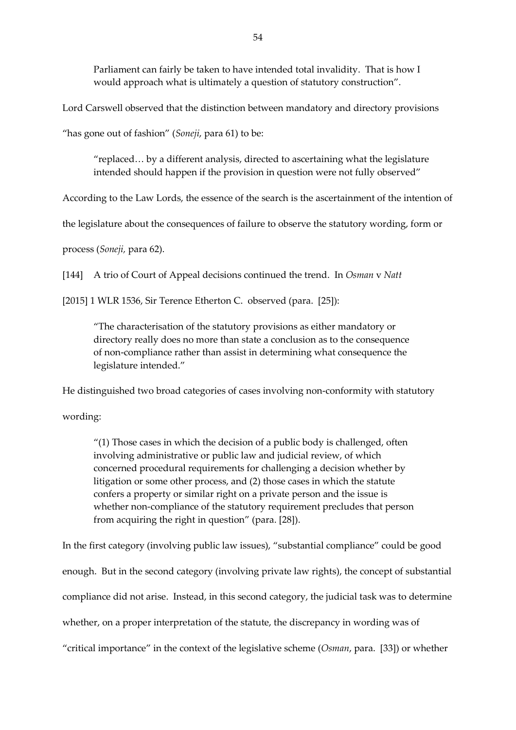> Parliament can fairly be taken to have intended total invalidity. That is how I would approach what is ultimately a question of statutory construction".

Lord Carswell observed that the distinction between mandatory and directory provisions "has gone out of fashion" (*Soneji*, para 61) to be:

> "replaced… by a different analysis, directed to ascertaining what the legislature intended should happen if the provision in question were not fully observed"

According to the Law Lords, the essence of the search is the ascertainment of the intention of the legislature about the consequences of failure to observe the statutory wording, form or process (*Soneji,* para 62).

[144] A trio of Court of Appeal decisions continued the trend. In *Osman* v *Natt* [2015] 1 WLR 1536, Sir Terence Etherton C. observed (para. [25]):

> "The characterisation of the statutory provisions as either mandatory or directory really does no more than state a conclusion as to the consequence of non-compliance rather than assist in determining what consequence the legislature intended."

He distinguished two broad categories of cases involving non-conformity with statutory wording:

> "(1) Those cases in which the decision of a public body is challenged, often involving administrative or public law and judicial review, of which concerned procedural requirements for challenging a decision whether by litigation or some other process, and (2) those cases in which the statute confers a property or similar right on a private person and the issue is whether non-compliance of the statutory requirement precludes that person from acquiring the right in question" (para. [28]).

In the first category (involving public law issues), "substantial compliance" could be good enough. But in the second category (involving private law rights), the concept of substantial compliance did not arise. Instead, in this second category, the judicial task was to determine whether, on a proper interpretation of the statute, the discrepancy in wording was of "critical importance" in the context of the legislative scheme (*Osman*, para. [33]) or whether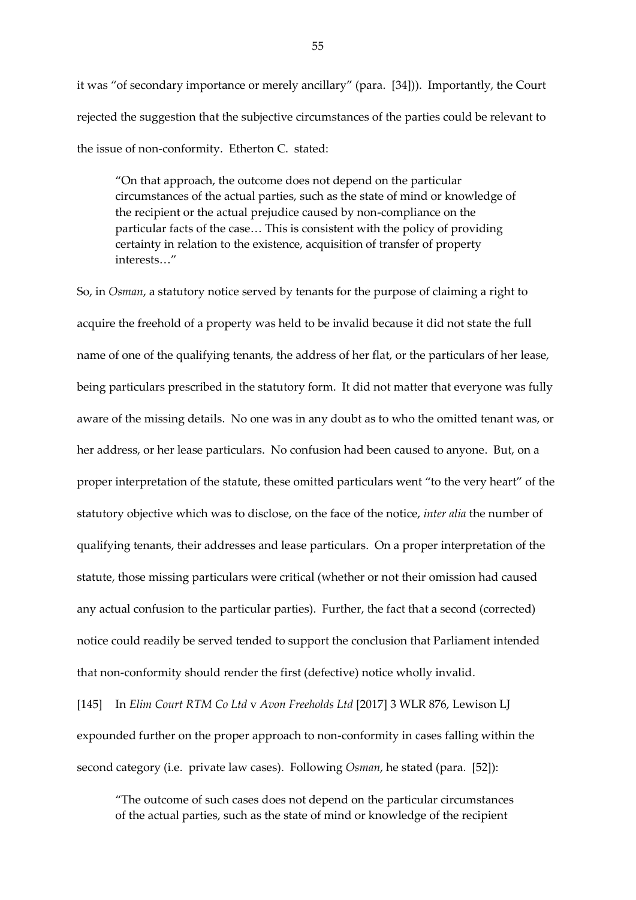it was "of secondary importance or merely ancillary" (para. [34])). Importantly, the Court rejected the suggestion that the subjective circumstances of the parties could be relevant to the issue of non-conformity. Etherton C. stated:

> "On that approach, the outcome does not depend on the particular circumstances of the actual parties, such as the state of mind or knowledge of the recipient or the actual prejudice caused by non-compliance on the particular facts of the case… This is consistent with the policy of providing certainty in relation to the existence, acquisition of transfer of property interests…"

So, in *Osman*, a statutory notice served by tenants for the purpose of claiming a right to acquire the freehold of a property was held to be invalid because it did not state the full name of one of the qualifying tenants, the address of her flat, or the particulars of her lease, being particulars prescribed in the statutory form. It did not matter that everyone was fully aware of the missing details. No one was in any doubt as to who the omitted tenant was, or her address, or her lease particulars. No confusion had been caused to anyone. But, on a proper interpretation of the statute, these omitted particulars went "to the very heart" of the statutory objective which was to disclose, on the face of the notice, *inter alia* the number of qualifying tenants, their addresses and lease particulars. On a proper interpretation of the statute, those missing particulars were critical (whether or not their omission had caused any actual confusion to the particular parties). Further, the fact that a second (corrected) notice could readily be served tended to support the conclusion that Parliament intended that non-conformity should render the first (defective) notice wholly invalid.

[145] In *Elim Court RTM Co Ltd* v *Avon Freeholds Ltd* [2017] 3 WLR 876, Lewison LJ expounded further on the proper approach to non-conformity in cases falling within the second category (i.e. private law cases). Following *Osman*, he stated (para. [52]):

> "The outcome of such cases does not depend on the particular circumstances of the actual parties, such as the state of mind or knowledge of the recipient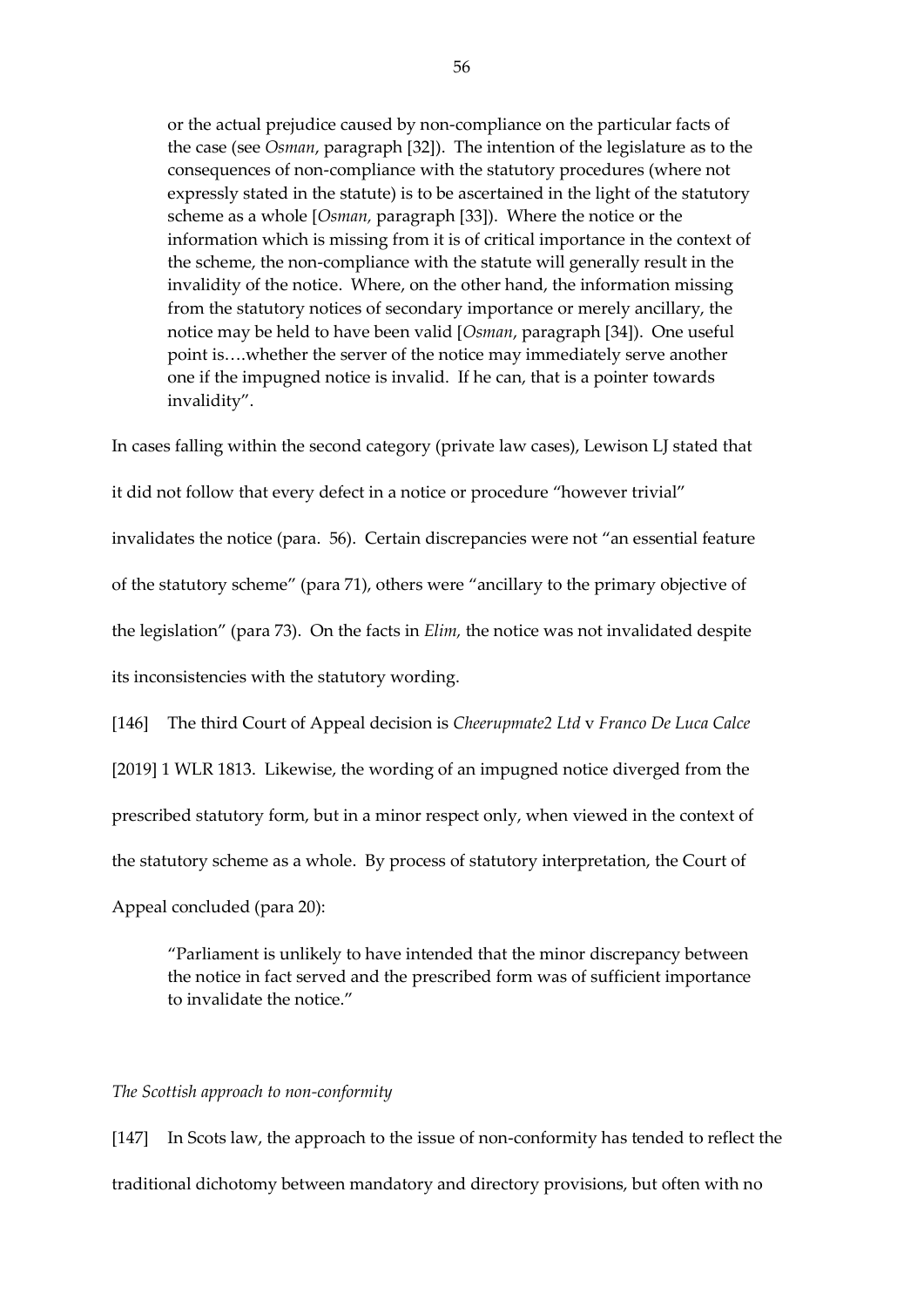> or the actual prejudice caused by non-compliance on the particular facts of the case (see *Osman*, paragraph [32]). The intention of the legislature as to the consequences of non-compliance with the statutory procedures (where not expressly stated in the statute) is to be ascertained in the light of the statutory scheme as a whole [*Osman,* paragraph [33]). Where the notice or the information which is missing from it is of critical importance in the context of the scheme, the non-compliance with the statute will generally result in the invalidity of the notice. Where, on the other hand, the information missing from the statutory notices of secondary importance or merely ancillary, the notice may be held to have been valid [*Osman*, paragraph [34]). One useful point is….whether the server of the notice may immediately serve another one if the impugned notice is invalid. If he can, that is a pointer towards invalidity".

In cases falling within the second category (private law cases), Lewison LJ stated that it did not follow that every defect in a notice or procedure "however trivial" invalidates the notice (para. 56). Certain discrepancies were not "an essential feature of the statutory scheme" (para 71), others were "ancillary to the primary objective of the legislation" (para 73). On the facts in *Elim,* the notice was not invalidated despite its inconsistencies with the statutory wording.

[146] The third Court of Appeal decision is *Cheerupmate2 Ltd* v *Franco De Luca Calce* [2019] 1 WLR 1813. Likewise, the wording of an impugned notice diverged from the prescribed statutory form, but in a minor respect only, when viewed in the context of the statutory scheme as a whole. By process of statutory interpretation, the Court of Appeal concluded (para 20):

> "Parliament is unlikely to have intended that the minor discrepancy between the notice in fact served and the prescribed form was of sufficient importance to invalidate the notice."

*The Scottish approach to non-conformity*

[147] In Scots law, the approach to the issue of non-conformity has tended to reflect the traditional dichotomy between mandatory and directory provisions, but often with no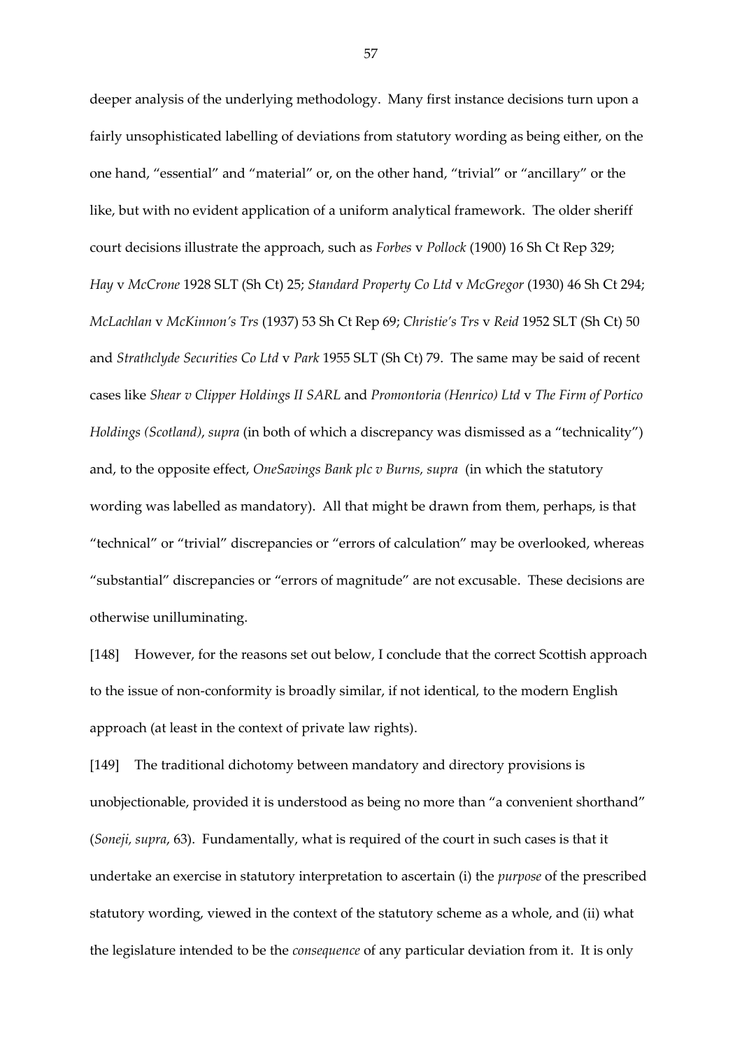deeper analysis of the underlying methodology. Many first instance decisions turn upon a fairly unsophisticated labelling of deviations from statutory wording as being either, on the one hand, "essential" and "material" or, on the other hand, "trivial" or "ancillary" or the like, but with no evident application of a uniform analytical framework. The older sheriff court decisions illustrate the approach, such as *Forbes* v *Pollock* (1900) 16 Sh Ct Rep 329; *Hay* v *McCrone* 1928 SLT (Sh Ct) 25; *Standard Property Co Ltd* v *McGregor* (1930) 46 Sh Ct 294; *McLachlan* v *McKinnon's Trs* (1937) 53 Sh Ct Rep 69; *Christie's Trs* v *Reid* 1952 SLT (Sh Ct) 50 and *Strathclyde Securities Co Ltd* v *Park* 1955 SLT (Sh Ct) 79. The same may be said of recent cases like *Shear v Clipper Holdings II SARL* and *Promontoria (Henrico) Ltd* v *The Firm of Portico Holdings (Scotland)*, *supra* (in both of which a discrepancy was dismissed as a "technicality") and, to the opposite effect, *OneSavings Bank plc v Burns, supra* (in which the statutory wording was labelled as mandatory). All that might be drawn from them, perhaps, is that "technical" or "trivial" discrepancies or "errors of calculation" may be overlooked, whereas "substantial" discrepancies or "errors of magnitude" are not excusable. These decisions are otherwise unilluminating.

[148] However, for the reasons set out below, I conclude that the correct Scottish approach to the issue of non-conformity is broadly similar, if not identical, to the modern English approach (at least in the context of private law rights).

[149] The traditional dichotomy between mandatory and directory provisions is unobjectionable, provided it is understood as being no more than "a convenient shorthand" (*Soneji, supra*, 63). Fundamentally, what is required of the court in such cases is that it undertake an exercise in statutory interpretation to ascertain (i) the *purpose* of the prescribed statutory wording, viewed in the context of the statutory scheme as a whole, and (ii) what the legislature intended to be the *consequence* of any particular deviation from it. It is only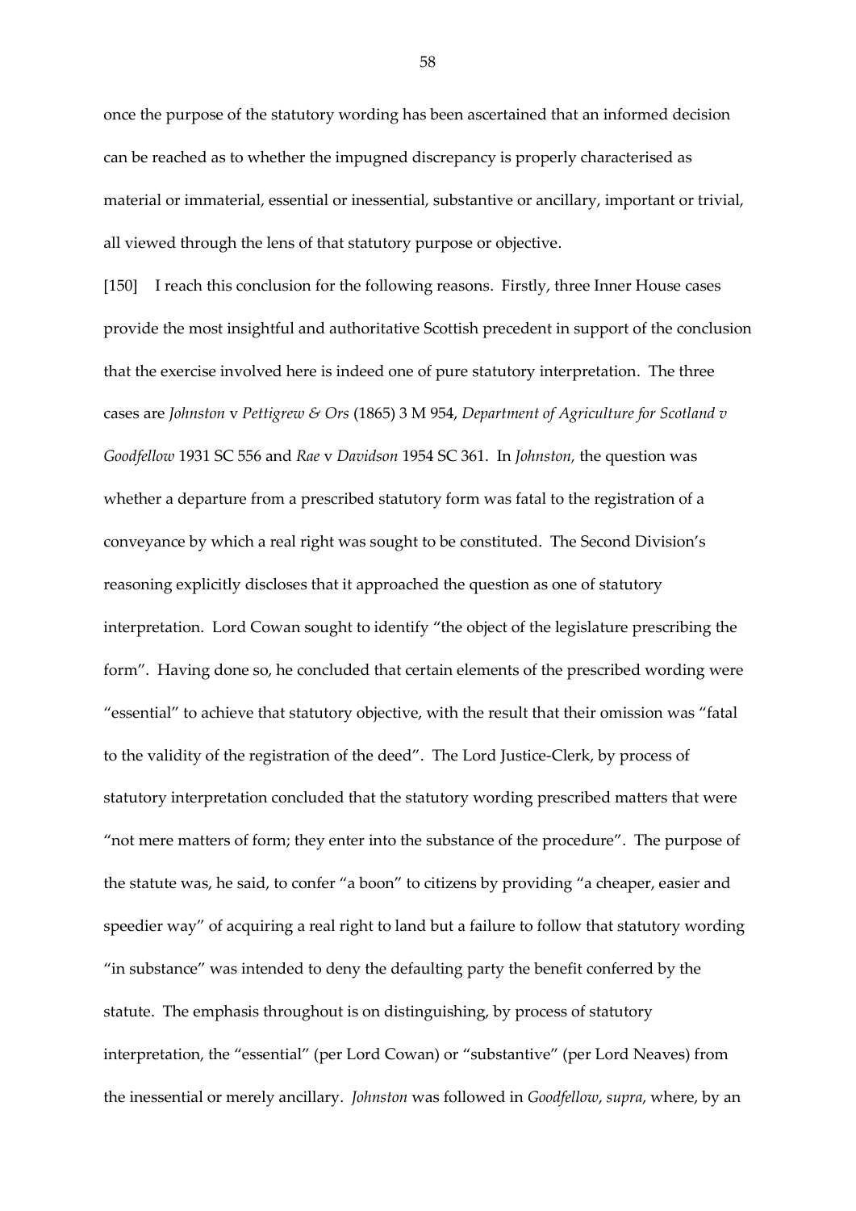once the purpose of the statutory wording has been ascertained that an informed decision can be reached as to whether the impugned discrepancy is properly characterised as material or immaterial, essential or inessential, substantive or ancillary, important or trivial, all viewed through the lens of that statutory purpose or objective.

[150] I reach this conclusion for the following reasons. Firstly, three Inner House cases provide the most insightful and authoritative Scottish precedent in support of the conclusion that the exercise involved here is indeed one of pure statutory interpretation. The three cases are *Johnston* v *Pettigrew & Ors* (1865) 3 M 954, *Department of Agriculture for Scotland v Goodfellow* 1931 SC 556 and *Rae* v *Davidson* 1954 SC 361. In *Johnston,* the question was whether a departure from a prescribed statutory form was fatal to the registration of a conveyance by which a real right was sought to be constituted. The Second Division's reasoning explicitly discloses that it approached the question as one of statutory interpretation. Lord Cowan sought to identify "the object of the legislature prescribing the form". Having done so, he concluded that certain elements of the prescribed wording were "essential" to achieve that statutory objective, with the result that their omission was "fatal to the validity of the registration of the deed". The Lord Justice-Clerk, by process of statutory interpretation concluded that the statutory wording prescribed matters that were "not mere matters of form; they enter into the substance of the procedure". The purpose of the statute was, he said, to confer "a boon" to citizens by providing "a cheaper, easier and speedier way" of acquiring a real right to land but a failure to follow that statutory wording "in substance" was intended to deny the defaulting party the benefit conferred by the statute. The emphasis throughout is on distinguishing, by process of statutory interpretation, the "essential" (per Lord Cowan) or "substantive" (per Lord Neaves) from the inessential or merely ancillary. *Johnston* was followed in *Goodfellow*, *supra*, where, by an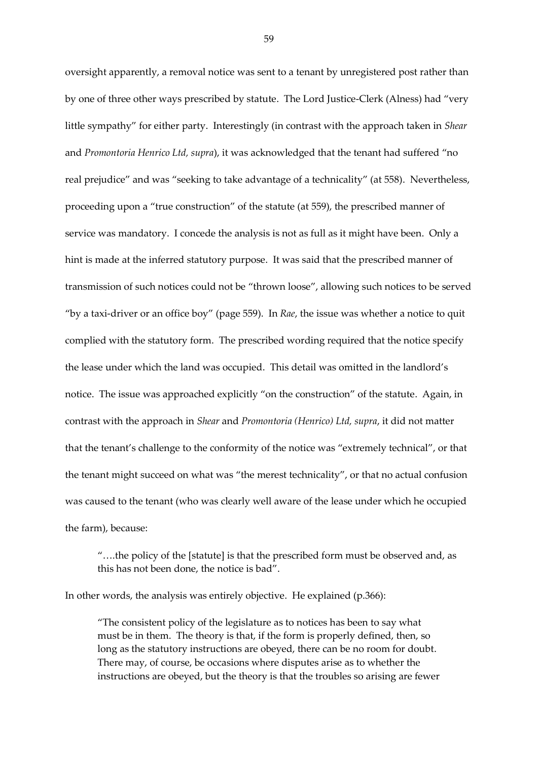oversight apparently, a removal notice was sent to a tenant by unregistered post rather than by one of three other ways prescribed by statute. The Lord Justice-Clerk (Alness) had "very little sympathy" for either party. Interestingly (in contrast with the approach taken in *Shear* and *Promontoria Henrico Ltd, supra*), it was acknowledged that the tenant had suffered "no real prejudice" and was "seeking to take advantage of a technicality" (at 558). Nevertheless, proceeding upon a "true construction" of the statute (at 559), the prescribed manner of service was mandatory. I concede the analysis is not as full as it might have been. Only a hint is made at the inferred statutory purpose. It was said that the prescribed manner of transmission of such notices could not be "thrown loose", allowing such notices to be served "by a taxi-driver or an office boy" (page 559). In *Rae*, the issue was whether a notice to quit complied with the statutory form. The prescribed wording required that the notice specify the lease under which the land was occupied. This detail was omitted in the landlord's notice. The issue was approached explicitly "on the construction" of the statute. Again, in contrast with the approach in *Shear* and *Promontoria (Henrico) Ltd, supra*, it did not matter that the tenant's challenge to the conformity of the notice was "extremely technical", or that the tenant might succeed on what was "the merest technicality", or that no actual confusion was caused to the tenant (who was clearly well aware of the lease under which he occupied the farm), because:

> "….the policy of the [statute] is that the prescribed form must be observed and, as this has not been done, the notice is bad".

In other words, the analysis was entirely objective. He explained (p.366):

> "The consistent policy of the legislature as to notices has been to say what must be in them. The theory is that, if the form is properly defined, then, so long as the statutory instructions are obeyed, there can be no room for doubt. There may, of course, be occasions where disputes arise as to whether the instructions are obeyed, but the theory is that the troubles so arising are fewer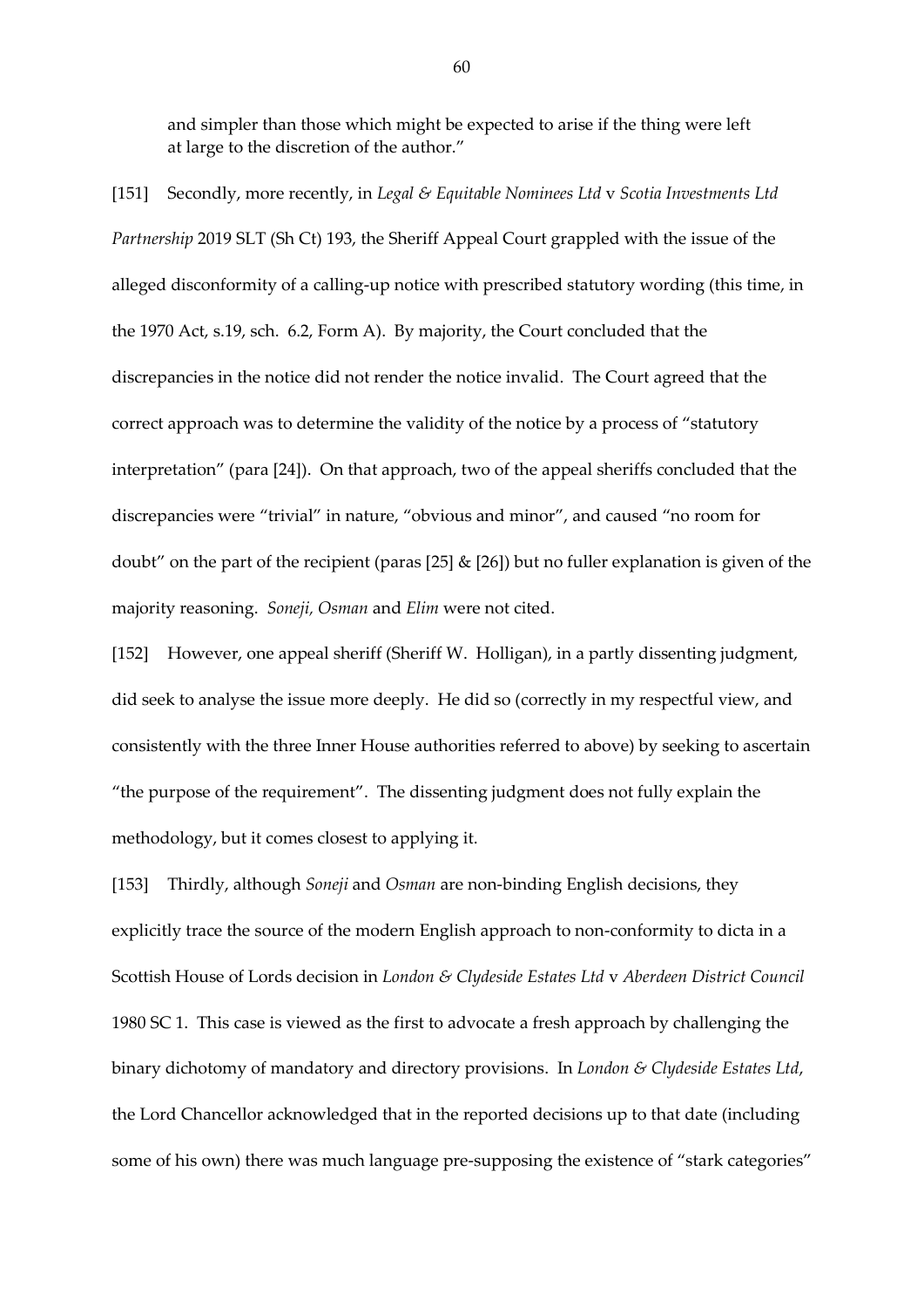and simpler than those which might be expected to arise if the thing were left at large to the discretion of the author."

[151] Secondly, more recently, in *Legal & Equitable Nominees Ltd* v *Scotia Investments Ltd Partnership* 2019 SLT (Sh Ct) 193, the Sheriff Appeal Court grappled with the issue of the alleged disconformity of a calling-up notice with prescribed statutory wording (this time, in the 1970 Act, s.19, sch. 6.2, Form A). By majority, the Court concluded that the discrepancies in the notice did not render the notice invalid. The Court agreed that the correct approach was to determine the validity of the notice by a process of "statutory interpretation" (para [24]). On that approach, two of the appeal sheriffs concluded that the discrepancies were "trivial" in nature, "obvious and minor", and caused "no room for doubt" on the part of the recipient (paras [25] & [26]) but no fuller explanation is given of the majority reasoning. *Soneji, Osman* and *Elim* were not cited.

[152] However, one appeal sheriff (Sheriff W. Holligan), in a partly dissenting judgment, did seek to analyse the issue more deeply. He did so (correctly in my respectful view, and consistently with the three Inner House authorities referred to above) by seeking to ascertain "the purpose of the requirement". The dissenting judgment does not fully explain the methodology, but it comes closest to applying it.

[153] Thirdly, although *Soneji* and *Osman* are non-binding English decisions, they explicitly trace the source of the modern English approach to non-conformity to dicta in a Scottish House of Lords decision in *London & Clydeside Estates Ltd* v *Aberdeen District Council* 1980 SC 1. This case is viewed as the first to advocate a fresh approach by challenging the binary dichotomy of mandatory and directory provisions. In *London & Clydeside Estates Ltd*, the Lord Chancellor acknowledged that in the reported decisions up to that date (including some of his own) there was much language pre-supposing the existence of "stark categories"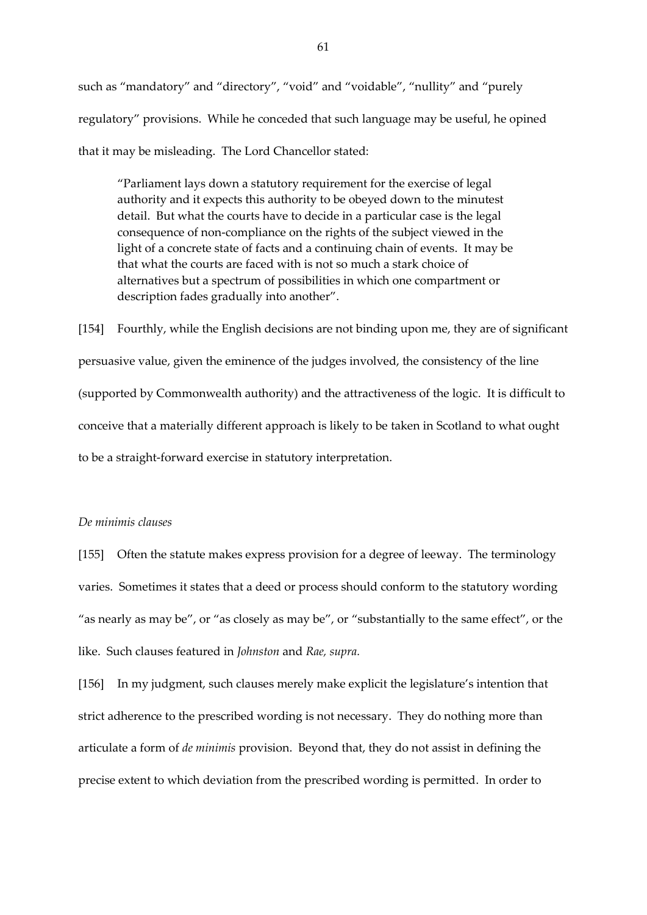such as "mandatory" and "directory", "void" and "voidable", "nullity" and "purely regulatory" provisions. While he conceded that such language may be useful, he opined that it may be misleading. The Lord Chancellor stated:

> "Parliament lays down a statutory requirement for the exercise of legal authority and it expects this authority to be obeyed down to the minutest detail. But what the courts have to decide in a particular case is the legal consequence of non-compliance on the rights of the subject viewed in the light of a concrete state of facts and a continuing chain of events. It may be that what the courts are faced with is not so much a stark choice of alternatives but a spectrum of possibilities in which one compartment or description fades gradually into another".

[154] Fourthly, while the English decisions are not binding upon me, they are of significant persuasive value, given the eminence of the judges involved, the consistency of the line (supported by Commonwealth authority) and the attractiveness of the logic. It is difficult to conceive that a materially different approach is likely to be taken in Scotland to what ought to be a straight-forward exercise in statutory interpretation.

*De minimis clauses*

[155] Often the statute makes express provision for a degree of leeway. The terminology varies. Sometimes it states that a deed or process should conform to the statutory wording "as nearly as may be", or "as closely as may be", or "substantially to the same effect", or the like. Such clauses featured in *Johnston* and *Rae, supra.*

[156] In my judgment, such clauses merely make explicit the legislature's intention that strict adherence to the prescribed wording is not necessary. They do nothing more than articulate a form of *de minimis* provision. Beyond that, they do not assist in defining the precise extent to which deviation from the prescribed wording is permitted. In order to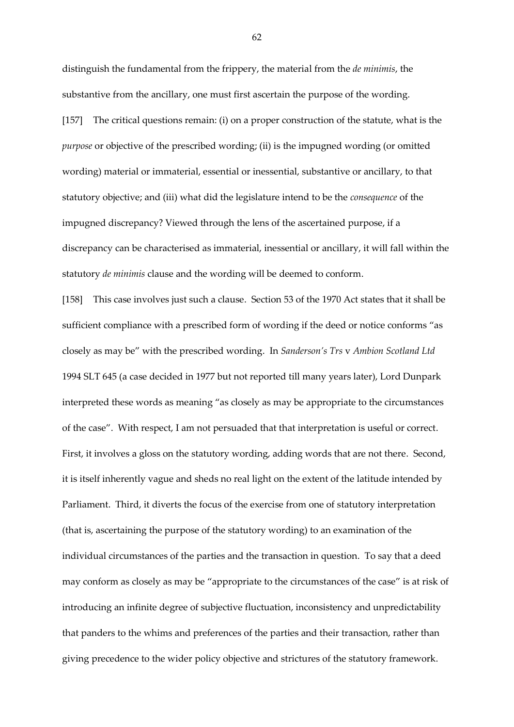distinguish the fundamental from the frippery, the material from the *de minimis*, the substantive from the ancillary, one must first ascertain the purpose of the wording.

[157] The critical questions remain: (i) on a proper construction of the statute, what is the *purpose* or objective of the prescribed wording; (ii) is the impugned wording (or omitted wording) material or immaterial, essential or inessential, substantive or ancillary, to that statutory objective; and (iii) what did the legislature intend to be the *consequence* of the impugned discrepancy? Viewed through the lens of the ascertained purpose, if a discrepancy can be characterised as immaterial, inessential or ancillary, it will fall within the statutory *de minimis* clause and the wording will be deemed to conform.

[158] This case involves just such a clause. Section 53 of the 1970 Act states that it shall be sufficient compliance with a prescribed form of wording if the deed or notice conforms "as closely as may be" with the prescribed wording. In *Sanderson's Trs* v *Ambion Scotland Ltd* 1994 SLT 645 (a case decided in 1977 but not reported till many years later), Lord Dunpark interpreted these words as meaning "as closely as may be appropriate to the circumstances of the case". With respect, I am not persuaded that that interpretation is useful or correct. First, it involves a gloss on the statutory wording, adding words that are not there. Second, it is itself inherently vague and sheds no real light on the extent of the latitude intended by Parliament. Third, it diverts the focus of the exercise from one of statutory interpretation (that is, ascertaining the purpose of the statutory wording) to an examination of the individual circumstances of the parties and the transaction in question. To say that a deed may conform as closely as may be "appropriate to the circumstances of the case" is at risk of introducing an infinite degree of subjective fluctuation, inconsistency and unpredictability that panders to the whims and preferences of the parties and their transaction, rather than giving precedence to the wider policy objective and strictures of the statutory framework.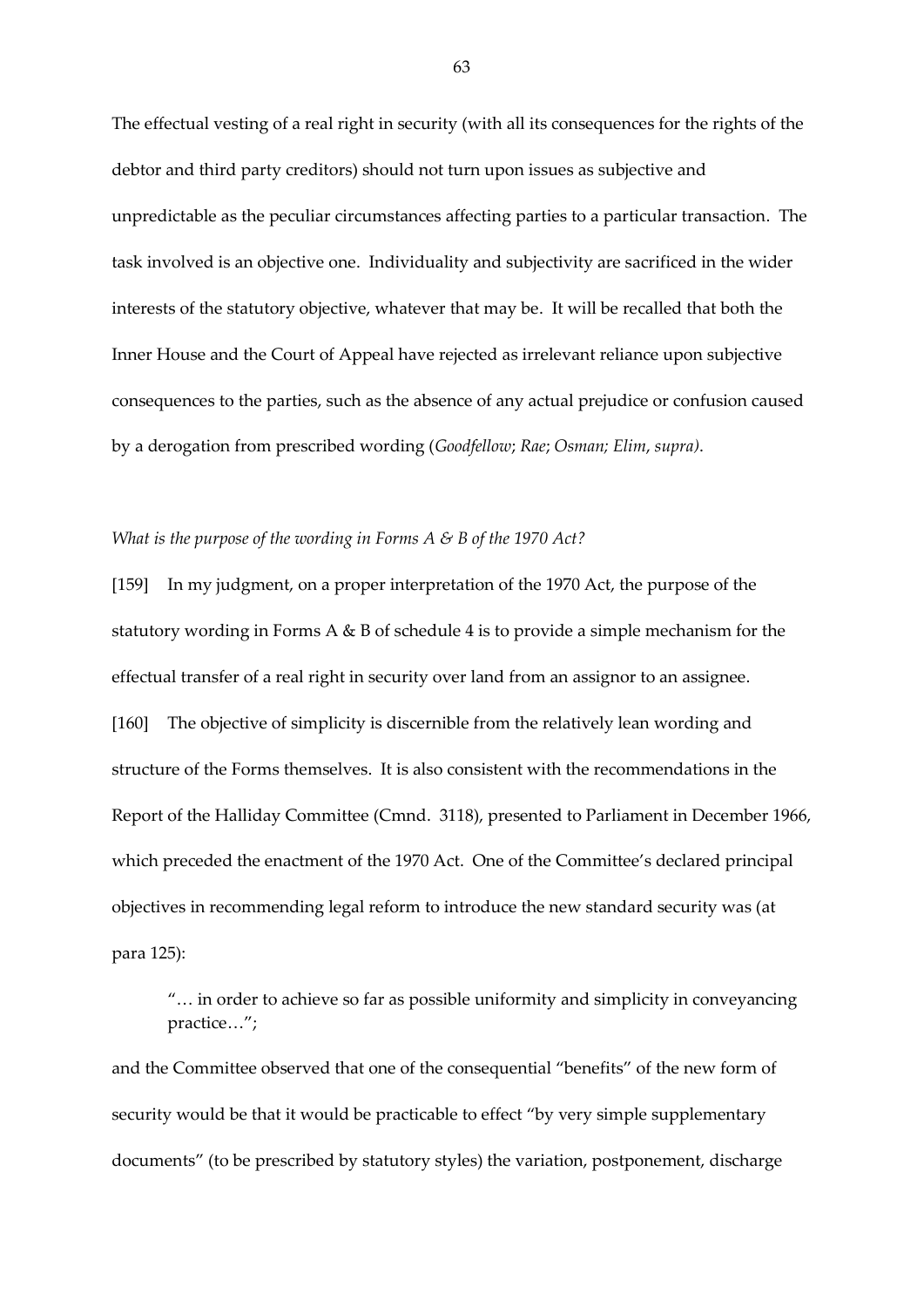The effectual vesting of a real right in security (with all its consequences for the rights of the debtor and third party creditors) should not turn upon issues as subjective and unpredictable as the peculiar circumstances affecting parties to a particular transaction. The task involved is an objective one. Individuality and subjectivity are sacrificed in the wider interests of the statutory objective, whatever that may be. It will be recalled that both the Inner House and the Court of Appeal have rejected as irrelevant reliance upon subjective consequences to the parties, such as the absence of any actual prejudice or confusion caused by a derogation from prescribed wording (*Goodfellow*; *Rae*; *Osman; Elim*, *supra)*.

*What is the purpose of the wording in Forms A & B of the 1970 Act?*

[159] In my judgment, on a proper interpretation of the 1970 Act, the purpose of the statutory wording in Forms A & B of schedule 4 is to provide a simple mechanism for the effectual transfer of a real right in security over land from an assignor to an assignee.

[160] The objective of simplicity is discernible from the relatively lean wording and structure of the Forms themselves. It is also consistent with the recommendations in the Report of the Halliday Committee (Cmnd. 3118), presented to Parliament in December 1966, which preceded the enactment of the 1970 Act. One of the Committee's declared principal objectives in recommending legal reform to introduce the new standard security was (at para 125):

> "… in order to achieve so far as possible uniformity and simplicity in conveyancing practice…";

and the Committee observed that one of the consequential "benefits" of the new form of security would be that it would be practicable to effect "by very simple supplementary documents" (to be prescribed by statutory styles) the variation, postponement, discharge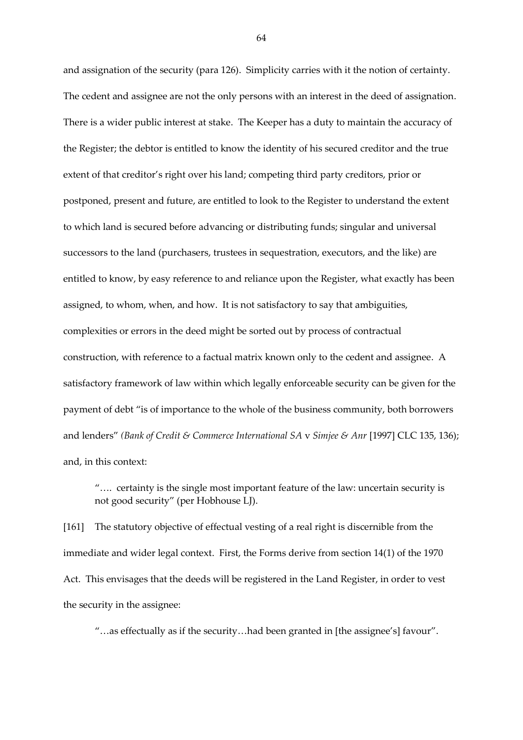and assignation of the security (para 126). Simplicity carries with it the notion of certainty. The cedent and assignee are not the only persons with an interest in the deed of assignation. There is a wider public interest at stake. The Keeper has a duty to maintain the accuracy of the Register; the debtor is entitled to know the identity of his secured creditor and the true extent of that creditor's right over his land; competing third party creditors, prior or postponed, present and future, are entitled to look to the Register to understand the extent to which land is secured before advancing or distributing funds; singular and universal successors to the land (purchasers, trustees in sequestration, executors, and the like) are entitled to know, by easy reference to and reliance upon the Register, what exactly has been assigned, to whom, when, and how. It is not satisfactory to say that ambiguities, complexities or errors in the deed might be sorted out by process of contractual construction, with reference to a factual matrix known only to the cedent and assignee. A satisfactory framework of law within which legally enforceable security can be given for the payment of debt "is of importance to the whole of the business community, both borrowers and lenders" *(Bank of Credit & Commerce International SA* v *Simjee & Anr* [1997] CLC 135, 136); and, in this context:

> ".... certainty is the single most important feature of the law: uncertain security is not good security" (per Hobhouse LJ).

[161] The statutory objective of effectual vesting of a real right is discernible from the immediate and wider legal context. First, the Forms derive from section 14(1) of the 1970 Act. This envisages that the deeds will be registered in the Land Register, in order to vest the security in the assignee:

> "…as effectually as if the security…had been granted in [the assignee's] favour".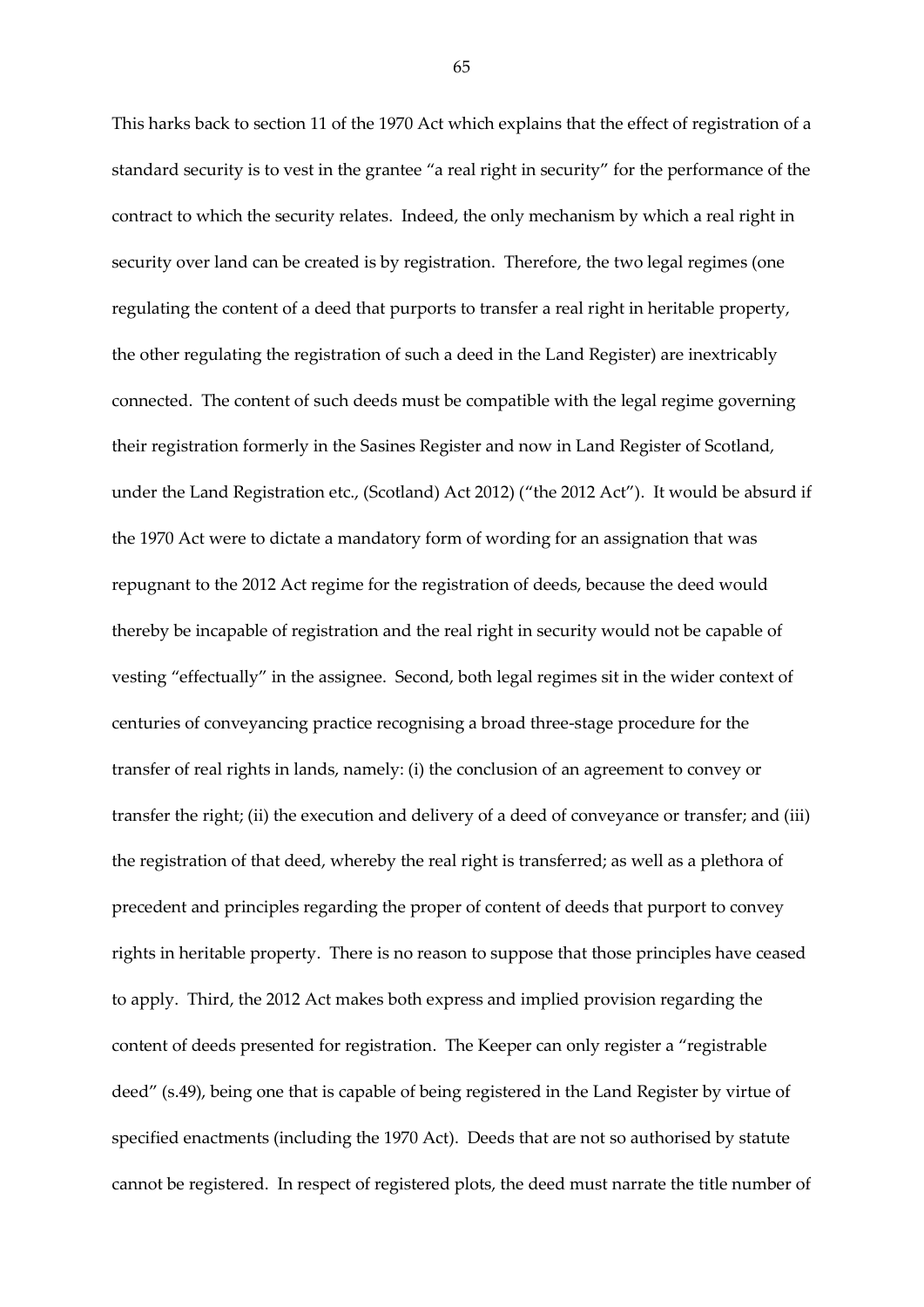This harks back to section 11 of the 1970 Act which explains that the effect of registration of a standard security is to vest in the grantee "a real right in security" for the performance of the contract to which the security relates. Indeed, the only mechanism by which a real right in security over land can be created is by registration. Therefore, the two legal regimes (one regulating the content of a deed that purports to transfer a real right in heritable property, the other regulating the registration of such a deed in the Land Register) are inextricably connected. The content of such deeds must be compatible with the legal regime governing their registration formerly in the Sasines Register and now in Land Register of Scotland, under the Land Registration etc., (Scotland) Act 2012) ("the 2012 Act"). It would be absurd if the 1970 Act were to dictate a mandatory form of wording for an assignation that was repugnant to the 2012 Act regime for the registration of deeds, because the deed would thereby be incapable of registration and the real right in security would not be capable of vesting "effectually" in the assignee. Second, both legal regimes sit in the wider context of centuries of conveyancing practice recognising a broad three-stage procedure for the transfer of real rights in lands, namely: (i) the conclusion of an agreement to convey or transfer the right; (ii) the execution and delivery of a deed of conveyance or transfer; and (iii) the registration of that deed, whereby the real right is transferred; as well as a plethora of precedent and principles regarding the proper of content of deeds that purport to convey rights in heritable property. There is no reason to suppose that those principles have ceased to apply. Third, the 2012 Act makes both express and implied provision regarding the content of deeds presented for registration. The Keeper can only register a "registrable deed" (s.49), being one that is capable of being registered in the Land Register by virtue of specified enactments (including the 1970 Act). Deeds that are not so authorised by statute cannot be registered. In respect of registered plots, the deed must narrate the title number of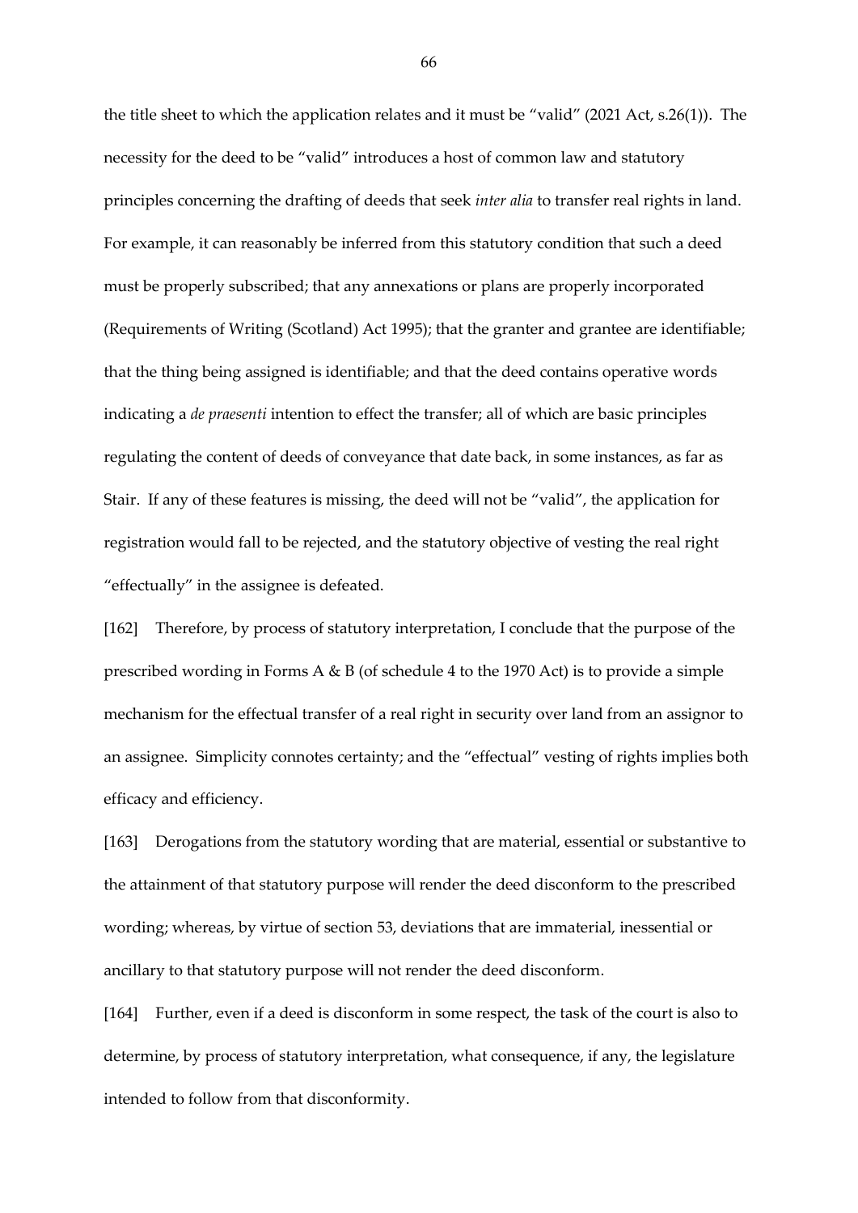the title sheet to which the application relates and it must be "valid" (2021 Act, s.26(1)). The necessity for the deed to be "valid" introduces a host of common law and statutory principles concerning the drafting of deeds that seek *inter alia* to transfer real rights in land. For example, it can reasonably be inferred from this statutory condition that such a deed must be properly subscribed; that any annexations or plans are properly incorporated (Requirements of Writing (Scotland) Act 1995); that the granter and grantee are identifiable; that the thing being assigned is identifiable; and that the deed contains operative words indicating a *de praesenti* intention to effect the transfer; all of which are basic principles regulating the content of deeds of conveyance that date back, in some instances, as far as Stair. If any of these features is missing, the deed will not be "valid", the application for registration would fall to be rejected, and the statutory objective of vesting the real right "effectually" in the assignee is defeated.

[162] Therefore, by process of statutory interpretation, I conclude that the purpose of the prescribed wording in Forms A & B (of schedule 4 to the 1970 Act) is to provide a simple mechanism for the effectual transfer of a real right in security over land from an assignor to an assignee. Simplicity connotes certainty; and the "effectual" vesting of rights implies both efficacy and efficiency.

[163] Derogations from the statutory wording that are material, essential or substantive to the attainment of that statutory purpose will render the deed disconform to the prescribed wording; whereas, by virtue of section 53, deviations that are immaterial, inessential or ancillary to that statutory purpose will not render the deed disconform.

[164] Further, even if a deed is disconform in some respect, the task of the court is also to determine, by process of statutory interpretation, what consequence, if any, the legislature intended to follow from that disconformity.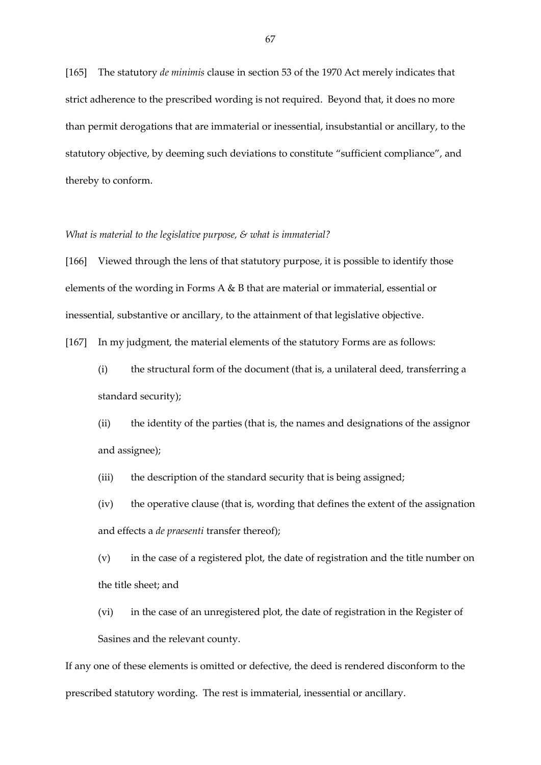[165] The statutory *de minimis* clause in section 53 of the 1970 Act merely indicates that strict adherence to the prescribed wording is not required. Beyond that, it does no more than permit derogations that are immaterial or inessential, insubstantial or ancillary, to the statutory objective, by deeming such deviations to constitute "sufficient compliance", and thereby to conform.

*What is material to the legislative purpose, & what is immaterial?*

[166] Viewed through the lens of that statutory purpose, it is possible to identify those elements of the wording in Forms A & B that are material or immaterial, essential or inessential, substantive or ancillary, to the attainment of that legislative objective.

[167] In my judgment, the material elements of the statutory Forms are as follows:

(i) the structural form of the document (that is, a unilateral deed, transferring a standard security);

(ii) the identity of the parties (that is, the names and designations of the assignor and assignee);

(iii) the description of the standard security that is being assigned;

(iv) the operative clause (that is, wording that defines the extent of the assignation and effects a *de praesenti* transfer thereof);

(v) in the case of a registered plot, the date of registration and the title number on the title sheet; and

(vi) in the case of an unregistered plot, the date of registration in the Register of Sasines and the relevant county.

If any one of these elements is omitted or defective, the deed is rendered disconform to the prescribed statutory wording. The rest is immaterial, inessential or ancillary.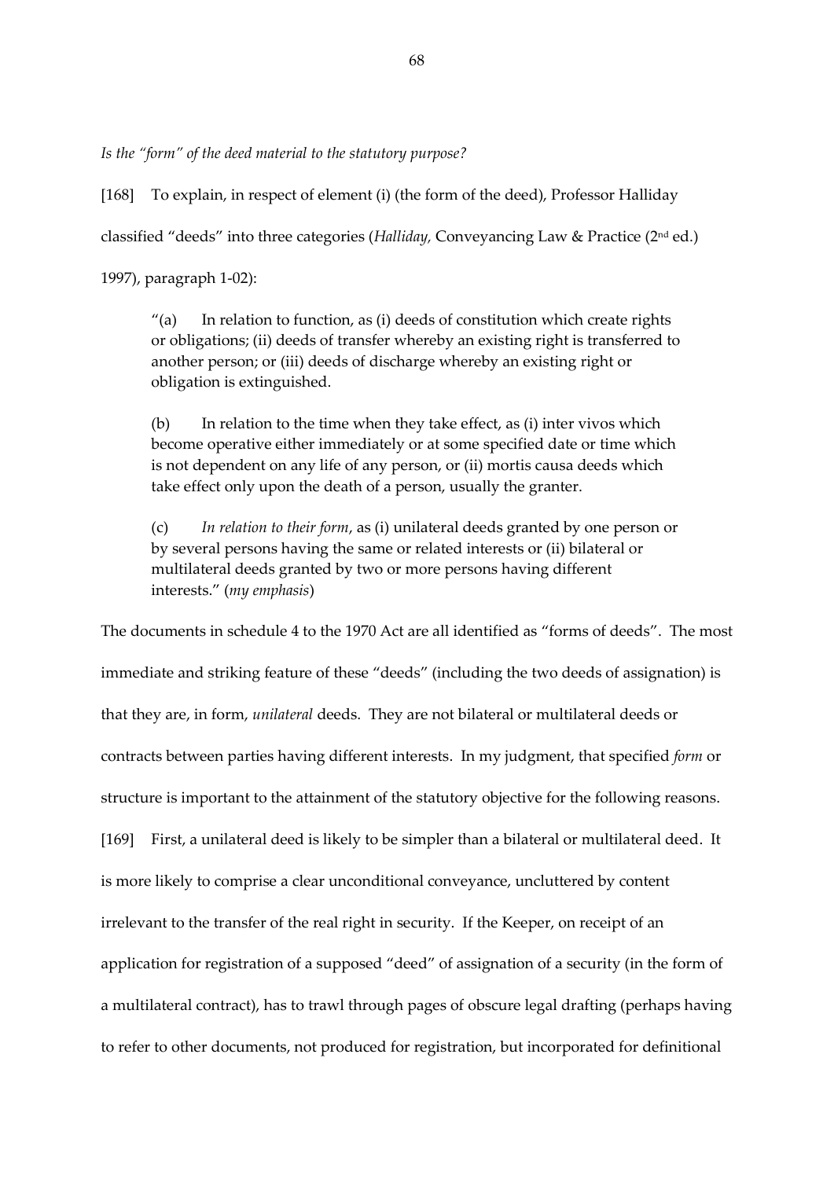*Is the "form" of the deed material to the statutory purpose?*

[168] To explain, in respect of element (i) (the form of the deed), Professor Halliday classified "deeds" into three categories (*Halliday,* Conveyancing Law & Practice (2nd ed.) 1997), paragraph 1-02):

> "(a) In relation to function, as (i) deeds of constitution which create rights or obligations; (ii) deeds of transfer whereby an existing right is transferred to another person; or (iii) deeds of discharge whereby an existing right or obligation is extinguished.
>
> (b) In relation to the time when they take effect, as (i) inter vivos which become operative either immediately or at some specified date or time which is not dependent on any life of any person, or (ii) mortis causa deeds which take effect only upon the death of a person, usually the granter.
>
> (c) *In relation to their form*, as (i) unilateral deeds granted by one person or by several persons having the same or related interests or (ii) bilateral or multilateral deeds granted by two or more persons having different interests." (*my emphasis*)

The documents in schedule 4 to the 1970 Act are all identified as "forms of deeds". The most immediate and striking feature of these "deeds" (including the two deeds of assignation) is that they are, in form, *unilateral* deeds. They are not bilateral or multilateral deeds or contracts between parties having different interests. In my judgment, that specified *form* or structure is important to the attainment of the statutory objective for the following reasons.

[169] First, a unilateral deed is likely to be simpler than a bilateral or multilateral deed. It is more likely to comprise a clear unconditional conveyance, uncluttered by content irrelevant to the transfer of the real right in security. If the Keeper, on receipt of an application for registration of a supposed "deed" of assignation of a security (in the form of a multilateral contract), has to trawl through pages of obscure legal drafting (perhaps having to refer to other documents, not produced for registration, but incorporated for definitional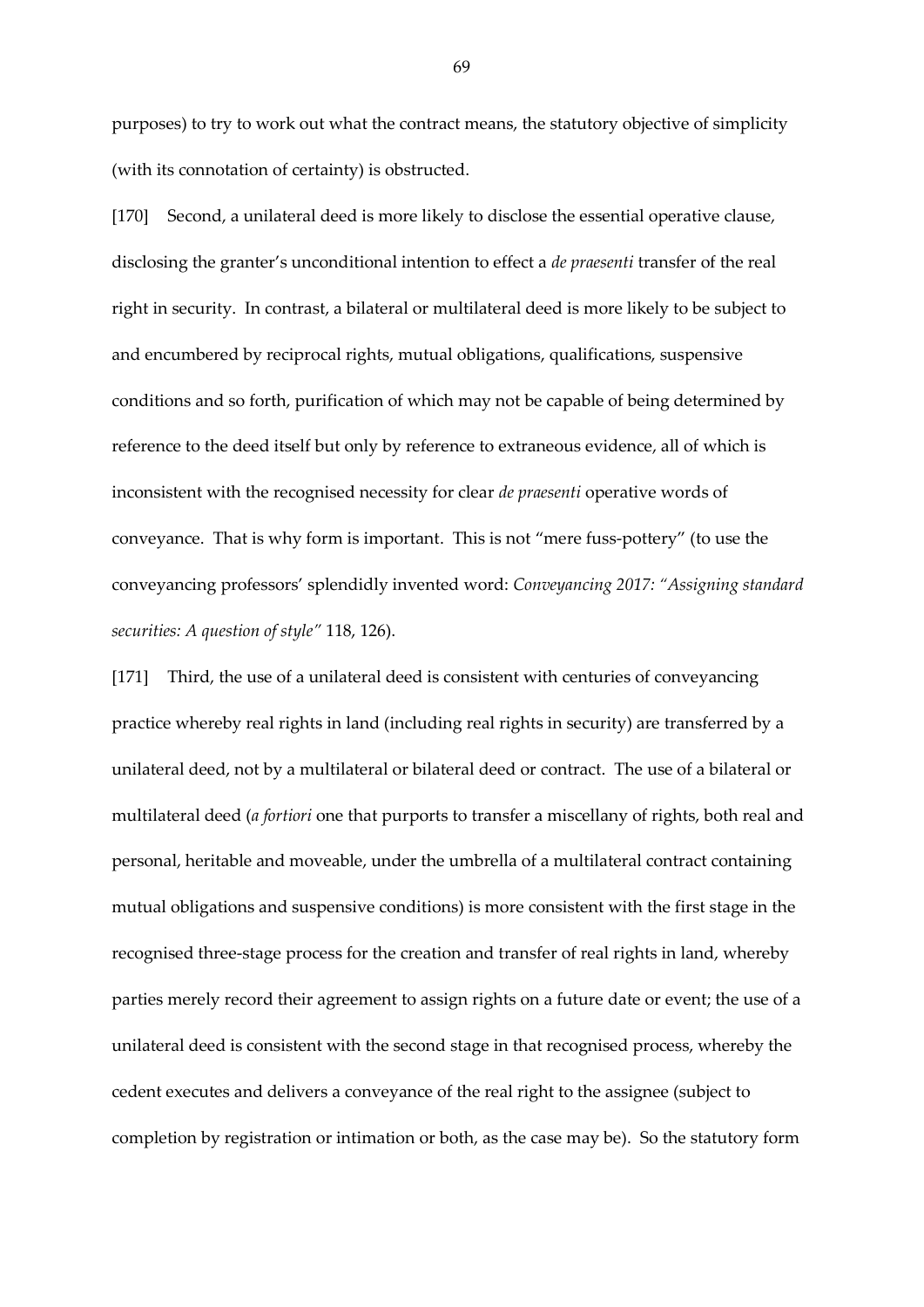purposes) to try to work out what the contract means, the statutory objective of simplicity (with its connotation of certainty) is obstructed.

[170] Second, a unilateral deed is more likely to disclose the essential operative clause, disclosing the granter's unconditional intention to effect a *de praesenti* transfer of the real right in security. In contrast, a bilateral or multilateral deed is more likely to be subject to and encumbered by reciprocal rights, mutual obligations, qualifications, suspensive conditions and so forth, purification of which may not be capable of being determined by reference to the deed itself but only by reference to extraneous evidence, all of which is inconsistent with the recognised necessity for clear *de praesenti* operative words of conveyance. That is why form is important. This is not "mere fuss-pottery" (to use the conveyancing professors' splendidly invented word: *Conveyancing 2017: "Assigning standard securities: A question of style"* 118, 126).

[171] Third, the use of a unilateral deed is consistent with centuries of conveyancing practice whereby real rights in land (including real rights in security) are transferred by a unilateral deed, not by a multilateral or bilateral deed or contract. The use of a bilateral or multilateral deed (*a fortiori* one that purports to transfer a miscellany of rights, both real and personal, heritable and moveable, under the umbrella of a multilateral contract containing mutual obligations and suspensive conditions) is more consistent with the first stage in the recognised three-stage process for the creation and transfer of real rights in land, whereby parties merely record their agreement to assign rights on a future date or event; the use of a unilateral deed is consistent with the second stage in that recognised process, whereby the cedent executes and delivers a conveyance of the real right to the assignee (subject to completion by registration or intimation or both, as the case may be). So the statutory form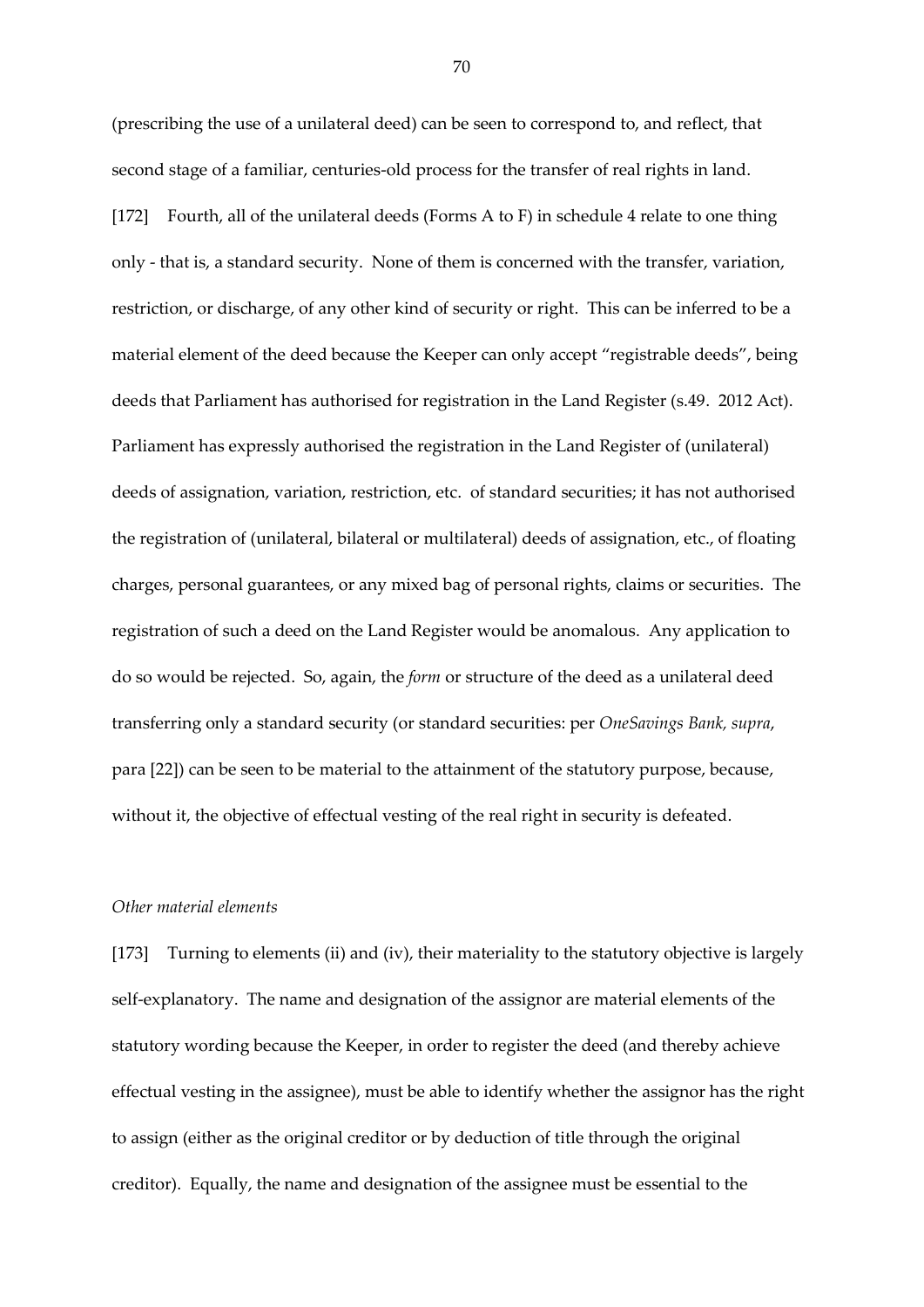(prescribing the use of a unilateral deed) can be seen to correspond to, and reflect, that second stage of a familiar, centuries-old process for the transfer of real rights in land.

[172] Fourth, all of the unilateral deeds (Forms A to F) in schedule 4 relate to one thing only - that is, a standard security. None of them is concerned with the transfer, variation, restriction, or discharge, of any other kind of security or right. This can be inferred to be a material element of the deed because the Keeper can only accept "registrable deeds", being deeds that Parliament has authorised for registration in the Land Register (s.49. 2012 Act). Parliament has expressly authorised the registration in the Land Register of (unilateral) deeds of assignation, variation, restriction, etc. of standard securities; it has not authorised the registration of (unilateral, bilateral or multilateral) deeds of assignation, etc., of floating charges, personal guarantees, or any mixed bag of personal rights, claims or securities. The registration of such a deed on the Land Register would be anomalous. Any application to do so would be rejected. So, again, the *form* or structure of the deed as a unilateral deed transferring only a standard security (or standard securities: per *OneSavings Bank, supra*, para [22]) can be seen to be material to the attainment of the statutory purpose, because, without it, the objective of effectual vesting of the real right in security is defeated.

*Other material elements*

[173] Turning to elements (ii) and (iv), their materiality to the statutory objective is largely self-explanatory. The name and designation of the assignor are material elements of the statutory wording because the Keeper, in order to register the deed (and thereby achieve effectual vesting in the assignee), must be able to identify whether the assignor has the right to assign (either as the original creditor or by deduction of title through the original creditor). Equally, the name and designation of the assignee must be essential to the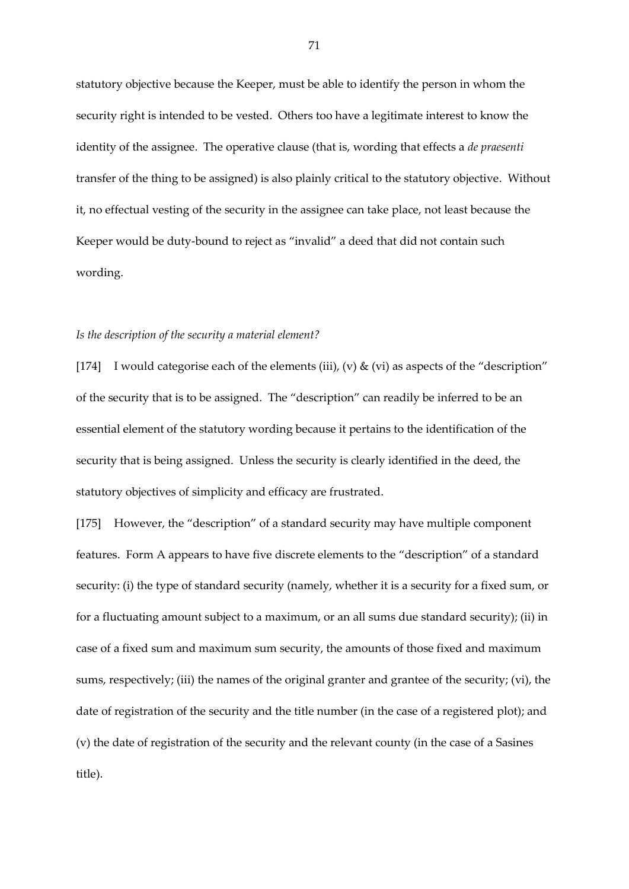statutory objective because the Keeper, must be able to identify the person in whom the security right is intended to be vested. Others too have a legitimate interest to know the identity of the assignee. The operative clause (that is, wording that effects a *de praesenti* transfer of the thing to be assigned) is also plainly critical to the statutory objective. Without it, no effectual vesting of the security in the assignee can take place, not least because the Keeper would be duty-bound to reject as "invalid" a deed that did not contain such wording.

*Is the description of the security a material element?*

[174] I would categorise each of the elements (iii), (v) & (vi) as aspects of the "description" of the security that is to be assigned. The "description" can readily be inferred to be an essential element of the statutory wording because it pertains to the identification of the security that is being assigned. Unless the security is clearly identified in the deed, the statutory objectives of simplicity and efficacy are frustrated.

[175] However, the "description" of a standard security may have multiple component features. Form A appears to have five discrete elements to the "description" of a standard security: (i) the type of standard security (namely, whether it is a security for a fixed sum, or for a fluctuating amount subject to a maximum, or an all sums due standard security); (ii) in case of a fixed sum and maximum sum security, the amounts of those fixed and maximum sums, respectively; (iii) the names of the original granter and grantee of the security; (vi), the date of registration of the security and the title number (in the case of a registered plot); and (v) the date of registration of the security and the relevant county (in the case of a Sasines title).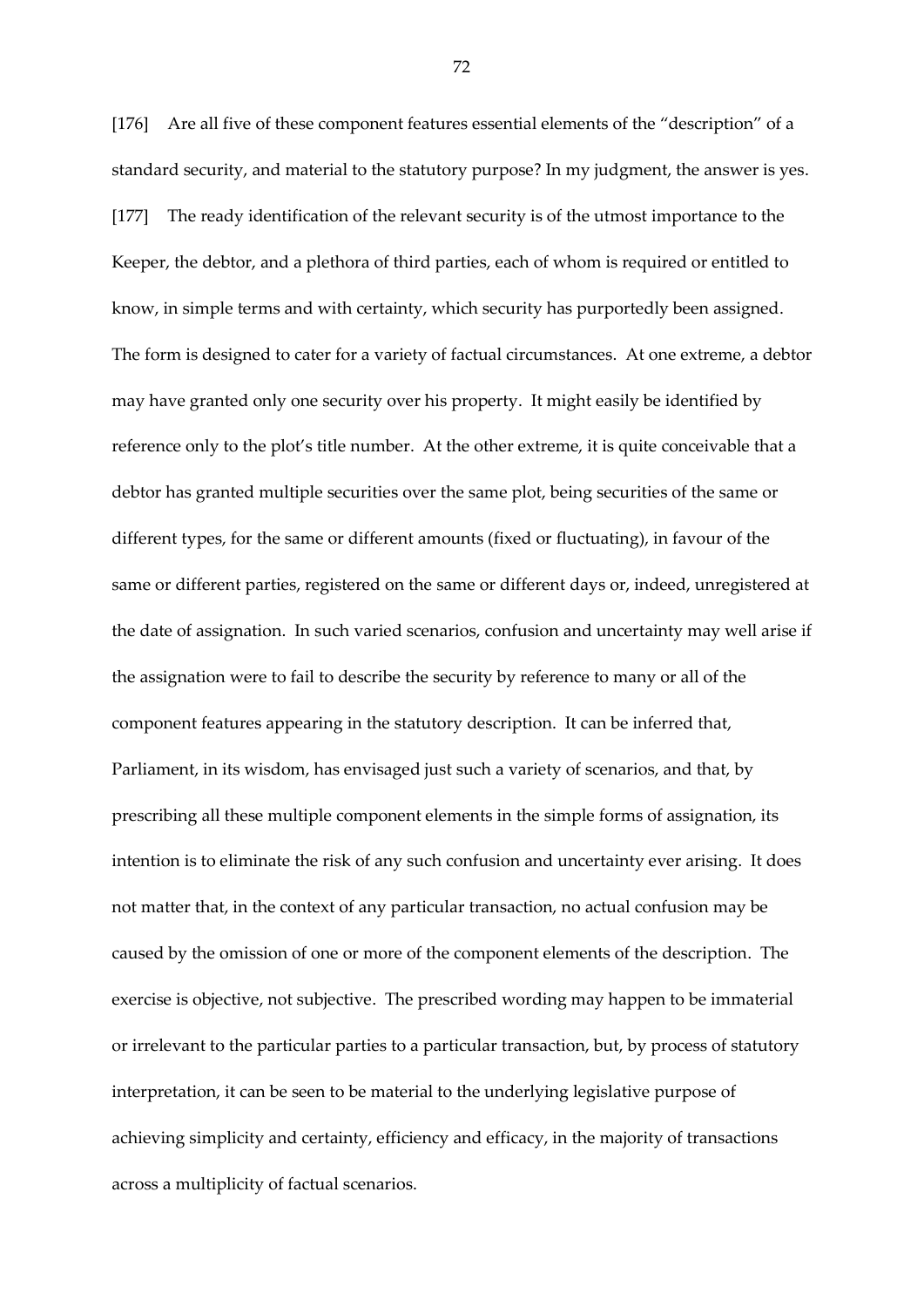[176] Are all five of these component features essential elements of the "description" of a standard security, and material to the statutory purpose? In my judgment, the answer is yes.

[177] The ready identification of the relevant security is of the utmost importance to the Keeper, the debtor, and a plethora of third parties, each of whom is required or entitled to know, in simple terms and with certainty, which security has purportedly been assigned. The form is designed to cater for a variety of factual circumstances. At one extreme, a debtor may have granted only one security over his property. It might easily be identified by reference only to the plot's title number. At the other extreme, it is quite conceivable that a debtor has granted multiple securities over the same plot, being securities of the same or different types, for the same or different amounts (fixed or fluctuating), in favour of the same or different parties, registered on the same or different days or, indeed, unregistered at the date of assignation. In such varied scenarios, confusion and uncertainty may well arise if the assignation were to fail to describe the security by reference to many or all of the component features appearing in the statutory description. It can be inferred that, Parliament, in its wisdom, has envisaged just such a variety of scenarios, and that, by prescribing all these multiple component elements in the simple forms of assignation, its intention is to eliminate the risk of any such confusion and uncertainty ever arising. It does not matter that, in the context of any particular transaction, no actual confusion may be caused by the omission of one or more of the component elements of the description. The exercise is objective, not subjective. The prescribed wording may happen to be immaterial or irrelevant to the particular parties to a particular transaction, but, by process of statutory interpretation, it can be seen to be material to the underlying legislative purpose of achieving simplicity and certainty, efficiency and efficacy, in the majority of transactions across a multiplicity of factual scenarios.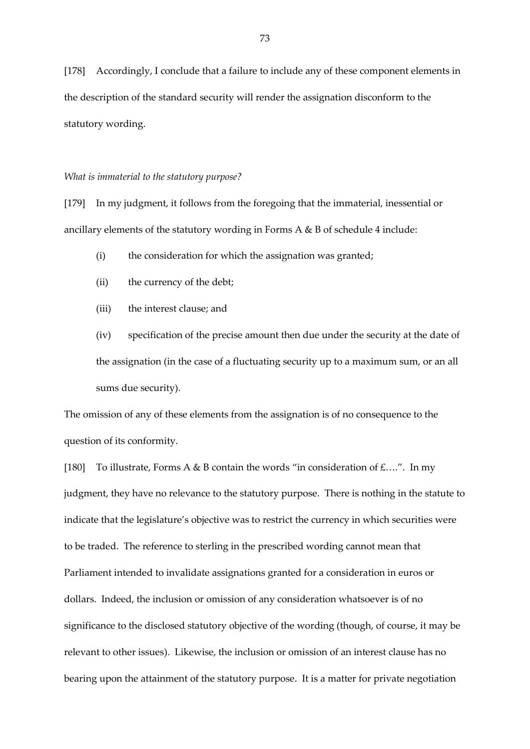[178] Accordingly, I conclude that a failure to include any of these component elements in the description of the standard security will render the assignation disconform to the statutory wording.

*What is immaterial to the statutory purpose?*

[179] In my judgment, it follows from the foregoing that the immaterial, inessential or ancillary elements of the statutory wording in Forms A & B of schedule 4 include:

(i) the consideration for which the assignation was granted;

(ii) the currency of the debt;

(iii) the interest clause; and

(iv) specification of the precise amount then due under the security at the date of the assignation (in the case of a fluctuating security up to a maximum sum, or an all sums due security).

The omission of any of these elements from the assignation is of no consequence to the question of its conformity.

[180] To illustrate, Forms A & B contain the words "in consideration of £….". In my judgment, they have no relevance to the statutory purpose. There is nothing in the statute to indicate that the legislature's objective was to restrict the currency in which securities were to be traded. The reference to sterling in the prescribed wording cannot mean that Parliament intended to invalidate assignations granted for a consideration in euros or dollars. Indeed, the inclusion or omission of any consideration whatsoever is of no significance to the disclosed statutory objective of the wording (though, of course, it may be relevant to other issues). Likewise, the inclusion or omission of an interest clause has no bearing upon the attainment of the statutory purpose. It is a matter for private negotiation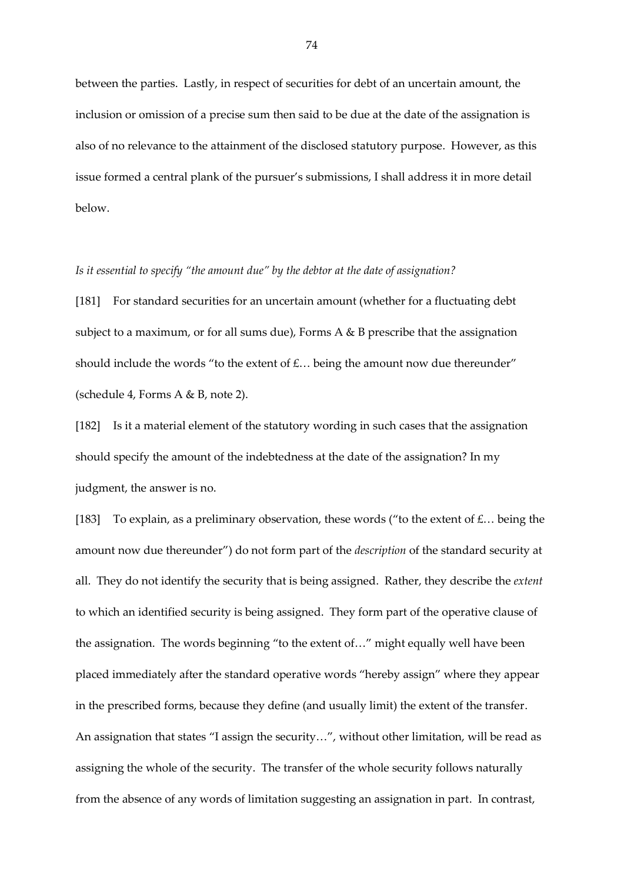between the parties. Lastly, in respect of securities for debt of an uncertain amount, the inclusion or omission of a precise sum then said to be due at the date of the assignation is also of no relevance to the attainment of the disclosed statutory purpose. However, as this issue formed a central plank of the pursuer's submissions, I shall address it in more detail below.

*Is it essential to specify "the amount due" by the debtor at the date of assignation?*

[181] For standard securities for an uncertain amount (whether for a fluctuating debt subject to a maximum, or for all sums due), Forms A & B prescribe that the assignation should include the words "to the extent of £… being the amount now due thereunder" (schedule 4, Forms A & B, note 2).

[182] Is it a material element of the statutory wording in such cases that the assignation should specify the amount of the indebtedness at the date of the assignation? In my judgment, the answer is no.

[183] To explain, as a preliminary observation, these words ("to the extent of £… being the amount now due thereunder") do not form part of the *description* of the standard security at all. They do not identify the security that is being assigned. Rather, they describe the *extent* to which an identified security is being assigned. They form part of the operative clause of the assignation. The words beginning "to the extent of…" might equally well have been placed immediately after the standard operative words "hereby assign" where they appear in the prescribed forms, because they define (and usually limit) the extent of the transfer. An assignation that states "I assign the security…", without other limitation, will be read as assigning the whole of the security. The transfer of the whole security follows naturally from the absence of any words of limitation suggesting an assignation in part. In contrast,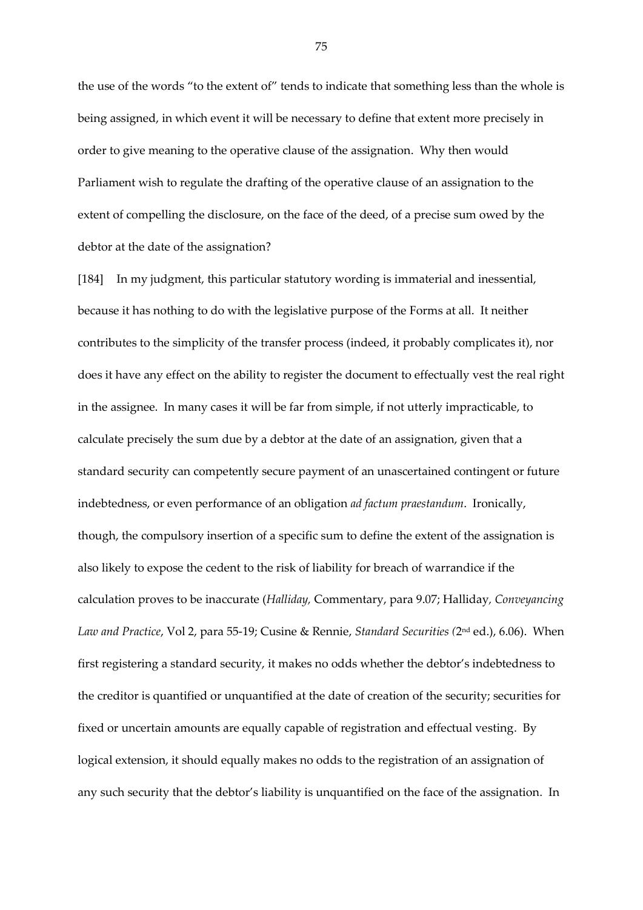the use of the words "to the extent of" tends to indicate that something less than the whole is being assigned, in which event it will be necessary to define that extent more precisely in order to give meaning to the operative clause of the assignation. Why then would Parliament wish to regulate the drafting of the operative clause of an assignation to the extent of compelling the disclosure, on the face of the deed, of a precise sum owed by the debtor at the date of the assignation?

[184] In my judgment, this particular statutory wording is immaterial and inessential, because it has nothing to do with the legislative purpose of the Forms at all. It neither contributes to the simplicity of the transfer process (indeed, it probably complicates it), nor does it have any effect on the ability to register the document to effectually vest the real right in the assignee. In many cases it will be far from simple, if not utterly impracticable, to calculate precisely the sum due by a debtor at the date of an assignation, given that a standard security can competently secure payment of an unascertained contingent or future indebtedness, or even performance of an obligation *ad factum praestandum*. Ironically, though, the compulsory insertion of a specific sum to define the extent of the assignation is also likely to expose the cedent to the risk of liability for breach of warrandice if the calculation proves to be inaccurate (*Halliday,* Commentary, para 9.07; Halliday*, Conveyancing Law and Practice*, Vol 2, para 55-19; Cusine & Rennie, *Standard Securities (*2nd ed.), 6.06). When first registering a standard security, it makes no odds whether the debtor's indebtedness to the creditor is quantified or unquantified at the date of creation of the security; securities for fixed or uncertain amounts are equally capable of registration and effectual vesting. By logical extension, it should equally makes no odds to the registration of an assignation of any such security that the debtor's liability is unquantified on the face of the assignation. In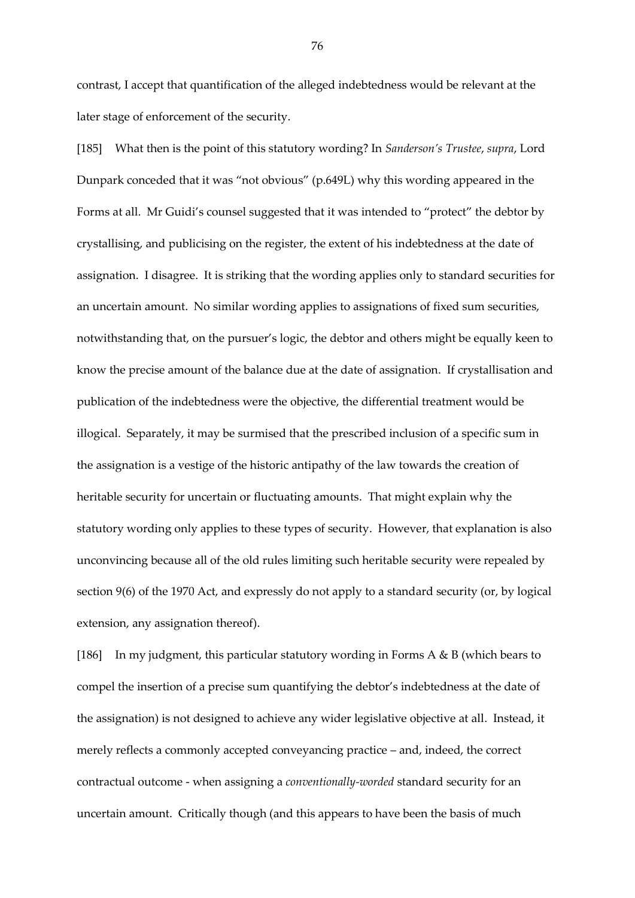contrast, I accept that quantification of the alleged indebtedness would be relevant at the later stage of enforcement of the security.

[185] What then is the point of this statutory wording? In *Sanderson's Trustee*, *supra*, Lord Dunpark conceded that it was "not obvious" (p.649L) why this wording appeared in the Forms at all. Mr Guidi's counsel suggested that it was intended to "protect" the debtor by crystallising, and publicising on the register, the extent of his indebtedness at the date of assignation. I disagree. It is striking that the wording applies only to standard securities for an uncertain amount. No similar wording applies to assignations of fixed sum securities, notwithstanding that, on the pursuer's logic, the debtor and others might be equally keen to know the precise amount of the balance due at the date of assignation. If crystallisation and publication of the indebtedness were the objective, the differential treatment would be illogical. Separately, it may be surmised that the prescribed inclusion of a specific sum in the assignation is a vestige of the historic antipathy of the law towards the creation of heritable security for uncertain or fluctuating amounts. That might explain why the statutory wording only applies to these types of security. However, that explanation is also unconvincing because all of the old rules limiting such heritable security were repealed by section 9(6) of the 1970 Act, and expressly do not apply to a standard security (or, by logical extension, any assignation thereof).

[186] In my judgment, this particular statutory wording in Forms A & B (which bears to compel the insertion of a precise sum quantifying the debtor's indebtedness at the date of the assignation) is not designed to achieve any wider legislative objective at all. Instead, it merely reflects a commonly accepted conveyancing practice – and, indeed, the correct contractual outcome - when assigning a *conventionally-worded* standard security for an uncertain amount. Critically though (and this appears to have been the basis of much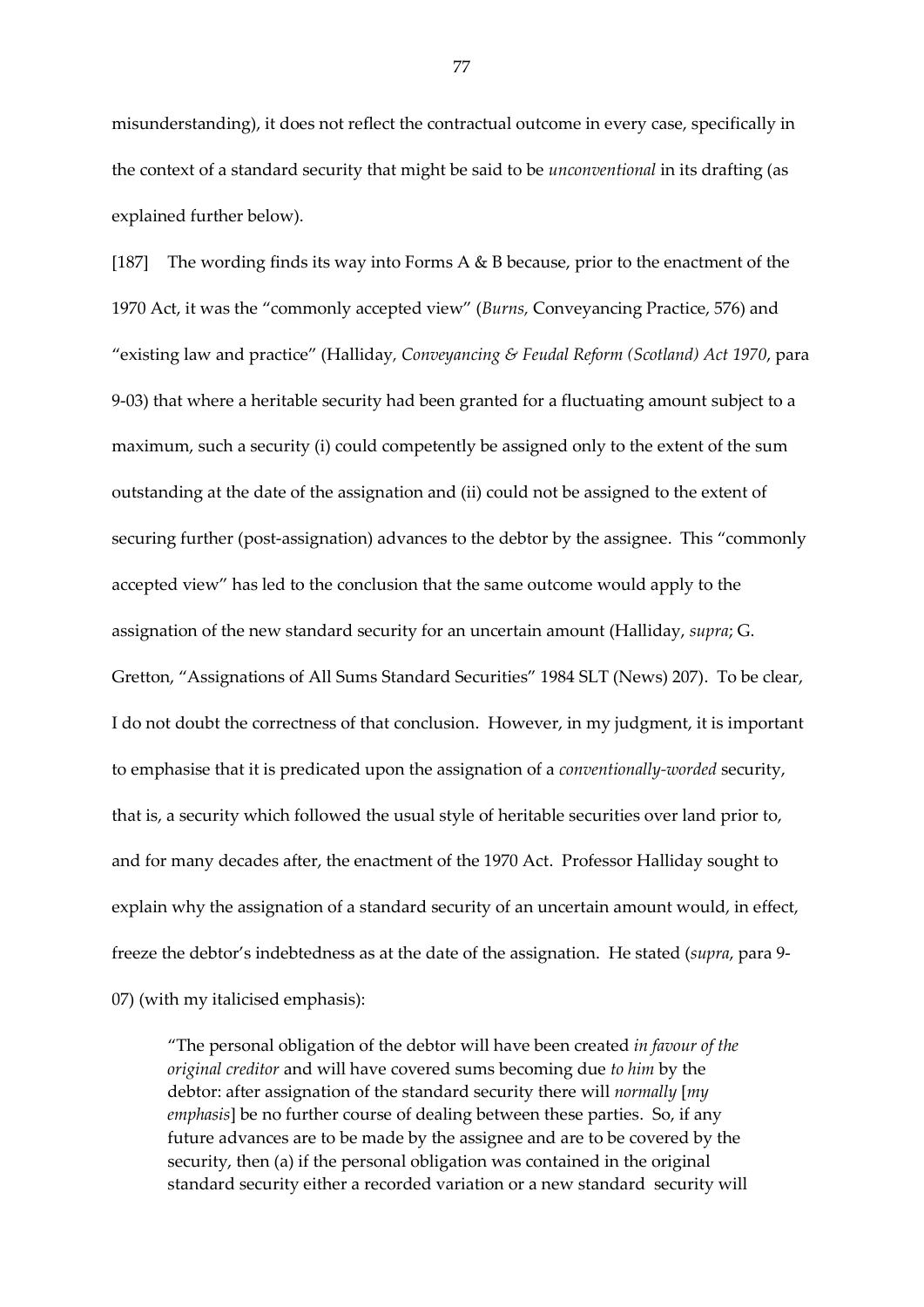misunderstanding), it does not reflect the contractual outcome in every case, specifically in the context of a standard security that might be said to be *unconventional* in its drafting (as explained further below).

[187] The wording finds its way into Forms A & B because, prior to the enactment of the 1970 Act, it was the "commonly accepted view" (*Burns,* Conveyancing Practice, 576) and "existing law and practice" (Halliday, *Conveyancing & Feudal Reform (Scotland) Act 1970*, para 9-03) that where a heritable security had been granted for a fluctuating amount subject to a maximum, such a security (i) could competently be assigned only to the extent of the sum outstanding at the date of the assignation and (ii) could not be assigned to the extent of securing further (post-assignation) advances to the debtor by the assignee. This "commonly accepted view" has led to the conclusion that the same outcome would apply to the assignation of the new standard security for an uncertain amount (Halliday, *supra*; G. Gretton, "Assignations of All Sums Standard Securities" 1984 SLT (News) 207). To be clear, I do not doubt the correctness of that conclusion. However, in my judgment, it is important to emphasise that it is predicated upon the assignation of a *conventionally-worded* security, that is, a security which followed the usual style of heritable securities over land prior to, and for many decades after, the enactment of the 1970 Act. Professor Halliday sought to explain why the assignation of a standard security of an uncertain amount would, in effect, freeze the debtor's indebtedness as at the date of the assignation. He stated (*supra*, para 9-07) (with my italicised emphasis):

> "The personal obligation of the debtor will have been created *in favour of the original creditor* and will have covered sums becoming due *to him* by the debtor: after assignation of the standard security there will *normally* [*my emphasis*] be no further course of dealing between these parties. So, if any future advances are to be made by the assignee and are to be covered by the security, then (a) if the personal obligation was contained in the original standard security either a recorded variation or a new standard security will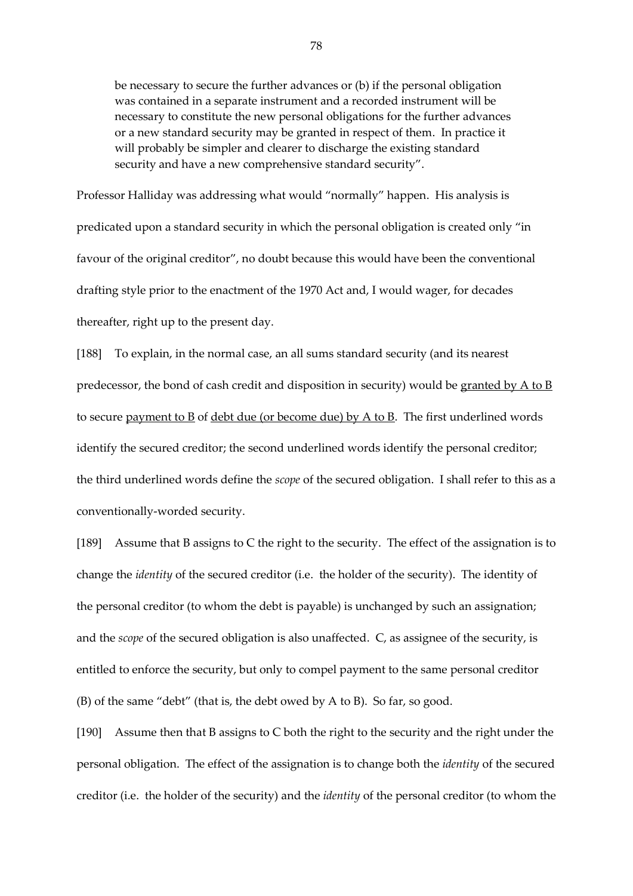> be necessary to secure the further advances or (b) if the personal obligation was contained in a separate instrument and a recorded instrument will be necessary to constitute the new personal obligations for the further advances or a new standard security may be granted in respect of them. In practice it will probably be simpler and clearer to discharge the existing standard security and have a new comprehensive standard security".

Professor Halliday was addressing what would "normally" happen. His analysis is predicated upon a standard security in which the personal obligation is created only "in favour of the original creditor", no doubt because this would have been the conventional drafting style prior to the enactment of the 1970 Act and, I would wager, for decades thereafter, right up to the present day.

[188] To explain, in the normal case, an all sums standard security (and its nearest predecessor, the bond of cash credit and disposition in security) would be <u>granted by A to B</u> to secure <u>payment to B</u> of <u>debt due (or become due) by A to B</u>. The first underlined words identify the secured creditor; the second underlined words identify the personal creditor; the third underlined words define the *scope* of the secured obligation. I shall refer to this as a conventionally-worded security.

[189] Assume that B assigns to C the right to the security. The effect of the assignation is to change the *identity* of the secured creditor (i.e. the holder of the security). The identity of the personal creditor (to whom the debt is payable) is unchanged by such an assignation; and the *scope* of the secured obligation is also unaffected. C, as assignee of the security, is entitled to enforce the security, but only to compel payment to the same personal creditor (B) of the same "debt" (that is, the debt owed by A to B). So far, so good.

[190] Assume then that B assigns to C both the right to the security and the right under the personal obligation. The effect of the assignation is to change both the *identity* of the secured creditor (i.e. the holder of the security) and the *identity* of the personal creditor (to whom the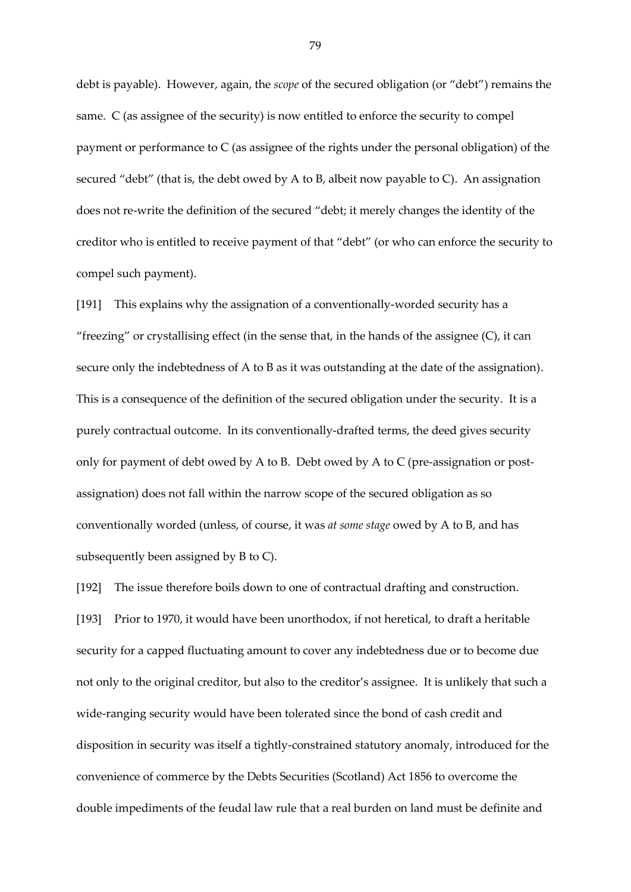debt is payable). However, again, the *scope* of the secured obligation (or "debt") remains the same. C (as assignee of the security) is now entitled to enforce the security to compel payment or performance to C (as assignee of the rights under the personal obligation) of the secured "debt" (that is, the debt owed by A to B, albeit now payable to C). An assignation does not re-write the definition of the secured "debt; it merely changes the identity of the creditor who is entitled to receive payment of that "debt" (or who can enforce the security to compel such payment).

[191] This explains why the assignation of a conventionally-worded security has a "freezing" or crystallising effect (in the sense that, in the hands of the assignee (C), it can secure only the indebtedness of A to B as it was outstanding at the date of the assignation). This is a consequence of the definition of the secured obligation under the security. It is a purely contractual outcome. In its conventionally-drafted terms, the deed gives security only for payment of debt owed by A to B. Debt owed by A to C (pre-assignation or post-assignation) does not fall within the narrow scope of the secured obligation as so conventionally worded (unless, of course, it was *at some stage* owed by A to B, and has subsequently been assigned by B to C).

[192] The issue therefore boils down to one of contractual drafting and construction.

[193] Prior to 1970, it would have been unorthodox, if not heretical, to draft a heritable security for a capped fluctuating amount to cover any indebtedness due or to become due not only to the original creditor, but also to the creditor's assignee. It is unlikely that such a wide-ranging security would have been tolerated since the bond of cash credit and disposition in security was itself a tightly-constrained statutory anomaly, introduced for the convenience of commerce by the Debts Securities (Scotland) Act 1856 to overcome the double impediments of the feudal law rule that a real burden on land must be definite and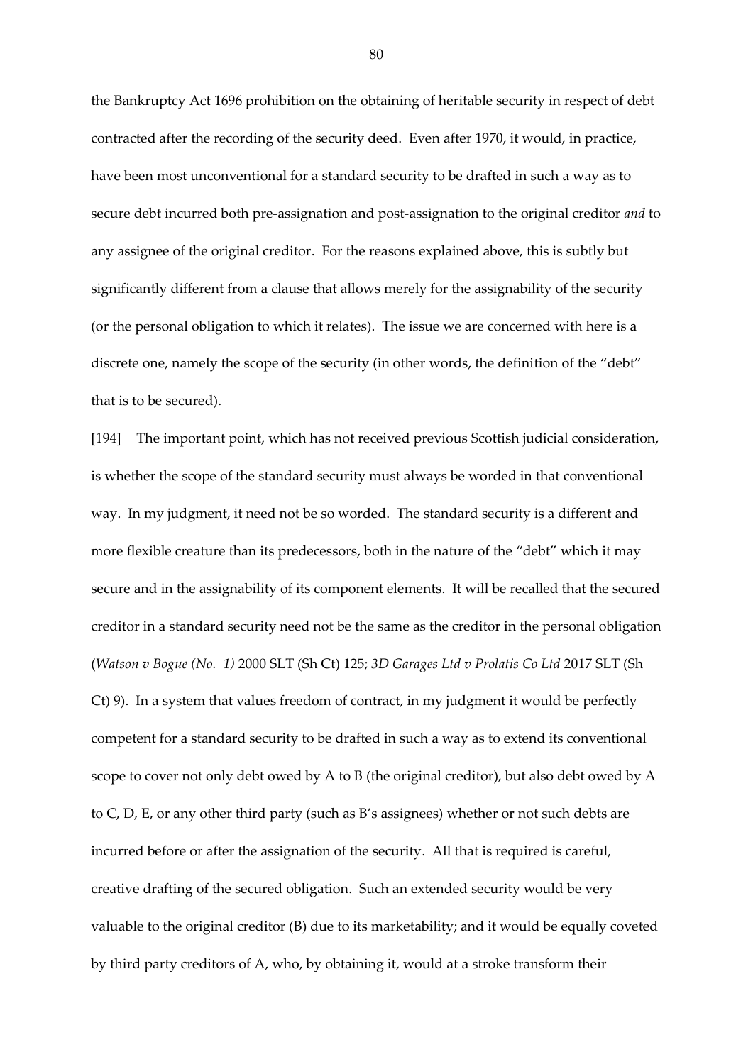the Bankruptcy Act 1696 prohibition on the obtaining of heritable security in respect of debt contracted after the recording of the security deed. Even after 1970, it would, in practice, have been most unconventional for a standard security to be drafted in such a way as to secure debt incurred both pre-assignation and post-assignation to the original creditor *and* to any assignee of the original creditor. For the reasons explained above, this is subtly but significantly different from a clause that allows merely for the assignability of the security (or the personal obligation to which it relates). The issue we are concerned with here is a discrete one, namely the scope of the security (in other words, the definition of the "debt" that is to be secured).

[194] The important point, which has not received previous Scottish judicial consideration, is whether the scope of the standard security must always be worded in that conventional way. In my judgment, it need not be so worded. The standard security is a different and more flexible creature than its predecessors, both in the nature of the "debt" which it may secure and in the assignability of its component elements. It will be recalled that the secured creditor in a standard security need not be the same as the creditor in the personal obligation (*Watson v Bogue (No. 1)* 2000 SLT (Sh Ct) 125; *3D Garages Ltd v Prolatis Co Ltd* 2017 SLT (Sh Ct) 9). In a system that values freedom of contract, in my judgment it would be perfectly competent for a standard security to be drafted in such a way as to extend its conventional scope to cover not only debt owed by A to B (the original creditor), but also debt owed by A to C, D, E, or any other third party (such as B's assignees) whether or not such debts are incurred before or after the assignation of the security. All that is required is careful, creative drafting of the secured obligation. Such an extended security would be very valuable to the original creditor (B) due to its marketability; and it would be equally coveted by third party creditors of A, who, by obtaining it, would at a stroke transform their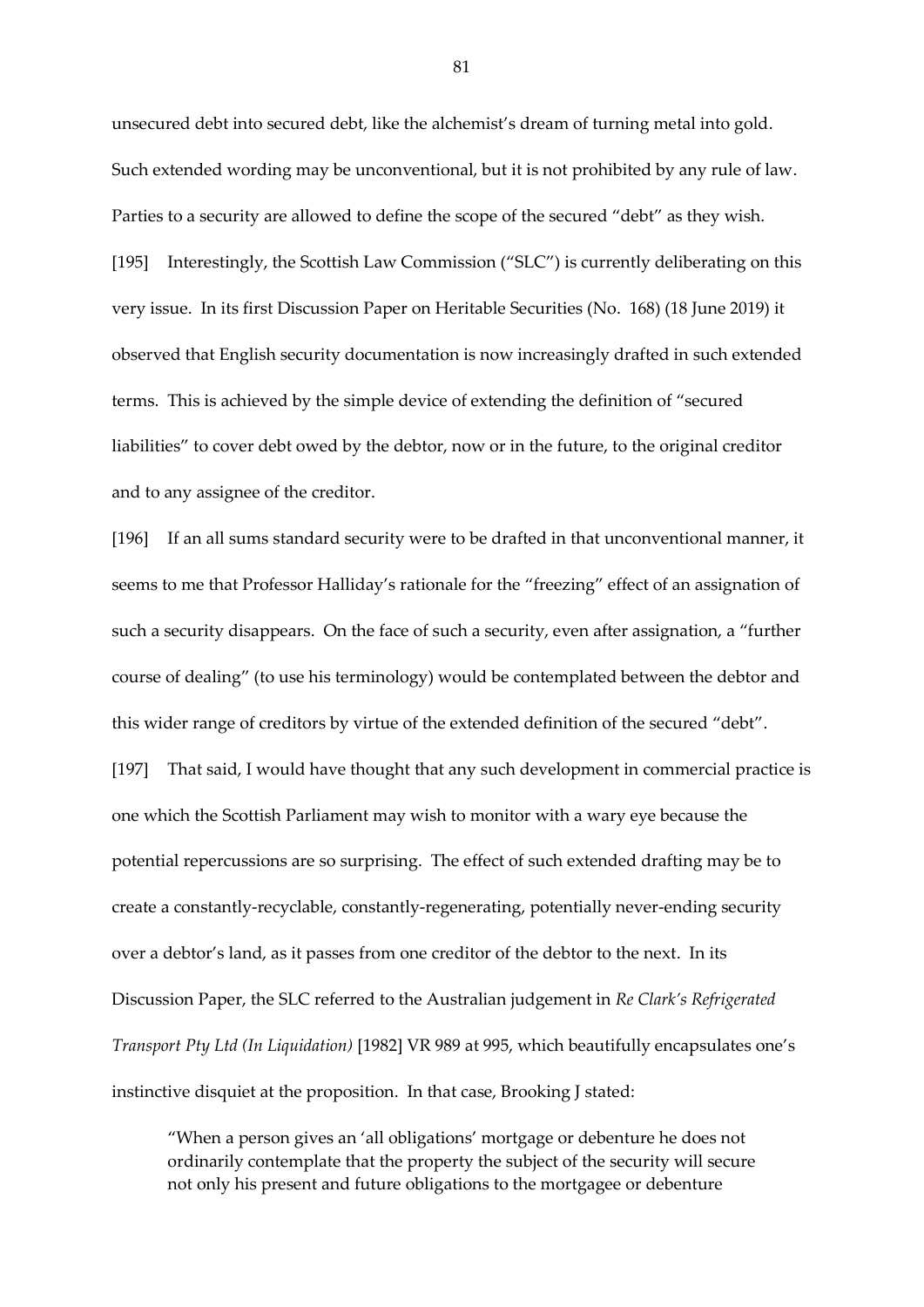unsecured debt into secured debt, like the alchemist's dream of turning metal into gold. Such extended wording may be unconventional, but it is not prohibited by any rule of law. Parties to a security are allowed to define the scope of the secured "debt" as they wish.

[195] Interestingly, the Scottish Law Commission ("SLC") is currently deliberating on this very issue. In its first Discussion Paper on Heritable Securities (No. 168) (18 June 2019) it observed that English security documentation is now increasingly drafted in such extended terms. This is achieved by the simple device of extending the definition of "secured liabilities" to cover debt owed by the debtor, now or in the future, to the original creditor and to any assignee of the creditor.

[196] If an all sums standard security were to be drafted in that unconventional manner, it seems to me that Professor Halliday's rationale for the "freezing" effect of an assignation of such a security disappears. On the face of such a security, even after assignation, a "further course of dealing" (to use his terminology) would be contemplated between the debtor and this wider range of creditors by virtue of the extended definition of the secured "debt".

[197] That said, I would have thought that any such development in commercial practice is one which the Scottish Parliament may wish to monitor with a wary eye because the potential repercussions are so surprising. The effect of such extended drafting may be to create a constantly-recyclable, constantly-regenerating, potentially never-ending security over a debtor's land, as it passes from one creditor of the debtor to the next. In its Discussion Paper, the SLC referred to the Australian judgement in *Re Clark's Refrigerated Transport Pty Ltd (In Liquidation)* [1982] VR 989 at 995, which beautifully encapsulates one's instinctive disquiet at the proposition. In that case, Brooking J stated:

> "When a person gives an 'all obligations' mortgage or debenture he does not ordinarily contemplate that the property the subject of the security will secure not only his present and future obligations to the mortgagee or debenture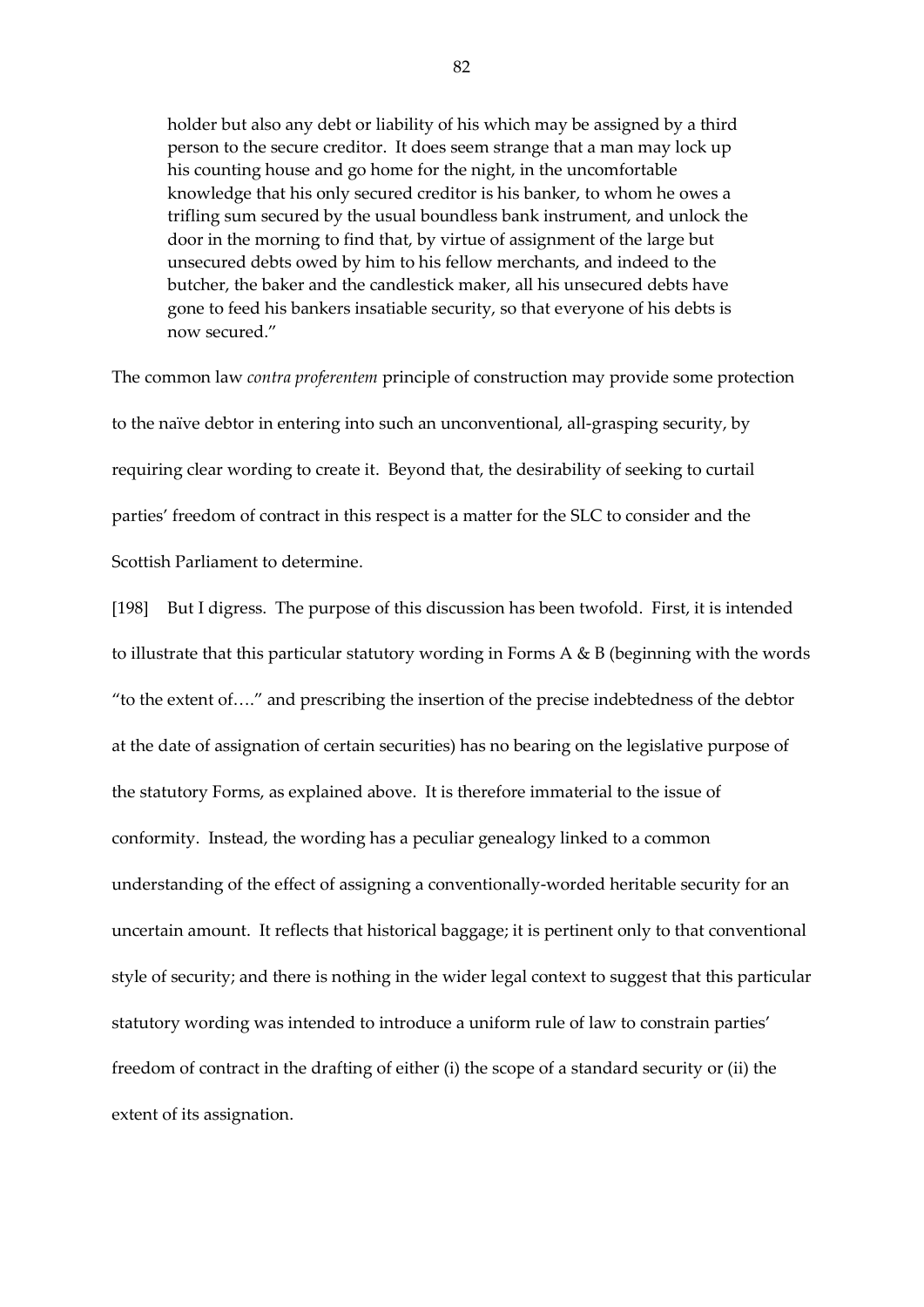> holder but also any debt or liability of his which may be assigned by a third person to the secure creditor. It does seem strange that a man may lock up his counting house and go home for the night, in the uncomfortable knowledge that his only secured creditor is his banker, to whom he owes a trifling sum secured by the usual boundless bank instrument, and unlock the door in the morning to find that, by virtue of assignment of the large but unsecured debts owed by him to his fellow merchants, and indeed to the butcher, the baker and the candlestick maker, all his unsecured debts have gone to feed his bankers insatiable security, so that everyone of his debts is now secured."

The common law *contra proferentem* principle of construction may provide some protection to the naïve debtor in entering into such an unconventional, all-grasping security, by requiring clear wording to create it. Beyond that, the desirability of seeking to curtail parties' freedom of contract in this respect is a matter for the SLC to consider and the Scottish Parliament to determine.

[198] But I digress. The purpose of this discussion has been twofold. First, it is intended to illustrate that this particular statutory wording in Forms A & B (beginning with the words "to the extent of…." and prescribing the insertion of the precise indebtedness of the debtor at the date of assignation of certain securities) has no bearing on the legislative purpose of the statutory Forms, as explained above. It is therefore immaterial to the issue of conformity. Instead, the wording has a peculiar genealogy linked to a common understanding of the effect of assigning a conventionally-worded heritable security for an uncertain amount. It reflects that historical baggage; it is pertinent only to that conventional style of security; and there is nothing in the wider legal context to suggest that this particular statutory wording was intended to introduce a uniform rule of law to constrain parties' freedom of contract in the drafting of either (i) the scope of a standard security or (ii) the extent of its assignation.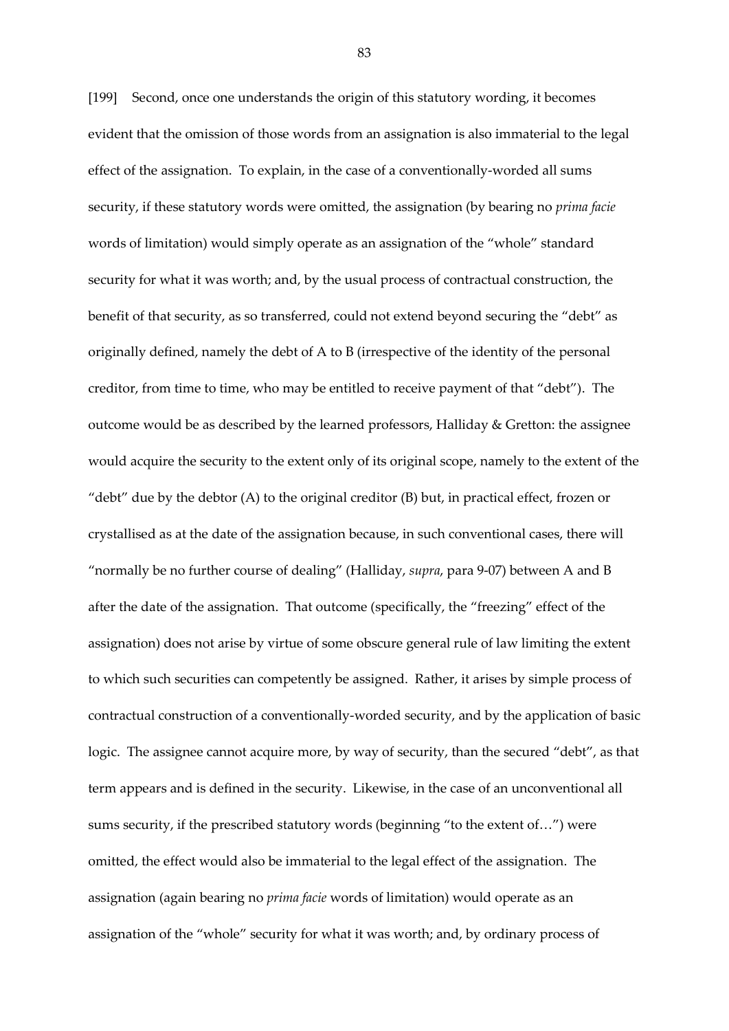[199] Second, once one understands the origin of this statutory wording, it becomes evident that the omission of those words from an assignation is also immaterial to the legal effect of the assignation. To explain, in the case of a conventionally-worded all sums security, if these statutory words were omitted, the assignation (by bearing no *prima facie* words of limitation) would simply operate as an assignation of the "whole" standard security for what it was worth; and, by the usual process of contractual construction, the benefit of that security, as so transferred, could not extend beyond securing the "debt" as originally defined, namely the debt of A to B (irrespective of the identity of the personal creditor, from time to time, who may be entitled to receive payment of that "debt"). The outcome would be as described by the learned professors, Halliday & Gretton: the assignee would acquire the security to the extent only of its original scope, namely to the extent of the "debt" due by the debtor (A) to the original creditor (B) but, in practical effect, frozen or crystallised as at the date of the assignation because, in such conventional cases, there will "normally be no further course of dealing" (Halliday, *supra*, para 9-07) between A and B after the date of the assignation. That outcome (specifically, the "freezing" effect of the assignation) does not arise by virtue of some obscure general rule of law limiting the extent to which such securities can competently be assigned. Rather, it arises by simple process of contractual construction of a conventionally-worded security, and by the application of basic logic. The assignee cannot acquire more, by way of security, than the secured "debt", as that term appears and is defined in the security. Likewise, in the case of an unconventional all sums security, if the prescribed statutory words (beginning "to the extent of…") were omitted, the effect would also be immaterial to the legal effect of the assignation. The assignation (again bearing no *prima facie* words of limitation) would operate as an assignation of the "whole" security for what it was worth; and, by ordinary process of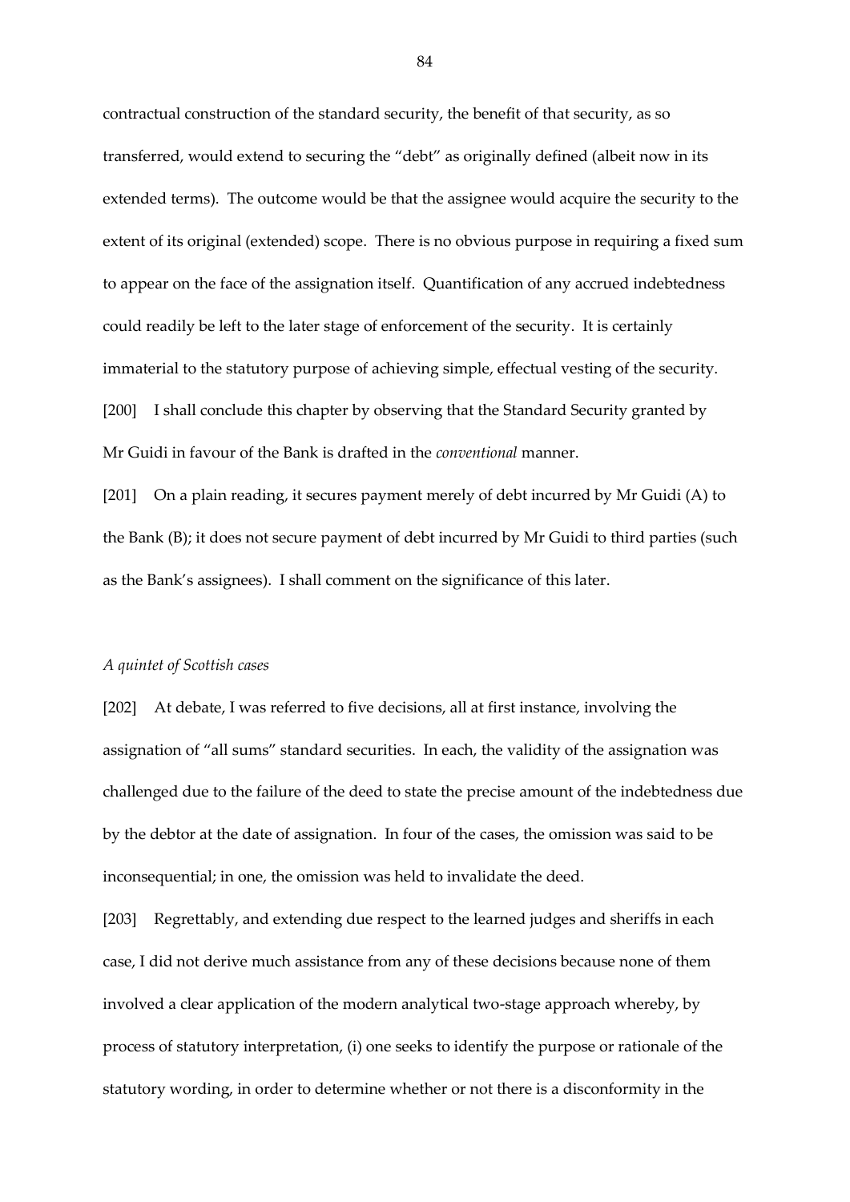contractual construction of the standard security, the benefit of that security, as so transferred, would extend to securing the "debt" as originally defined (albeit now in its extended terms). The outcome would be that the assignee would acquire the security to the extent of its original (extended) scope. There is no obvious purpose in requiring a fixed sum to appear on the face of the assignation itself. Quantification of any accrued indebtedness could readily be left to the later stage of enforcement of the security. It is certainly immaterial to the statutory purpose of achieving simple, effectual vesting of the security.

[200] I shall conclude this chapter by observing that the Standard Security granted by Mr Guidi in favour of the Bank is drafted in the *conventional* manner.

[201] On a plain reading, it secures payment merely of debt incurred by Mr Guidi (A) to the Bank (B); it does not secure payment of debt incurred by Mr Guidi to third parties (such as the Bank's assignees). I shall comment on the significance of this later.

*A quintet of Scottish cases*

[202] At debate, I was referred to five decisions, all at first instance, involving the assignation of "all sums" standard securities. In each, the validity of the assignation was challenged due to the failure of the deed to state the precise amount of the indebtedness due by the debtor at the date of assignation. In four of the cases, the omission was said to be inconsequential; in one, the omission was held to invalidate the deed.

[203] Regrettably, and extending due respect to the learned judges and sheriffs in each case, I did not derive much assistance from any of these decisions because none of them involved a clear application of the modern analytical two-stage approach whereby, by process of statutory interpretation, (i) one seeks to identify the purpose or rationale of the statutory wording, in order to determine whether or not there is a disconformity in the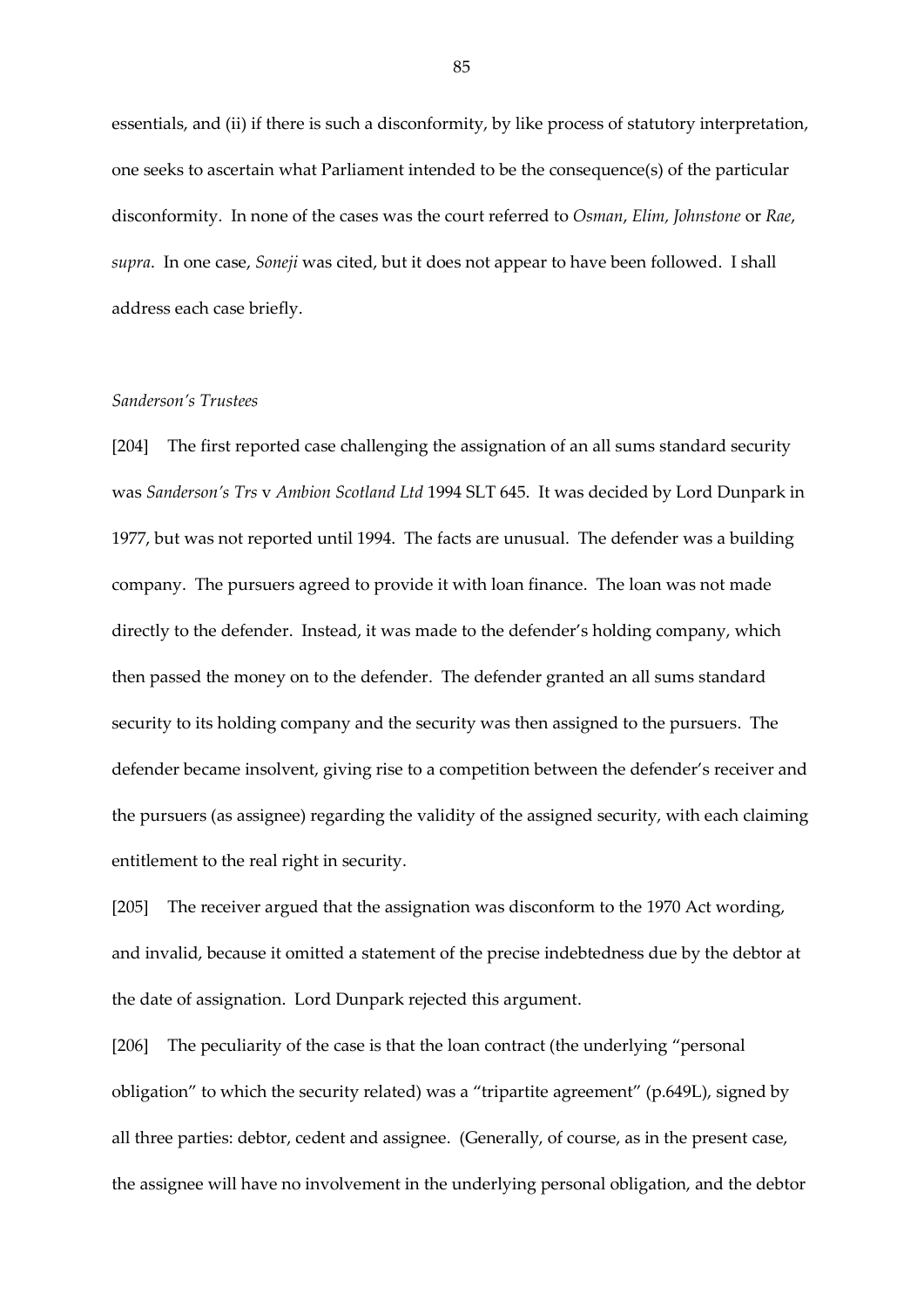essentials, and (ii) if there is such a disconformity, by like process of statutory interpretation, one seeks to ascertain what Parliament intended to be the consequence(s) of the particular disconformity. In none of the cases was the court referred to *Osman*, *Elim, Johnstone* or *Rae*, *supra*. In one case, *Soneji* was cited, but it does not appear to have been followed. I shall address each case briefly.

*Sanderson's Trustees*

[204] The first reported case challenging the assignation of an all sums standard security was *Sanderson's Trs* v *Ambion Scotland Ltd* 1994 SLT 645. It was decided by Lord Dunpark in 1977, but was not reported until 1994. The facts are unusual. The defender was a building company. The pursuers agreed to provide it with loan finance. The loan was not made directly to the defender. Instead, it was made to the defender's holding company, which then passed the money on to the defender. The defender granted an all sums standard security to its holding company and the security was then assigned to the pursuers. The defender became insolvent, giving rise to a competition between the defender's receiver and the pursuers (as assignee) regarding the validity of the assigned security, with each claiming entitlement to the real right in security.

[205] The receiver argued that the assignation was disconform to the 1970 Act wording, and invalid, because it omitted a statement of the precise indebtedness due by the debtor at the date of assignation. Lord Dunpark rejected this argument.

[206] The peculiarity of the case is that the loan contract (the underlying "personal obligation" to which the security related) was a "tripartite agreement" (p.649L), signed by all three parties: debtor, cedent and assignee. (Generally, of course, as in the present case, the assignee will have no involvement in the underlying personal obligation, and the debtor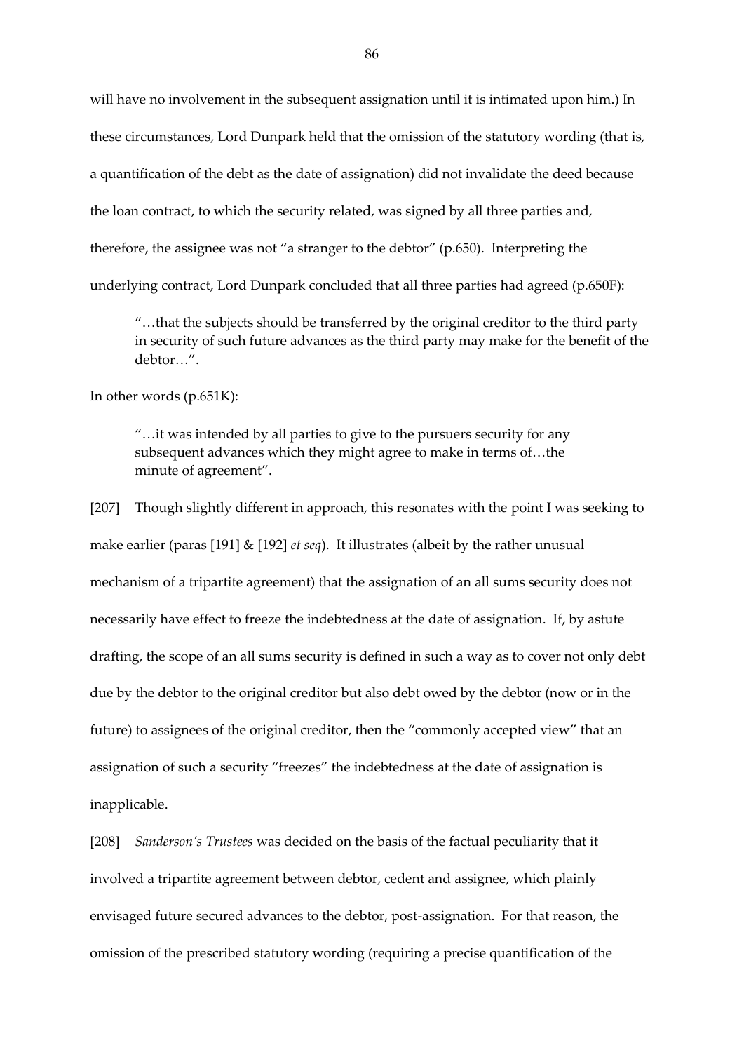will have no involvement in the subsequent assignation until it is intimated upon him.) In these circumstances, Lord Dunpark held that the omission of the statutory wording (that is, a quantification of the debt as the date of assignation) did not invalidate the deed because the loan contract, to which the security related, was signed by all three parties and, therefore, the assignee was not "a stranger to the debtor" (p.650). Interpreting the underlying contract, Lord Dunpark concluded that all three parties had agreed (p.650F):

> "…that the subjects should be transferred by the original creditor to the third party in security of such future advances as the third party may make for the benefit of the debtor…".

In other words (p.651K):

> "…it was intended by all parties to give to the pursuers security for any subsequent advances which they might agree to make in terms of…the minute of agreement".

[207] Though slightly different in approach, this resonates with the point I was seeking to make earlier (paras [191] & [192] *et seq*). It illustrates (albeit by the rather unusual mechanism of a tripartite agreement) that the assignation of an all sums security does not necessarily have effect to freeze the indebtedness at the date of assignation. If, by astute drafting, the scope of an all sums security is defined in such a way as to cover not only debt due by the debtor to the original creditor but also debt owed by the debtor (now or in the future) to assignees of the original creditor, then the "commonly accepted view" that an assignation of such a security "freezes" the indebtedness at the date of assignation is inapplicable.

[208] *Sanderson's Trustees* was decided on the basis of the factual peculiarity that it involved a tripartite agreement between debtor, cedent and assignee, which plainly envisaged future secured advances to the debtor, post-assignation. For that reason, the omission of the prescribed statutory wording (requiring a precise quantification of the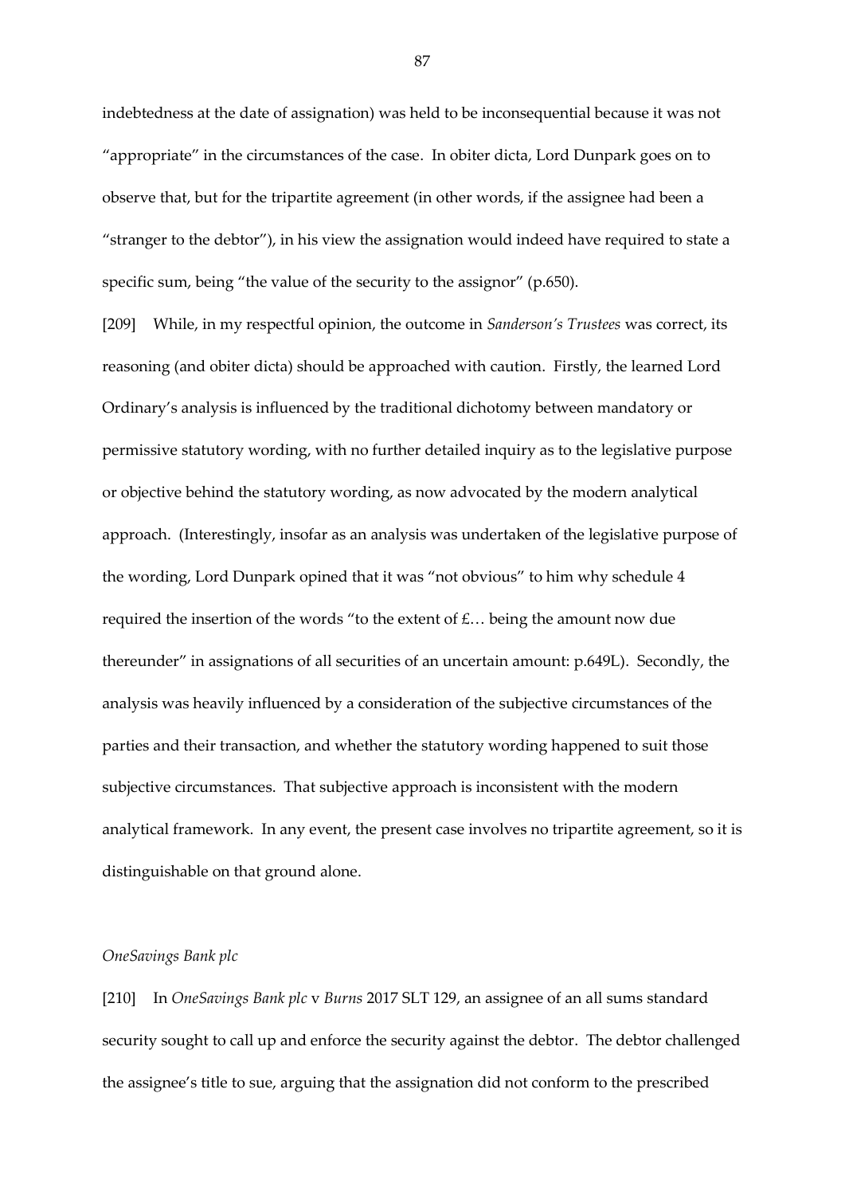indebtedness at the date of assignation) was held to be inconsequential because it was not "appropriate" in the circumstances of the case. In obiter dicta, Lord Dunpark goes on to observe that, but for the tripartite agreement (in other words, if the assignee had been a "stranger to the debtor"), in his view the assignation would indeed have required to state a specific sum, being "the value of the security to the assignor" (p.650).

[209] While, in my respectful opinion, the outcome in *Sanderson's Trustees* was correct, its reasoning (and obiter dicta) should be approached with caution. Firstly, the learned Lord Ordinary's analysis is influenced by the traditional dichotomy between mandatory or permissive statutory wording, with no further detailed inquiry as to the legislative purpose or objective behind the statutory wording, as now advocated by the modern analytical approach. (Interestingly, insofar as an analysis was undertaken of the legislative purpose of the wording, Lord Dunpark opined that it was "not obvious" to him why schedule 4 required the insertion of the words "to the extent of £… being the amount now due thereunder" in assignations of all securities of an uncertain amount: p.649L). Secondly, the analysis was heavily influenced by a consideration of the subjective circumstances of the parties and their transaction, and whether the statutory wording happened to suit those subjective circumstances. That subjective approach is inconsistent with the modern analytical framework. In any event, the present case involves no tripartite agreement, so it is distinguishable on that ground alone.

*OneSavings Bank plc*

[210] In *OneSavings Bank plc* v *Burns* 2017 SLT 129, an assignee of an all sums standard security sought to call up and enforce the security against the debtor. The debtor challenged the assignee's title to sue, arguing that the assignation did not conform to the prescribed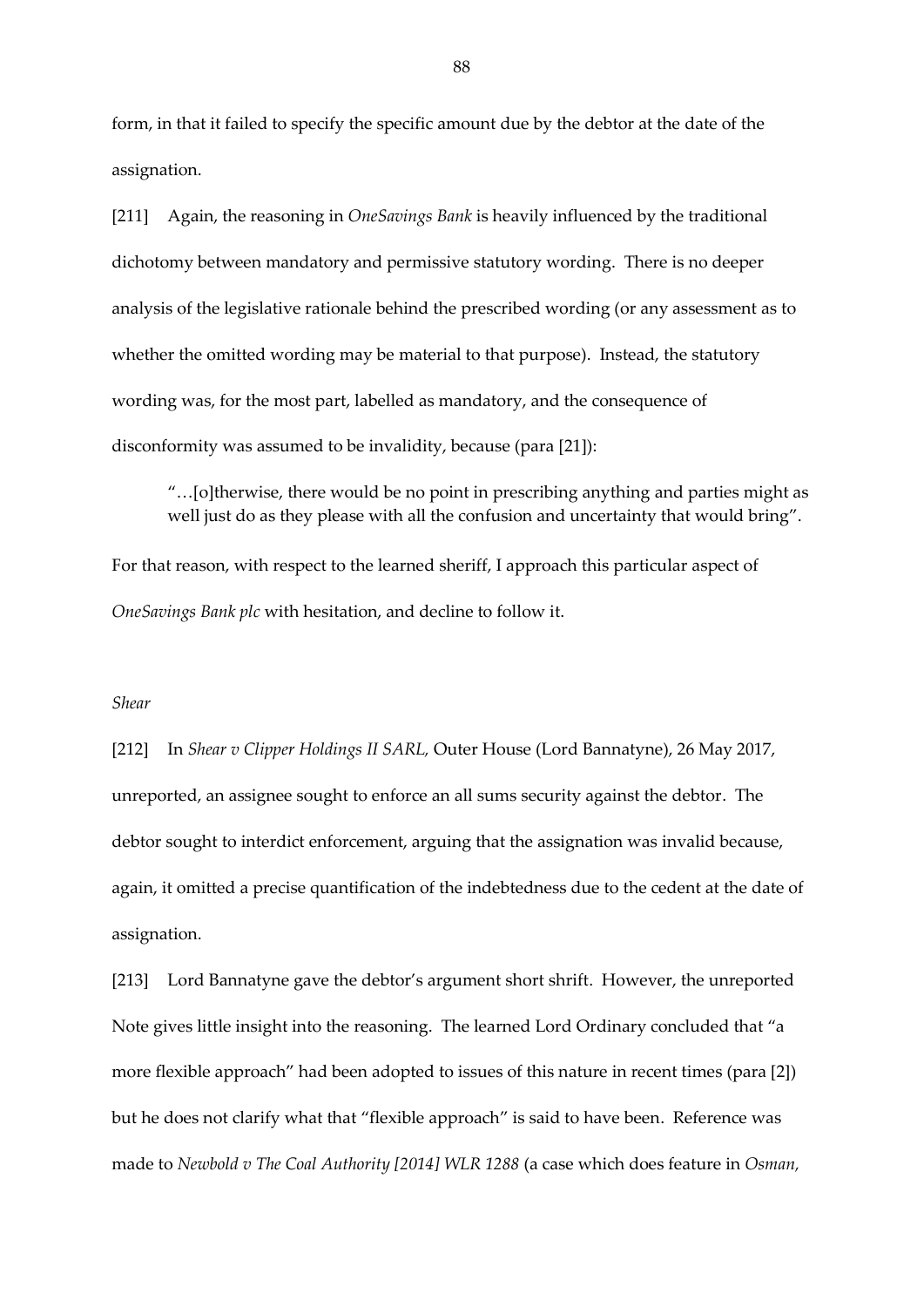form, in that it failed to specify the specific amount due by the debtor at the date of the assignation.

[211] Again, the reasoning in *OneSavings Bank* is heavily influenced by the traditional dichotomy between mandatory and permissive statutory wording. There is no deeper analysis of the legislative rationale behind the prescribed wording (or any assessment as to whether the omitted wording may be material to that purpose). Instead, the statutory wording was, for the most part, labelled as mandatory, and the consequence of disconformity was assumed to be invalidity, because (para [21]):

> "…[o]therwise, there would be no point in prescribing anything and parties might as well just do as they please with all the confusion and uncertainty that would bring".

For that reason, with respect to the learned sheriff, I approach this particular aspect of *OneSavings Bank plc* with hesitation, and decline to follow it.

*Shear*

[212] In *Shear v Clipper Holdings II SARL,* Outer House (Lord Bannatyne), 26 May 2017, unreported, an assignee sought to enforce an all sums security against the debtor. The debtor sought to interdict enforcement, arguing that the assignation was invalid because, again, it omitted a precise quantification of the indebtedness due to the cedent at the date of assignation.

[213] Lord Bannatyne gave the debtor's argument short shrift. However, the unreported Note gives little insight into the reasoning. The learned Lord Ordinary concluded that "a more flexible approach" had been adopted to issues of this nature in recent times (para [2]) but he does not clarify what that "flexible approach" is said to have been. Reference was made to *Newbold v The Coal Authority [2014] WLR 1288* (a case which does feature in *Osman,*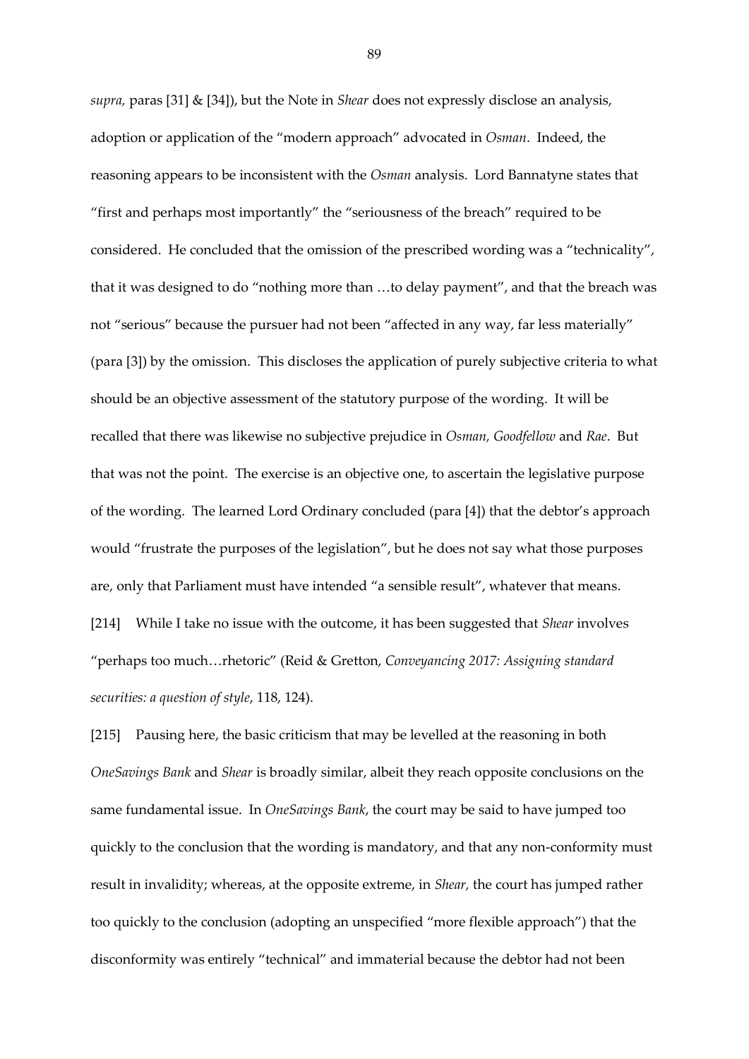*supra,* paras [31] & [34]), but the Note in *Shear* does not expressly disclose an analysis, adoption or application of the "modern approach" advocated in *Osman*. Indeed, the reasoning appears to be inconsistent with the *Osman* analysis. Lord Bannatyne states that "first and perhaps most importantly" the "seriousness of the breach" required to be considered. He concluded that the omission of the prescribed wording was a "technicality", that it was designed to do "nothing more than …to delay payment", and that the breach was not "serious" because the pursuer had not been "affected in any way, far less materially" (para [3]) by the omission. This discloses the application of purely subjective criteria to what should be an objective assessment of the statutory purpose of the wording. It will be recalled that there was likewise no subjective prejudice in *Osman, Goodfellow* and *Rae*. But that was not the point. The exercise is an objective one, to ascertain the legislative purpose of the wording. The learned Lord Ordinary concluded (para [4]) that the debtor's approach would "frustrate the purposes of the legislation", but he does not say what those purposes are, only that Parliament must have intended "a sensible result", whatever that means.

[214] While I take no issue with the outcome, it has been suggested that *Shear* involves "perhaps too much…rhetoric" (Reid & Gretton, *Conveyancing 2017: Assigning standard securities: a question of style*, 118, 124).

[215] Pausing here, the basic criticism that may be levelled at the reasoning in both *OneSavings Bank* and *Shear* is broadly similar, albeit they reach opposite conclusions on the same fundamental issue. In *OneSavings Bank*, the court may be said to have jumped too quickly to the conclusion that the wording is mandatory, and that any non-conformity must result in invalidity; whereas, at the opposite extreme, in *Shear,* the court has jumped rather too quickly to the conclusion (adopting an unspecified "more flexible approach") that the disconformity was entirely "technical" and immaterial because the debtor had not been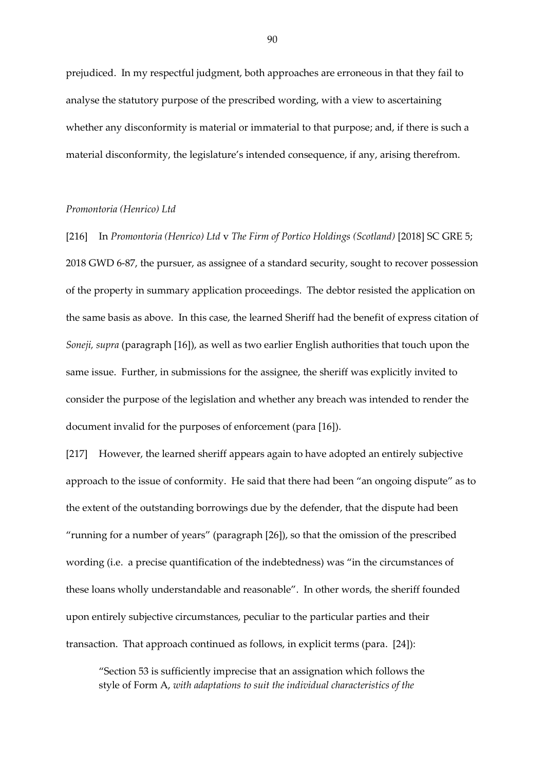prejudiced. In my respectful judgment, both approaches are erroneous in that they fail to analyse the statutory purpose of the prescribed wording, with a view to ascertaining whether any disconformity is material or immaterial to that purpose; and, if there is such a material disconformity, the legislature's intended consequence, if any, arising therefrom.

*Promontoria (Henrico) Ltd*

[216] In *Promontoria (Henrico) Ltd* v *The Firm of Portico Holdings (Scotland)* [2018] SC GRE 5; 2018 GWD 6-87, the pursuer, as assignee of a standard security, sought to recover possession of the property in summary application proceedings. The debtor resisted the application on the same basis as above. In this case, the learned Sheriff had the benefit of express citation of *Soneji, supra* (paragraph [16]), as well as two earlier English authorities that touch upon the same issue. Further, in submissions for the assignee, the sheriff was explicitly invited to consider the purpose of the legislation and whether any breach was intended to render the document invalid for the purposes of enforcement (para [16]).

[217] However, the learned sheriff appears again to have adopted an entirely subjective approach to the issue of conformity. He said that there had been "an ongoing dispute" as to the extent of the outstanding borrowings due by the defender, that the dispute had been "running for a number of years" (paragraph [26]), so that the omission of the prescribed wording (i.e. a precise quantification of the indebtedness) was "in the circumstances of these loans wholly understandable and reasonable". In other words, the sheriff founded upon entirely subjective circumstances, peculiar to the particular parties and their transaction. That approach continued as follows, in explicit terms (para. [24]):

> "Section 53 is sufficiently imprecise that an assignation which follows the style of Form A, *with adaptations to suit the individual characteristics of the*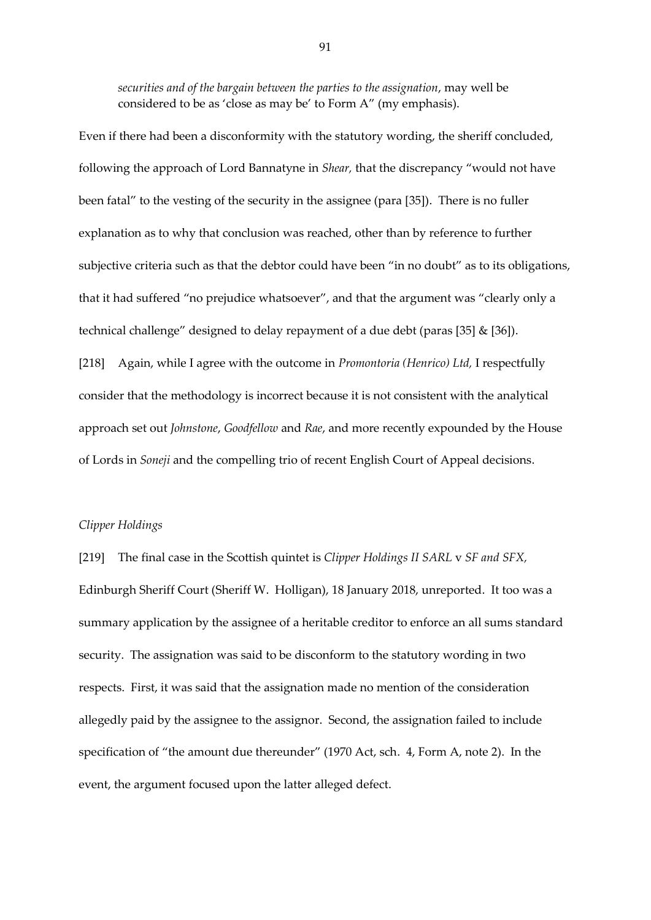> *securities and of the bargain between the parties to the assignation*, may well be considered to be as 'close as may be' to Form A" (my emphasis).

Even if there had been a disconformity with the statutory wording, the sheriff concluded, following the approach of Lord Bannatyne in *Shear,* that the discrepancy "would not have been fatal" to the vesting of the security in the assignee (para [35]). There is no fuller explanation as to why that conclusion was reached, other than by reference to further subjective criteria such as that the debtor could have been "in no doubt" as to its obligations, that it had suffered "no prejudice whatsoever", and that the argument was "clearly only a technical challenge" designed to delay repayment of a due debt (paras [35] & [36]).

[218] Again, while I agree with the outcome in *Promontoria (Henrico) Ltd,* I respectfully consider that the methodology is incorrect because it is not consistent with the analytical approach set out *Johnstone*, *Goodfellow* and *Rae*, and more recently expounded by the House of Lords in *Soneji* and the compelling trio of recent English Court of Appeal decisions.

*Clipper Holdings*

[219] The final case in the Scottish quintet is *Clipper Holdings II SARL* v *SF and SFX,* Edinburgh Sheriff Court (Sheriff W. Holligan), 18 January 2018, unreported. It too was a summary application by the assignee of a heritable creditor to enforce an all sums standard security. The assignation was said to be disconform to the statutory wording in two respects. First, it was said that the assignation made no mention of the consideration allegedly paid by the assignee to the assignor. Second, the assignation failed to include specification of "the amount due thereunder" (1970 Act, sch. 4, Form A, note 2). In the event, the argument focused upon the latter alleged defect.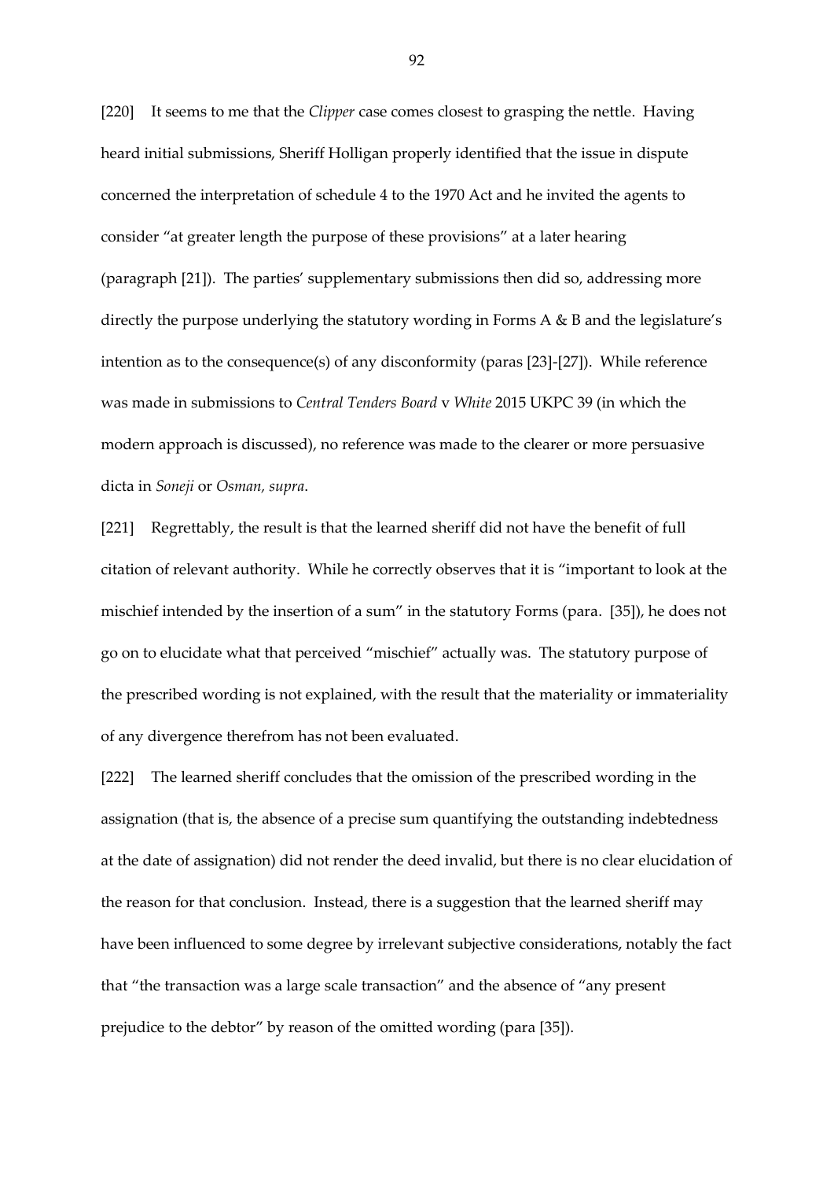[220] It seems to me that the *Clipper* case comes closest to grasping the nettle. Having heard initial submissions, Sheriff Holligan properly identified that the issue in dispute concerned the interpretation of schedule 4 to the 1970 Act and he invited the agents to consider "at greater length the purpose of these provisions" at a later hearing (paragraph [21]). The parties' supplementary submissions then did so, addressing more directly the purpose underlying the statutory wording in Forms A & B and the legislature's intention as to the consequence(s) of any disconformity (paras [23]-[27]). While reference was made in submissions to *Central Tenders Board* v *White* 2015 UKPC 39 (in which the modern approach is discussed), no reference was made to the clearer or more persuasive dicta in *Soneji* or *Osman, supra*.

[221] Regrettably, the result is that the learned sheriff did not have the benefit of full citation of relevant authority. While he correctly observes that it is "important to look at the mischief intended by the insertion of a sum" in the statutory Forms (para. [35]), he does not go on to elucidate what that perceived "mischief" actually was. The statutory purpose of the prescribed wording is not explained, with the result that the materiality or immateriality of any divergence therefrom has not been evaluated.

[222] The learned sheriff concludes that the omission of the prescribed wording in the assignation (that is, the absence of a precise sum quantifying the outstanding indebtedness at the date of assignation) did not render the deed invalid, but there is no clear elucidation of the reason for that conclusion. Instead, there is a suggestion that the learned sheriff may have been influenced to some degree by irrelevant subjective considerations, notably the fact that "the transaction was a large scale transaction" and the absence of "any present prejudice to the debtor" by reason of the omitted wording (para [35]).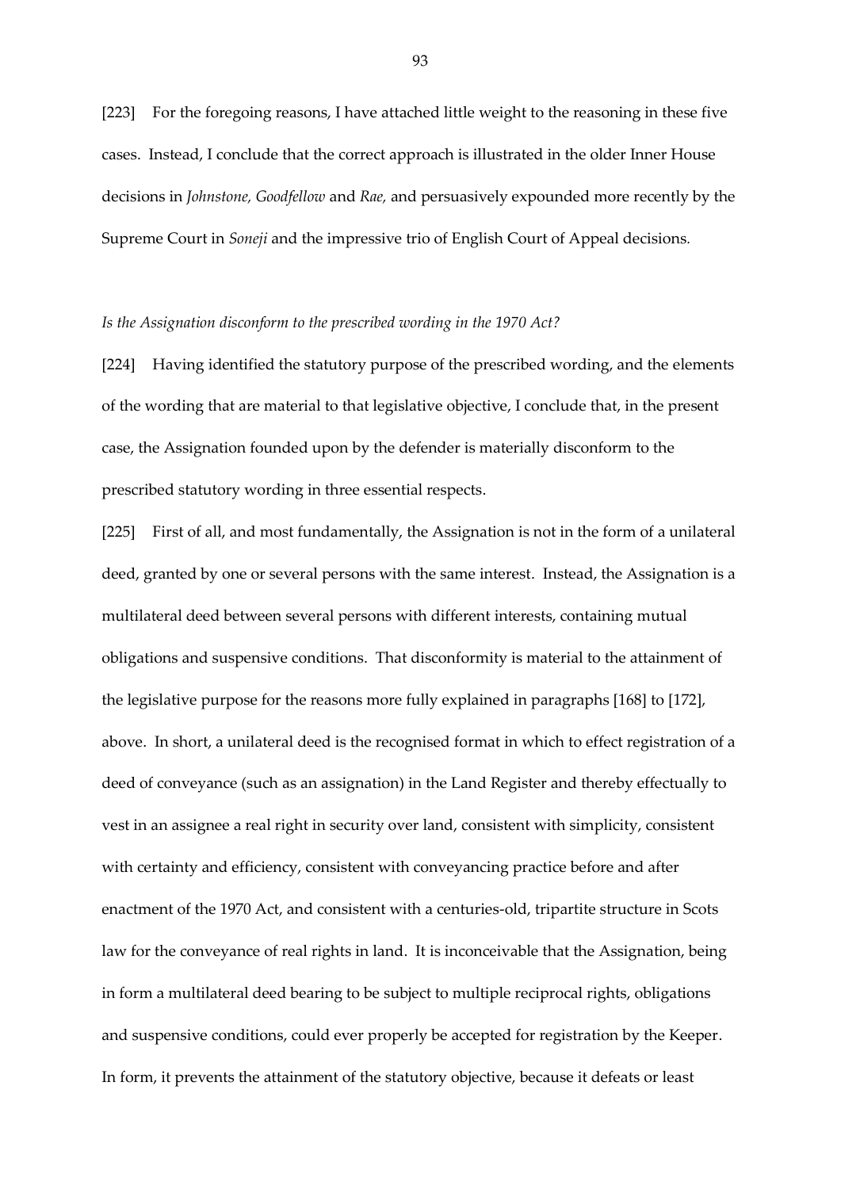[223] For the foregoing reasons, I have attached little weight to the reasoning in these five cases. Instead, I conclude that the correct approach is illustrated in the older Inner House decisions in *Johnstone, Goodfellow* and *Rae,* and persuasively expounded more recently by the Supreme Court in *Soneji* and the impressive trio of English Court of Appeal decisions.

*Is the Assignation disconform to the prescribed wording in the 1970 Act?*

[224] Having identified the statutory purpose of the prescribed wording, and the elements of the wording that are material to that legislative objective, I conclude that, in the present case, the Assignation founded upon by the defender is materially disconform to the prescribed statutory wording in three essential respects.

[225] First of all, and most fundamentally, the Assignation is not in the form of a unilateral deed, granted by one or several persons with the same interest. Instead, the Assignation is a multilateral deed between several persons with different interests, containing mutual obligations and suspensive conditions. That disconformity is material to the attainment of the legislative purpose for the reasons more fully explained in paragraphs [168] to [172], above. In short, a unilateral deed is the recognised format in which to effect registration of a deed of conveyance (such as an assignation) in the Land Register and thereby effectually to vest in an assignee a real right in security over land, consistent with simplicity, consistent with certainty and efficiency, consistent with conveyancing practice before and after enactment of the 1970 Act, and consistent with a centuries-old, tripartite structure in Scots law for the conveyance of real rights in land. It is inconceivable that the Assignation, being in form a multilateral deed bearing to be subject to multiple reciprocal rights, obligations and suspensive conditions, could ever properly be accepted for registration by the Keeper. In form, it prevents the attainment of the statutory objective, because it defeats or least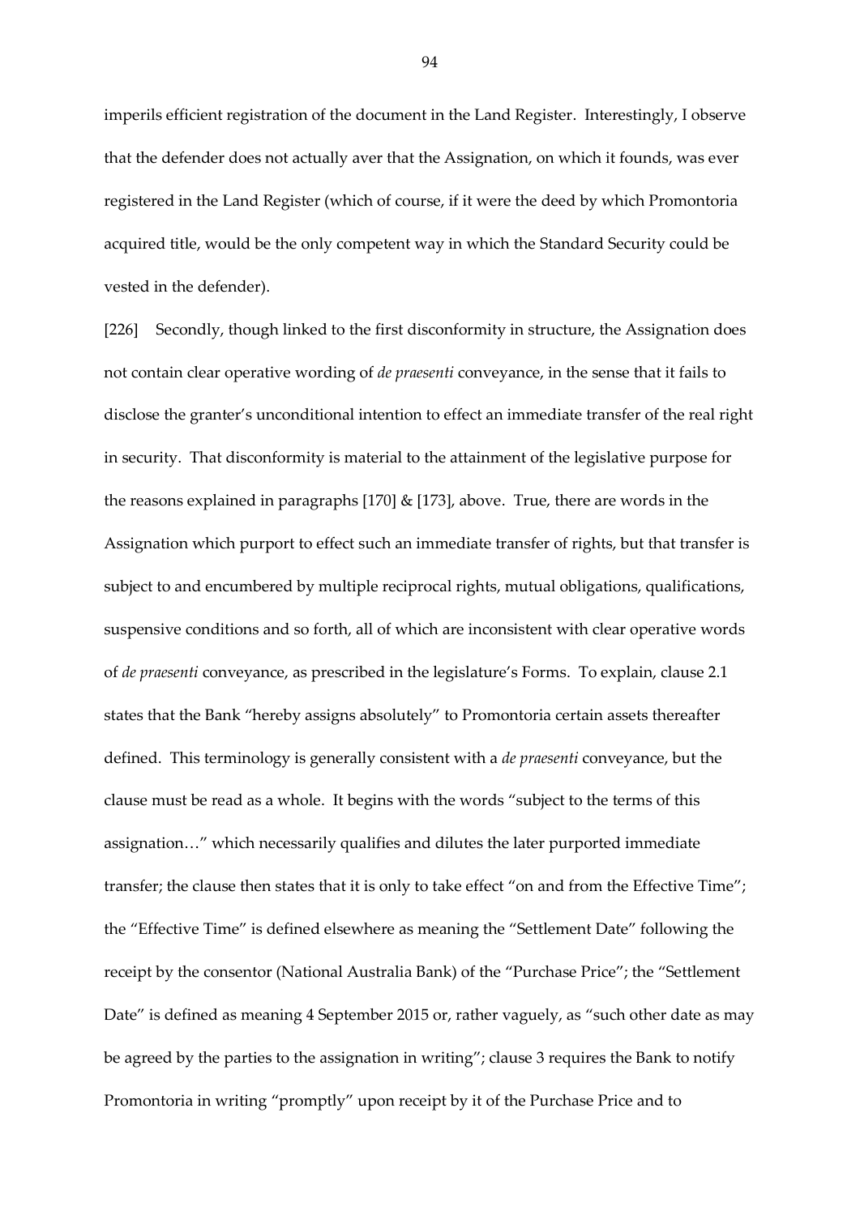imperils efficient registration of the document in the Land Register. Interestingly, I observe that the defender does not actually aver that the Assignation, on which it founds, was ever registered in the Land Register (which of course, if it were the deed by which Promontoria acquired title, would be the only competent way in which the Standard Security could be vested in the defender).

[226] Secondly, though linked to the first disconformity in structure, the Assignation does not contain clear operative wording of *de praesenti* conveyance, in the sense that it fails to disclose the granter's unconditional intention to effect an immediate transfer of the real right in security. That disconformity is material to the attainment of the legislative purpose for the reasons explained in paragraphs [170] & [173], above. True, there are words in the Assignation which purport to effect such an immediate transfer of rights, but that transfer is subject to and encumbered by multiple reciprocal rights, mutual obligations, qualifications, suspensive conditions and so forth, all of which are inconsistent with clear operative words of *de praesenti* conveyance, as prescribed in the legislature's Forms. To explain, clause 2.1 states that the Bank "hereby assigns absolutely" to Promontoria certain assets thereafter defined. This terminology is generally consistent with a *de praesenti* conveyance, but the clause must be read as a whole. It begins with the words "subject to the terms of this assignation…" which necessarily qualifies and dilutes the later purported immediate transfer; the clause then states that it is only to take effect "on and from the Effective Time"; the "Effective Time" is defined elsewhere as meaning the "Settlement Date" following the receipt by the consentor (National Australia Bank) of the "Purchase Price"; the "Settlement Date" is defined as meaning 4 September 2015 or, rather vaguely, as "such other date as may be agreed by the parties to the assignation in writing"; clause 3 requires the Bank to notify Promontoria in writing "promptly" upon receipt by it of the Purchase Price and to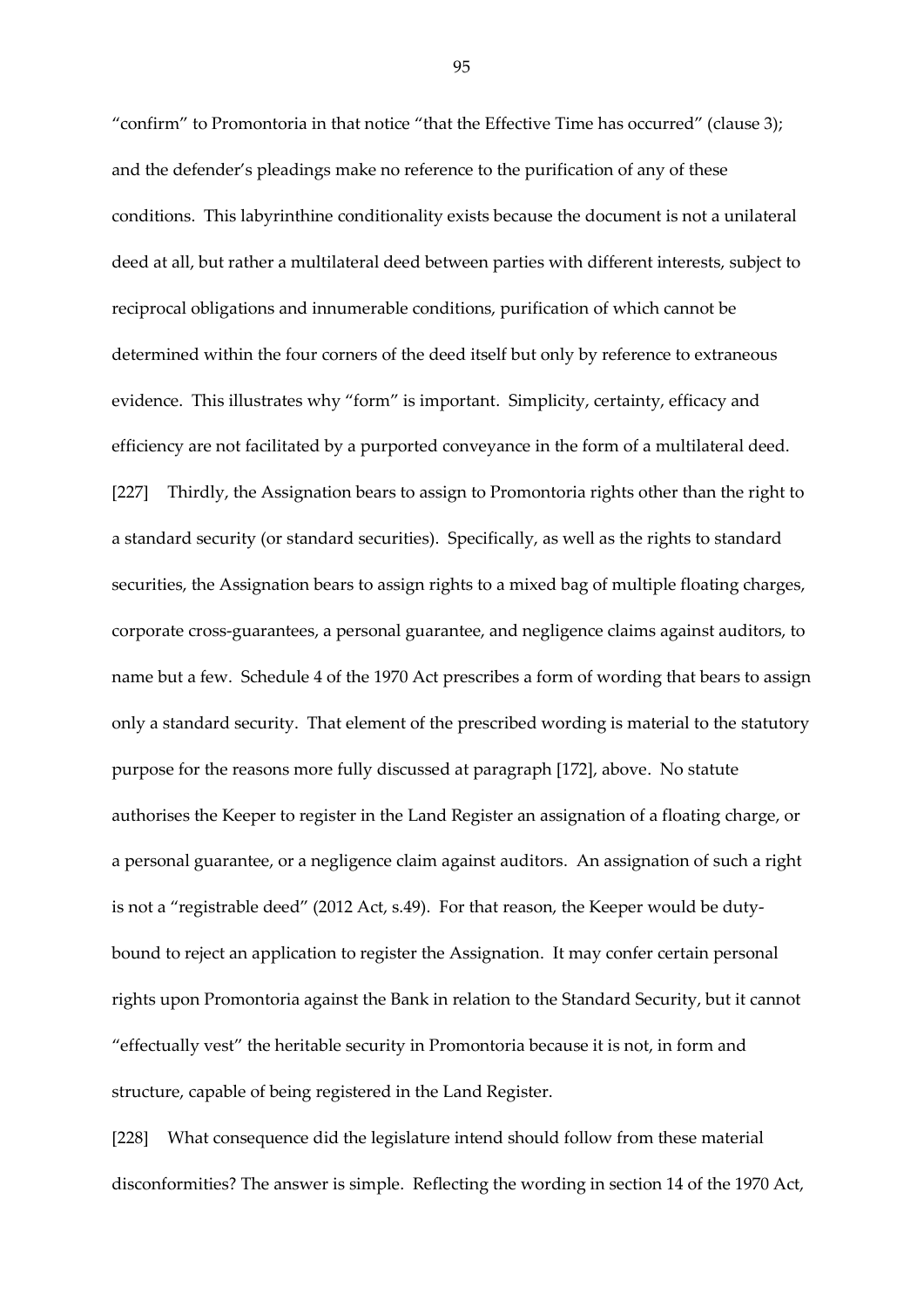"confirm" to Promontoria in that notice "that the Effective Time has occurred" (clause 3); and the defender's pleadings make no reference to the purification of any of these conditions. This labyrinthine conditionality exists because the document is not a unilateral deed at all, but rather a multilateral deed between parties with different interests, subject to reciprocal obligations and innumerable conditions, purification of which cannot be determined within the four corners of the deed itself but only by reference to extraneous evidence. This illustrates why "form" is important. Simplicity, certainty, efficacy and efficiency are not facilitated by a purported conveyance in the form of a multilateral deed.

[227] Thirdly, the Assignation bears to assign to Promontoria rights other than the right to a standard security (or standard securities). Specifically, as well as the rights to standard securities, the Assignation bears to assign rights to a mixed bag of multiple floating charges, corporate cross-guarantees, a personal guarantee, and negligence claims against auditors, to name but a few. Schedule 4 of the 1970 Act prescribes a form of wording that bears to assign only a standard security. That element of the prescribed wording is material to the statutory purpose for the reasons more fully discussed at paragraph [172], above. No statute authorises the Keeper to register in the Land Register an assignation of a floating charge, or a personal guarantee, or a negligence claim against auditors. An assignation of such a right is not a "registrable deed" (2012 Act, s.49). For that reason, the Keeper would be duty-bound to reject an application to register the Assignation. It may confer certain personal rights upon Promontoria against the Bank in relation to the Standard Security, but it cannot "effectually vest" the heritable security in Promontoria because it is not, in form and structure, capable of being registered in the Land Register.

[228] What consequence did the legislature intend should follow from these material disconformities? The answer is simple. Reflecting the wording in section 14 of the 1970 Act,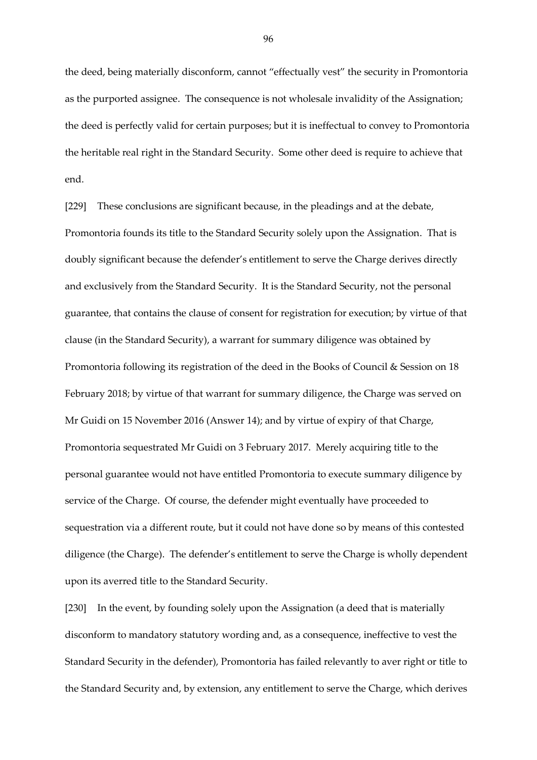the deed, being materially disconform, cannot "effectually vest" the security in Promontoria as the purported assignee. The consequence is not wholesale invalidity of the Assignation; the deed is perfectly valid for certain purposes; but it is ineffectual to convey to Promontoria the heritable real right in the Standard Security. Some other deed is require to achieve that end.

[229] These conclusions are significant because, in the pleadings and at the debate, Promontoria founds its title to the Standard Security solely upon the Assignation. That is doubly significant because the defender's entitlement to serve the Charge derives directly and exclusively from the Standard Security. It is the Standard Security, not the personal guarantee, that contains the clause of consent for registration for execution; by virtue of that clause (in the Standard Security), a warrant for summary diligence was obtained by Promontoria following its registration of the deed in the Books of Council & Session on 18 February 2018; by virtue of that warrant for summary diligence, the Charge was served on Mr Guidi on 15 November 2016 (Answer 14); and by virtue of expiry of that Charge, Promontoria sequestrated Mr Guidi on 3 February 2017. Merely acquiring title to the personal guarantee would not have entitled Promontoria to execute summary diligence by service of the Charge. Of course, the defender might eventually have proceeded to sequestration via a different route, but it could not have done so by means of this contested diligence (the Charge). The defender's entitlement to serve the Charge is wholly dependent upon its averred title to the Standard Security.

[230] In the event, by founding solely upon the Assignation (a deed that is materially disconform to mandatory statutory wording and, as a consequence, ineffective to vest the Standard Security in the defender), Promontoria has failed relevantly to aver right or title to the Standard Security and, by extension, any entitlement to serve the Charge, which derives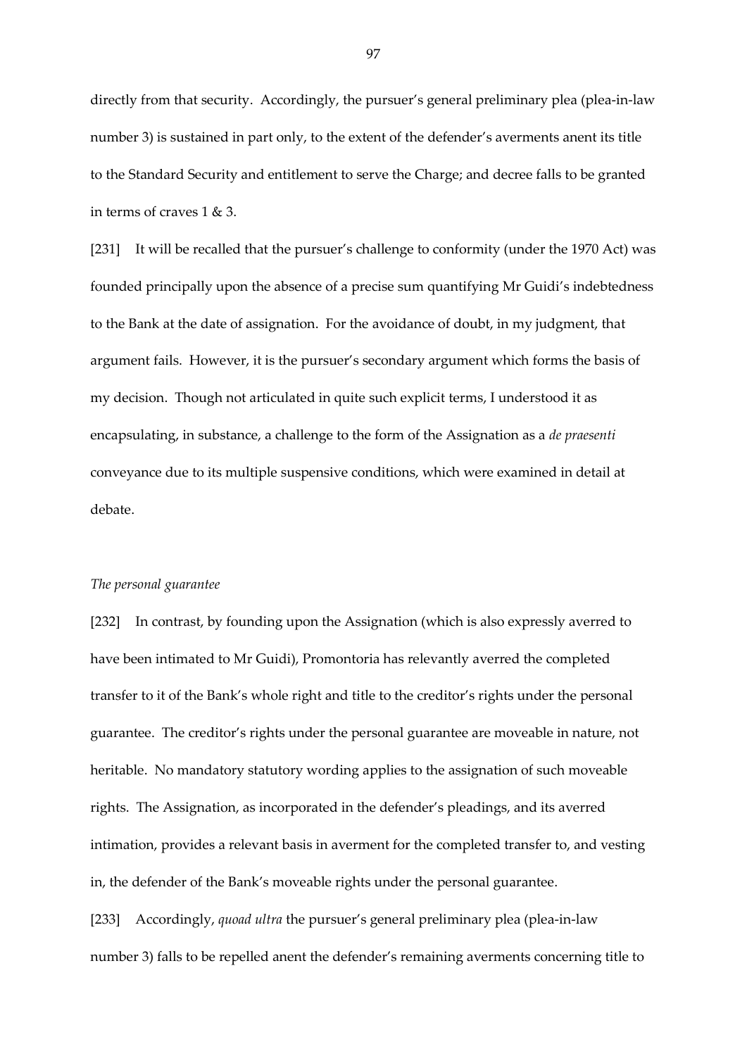directly from that security. Accordingly, the pursuer's general preliminary plea (plea-in-law number 3) is sustained in part only, to the extent of the defender's averments anent its title to the Standard Security and entitlement to serve the Charge; and decree falls to be granted in terms of craves 1 & 3.

[231] It will be recalled that the pursuer's challenge to conformity (under the 1970 Act) was founded principally upon the absence of a precise sum quantifying Mr Guidi's indebtedness to the Bank at the date of assignation. For the avoidance of doubt, in my judgment, that argument fails. However, it is the pursuer's secondary argument which forms the basis of my decision. Though not articulated in quite such explicit terms, I understood it as encapsulating, in substance, a challenge to the form of the Assignation as a *de praesenti* conveyance due to its multiple suspensive conditions, which were examined in detail at debate.

*The personal guarantee*

[232] In contrast, by founding upon the Assignation (which is also expressly averred to have been intimated to Mr Guidi), Promontoria has relevantly averred the completed transfer to it of the Bank's whole right and title to the creditor's rights under the personal guarantee. The creditor's rights under the personal guarantee are moveable in nature, not heritable. No mandatory statutory wording applies to the assignation of such moveable rights. The Assignation, as incorporated in the defender's pleadings, and its averred intimation, provides a relevant basis in averment for the completed transfer to, and vesting in, the defender of the Bank's moveable rights under the personal guarantee.

[233] Accordingly, *quoad ultra* the pursuer's general preliminary plea (plea-in-law number 3) falls to be repelled anent the defender's remaining averments concerning title to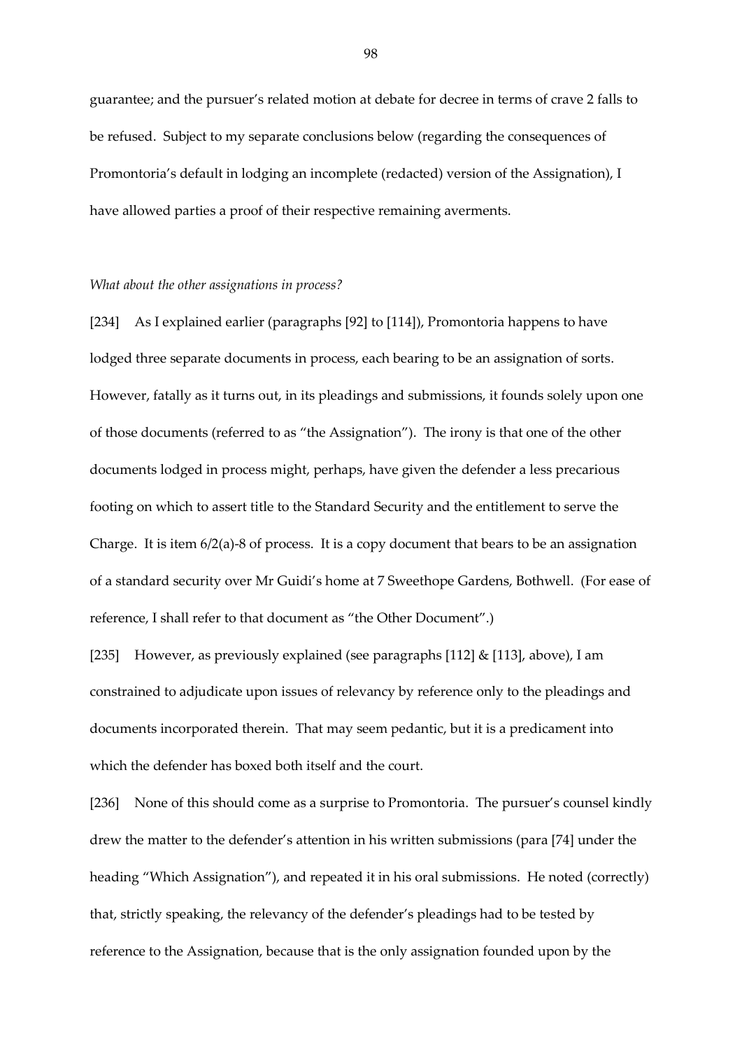guarantee; and the pursuer's related motion at debate for decree in terms of crave 2 falls to be refused. Subject to my separate conclusions below (regarding the consequences of Promontoria's default in lodging an incomplete (redacted) version of the Assignation), I have allowed parties a proof of their respective remaining averments.

*What about the other assignations in process?*

[234] As I explained earlier (paragraphs [92] to [114]), Promontoria happens to have lodged three separate documents in process, each bearing to be an assignation of sorts. However, fatally as it turns out, in its pleadings and submissions, it founds solely upon one of those documents (referred to as "the Assignation"). The irony is that one of the other documents lodged in process might, perhaps, have given the defender a less precarious footing on which to assert title to the Standard Security and the entitlement to serve the Charge. It is item 6/2(a)-8 of process. It is a copy document that bears to be an assignation of a standard security over Mr Guidi's home at 7 Sweethope Gardens, Bothwell. (For ease of reference, I shall refer to that document as "the Other Document".)

[235] However, as previously explained (see paragraphs [112] & [113], above), I am constrained to adjudicate upon issues of relevancy by reference only to the pleadings and documents incorporated therein. That may seem pedantic, but it is a predicament into which the defender has boxed both itself and the court.

[236] None of this should come as a surprise to Promontoria. The pursuer's counsel kindly drew the matter to the defender's attention in his written submissions (para [74] under the heading "Which Assignation"), and repeated it in his oral submissions. He noted (correctly) that, strictly speaking, the relevancy of the defender's pleadings had to be tested by reference to the Assignation, because that is the only assignation founded upon by the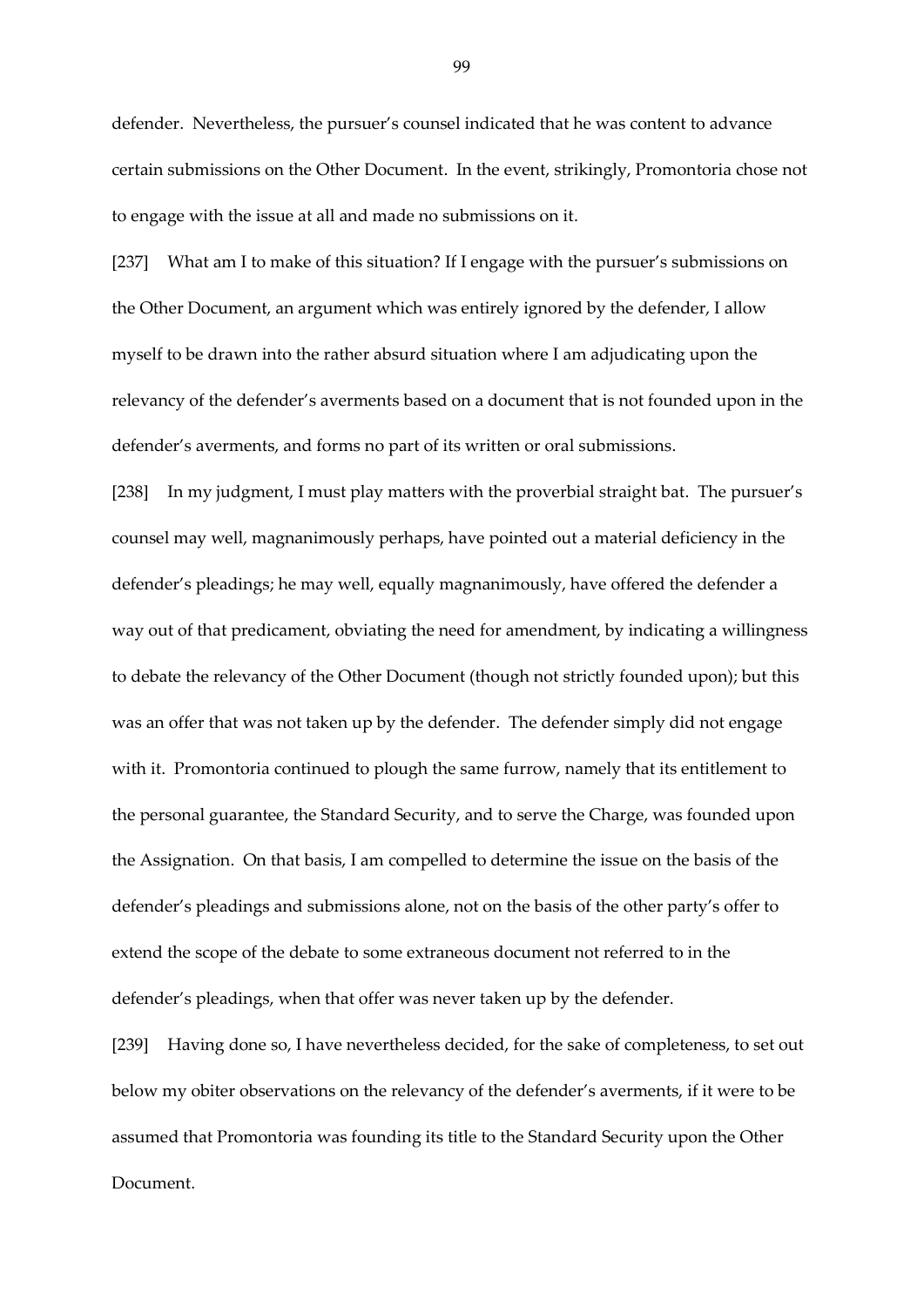defender. Nevertheless, the pursuer's counsel indicated that he was content to advance certain submissions on the Other Document. In the event, strikingly, Promontoria chose not to engage with the issue at all and made no submissions on it.

[237] What am I to make of this situation? If I engage with the pursuer's submissions on the Other Document, an argument which was entirely ignored by the defender, I allow myself to be drawn into the rather absurd situation where I am adjudicating upon the relevancy of the defender's averments based on a document that is not founded upon in the defender's averments, and forms no part of its written or oral submissions.

[238] In my judgment, I must play matters with the proverbial straight bat. The pursuer's counsel may well, magnanimously perhaps, have pointed out a material deficiency in the defender's pleadings; he may well, equally magnanimously, have offered the defender a way out of that predicament, obviating the need for amendment, by indicating a willingness to debate the relevancy of the Other Document (though not strictly founded upon); but this was an offer that was not taken up by the defender. The defender simply did not engage with it. Promontoria continued to plough the same furrow, namely that its entitlement to the personal guarantee, the Standard Security, and to serve the Charge, was founded upon the Assignation. On that basis, I am compelled to determine the issue on the basis of the defender's pleadings and submissions alone, not on the basis of the other party's offer to extend the scope of the debate to some extraneous document not referred to in the defender's pleadings, when that offer was never taken up by the defender.

[239] Having done so, I have nevertheless decided, for the sake of completeness, to set out below my obiter observations on the relevancy of the defender's averments, if it were to be assumed that Promontoria was founding its title to the Standard Security upon the Other Document.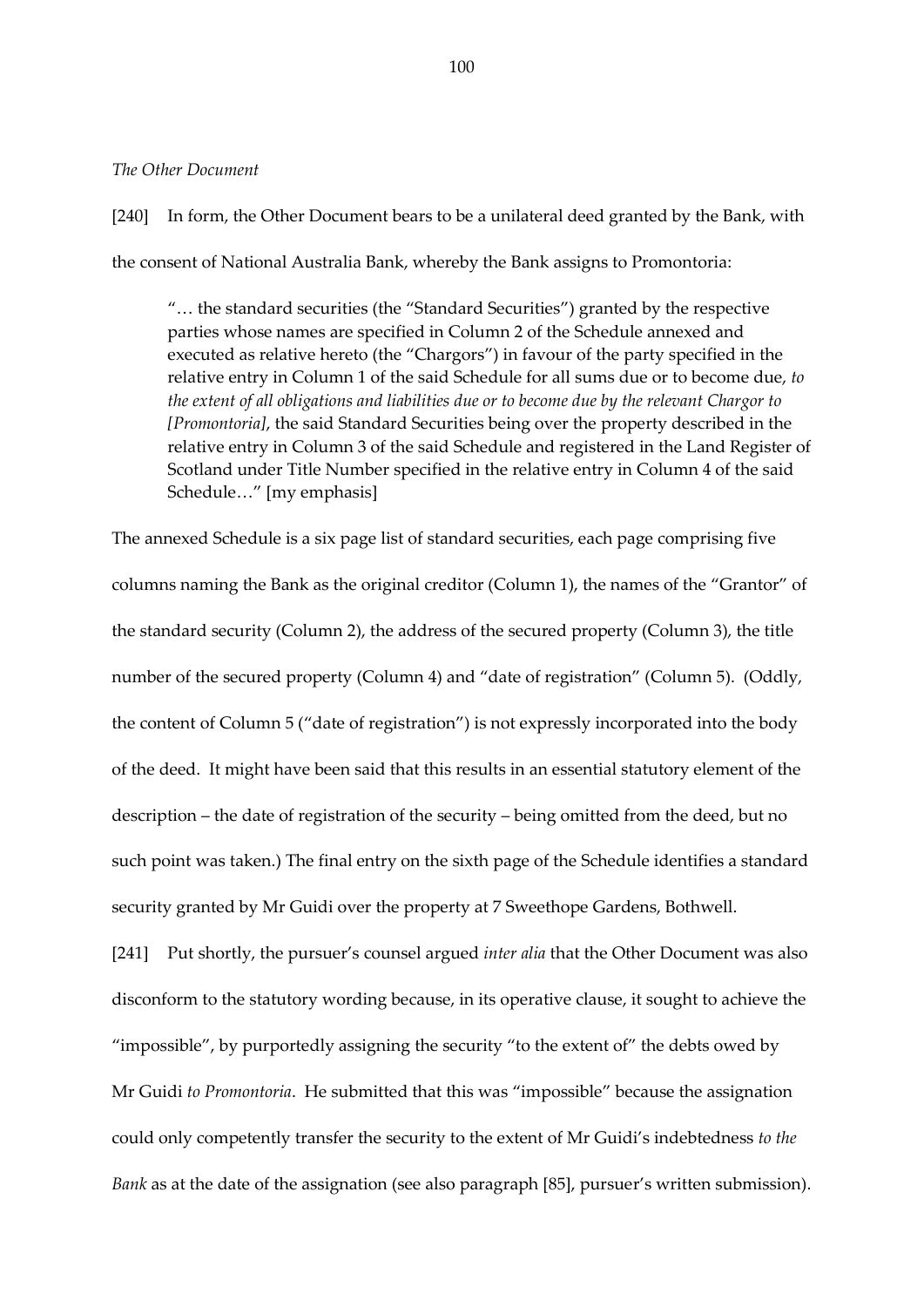*The Other Document*

[240] In form, the Other Document bears to be a unilateral deed granted by the Bank, with the consent of National Australia Bank, whereby the Bank assigns to Promontoria:

> "… the standard securities (the "Standard Securities") granted by the respective parties whose names are specified in Column 2 of the Schedule annexed and executed as relative hereto (the "Chargors") in favour of the party specified in the relative entry in Column 1 of the said Schedule for all sums due or to become due, *to the extent of all obligations and liabilities due or to become due by the relevant Chargor to [Promontoria]*, the said Standard Securities being over the property described in the relative entry in Column 3 of the said Schedule and registered in the Land Register of Scotland under Title Number specified in the relative entry in Column 4 of the said Schedule…" [my emphasis]

The annexed Schedule is a six page list of standard securities, each page comprising five columns naming the Bank as the original creditor (Column 1), the names of the "Grantor" of the standard security (Column 2), the address of the secured property (Column 3), the title number of the secured property (Column 4) and "date of registration" (Column 5). (Oddly, the content of Column 5 ("date of registration") is not expressly incorporated into the body of the deed. It might have been said that this results in an essential statutory element of the description – the date of registration of the security – being omitted from the deed, but no such point was taken.) The final entry on the sixth page of the Schedule identifies a standard security granted by Mr Guidi over the property at 7 Sweethope Gardens, Bothwell.

[241] Put shortly, the pursuer's counsel argued *inter alia* that the Other Document was also disconform to the statutory wording because, in its operative clause, it sought to achieve the "impossible", by purportedly assigning the security "to the extent of" the debts owed by Mr Guidi *to Promontoria*. He submitted that this was "impossible" because the assignation could only competently transfer the security to the extent of Mr Guidi's indebtedness *to the Bank* as at the date of the assignation (see also paragraph [85], pursuer's written submission).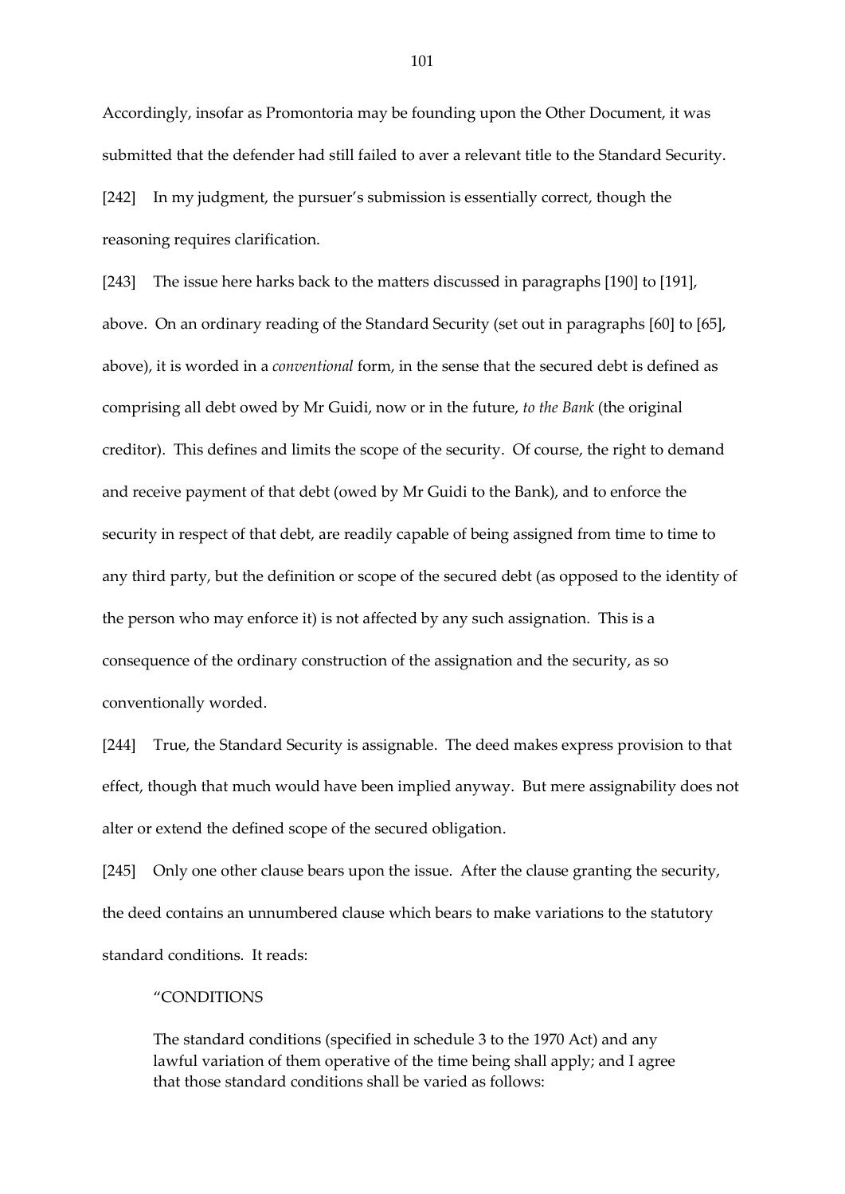Accordingly, insofar as Promontoria may be founding upon the Other Document, it was submitted that the defender had still failed to aver a relevant title to the Standard Security.

[242] In my judgment, the pursuer's submission is essentially correct, though the reasoning requires clarification.

[243] The issue here harks back to the matters discussed in paragraphs [190] to [191], above. On an ordinary reading of the Standard Security (set out in paragraphs [60] to [65], above), it is worded in a *conventional* form, in the sense that the secured debt is defined as comprising all debt owed by Mr Guidi, now or in the future, *to the Bank* (the original creditor). This defines and limits the scope of the security. Of course, the right to demand and receive payment of that debt (owed by Mr Guidi to the Bank), and to enforce the security in respect of that debt, are readily capable of being assigned from time to time to any third party, but the definition or scope of the secured debt (as opposed to the identity of the person who may enforce it) is not affected by any such assignation. This is a consequence of the ordinary construction of the assignation and the security, as so conventionally worded.

[244] True, the Standard Security is assignable. The deed makes express provision to that effect, though that much would have been implied anyway. But mere assignability does not alter or extend the defined scope of the secured obligation.

[245] Only one other clause bears upon the issue. After the clause granting the security, the deed contains an unnumbered clause which bears to make variations to the statutory standard conditions. It reads:

> "CONDITIONS
>
> The standard conditions (specified in schedule 3 to the 1970 Act) and any lawful variation of them operative of the time being shall apply; and I agree that those standard conditions shall be varied as follows: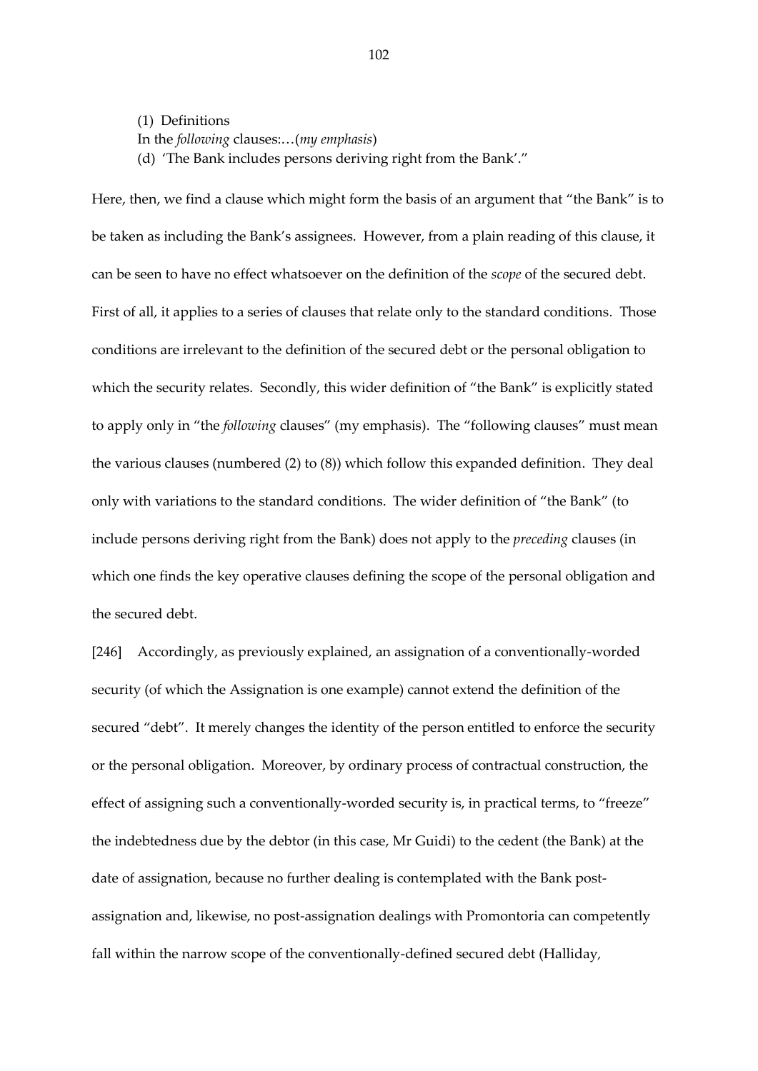(1) Definitions
In the *following* clauses:…(*my emphasis*)
(d) 'The Bank includes persons deriving right from the Bank'."

Here, then, we find a clause which might form the basis of an argument that "the Bank" is to be taken as including the Bank's assignees. However, from a plain reading of this clause, it can be seen to have no effect whatsoever on the definition of the *scope* of the secured debt. First of all, it applies to a series of clauses that relate only to the standard conditions. Those conditions are irrelevant to the definition of the secured debt or the personal obligation to which the security relates. Secondly, this wider definition of "the Bank" is explicitly stated to apply only in "the *following* clauses" (my emphasis). The "following clauses" must mean the various clauses (numbered (2) to (8)) which follow this expanded definition. They deal only with variations to the standard conditions. The wider definition of "the Bank" (to include persons deriving right from the Bank) does not apply to the *preceding* clauses (in which one finds the key operative clauses defining the scope of the personal obligation and the secured debt.

[246] Accordingly, as previously explained, an assignation of a conventionally-worded security (of which the Assignation is one example) cannot extend the definition of the secured "debt". It merely changes the identity of the person entitled to enforce the security or the personal obligation. Moreover, by ordinary process of contractual construction, the effect of assigning such a conventionally-worded security is, in practical terms, to "freeze" the indebtedness due by the debtor (in this case, Mr Guidi) to the cedent (the Bank) at the date of assignation, because no further dealing is contemplated with the Bank post-assignation and, likewise, no post-assignation dealings with Promontoria can competently fall within the narrow scope of the conventionally-defined secured debt (Halliday,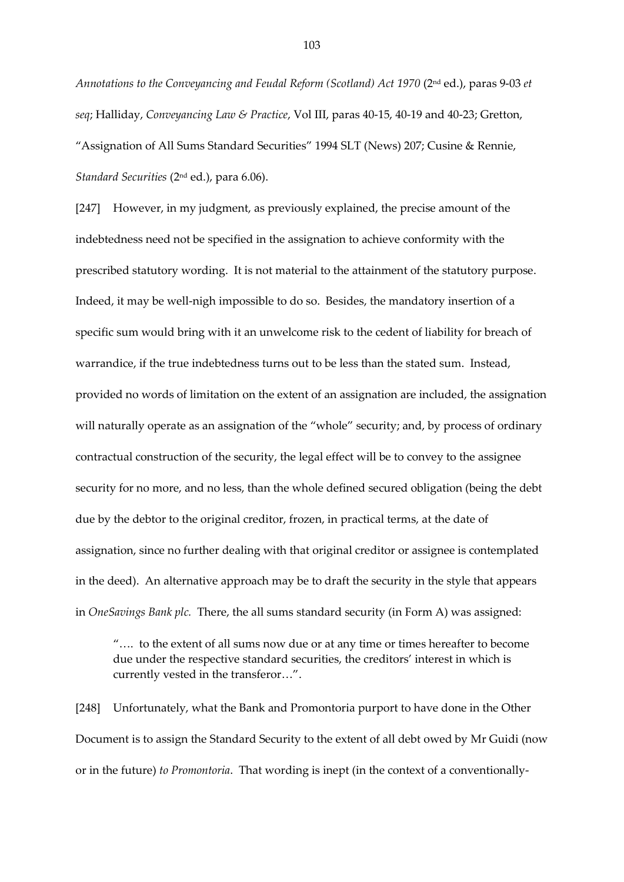*Annotations to the Conveyancing and Feudal Reform (Scotland) Act 1970* (2nd ed.), paras 9-03 *et seq*; Halliday, *Conveyancing Law & Practice*, Vol III, paras 40-15, 40-19 and 40-23; Gretton, "Assignation of All Sums Standard Securities" 1994 SLT (News) 207; Cusine & Rennie, *Standard Securities* (2nd ed.), para 6.06).

[247] However, in my judgment, as previously explained, the precise amount of the indebtedness need not be specified in the assignation to achieve conformity with the prescribed statutory wording. It is not material to the attainment of the statutory purpose. Indeed, it may be well-nigh impossible to do so. Besides, the mandatory insertion of a specific sum would bring with it an unwelcome risk to the cedent of liability for breach of warrandice, if the true indebtedness turns out to be less than the stated sum. Instead, provided no words of limitation on the extent of an assignation are included, the assignation will naturally operate as an assignation of the "whole" security; and, by process of ordinary contractual construction of the security, the legal effect will be to convey to the assignee security for no more, and no less, than the whole defined secured obligation (being the debt due by the debtor to the original creditor, frozen, in practical terms, at the date of assignation, since no further dealing with that original creditor or assignee is contemplated in the deed). An alternative approach may be to draft the security in the style that appears in *OneSavings Bank plc.* There, the all sums standard security (in Form A) was assigned:

> "…. to the extent of all sums now due or at any time or times hereafter to become due under the respective standard securities, the creditors' interest in which is currently vested in the transferor…".

[248] Unfortunately, what the Bank and Promontoria purport to have done in the Other Document is to assign the Standard Security to the extent of all debt owed by Mr Guidi (now or in the future) *to Promontoria*. That wording is inept (in the context of a conventionally-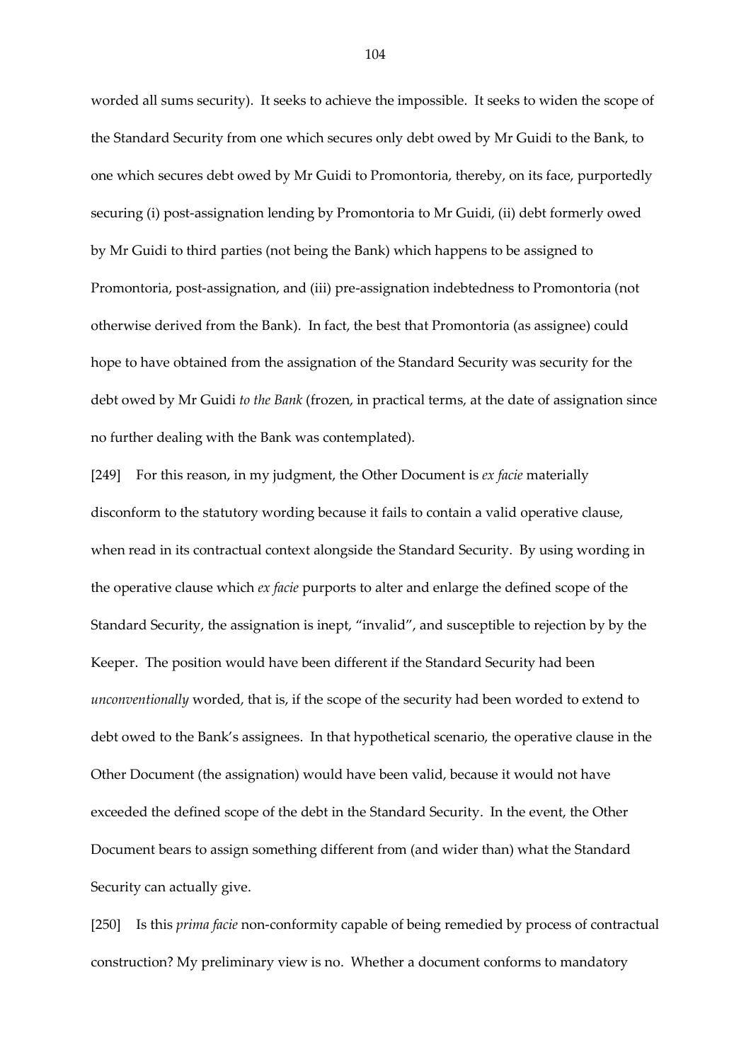worded all sums security). It seeks to achieve the impossible. It seeks to widen the scope of the Standard Security from one which secures only debt owed by Mr Guidi to the Bank, to one which secures debt owed by Mr Guidi to Promontoria, thereby, on its face, purportedly securing (i) post-assignation lending by Promontoria to Mr Guidi, (ii) debt formerly owed by Mr Guidi to third parties (not being the Bank) which happens to be assigned to Promontoria, post-assignation, and (iii) pre-assignation indebtedness to Promontoria (not otherwise derived from the Bank). In fact, the best that Promontoria (as assignee) could hope to have obtained from the assignation of the Standard Security was security for the debt owed by Mr Guidi *to the Bank* (frozen, in practical terms, at the date of assignation since no further dealing with the Bank was contemplated).

[249] For this reason, in my judgment, the Other Document is *ex facie* materially disconform to the statutory wording because it fails to contain a valid operative clause, when read in its contractual context alongside the Standard Security. By using wording in the operative clause which *ex facie* purports to alter and enlarge the defined scope of the Standard Security, the assignation is inept, "invalid", and susceptible to rejection by by the Keeper. The position would have been different if the Standard Security had been *unconventionally* worded, that is, if the scope of the security had been worded to extend to debt owed to the Bank's assignees. In that hypothetical scenario, the operative clause in the Other Document (the assignation) would have been valid, because it would not have exceeded the defined scope of the debt in the Standard Security. In the event, the Other Document bears to assign something different from (and wider than) what the Standard Security can actually give.

[250] Is this *prima facie* non-conformity capable of being remedied by process of contractual construction? My preliminary view is no. Whether a document conforms to mandatory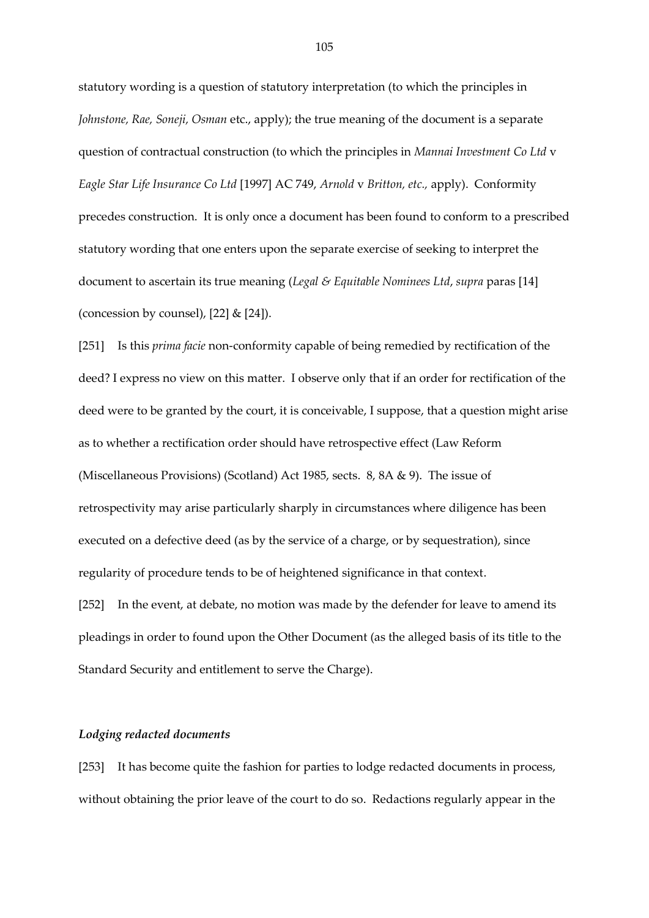statutory wording is a question of statutory interpretation (to which the principles in *Johnstone, Rae, Soneji, Osman* etc., apply); the true meaning of the document is a separate question of contractual construction (to which the principles in *Mannai Investment Co Ltd* v *Eagle Star Life Insurance Co Ltd* [1997] AC 749, *Arnold* v *Britton, etc.,* apply). Conformity precedes construction. It is only once a document has been found to conform to a prescribed statutory wording that one enters upon the separate exercise of seeking to interpret the document to ascertain its true meaning (*Legal & Equitable Nominees Ltd*, *supra* paras [14] (concession by counsel), [22] & [24]).

[251] Is this *prima facie* non-conformity capable of being remedied by rectification of the deed? I express no view on this matter. I observe only that if an order for rectification of the deed were to be granted by the court, it is conceivable, I suppose, that a question might arise as to whether a rectification order should have retrospective effect (Law Reform (Miscellaneous Provisions) (Scotland) Act 1985, sects. 8, 8A & 9). The issue of retrospectivity may arise particularly sharply in circumstances where diligence has been executed on a defective deed (as by the service of a charge, or by sequestration), since regularity of procedure tends to be of heightened significance in that context.

[252] In the event, at debate, no motion was made by the defender for leave to amend its pleadings in order to found upon the Other Document (as the alleged basis of its title to the Standard Security and entitlement to serve the Charge).

***Lodging redacted documents***

[253] It has become quite the fashion for parties to lodge redacted documents in process, without obtaining the prior leave of the court to do so. Redactions regularly appear in the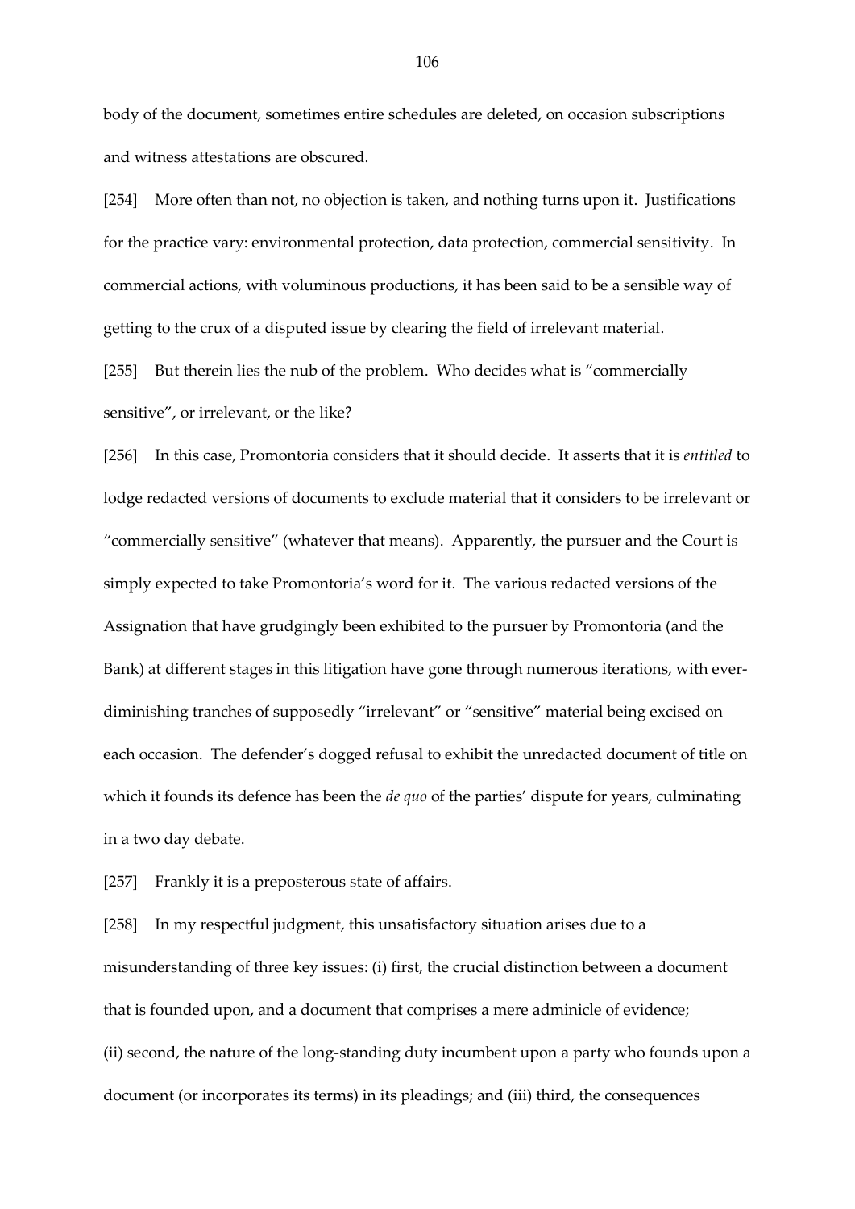body of the document, sometimes entire schedules are deleted, on occasion subscriptions and witness attestations are obscured.

[254] More often than not, no objection is taken, and nothing turns upon it. Justifications for the practice vary: environmental protection, data protection, commercial sensitivity. In commercial actions, with voluminous productions, it has been said to be a sensible way of getting to the crux of a disputed issue by clearing the field of irrelevant material.

[255] But therein lies the nub of the problem. Who decides what is "commercially sensitive", or irrelevant, or the like?

[256] In this case, Promontoria considers that it should decide. It asserts that it is *entitled* to lodge redacted versions of documents to exclude material that it considers to be irrelevant or "commercially sensitive" (whatever that means). Apparently, the pursuer and the Court is simply expected to take Promontoria's word for it. The various redacted versions of the Assignation that have grudgingly been exhibited to the pursuer by Promontoria (and the Bank) at different stages in this litigation have gone through numerous iterations, with ever-diminishing tranches of supposedly "irrelevant" or "sensitive" material being excised on each occasion. The defender's dogged refusal to exhibit the unredacted document of title on which it founds its defence has been the *de quo* of the parties' dispute for years, culminating in a two day debate.

[257] Frankly it is a preposterous state of affairs.

[258] In my respectful judgment, this unsatisfactory situation arises due to a misunderstanding of three key issues: (i) first, the crucial distinction between a document that is founded upon, and a document that comprises a mere adminicle of evidence; (ii) second, the nature of the long-standing duty incumbent upon a party who founds upon a document (or incorporates its terms) in its pleadings; and (iii) third, the consequences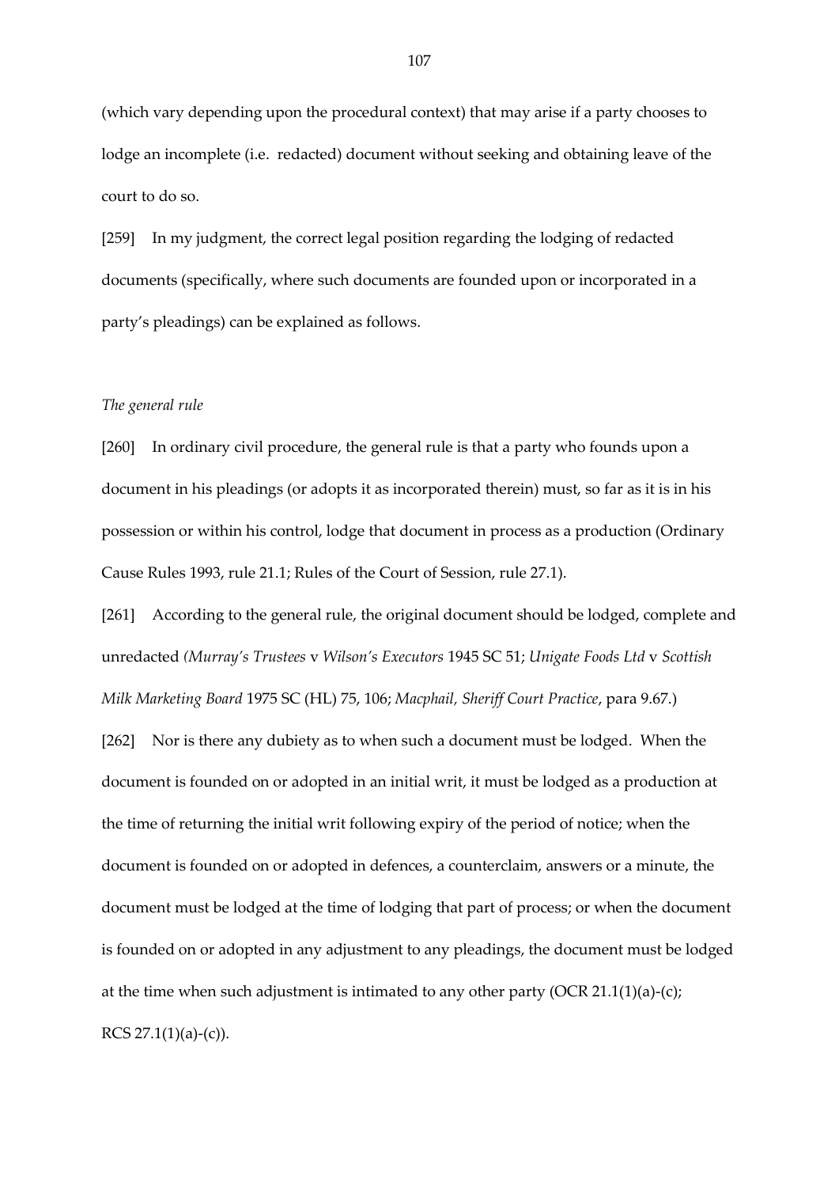(which vary depending upon the procedural context) that may arise if a party chooses to lodge an incomplete (i.e. redacted) document without seeking and obtaining leave of the court to do so.

[259] In my judgment, the correct legal position regarding the lodging of redacted documents (specifically, where such documents are founded upon or incorporated in a party's pleadings) can be explained as follows.

*The general rule*

[260] In ordinary civil procedure, the general rule is that a party who founds upon a document in his pleadings (or adopts it as incorporated therein) must, so far as it is in his possession or within his control, lodge that document in process as a production (Ordinary Cause Rules 1993, rule 21.1; Rules of the Court of Session, rule 27.1).

[261] According to the general rule, the original document should be lodged, complete and unredacted *(Murray's Trustees* v *Wilson's Executors* 1945 SC 51; *Unigate Foods Ltd* v *Scottish Milk Marketing Board* 1975 SC (HL) 75, 106; *Macphail, Sheriff Court Practice*, para 9.67.)

[262] Nor is there any dubiety as to when such a document must be lodged. When the document is founded on or adopted in an initial writ, it must be lodged as a production at the time of returning the initial writ following expiry of the period of notice; when the document is founded on or adopted in defences, a counterclaim, answers or a minute, the document must be lodged at the time of lodging that part of process; or when the document is founded on or adopted in any adjustment to any pleadings, the document must be lodged at the time when such adjustment is intimated to any other party (OCR 21.1(1)(a)-(c); RCS 27.1(1)(a)-(c)).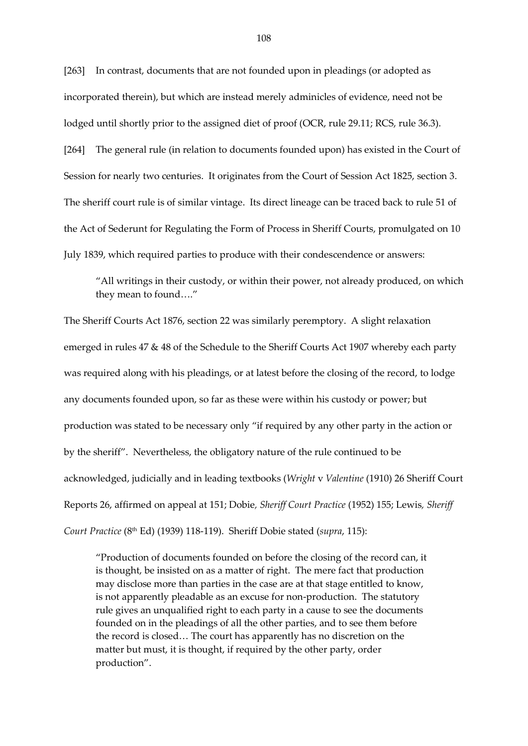[263] In contrast, documents that are not founded upon in pleadings (or adopted as incorporated therein), but which are instead merely adminicles of evidence, need not be lodged until shortly prior to the assigned diet of proof (OCR, rule 29.11; RCS, rule 36.3).

[264] The general rule (in relation to documents founded upon) has existed in the Court of Session for nearly two centuries. It originates from the Court of Session Act 1825, section 3. The sheriff court rule is of similar vintage. Its direct lineage can be traced back to rule 51 of the Act of Sederunt for Regulating the Form of Process in Sheriff Courts, promulgated on 10 July 1839, which required parties to produce with their condescendence or answers:

> "All writings in their custody, or within their power, not already produced, on which they mean to found…."

The Sheriff Courts Act 1876, section 22 was similarly peremptory. A slight relaxation emerged in rules 47 & 48 of the Schedule to the Sheriff Courts Act 1907 whereby each party was required along with his pleadings, or at latest before the closing of the record, to lodge any documents founded upon, so far as these were within his custody or power; but production was stated to be necessary only "if required by any other party in the action or by the sheriff". Nevertheless, the obligatory nature of the rule continued to be acknowledged, judicially and in leading textbooks (*Wright* v *Valentine* (1910) 26 Sheriff Court Reports 26, affirmed on appeal at 151; Dobie, *Sheriff Court Practice* (1952) 155; Lewis, *Sheriff Court Practice* (8th Ed) (1939) 118-119). Sheriff Dobie stated (*supra*, 115):

> "Production of documents founded on before the closing of the record can, it is thought, be insisted on as a matter of right. The mere fact that production may disclose more than parties in the case are at that stage entitled to know, is not apparently pleadable as an excuse for non-production. The statutory rule gives an unqualified right to each party in a cause to see the documents founded on in the pleadings of all the other parties, and to see them before the record is closed… The court has apparently has no discretion on the matter but must, it is thought, if required by the other party, order production".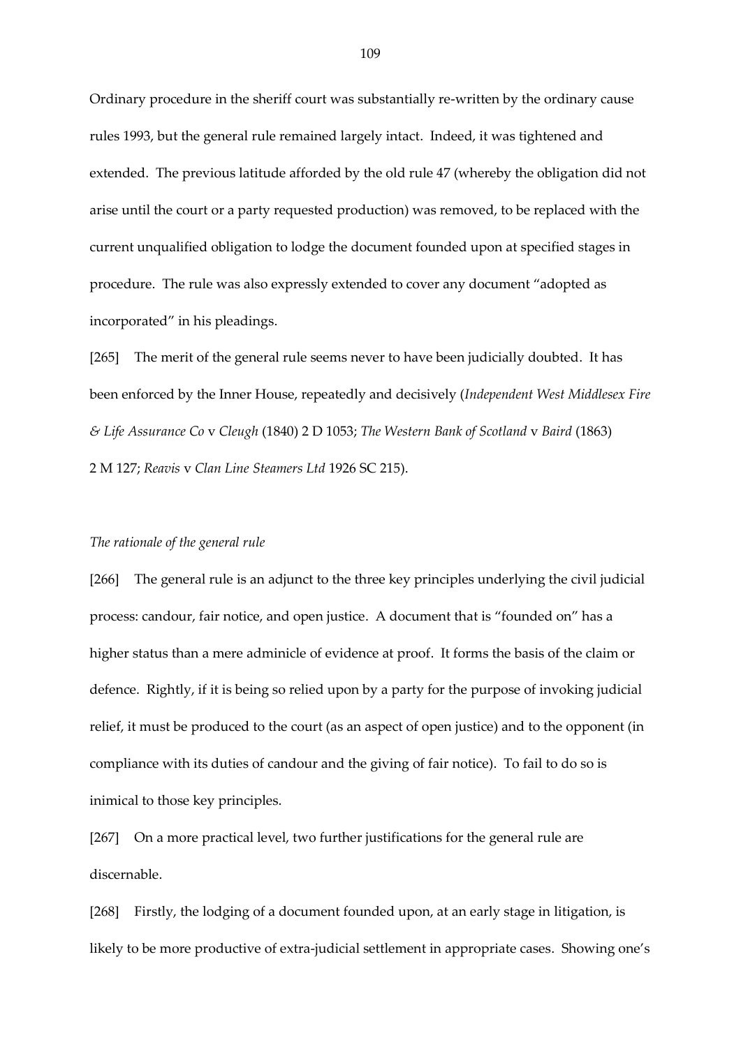Ordinary procedure in the sheriff court was substantially re-written by the ordinary cause rules 1993, but the general rule remained largely intact. Indeed, it was tightened and extended. The previous latitude afforded by the old rule 47 (whereby the obligation did not arise until the court or a party requested production) was removed, to be replaced with the current unqualified obligation to lodge the document founded upon at specified stages in procedure. The rule was also expressly extended to cover any document "adopted as incorporated" in his pleadings.

[265] The merit of the general rule seems never to have been judicially doubted. It has been enforced by the Inner House, repeatedly and decisively (*Independent West Middlesex Fire & Life Assurance Co* v *Cleugh* (1840) 2 D 1053; *The Western Bank of Scotland* v *Baird* (1863) 2 M 127; *Reavis* v *Clan Line Steamers Ltd* 1926 SC 215).

*The rationale of the general rule*

[266] The general rule is an adjunct to the three key principles underlying the civil judicial process: candour, fair notice, and open justice. A document that is "founded on" has a higher status than a mere adminicle of evidence at proof. It forms the basis of the claim or defence. Rightly, if it is being so relied upon by a party for the purpose of invoking judicial relief, it must be produced to the court (as an aspect of open justice) and to the opponent (in compliance with its duties of candour and the giving of fair notice). To fail to do so is inimical to those key principles.

[267] On a more practical level, two further justifications for the general rule are discernable.

[268] Firstly, the lodging of a document founded upon, at an early stage in litigation, is likely to be more productive of extra-judicial settlement in appropriate cases. Showing one's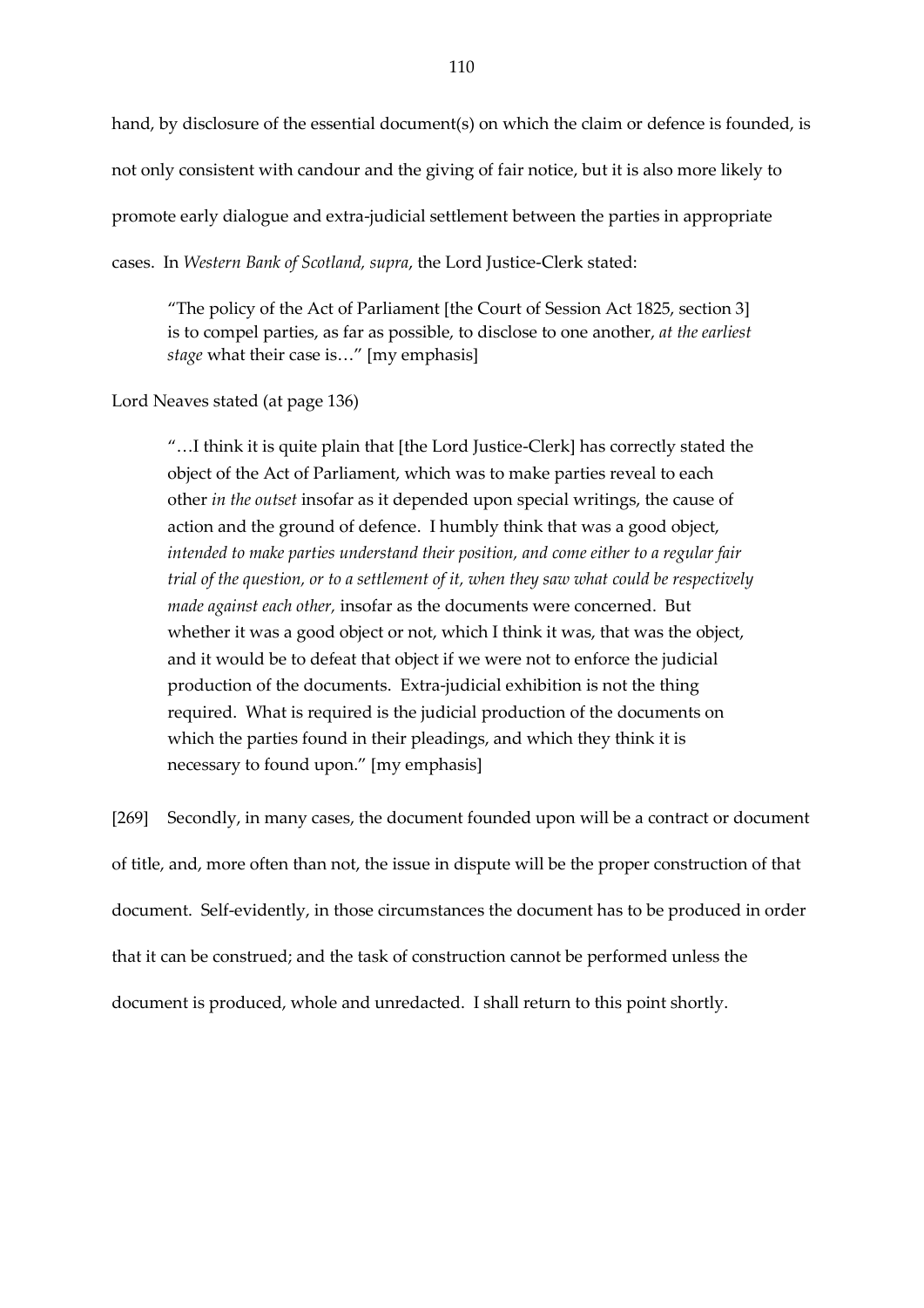hand, by disclosure of the essential document(s) on which the claim or defence is founded, is not only consistent with candour and the giving of fair notice, but it is also more likely to promote early dialogue and extra-judicial settlement between the parties in appropriate cases. In *Western Bank of Scotland, supra*, the Lord Justice-Clerk stated:

> "The policy of the Act of Parliament [the Court of Session Act 1825, section 3] is to compel parties, as far as possible, to disclose to one another, *at the earliest stage* what their case is…" [my emphasis]

Lord Neaves stated (at page 136)

> "…I think it is quite plain that [the Lord Justice-Clerk] has correctly stated the object of the Act of Parliament, which was to make parties reveal to each other *in the outset* insofar as it depended upon special writings, the cause of action and the ground of defence. I humbly think that was a good object, *intended to make parties understand their position, and come either to a regular fair trial of the question, or to a settlement of it, when they saw what could be respectively made against each other,* insofar as the documents were concerned. But whether it was a good object or not, which I think it was, that was the object, and it would be to defeat that object if we were not to enforce the judicial production of the documents. Extra-judicial exhibition is not the thing required. What is required is the judicial production of the documents on which the parties found in their pleadings, and which they think it is necessary to found upon." [my emphasis]

[269] Secondly, in many cases, the document founded upon will be a contract or document of title, and, more often than not, the issue in dispute will be the proper construction of that document. Self-evidently, in those circumstances the document has to be produced in order that it can be construed; and the task of construction cannot be performed unless the document is produced, whole and unredacted. I shall return to this point shortly.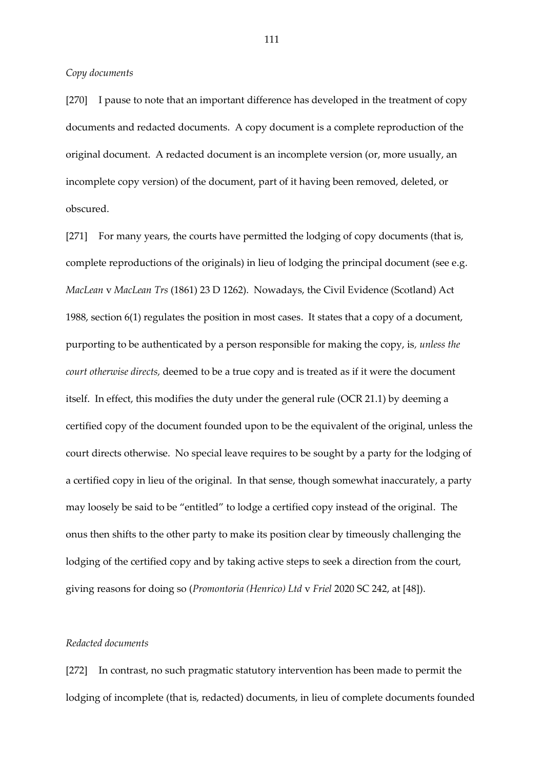*Copy documents*

[270] I pause to note that an important difference has developed in the treatment of copy documents and redacted documents. A copy document is a complete reproduction of the original document. A redacted document is an incomplete version (or, more usually, an incomplete copy version) of the document, part of it having been removed, deleted, or obscured.

[271] For many years, the courts have permitted the lodging of copy documents (that is, complete reproductions of the originals) in lieu of lodging the principal document (see e.g. *MacLean* v *MacLean Trs* (1861) 23 D 1262). Nowadays, the Civil Evidence (Scotland) Act 1988, section 6(1) regulates the position in most cases. It states that a copy of a document, purporting to be authenticated by a person responsible for making the copy, is, *unless the court otherwise directs*, deemed to be a true copy and is treated as if it were the document itself. In effect, this modifies the duty under the general rule (OCR 21.1) by deeming a certified copy of the document founded upon to be the equivalent of the original, unless the court directs otherwise. No special leave requires to be sought by a party for the lodging of a certified copy in lieu of the original. In that sense, though somewhat inaccurately, a party may loosely be said to be "entitled" to lodge a certified copy instead of the original. The onus then shifts to the other party to make its position clear by timeously challenging the lodging of the certified copy and by taking active steps to seek a direction from the court, giving reasons for doing so (*Promontoria (Henrico) Ltd* v *Friel* 2020 SC 242, at [48]).

*Redacted documents*

[272] In contrast, no such pragmatic statutory intervention has been made to permit the lodging of incomplete (that is, redacted) documents, in lieu of complete documents founded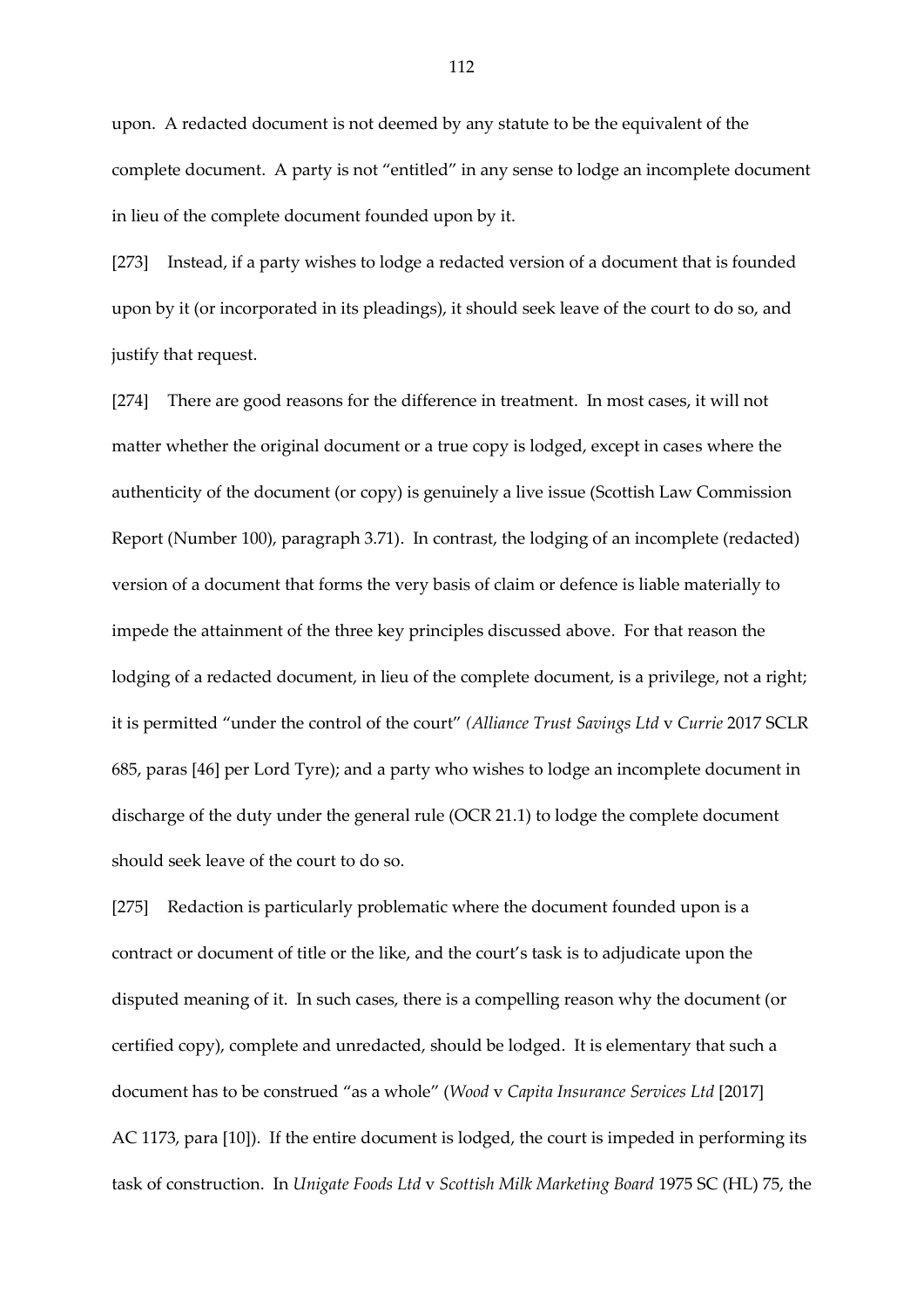upon. A redacted document is not deemed by any statute to be the equivalent of the complete document. A party is not "entitled" in any sense to lodge an incomplete document in lieu of the complete document founded upon by it.

[273] Instead, if a party wishes to lodge a redacted version of a document that is founded upon by it (or incorporated in its pleadings), it should seek leave of the court to do so, and justify that request.

[274] There are good reasons for the difference in treatment. In most cases, it will not matter whether the original document or a true copy is lodged, except in cases where the authenticity of the document (or copy) is genuinely a live issue (Scottish Law Commission Report (Number 100), paragraph 3.71). In contrast, the lodging of an incomplete (redacted) version of a document that forms the very basis of claim or defence is liable materially to impede the attainment of the three key principles discussed above. For that reason the lodging of a redacted document, in lieu of the complete document, is a privilege, not a right; it is permitted "under the control of the court" *(Alliance Trust Savings Ltd* v *Currie* 2017 SCLR 685, paras [46] per Lord Tyre); and a party who wishes to lodge an incomplete document in discharge of the duty under the general rule (OCR 21.1) to lodge the complete document should seek leave of the court to do so.

[275] Redaction is particularly problematic where the document founded upon is a contract or document of title or the like, and the court's task is to adjudicate upon the disputed meaning of it. In such cases, there is a compelling reason why the document (or certified copy), complete and unredacted, should be lodged. It is elementary that such a document has to be construed "as a whole" (*Wood* v *Capita Insurance Services Ltd* [2017] AC 1173, para [10]). If the entire document is lodged, the court is impeded in performing its task of construction. In *Unigate Foods Ltd* v *Scottish Milk Marketing Board* 1975 SC (HL) 75, the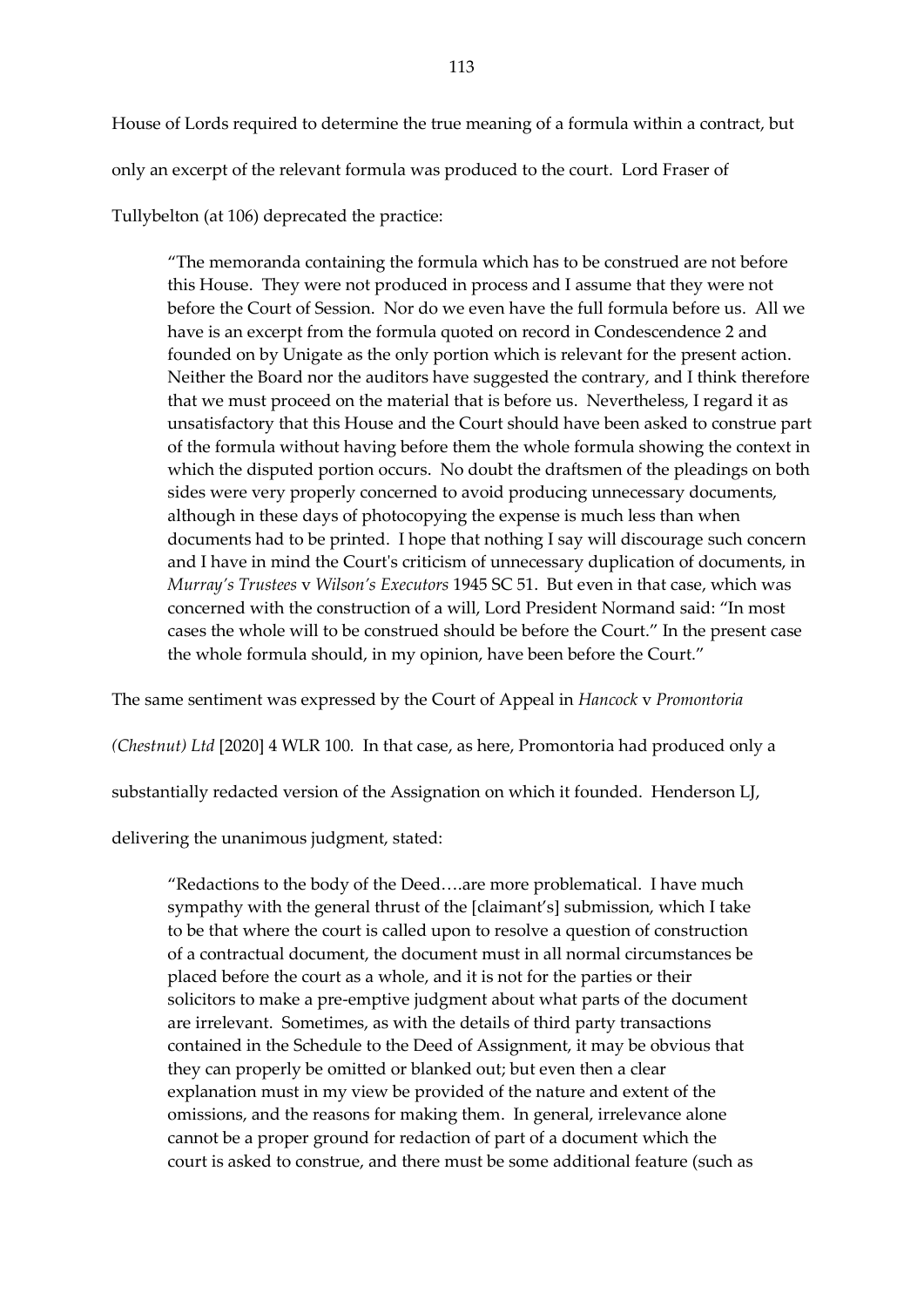House of Lords required to determine the true meaning of a formula within a contract, but only an excerpt of the relevant formula was produced to the court. Lord Fraser of Tullybelton (at 106) deprecated the practice:

> "The memoranda containing the formula which has to be construed are not before this House. They were not produced in process and I assume that they were not before the Court of Session. Nor do we even have the full formula before us. All we have is an excerpt from the formula quoted on record in Condescendence 2 and founded on by Unigate as the only portion which is relevant for the present action. Neither the Board nor the auditors have suggested the contrary, and I think therefore that we must proceed on the material that is before us. Nevertheless, I regard it as unsatisfactory that this House and the Court should have been asked to construe part of the formula without having before them the whole formula showing the context in which the disputed portion occurs. No doubt the draftsmen of the pleadings on both sides were very properly concerned to avoid producing unnecessary documents, although in these days of photocopying the expense is much less than when documents had to be printed. I hope that nothing I say will discourage such concern and I have in mind the Court's criticism of unnecessary duplication of documents, in *Murray's Trustees* v *Wilson's Executors* 1945 SC 51. But even in that case, which was concerned with the construction of a will, Lord President Normand said: "In most cases the whole will to be construed should be before the Court." In the present case the whole formula should, in my opinion, have been before the Court."

The same sentiment was expressed by the Court of Appeal in *Hancock* v *Promontoria (Chestnut) Ltd* [2020] 4 WLR 100. In that case, as here, Promontoria had produced only a substantially redacted version of the Assignation on which it founded. Henderson LJ, delivering the unanimous judgment, stated:

> "Redactions to the body of the Deed….are more problematical. I have much sympathy with the general thrust of the [claimant's] submission, which I take to be that where the court is called upon to resolve a question of construction of a contractual document, the document must in all normal circumstances be placed before the court as a whole, and it is not for the parties or their solicitors to make a pre-emptive judgment about what parts of the document are irrelevant. Sometimes, as with the details of third party transactions contained in the Schedule to the Deed of Assignment, it may be obvious that they can properly be omitted or blanked out; but even then a clear explanation must in my view be provided of the nature and extent of the omissions, and the reasons for making them. In general, irrelevance alone cannot be a proper ground for redaction of part of a document which the court is asked to construe, and there must be some additional feature (such as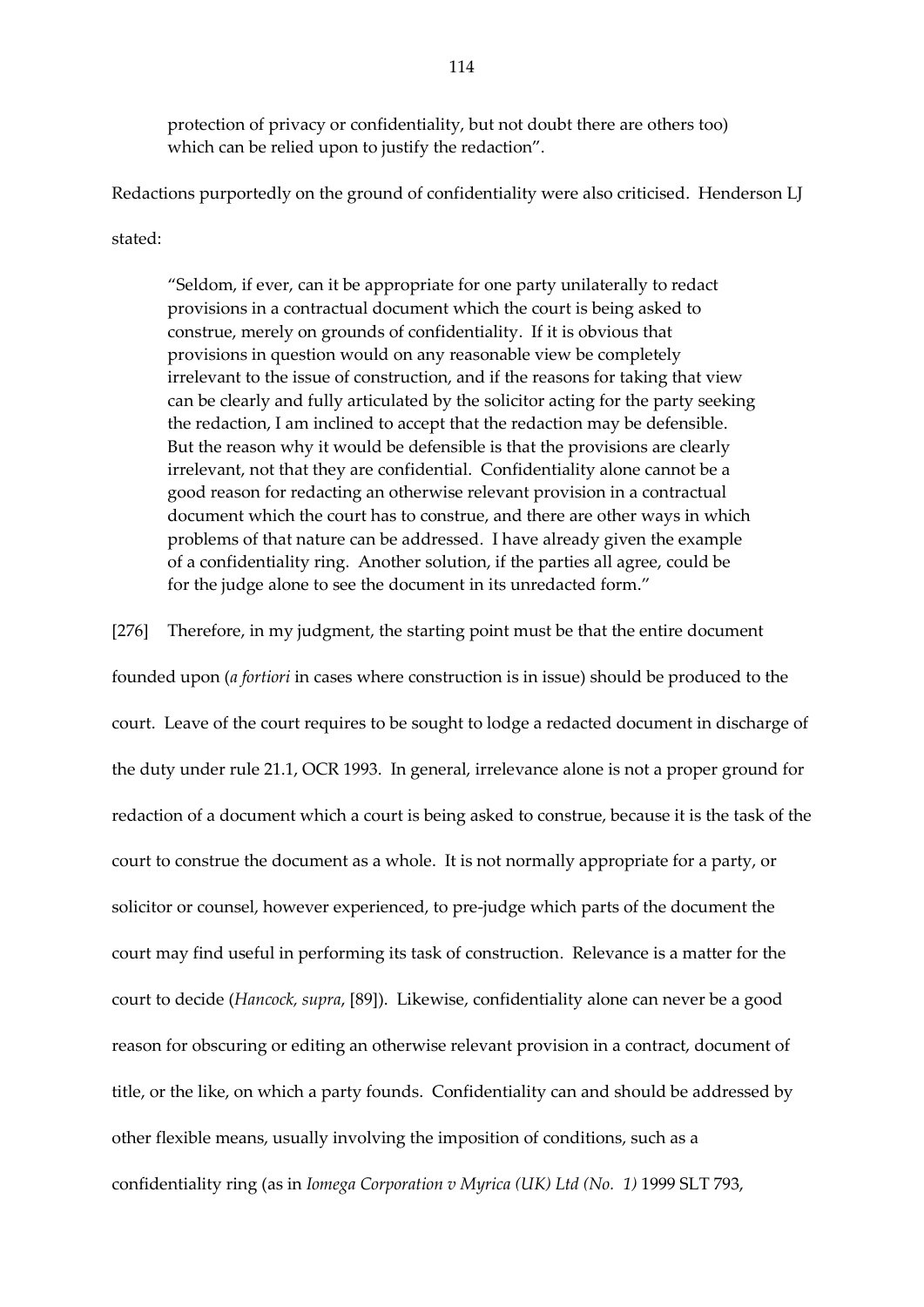protection of privacy or confidentiality, but not doubt there are others too) which can be relied upon to justify the redaction".

Redactions purportedly on the ground of confidentiality were also criticised. Henderson LJ stated:

> "Seldom, if ever, can it be appropriate for one party unilaterally to redact provisions in a contractual document which the court is being asked to construe, merely on grounds of confidentiality. If it is obvious that provisions in question would on any reasonable view be completely irrelevant to the issue of construction, and if the reasons for taking that view can be clearly and fully articulated by the solicitor acting for the party seeking the redaction, I am inclined to accept that the redaction may be defensible. But the reason why it would be defensible is that the provisions are clearly irrelevant, not that they are confidential. Confidentiality alone cannot be a good reason for redacting an otherwise relevant provision in a contractual document which the court has to construe, and there are other ways in which problems of that nature can be addressed. I have already given the example of a confidentiality ring. Another solution, if the parties all agree, could be for the judge alone to see the document in its unredacted form."

[276] Therefore, in my judgment, the starting point must be that the entire document founded upon (*a fortiori* in cases where construction is in issue) should be produced to the court. Leave of the court requires to be sought to lodge a redacted document in discharge of the duty under rule 21.1, OCR 1993. In general, irrelevance alone is not a proper ground for redaction of a document which a court is being asked to construe, because it is the task of the court to construe the document as a whole. It is not normally appropriate for a party, or solicitor or counsel, however experienced, to pre-judge which parts of the document the court may find useful in performing its task of construction. Relevance is a matter for the court to decide (*Hancock, supra*, [89]). Likewise, confidentiality alone can never be a good reason for obscuring or editing an otherwise relevant provision in a contract, document of title, or the like, on which a party founds. Confidentiality can and should be addressed by other flexible means, usually involving the imposition of conditions, such as a confidentiality ring (as in *Iomega Corporation v Myrica (UK) Ltd (No. 1)* 1999 SLT 793,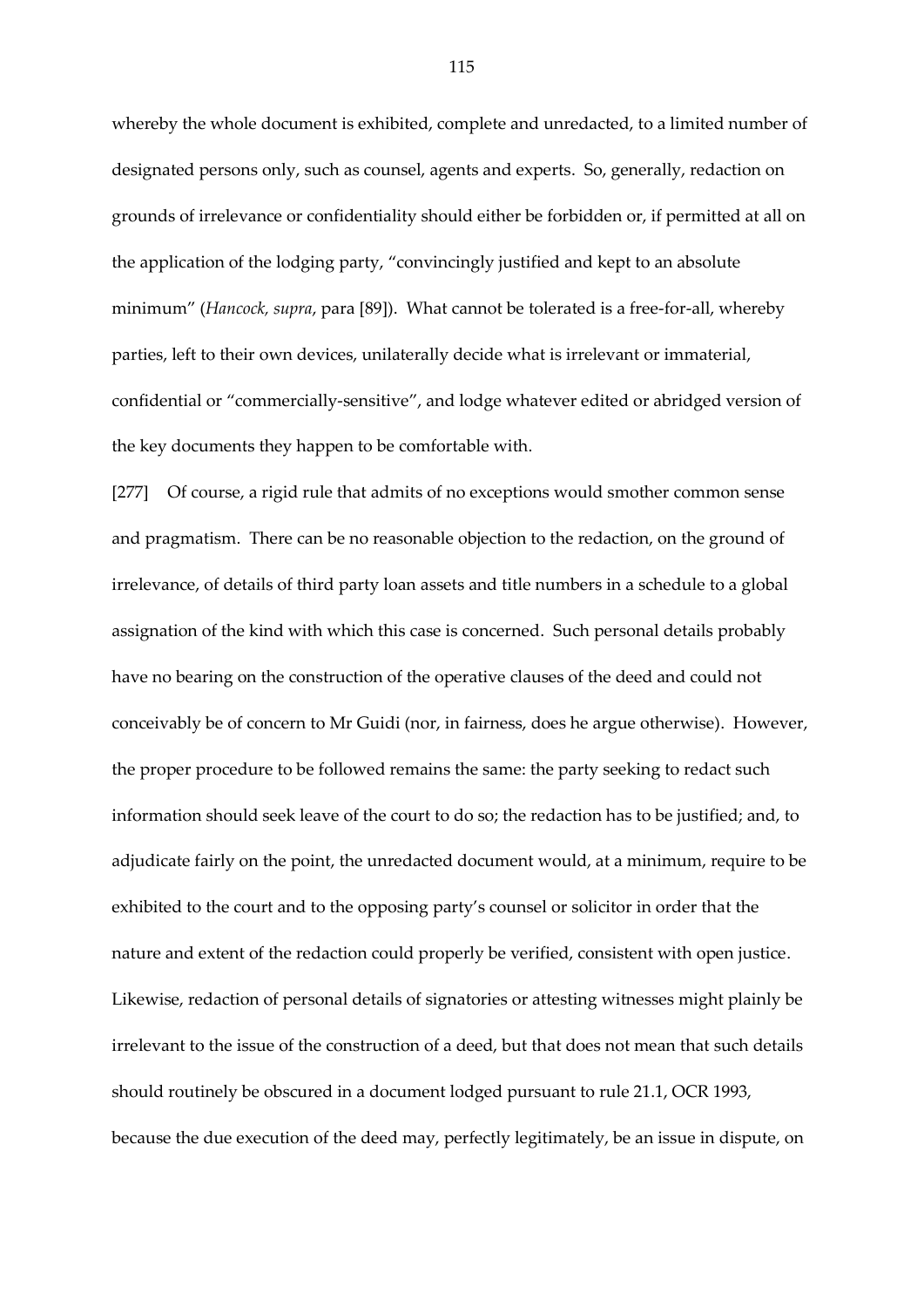whereby the whole document is exhibited, complete and unredacted, to a limited number of designated persons only, such as counsel, agents and experts. So, generally, redaction on grounds of irrelevance or confidentiality should either be forbidden or, if permitted at all on the application of the lodging party, "convincingly justified and kept to an absolute minimum" (*Hancock, supra*, para [89]). What cannot be tolerated is a free-for-all, whereby parties, left to their own devices, unilaterally decide what is irrelevant or immaterial, confidential or "commercially-sensitive", and lodge whatever edited or abridged version of the key documents they happen to be comfortable with.

[277] Of course, a rigid rule that admits of no exceptions would smother common sense and pragmatism. There can be no reasonable objection to the redaction, on the ground of irrelevance, of details of third party loan assets and title numbers in a schedule to a global assignation of the kind with which this case is concerned. Such personal details probably have no bearing on the construction of the operative clauses of the deed and could not conceivably be of concern to Mr Guidi (nor, in fairness, does he argue otherwise). However, the proper procedure to be followed remains the same: the party seeking to redact such information should seek leave of the court to do so; the redaction has to be justified; and, to adjudicate fairly on the point, the unredacted document would, at a minimum, require to be exhibited to the court and to the opposing party's counsel or solicitor in order that the nature and extent of the redaction could properly be verified, consistent with open justice. Likewise, redaction of personal details of signatories or attesting witnesses might plainly be irrelevant to the issue of the construction of a deed, but that does not mean that such details should routinely be obscured in a document lodged pursuant to rule 21.1, OCR 1993, because the due execution of the deed may, perfectly legitimately, be an issue in dispute, on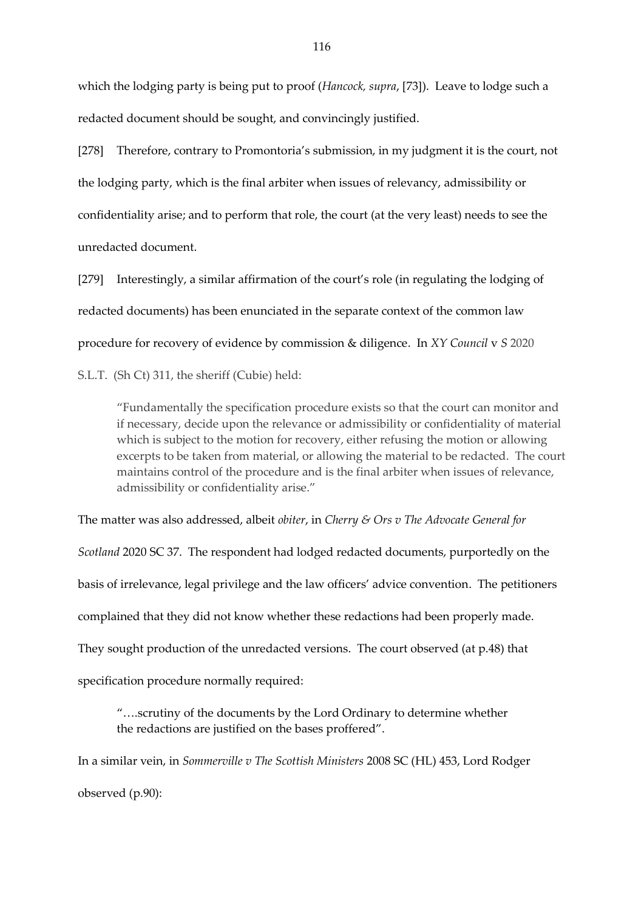which the lodging party is being put to proof (*Hancock, supra*, [73]). Leave to lodge such a redacted document should be sought, and convincingly justified.

[278] Therefore, contrary to Promontoria's submission, in my judgment it is the court, not the lodging party, which is the final arbiter when issues of relevancy, admissibility or confidentiality arise; and to perform that role, the court (at the very least) needs to see the unredacted document.

[279] Interestingly, a similar affirmation of the court's role (in regulating the lodging of redacted documents) has been enunciated in the separate context of the common law procedure for recovery of evidence by commission & diligence. In *XY Council* v *S* 2020 S.L.T. (Sh Ct) 311, the sheriff (Cubie) held:

> "Fundamentally the specification procedure exists so that the court can monitor and if necessary, decide upon the relevance or admissibility or confidentiality of material which is subject to the motion for recovery, either refusing the motion or allowing excerpts to be taken from material, or allowing the material to be redacted. The court maintains control of the procedure and is the final arbiter when issues of relevance, admissibility or confidentiality arise."

The matter was also addressed, albeit *obiter*, in *Cherry & Ors v The Advocate General for Scotland* 2020 SC 37. The respondent had lodged redacted documents, purportedly on the basis of irrelevance, legal privilege and the law officers' advice convention. The petitioners complained that they did not know whether these redactions had been properly made. They sought production of the unredacted versions. The court observed (at p.48) that specification procedure normally required:

> "….scrutiny of the documents by the Lord Ordinary to determine whether the redactions are justified on the bases proffered".

In a similar vein, in *Sommerville v The Scottish Ministers* 2008 SC (HL) 453, Lord Rodger observed (p.90):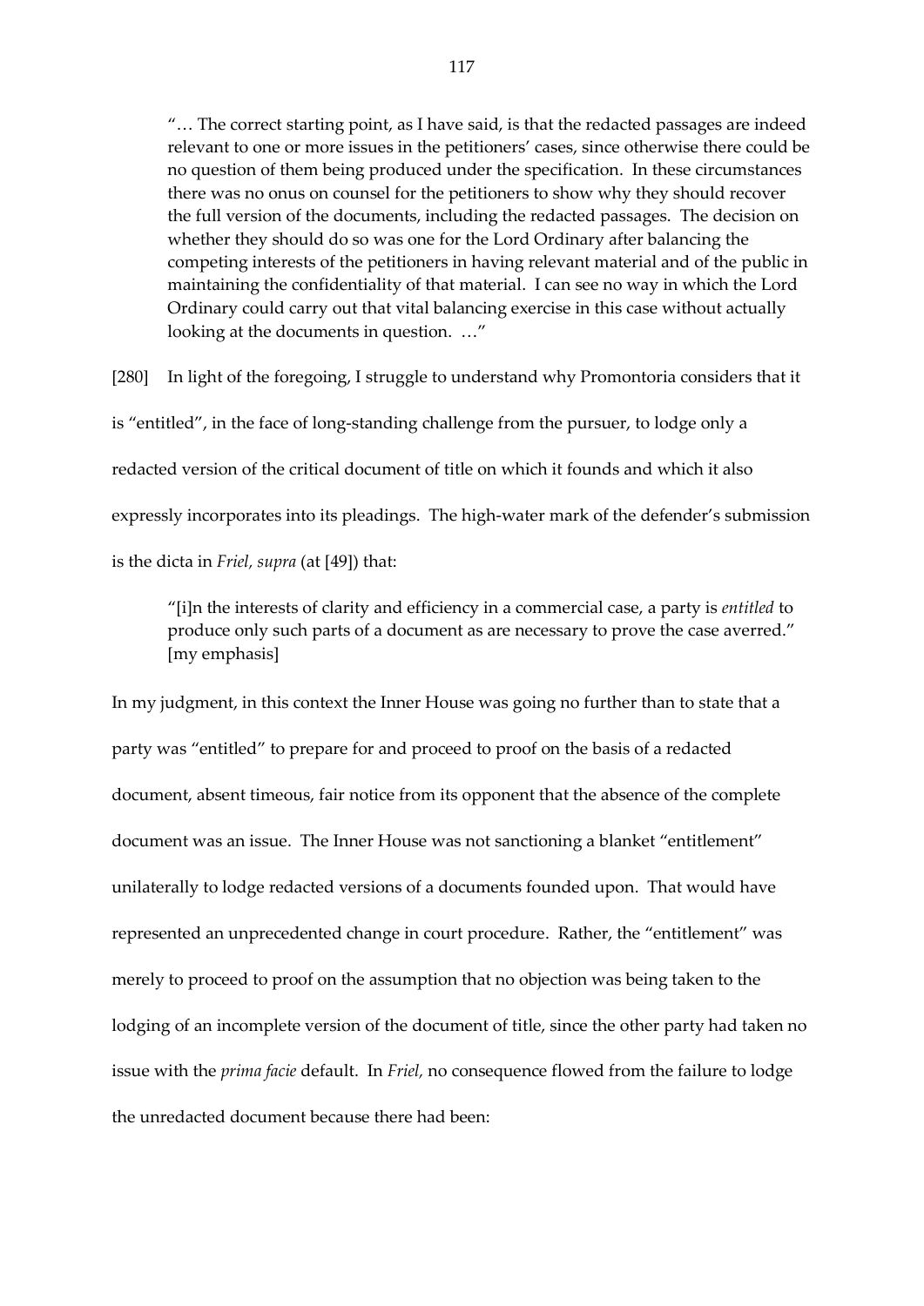> "… The correct starting point, as I have said, is that the redacted passages are indeed relevant to one or more issues in the petitioners' cases, since otherwise there could be no question of them being produced under the specification. In these circumstances there was no onus on counsel for the petitioners to show why they should recover the full version of the documents, including the redacted passages. The decision on whether they should do so was one for the Lord Ordinary after balancing the competing interests of the petitioners in having relevant material and of the public in maintaining the confidentiality of that material. I can see no way in which the Lord Ordinary could carry out that vital balancing exercise in this case without actually looking at the documents in question. …"

[280] In light of the foregoing, I struggle to understand why Promontoria considers that it is "entitled", in the face of long-standing challenge from the pursuer, to lodge only a redacted version of the critical document of title on which it founds and which it also expressly incorporates into its pleadings. The high-water mark of the defender's submission is the dicta in *Friel, supra* (at [49]) that:

> "[i]n the interests of clarity and efficiency in a commercial case, a party is *entitled* to produce only such parts of a document as are necessary to prove the case averred." [my emphasis]

In my judgment, in this context the Inner House was going no further than to state that a party was "entitled" to prepare for and proceed to proof on the basis of a redacted document, absent timeous, fair notice from its opponent that the absence of the complete document was an issue. The Inner House was not sanctioning a blanket "entitlement" unilaterally to lodge redacted versions of a documents founded upon. That would have represented an unprecedented change in court procedure. Rather, the "entitlement" was merely to proceed to proof on the assumption that no objection was being taken to the lodging of an incomplete version of the document of title, since the other party had taken no issue with the *prima facie* default. In *Friel,* no consequence flowed from the failure to lodge the unredacted document because there had been: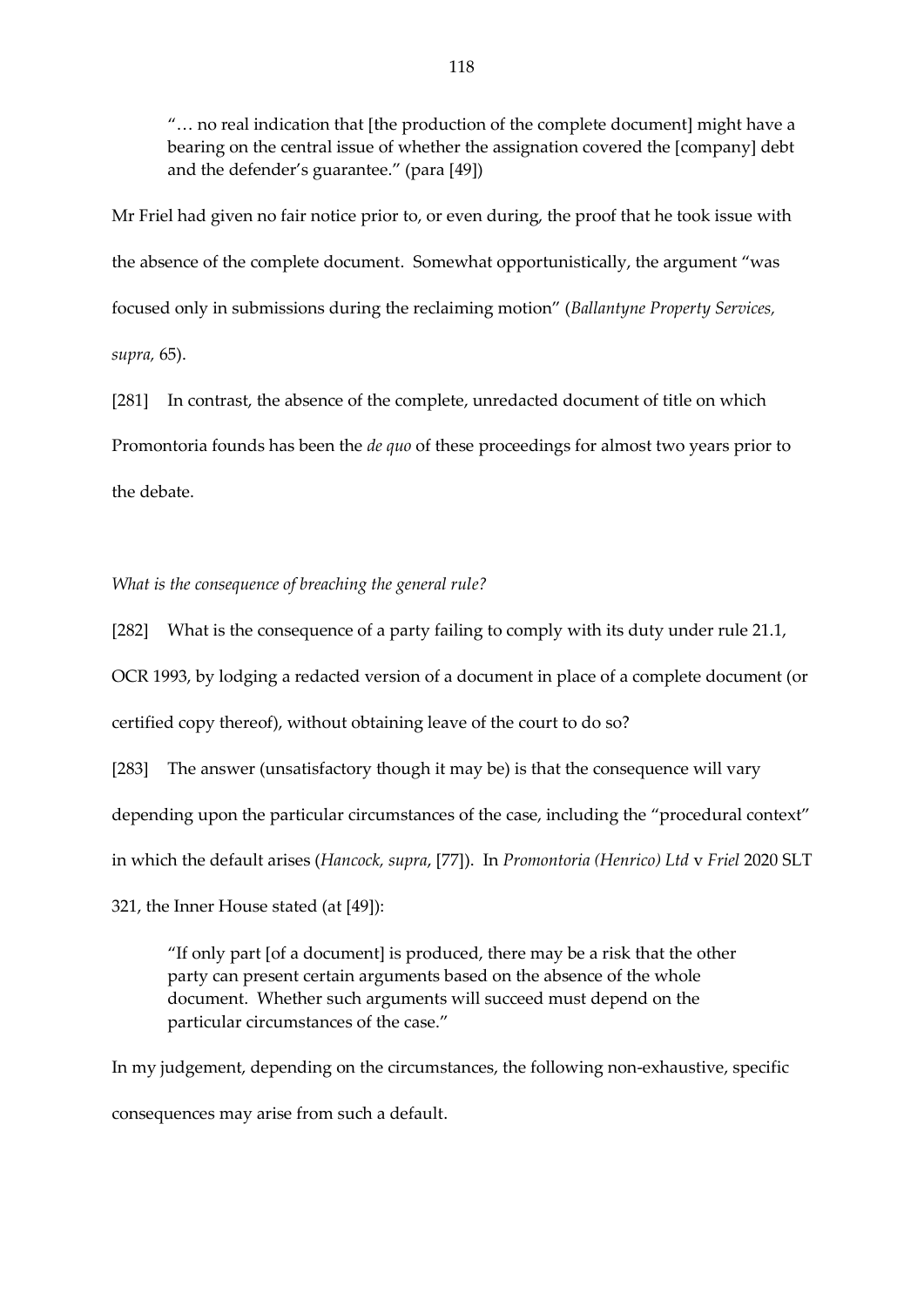> "… no real indication that [the production of the complete document] might have a bearing on the central issue of whether the assignation covered the [company] debt and the defender's guarantee." (para [49])

Mr Friel had given no fair notice prior to, or even during, the proof that he took issue with the absence of the complete document. Somewhat opportunistically, the argument "was focused only in submissions during the reclaiming motion" (*Ballantyne Property Services, supra,* 65).

[281] In contrast, the absence of the complete, unredacted document of title on which Promontoria founds has been the *de quo* of these proceedings for almost two years prior to the debate.

*What is the consequence of breaching the general rule?*

[282] What is the consequence of a party failing to comply with its duty under rule 21.1, OCR 1993, by lodging a redacted version of a document in place of a complete document (or certified copy thereof), without obtaining leave of the court to do so?

[283] The answer (unsatisfactory though it may be) is that the consequence will vary depending upon the particular circumstances of the case, including the "procedural context" in which the default arises (*Hancock, supra*, [77]). In *Promontoria (Henrico) Ltd* v *Friel* 2020 SLT 321, the Inner House stated (at [49]):

> "If only part [of a document] is produced, there may be a risk that the other party can present certain arguments based on the absence of the whole document. Whether such arguments will succeed must depend on the particular circumstances of the case."

In my judgement, depending on the circumstances, the following non-exhaustive, specific consequences may arise from such a default.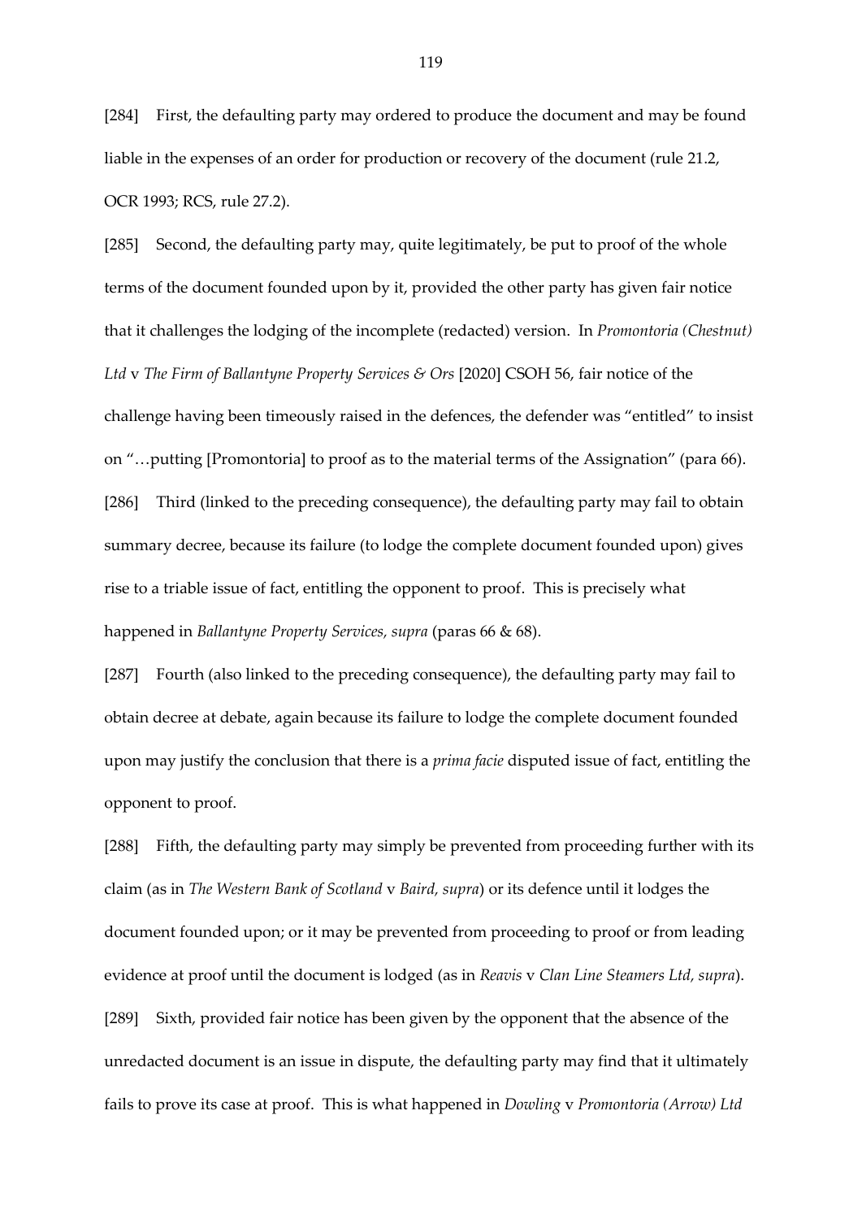[284] First, the defaulting party may ordered to produce the document and may be found liable in the expenses of an order for production or recovery of the document (rule 21.2, OCR 1993; RCS, rule 27.2).

[285] Second, the defaulting party may, quite legitimately, be put to proof of the whole terms of the document founded upon by it, provided the other party has given fair notice that it challenges the lodging of the incomplete (redacted) version. In *Promontoria (Chestnut) Ltd* v *The Firm of Ballantyne Property Services & Ors* [2020] CSOH 56, fair notice of the challenge having been timeously raised in the defences, the defender was "entitled" to insist on "…putting [Promontoria] to proof as to the material terms of the Assignation" (para 66).

[286] Third (linked to the preceding consequence), the defaulting party may fail to obtain summary decree, because its failure (to lodge the complete document founded upon) gives rise to a triable issue of fact, entitling the opponent to proof. This is precisely what happened in *Ballantyne Property Services, supra* (paras 66 & 68).

[287] Fourth (also linked to the preceding consequence), the defaulting party may fail to obtain decree at debate, again because its failure to lodge the complete document founded upon may justify the conclusion that there is a *prima facie* disputed issue of fact, entitling the opponent to proof.

[288] Fifth, the defaulting party may simply be prevented from proceeding further with its claim (as in *The Western Bank of Scotland* v *Baird, supra*) or its defence until it lodges the document founded upon; or it may be prevented from proceeding to proof or from leading evidence at proof until the document is lodged (as in *Reavis* v *Clan Line Steamers Ltd, supra*).

[289] Sixth, provided fair notice has been given by the opponent that the absence of the unredacted document is an issue in dispute, the defaulting party may find that it ultimately fails to prove its case at proof. This is what happened in *Dowling* v *Promontoria (Arrow) Ltd*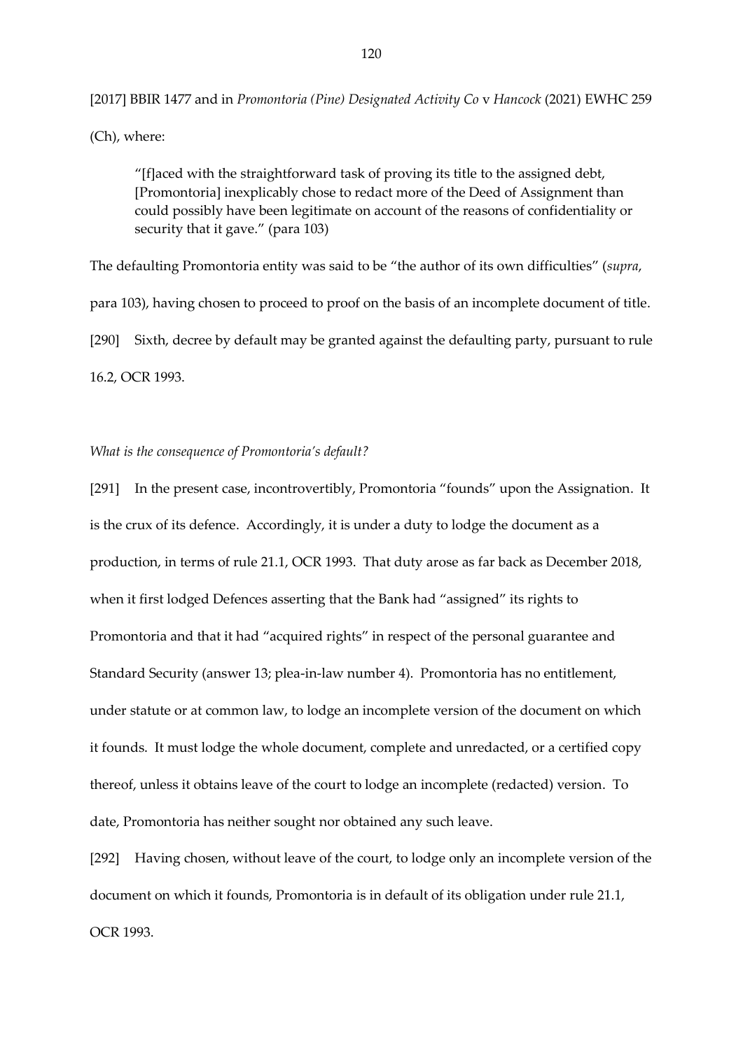[2017] BBIR 1477 and in *Promontoria (Pine) Designated Activity Co* v *Hancock* (2021) EWHC 259 (Ch), where:

> "[f]aced with the straightforward task of proving its title to the assigned debt, [Promontoria] inexplicably chose to redact more of the Deed of Assignment than could possibly have been legitimate on account of the reasons of confidentiality or security that it gave." (para 103)

The defaulting Promontoria entity was said to be "the author of its own difficulties" (*supra*, para 103), having chosen to proceed to proof on the basis of an incomplete document of title.

[290] Sixth, decree by default may be granted against the defaulting party, pursuant to rule 16.2, OCR 1993.

*What is the consequence of Promontoria's default?*

[291] In the present case, incontrovertibly, Promontoria "founds" upon the Assignation. It is the crux of its defence. Accordingly, it is under a duty to lodge the document as a production, in terms of rule 21.1, OCR 1993. That duty arose as far back as December 2018, when it first lodged Defences asserting that the Bank had "assigned" its rights to Promontoria and that it had "acquired rights" in respect of the personal guarantee and Standard Security (answer 13; plea-in-law number 4). Promontoria has no entitlement, under statute or at common law, to lodge an incomplete version of the document on which it founds. It must lodge the whole document, complete and unredacted, or a certified copy thereof, unless it obtains leave of the court to lodge an incomplete (redacted) version. To date, Promontoria has neither sought nor obtained any such leave.

[292] Having chosen, without leave of the court, to lodge only an incomplete version of the document on which it founds, Promontoria is in default of its obligation under rule 21.1, OCR 1993.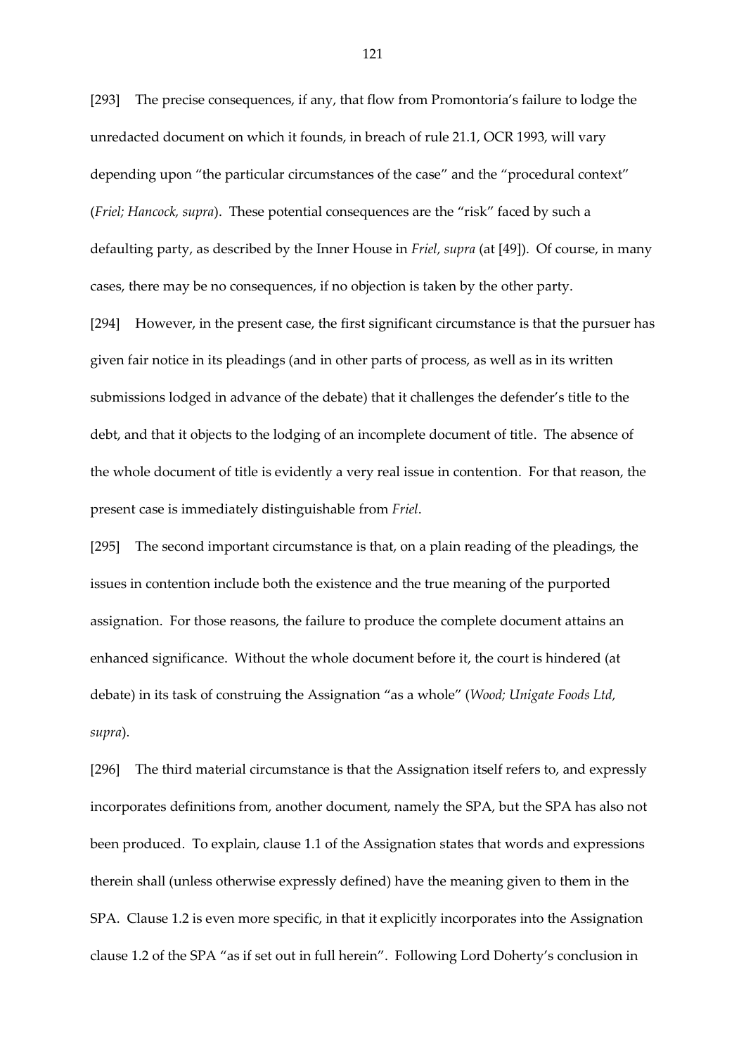[293] The precise consequences, if any, that flow from Promontoria's failure to lodge the unredacted document on which it founds, in breach of rule 21.1, OCR 1993, will vary depending upon "the particular circumstances of the case" and the "procedural context" (*Friel; Hancock, supra*). These potential consequences are the "risk" faced by such a defaulting party, as described by the Inner House in *Friel, supra* (at [49]). Of course, in many cases, there may be no consequences, if no objection is taken by the other party.

[294] However, in the present case, the first significant circumstance is that the pursuer has given fair notice in its pleadings (and in other parts of process, as well as in its written submissions lodged in advance of the debate) that it challenges the defender's title to the debt, and that it objects to the lodging of an incomplete document of title. The absence of the whole document of title is evidently a very real issue in contention. For that reason, the present case is immediately distinguishable from *Friel*.

[295] The second important circumstance is that, on a plain reading of the pleadings, the issues in contention include both the existence and the true meaning of the purported assignation. For those reasons, the failure to produce the complete document attains an enhanced significance. Without the whole document before it, the court is hindered (at debate) in its task of construing the Assignation "as a whole" (*Wood; Unigate Foods Ltd, supra*).

[296] The third material circumstance is that the Assignation itself refers to, and expressly incorporates definitions from, another document, namely the SPA, but the SPA has also not been produced. To explain, clause 1.1 of the Assignation states that words and expressions therein shall (unless otherwise expressly defined) have the meaning given to them in the SPA. Clause 1.2 is even more specific, in that it explicitly incorporates into the Assignation clause 1.2 of the SPA "as if set out in full herein". Following Lord Doherty's conclusion in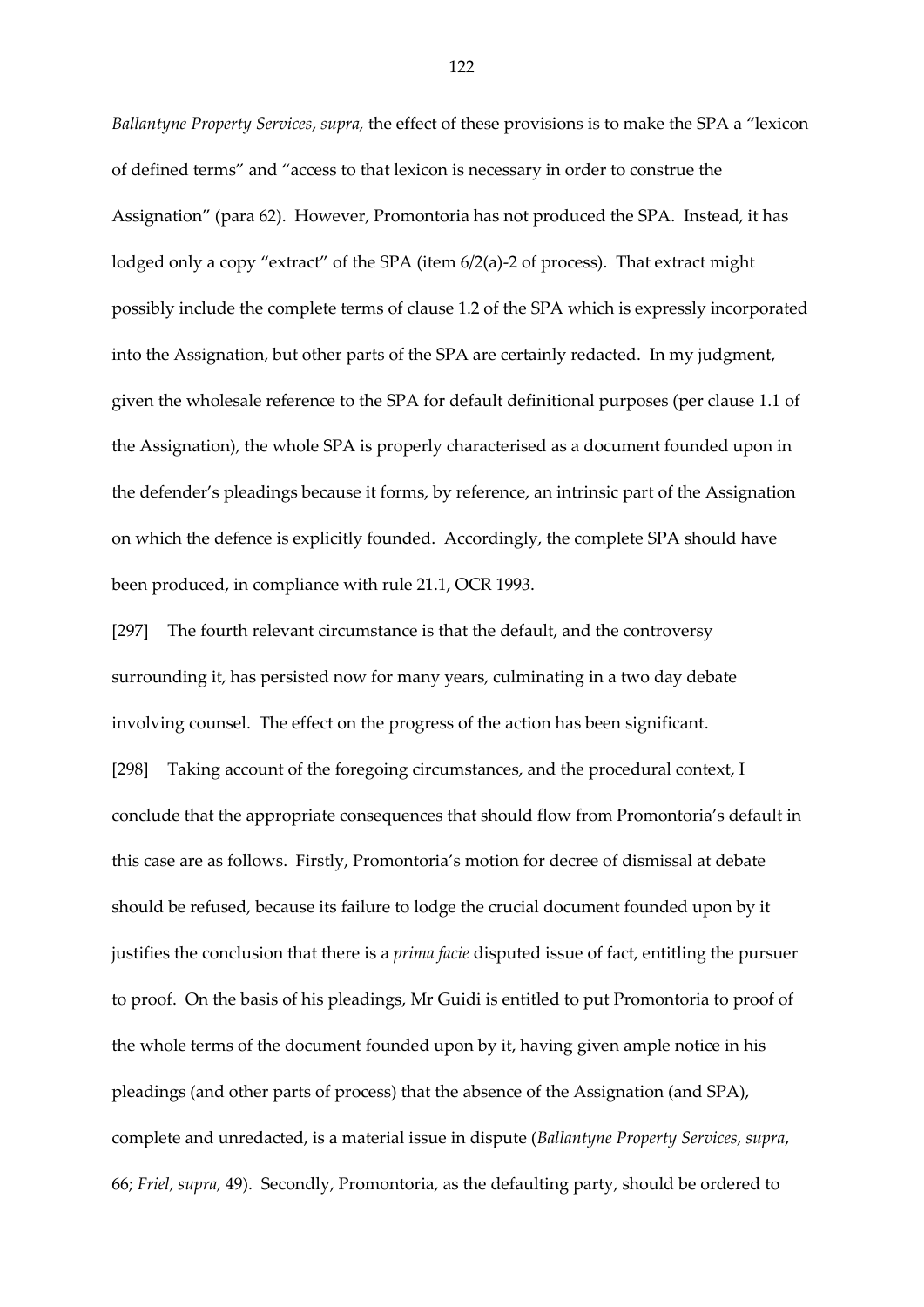*Ballantyne Property Services*, *supra,* the effect of these provisions is to make the SPA a "lexicon of defined terms" and "access to that lexicon is necessary in order to construe the Assignation" (para 62). However, Promontoria has not produced the SPA. Instead, it has lodged only a copy "extract" of the SPA (item 6/2(a)-2 of process). That extract might possibly include the complete terms of clause 1.2 of the SPA which is expressly incorporated into the Assignation, but other parts of the SPA are certainly redacted. In my judgment, given the wholesale reference to the SPA for default definitional purposes (per clause 1.1 of the Assignation), the whole SPA is properly characterised as a document founded upon in the defender's pleadings because it forms, by reference, an intrinsic part of the Assignation on which the defence is explicitly founded. Accordingly, the complete SPA should have been produced, in compliance with rule 21.1, OCR 1993.

[297] The fourth relevant circumstance is that the default, and the controversy surrounding it, has persisted now for many years, culminating in a two day debate involving counsel. The effect on the progress of the action has been significant.

[298] Taking account of the foregoing circumstances, and the procedural context, I conclude that the appropriate consequences that should flow from Promontoria's default in this case are as follows. Firstly, Promontoria's motion for decree of dismissal at debate should be refused, because its failure to lodge the crucial document founded upon by it justifies the conclusion that there is a *prima facie* disputed issue of fact, entitling the pursuer to proof. On the basis of his pleadings, Mr Guidi is entitled to put Promontoria to proof of the whole terms of the document founded upon by it, having given ample notice in his pleadings (and other parts of process) that the absence of the Assignation (and SPA), complete and unredacted, is a material issue in dispute (*Ballantyne Property Services, supra*, 66; *Friel, supra,* 49). Secondly, Promontoria, as the defaulting party, should be ordered to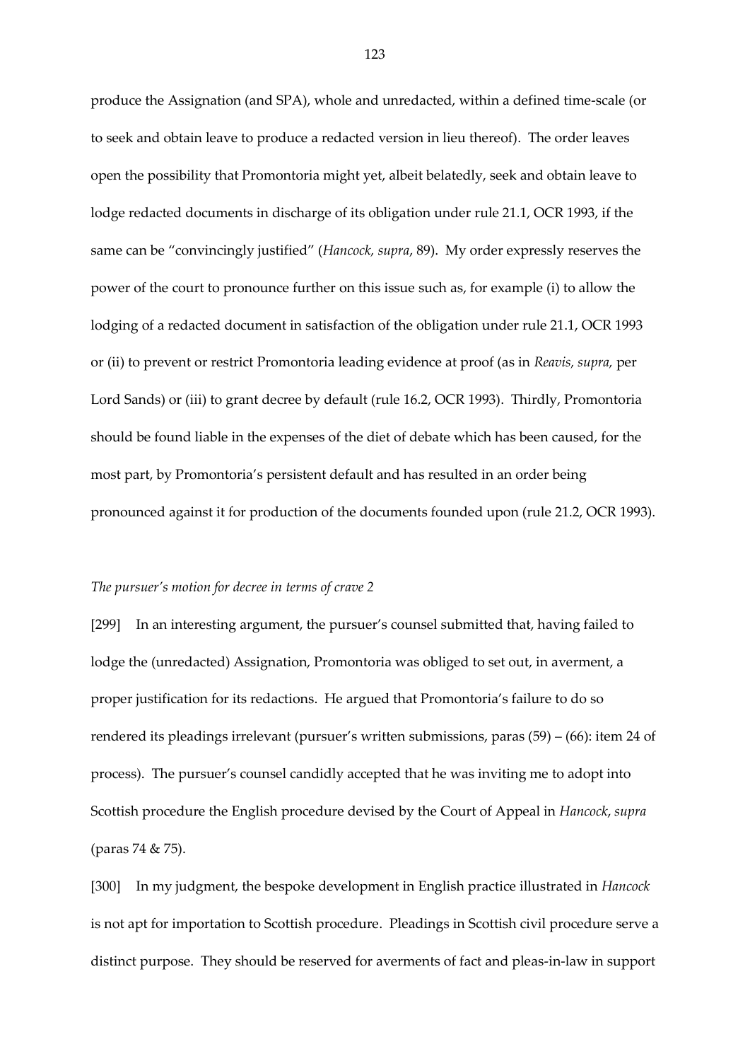produce the Assignation (and SPA), whole and unredacted, within a defined time-scale (or to seek and obtain leave to produce a redacted version in lieu thereof). The order leaves open the possibility that Promontoria might yet, albeit belatedly, seek and obtain leave to lodge redacted documents in discharge of its obligation under rule 21.1, OCR 1993, if the same can be "convincingly justified" (*Hancock, supra*, 89). My order expressly reserves the power of the court to pronounce further on this issue such as, for example (i) to allow the lodging of a redacted document in satisfaction of the obligation under rule 21.1, OCR 1993 or (ii) to prevent or restrict Promontoria leading evidence at proof (as in *Reavis, supra,* per Lord Sands) or (iii) to grant decree by default (rule 16.2, OCR 1993). Thirdly, Promontoria should be found liable in the expenses of the diet of debate which has been caused, for the most part, by Promontoria's persistent default and has resulted in an order being pronounced against it for production of the documents founded upon (rule 21.2, OCR 1993).

*The pursuer's motion for decree in terms of crave 2*

[299] In an interesting argument, the pursuer's counsel submitted that, having failed to lodge the (unredacted) Assignation, Promontoria was obliged to set out, in averment, a proper justification for its redactions. He argued that Promontoria's failure to do so rendered its pleadings irrelevant (pursuer's written submissions, paras (59) – (66): item 24 of process). The pursuer's counsel candidly accepted that he was inviting me to adopt into Scottish procedure the English procedure devised by the Court of Appeal in *Hancock*, *supra* (paras 74 & 75).

[300] In my judgment, the bespoke development in English practice illustrated in *Hancock* is not apt for importation to Scottish procedure. Pleadings in Scottish civil procedure serve a distinct purpose. They should be reserved for averments of fact and pleas-in-law in support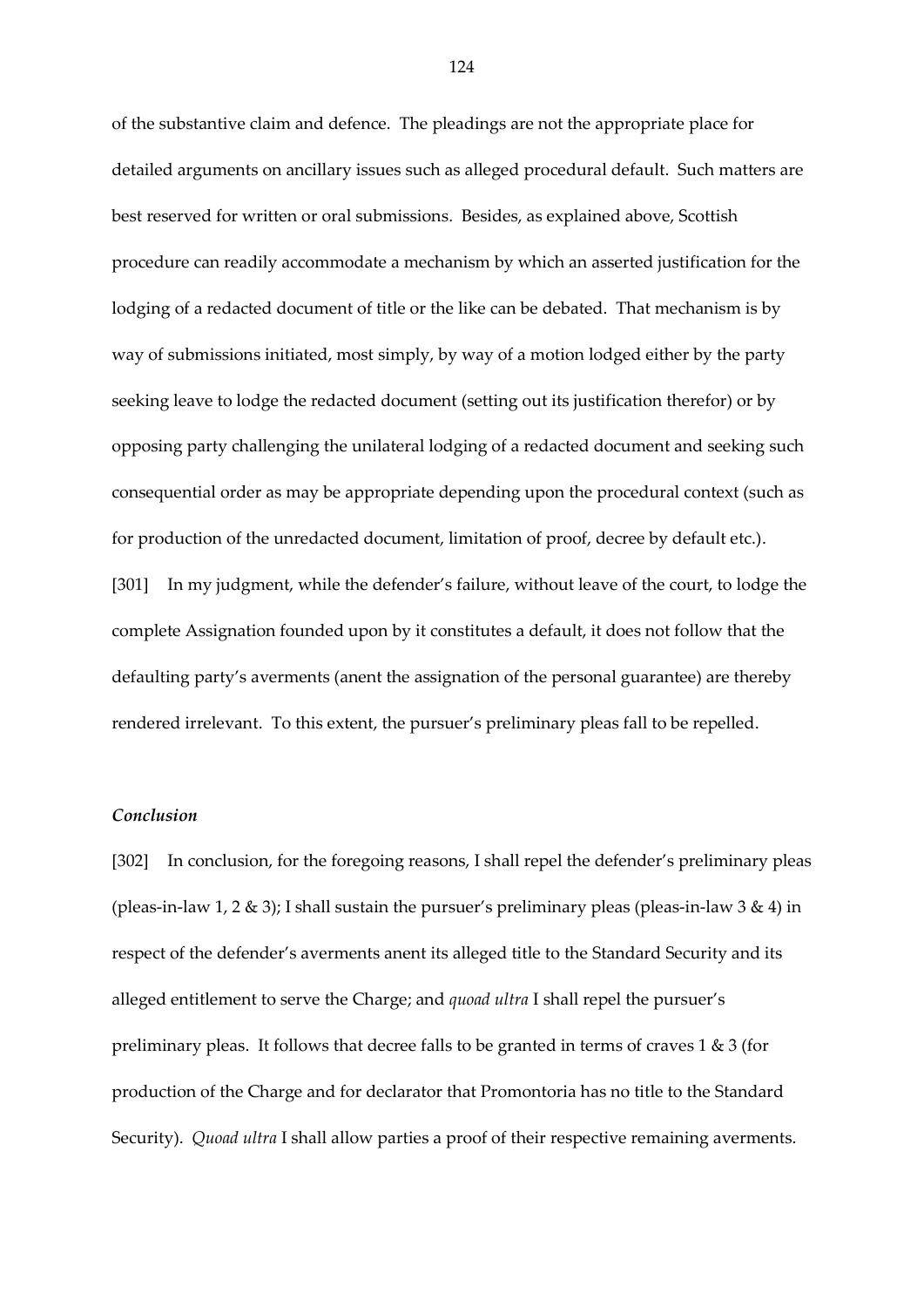of the substantive claim and defence. The pleadings are not the appropriate place for detailed arguments on ancillary issues such as alleged procedural default. Such matters are best reserved for written or oral submissions. Besides, as explained above, Scottish procedure can readily accommodate a mechanism by which an asserted justification for the lodging of a redacted document of title or the like can be debated. That mechanism is by way of submissions initiated, most simply, by way of a motion lodged either by the party seeking leave to lodge the redacted document (setting out its justification therefor) or by opposing party challenging the unilateral lodging of a redacted document and seeking such consequential order as may be appropriate depending upon the procedural context (such as for production of the unredacted document, limitation of proof, decree by default etc.).

[301] In my judgment, while the defender's failure, without leave of the court, to lodge the complete Assignation founded upon by it constitutes a default, it does not follow that the defaulting party's averments (anent the assignation of the personal guarantee) are thereby rendered irrelevant. To this extent, the pursuer's preliminary pleas fall to be repelled.

### *Conclusion*

[302] In conclusion, for the foregoing reasons, I shall repel the defender's preliminary pleas (pleas-in-law 1, 2 & 3); I shall sustain the pursuer's preliminary pleas (pleas-in-law 3 & 4) in respect of the defender's averments anent its alleged title to the Standard Security and its alleged entitlement to serve the Charge; and *quoad ultra* I shall repel the pursuer's preliminary pleas. It follows that decree falls to be granted in terms of craves 1 & 3 (for production of the Charge and for declarator that Promontoria has no title to the Standard Security). *Quoad ultra* I shall allow parties a proof of their respective remaining averments.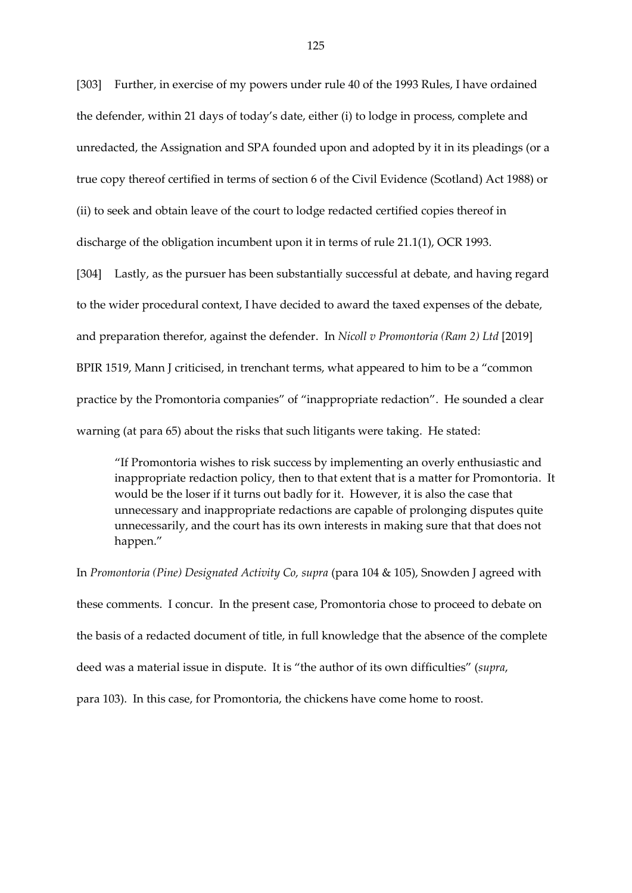[303] Further, in exercise of my powers under rule 40 of the 1993 Rules, I have ordained the defender, within 21 days of today's date, either (i) to lodge in process, complete and unredacted, the Assignation and SPA founded upon and adopted by it in its pleadings (or a true copy thereof certified in terms of section 6 of the Civil Evidence (Scotland) Act 1988) or (ii) to seek and obtain leave of the court to lodge redacted certified copies thereof in discharge of the obligation incumbent upon it in terms of rule 21.1(1), OCR 1993.

[304] Lastly, as the pursuer has been substantially successful at debate, and having regard to the wider procedural context, I have decided to award the taxed expenses of the debate, and preparation therefor, against the defender. In *Nicoll v Promontoria (Ram 2) Ltd* [2019] BPIR 1519, Mann J criticised, in trenchant terms, what appeared to him to be a "common practice by the Promontoria companies" of "inappropriate redaction". He sounded a clear warning (at para 65) about the risks that such litigants were taking. He stated:

> "If Promontoria wishes to risk success by implementing an overly enthusiastic and inappropriate redaction policy, then to that extent that is a matter for Promontoria. It would be the loser if it turns out badly for it. However, it is also the case that unnecessary and inappropriate redactions are capable of prolonging disputes quite unnecessarily, and the court has its own interests in making sure that that does not happen."

In *Promontoria (Pine) Designated Activity Co, supra* (para 104 & 105), Snowden J agreed with these comments. I concur. In the present case, Promontoria chose to proceed to debate on the basis of a redacted document of title, in full knowledge that the absence of the complete deed was a material issue in dispute. It is "the author of its own difficulties" (*supra*, para 103). In this case, for Promontoria, the chickens have come home to roost.